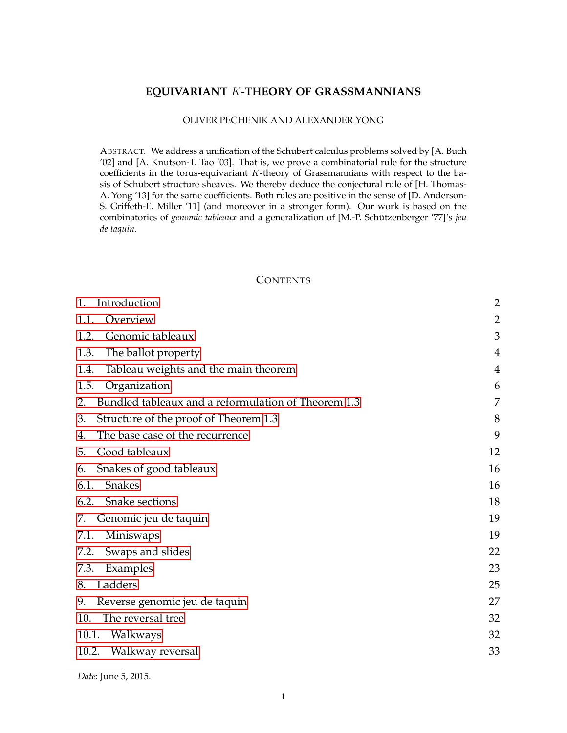# EQUIVARIANT $K$-THEORY OF GRASSMANNIANS

OLIVER PECHENIK AND ALEXANDER YONG

ABSTRACT. We address a unification of the Schubert calculus problems solved by [A. Buch '02] and [A. Knutson-T. Tao '03]. That is, we prove a combinatorial rule for the structure coefficients in the torus-equivariant $K$-theory of Grassmannians with respect to the basis of Schubert structure sheaves. We thereby deduce the conjectural rule of [H. Thomas-A. Yong '13] for the same coefficients. Both rules are positive in the sense of [D. Anderson-S. Griffeth-E. Miller '11] (and moreover in a stronger form). Our work is based on the combinatorics of *genomic tableaux* and a generalization of [M.-P. Schützenberger '77]'s *jeu de taquin*.

## CONTENTS

| | |
|---|---|
| 1. Introduction | 2 |
| 1.1. Overview | 2 |
| 1.2. Genomic tableaux | 3 |
| 1.3. The ballot property | 4 |
| 1.4. Tableau weights and the main theorem | 4 |
| 1.5. Organization | 6 |
| 2. Bundled tableaux and a reformulation of Theorem 1.3 | 7 |
| 3. Structure of the proof of Theorem 1.3 | 8 |
| 4. The base case of the recurrence | 9 |
| 5. Good tableaux | 12 |
| 6. Snakes of good tableaux | 16 |
| 6.1. Snakes | 16 |
| 6.2. Snake sections | 18 |
| 7. Genomic jeu de taquin | 19 |
| 7.1. Miniswaps | 19 |
| 7.2. Swaps and slides | 22 |
| 7.3. Examples | 23 |
| 8. Ladders | 25 |
| 9. Reverse genomic jeu de taquin | 27 |
| 10. The reversal tree | 32 |
| 10.1. Walkways | 32 |
| 10.2. Walkway reversal | 33 |

*Date*: June 5, 2015.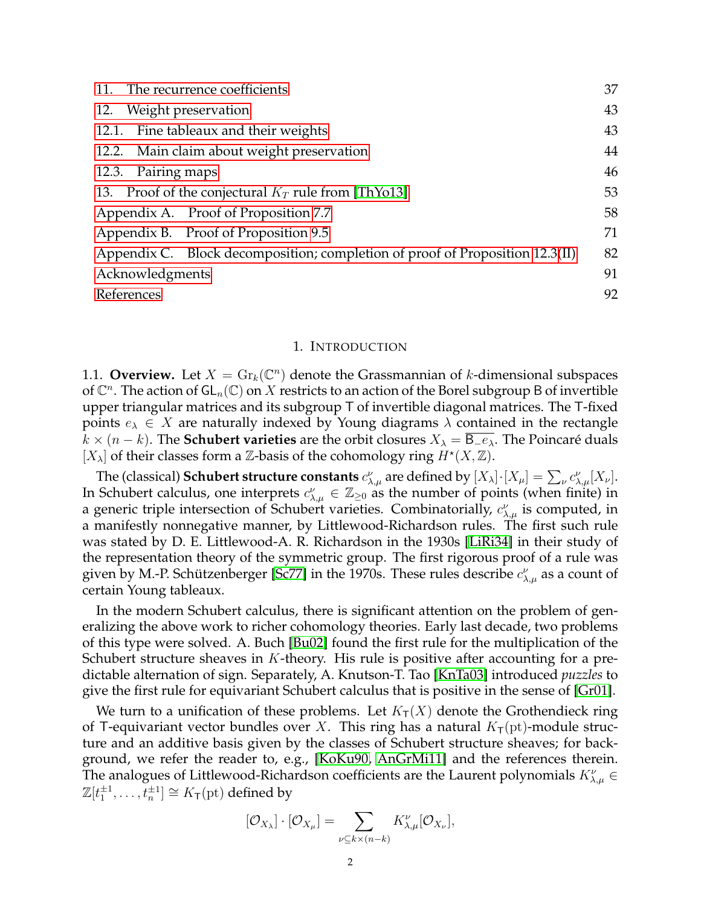| | |
|---|---|
| 11. The recurrence coefficients | 37 |
| 12. Weight preservation | 43 |
| 12.1. Fine tableaux and their weights | 43 |
| 12.2. Main claim about weight preservation | 44 |
| 12.3. Pairing maps | 46 |
| 13. Proof of the conjectural $K_T$ rule from [ThYo13] | 53 |
| Appendix A. Proof of Proposition 7.7 | 58 |
| Appendix B. Proof of Proposition 9.5 | 71 |
| Appendix C. Block decomposition; completion of proof of Proposition 12.3(II) | 82 |
| Acknowledgments | 91 |
| References | 92 |

## 1. Introduction

1.1. **Overview.** Let $X = \mathrm{Gr}_k(\mathbb{C}^n)$ denote the Grassmannian of $k$-dimensional subspaces of $\mathbb{C}^n$. The action of $\mathsf{GL}_n(\mathbb{C})$ on $X$ restricts to an action of the Borel subgroup $\mathsf{B}$ of invertible upper triangular matrices and its subgroup $\mathsf{T}$ of invertible diagonal matrices. The $\mathsf{T}$-fixed points $e_\lambda \in X$ are naturally indexed by Young diagrams $\lambda$ contained in the rectangle $k \times (n-k)$. The **Schubert varieties** are the orbit closures $X_\lambda = \overline{\mathsf{B}_- e_\lambda}$. The Poincaré duals $[X_\lambda]$ of their classes form a $\mathbb{Z}$-basis of the cohomology ring $H^\star(X, \mathbb{Z})$.

The (classical) **Schubert structure constants** $c_{\lambda,\mu}^{\nu}$ are defined by $[X_\lambda]\cdot[X_\mu] = \sum_\nu c_{\lambda,\mu}^{\nu}[X_\nu]$. In Schubert calculus, one interprets $c_{\lambda,\mu}^{\nu} \in \mathbb{Z}_{\geq 0}$ as the number of points (when finite) in a generic triple intersection of Schubert varieties. Combinatorially, $c_{\lambda,\mu}^{\nu}$ is computed, in a manifestly nonnegative manner, by Littlewood-Richardson rules. The first such rule was stated by D. E. Littlewood-A. R. Richardson in the 1930s [LiRi34] in their study of the representation theory of the symmetric group. The first rigorous proof of a rule was given by M.-P. Schützenberger [Sc77] in the 1970s. These rules describe $c_{\lambda,\mu}^{\nu}$ as a count of certain Young tableaux.

In the modern Schubert calculus, there is significant attention on the problem of generalizing the above work to richer cohomology theories. Early last decade, two problems of this type were solved. A. Buch [Bu02] found the first rule for the multiplication of the Schubert structure sheaves in $K$-theory. His rule is positive after accounting for a predictable alternation of sign. Separately, A. Knutson-T. Tao [KnTa03] introduced *puzzles* to give the first rule for equivariant Schubert calculus that is positive in the sense of [Gr01].

We turn to a unification of these problems. Let $K_{\mathsf{T}}(X)$ denote the Grothendieck ring of $\mathsf{T}$-equivariant vector bundles over $X$. This ring has a natural $K_{\mathsf{T}}(\mathrm{pt})$-module structure and an additive basis given by the classes of Schubert structure sheaves; for background, we refer the reader to, e.g., [KoKu90, AnGrMi11] and the references therein. The analogues of Littlewood-Richardson coefficients are the Laurent polynomials $K_{\lambda,\mu}^{\nu} \in \mathbb{Z}[t_1^{\pm 1}, \ldots, t_n^{\pm 1}] \cong K_{\mathsf{T}}(\mathrm{pt})$ defined by

$$[\mathcal{O}_{X_\lambda}] \cdot [\mathcal{O}_{X_\mu}] = \sum_{\nu \subseteq k \times (n-k)} K_{\lambda,\mu}^{\nu}[\mathcal{O}_{X_\nu}],$$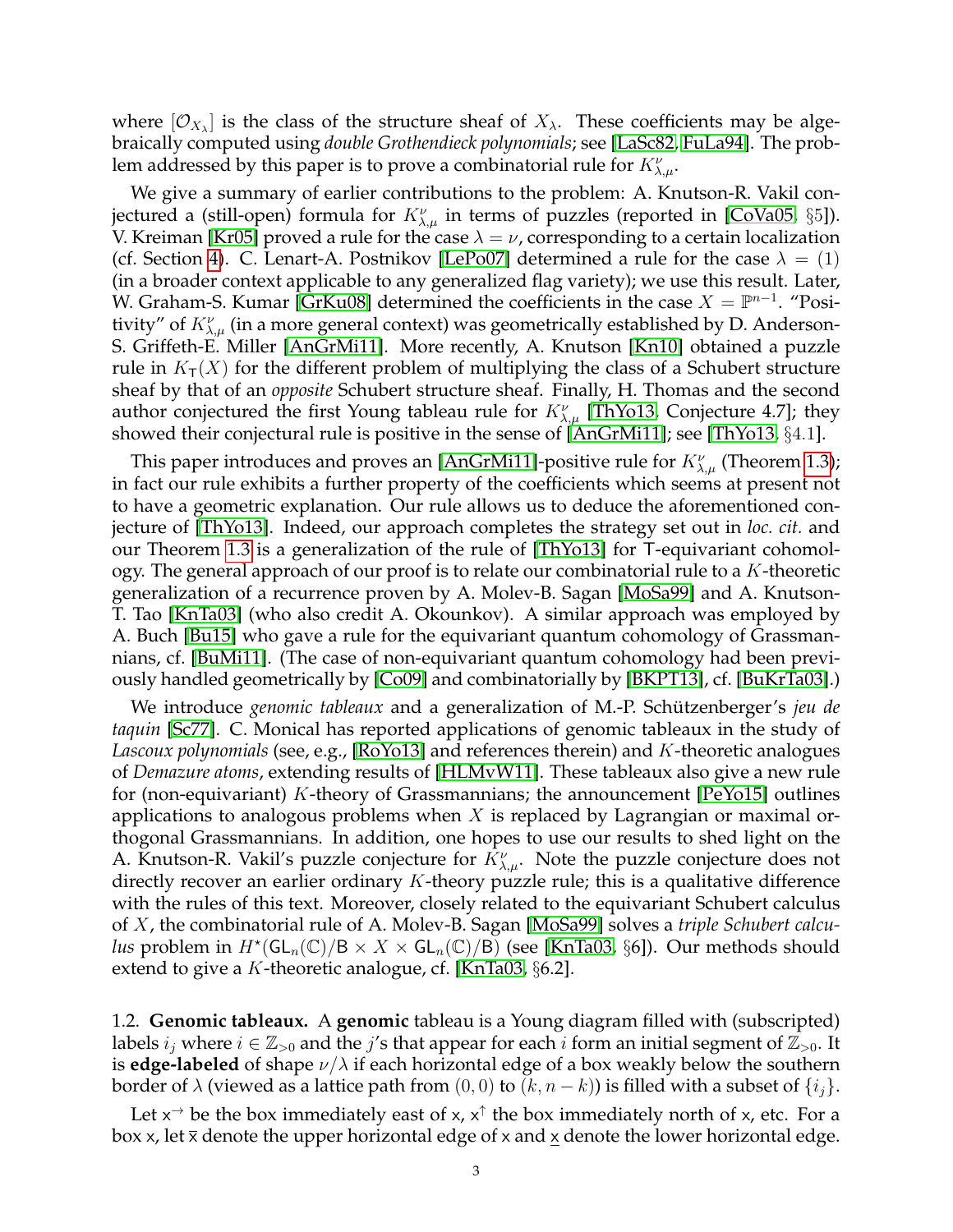where $[\mathcal{O}_{X_\lambda}]$ is the class of the structure sheaf of $X_\lambda$. These coefficients may be algebraically computed using *double Grothendieck polynomials*; see [LaSc82, FuLa94]. The problem addressed by this paper is to prove a combinatorial rule for $K_{\lambda,\mu}^{\nu}$.

We give a summary of earlier contributions to the problem: A. Knutson-R. Vakil conjectured a (still-open) formula for $K_{\lambda,\mu}^{\nu}$ in terms of puzzles (reported in [CoVa05, §5]). V. Kreiman [Kr05] proved a rule for the case $\lambda = \nu$, corresponding to a certain localization (cf. Section 4). C. Lenart-A. Postnikov [LePo07] determined a rule for the case $\lambda = (1)$ (in a broader context applicable to any generalized flag variety); we use this result. Later, W. Graham-S. Kumar [GrKu08] determined the coefficients in the case $X = \mathbb{P}^{n-1}$. "Positivity" of $K_{\lambda,\mu}^{\nu}$ (in a more general context) was geometrically established by D. Anderson-S. Griffeth-E. Miller [AnGrMi11]. More recently, A. Knutson [Kn10] obtained a puzzle rule in $K_{\mathsf{T}}(X)$ for the different problem of multiplying the class of a Schubert structure sheaf by that of an *opposite* Schubert structure sheaf. Finally, H. Thomas and the second author conjectured the first Young tableau rule for $K_{\lambda,\mu}^{\nu}$ [ThYo13, Conjecture 4.7]; they showed their conjectural rule is positive in the sense of [AnGrMi11]; see [ThYo13, §4.1].

This paper introduces and proves an [AnGrMi11]-positive rule for $K_{\lambda,\mu}^{\nu}$ (Theorem 1.3); in fact our rule exhibits a further property of the coefficients which seems at present not to have a geometric explanation. Our rule allows us to deduce the aforementioned conjecture of [ThYo13]. Indeed, our approach completes the strategy set out in *loc. cit.* and our Theorem 1.3 is a generalization of the rule of [ThYo13] for $\mathsf{T}$-equivariant cohomology. The general approach of our proof is to relate our combinatorial rule to a $K$-theoretic generalization of a recurrence proven by A. Molev-B. Sagan [MoSa99] and A. Knutson-T. Tao [KnTa03] (who also credit A. Okounkov). A similar approach was employed by A. Buch [Bu15] who gave a rule for the equivariant quantum cohomology of Grassmannians, cf. [BuMi11]. (The case of non-equivariant quantum cohomology had been previously handled geometrically by [Co09] and combinatorially by [BKPT13], cf. [BuKrTa03].)

We introduce *genomic tableaux* and a generalization of M.-P. Schützenberger's *jeu de taquin* [Sc77]. C. Monical has reported applications of genomic tableaux in the study of *Lascoux polynomials* (see, e.g., [RoYo13] and references therein) and $K$-theoretic analogues of *Demazure atoms*, extending results of [HLMvW11]. These tableaux also give a new rule for (non-equivariant) $K$-theory of Grassmannians; the announcement [PeYo15] outlines applications to analogous problems when $X$ is replaced by Lagrangian or maximal orthogonal Grassmannians. In addition, one hopes to use our results to shed light on the A. Knutson-R. Vakil's puzzle conjecture for $K_{\lambda,\mu}^{\nu}$. Note the puzzle conjecture does not directly recover an earlier ordinary $K$-theory puzzle rule; this is a qualitative difference with the rules of this text. Moreover, closely related to the equivariant Schubert calculus of $X$, the combinatorial rule of A. Molev-B. Sagan [MoSa99] solves a *triple Schubert calculus* problem in $H^\star(\mathsf{GL}_n(\mathbb{C})/\mathsf{B} \times X \times \mathsf{GL}_n(\mathbb{C})/\mathsf{B})$ (see [KnTa03, §6]). Our methods should extend to give a $K$-theoretic analogue, cf. [KnTa03, §6.2].

1.2. **Genomic tableaux.** A **genomic** tableau is a Young diagram filled with (subscripted) labels $i_j$ where $i \in \mathbb{Z}_{>0}$ and the $j$'s that appear for each $i$ form an initial segment of $\mathbb{Z}_{>0}$. It is **edge-labeled** of shape $\nu/\lambda$ if each horizontal edge of a box weakly below the southern border of $\lambda$ (viewed as a lattice path from $(0,0)$ to $(k, n-k)$) is filled with a subset of $\{i_j\}$.

Let $\mathsf{x}^{\rightarrow}$ be the box immediately east of $\mathsf{x}$, $\mathsf{x}^{\uparrow}$ the box immediately north of $\mathsf{x}$, etc. For a box $\mathsf{x}$, let $\overline{\mathsf{x}}$ denote the upper horizontal edge of $\mathsf{x}$ and $\underline{\mathsf{x}}$ denote the lower horizontal edge.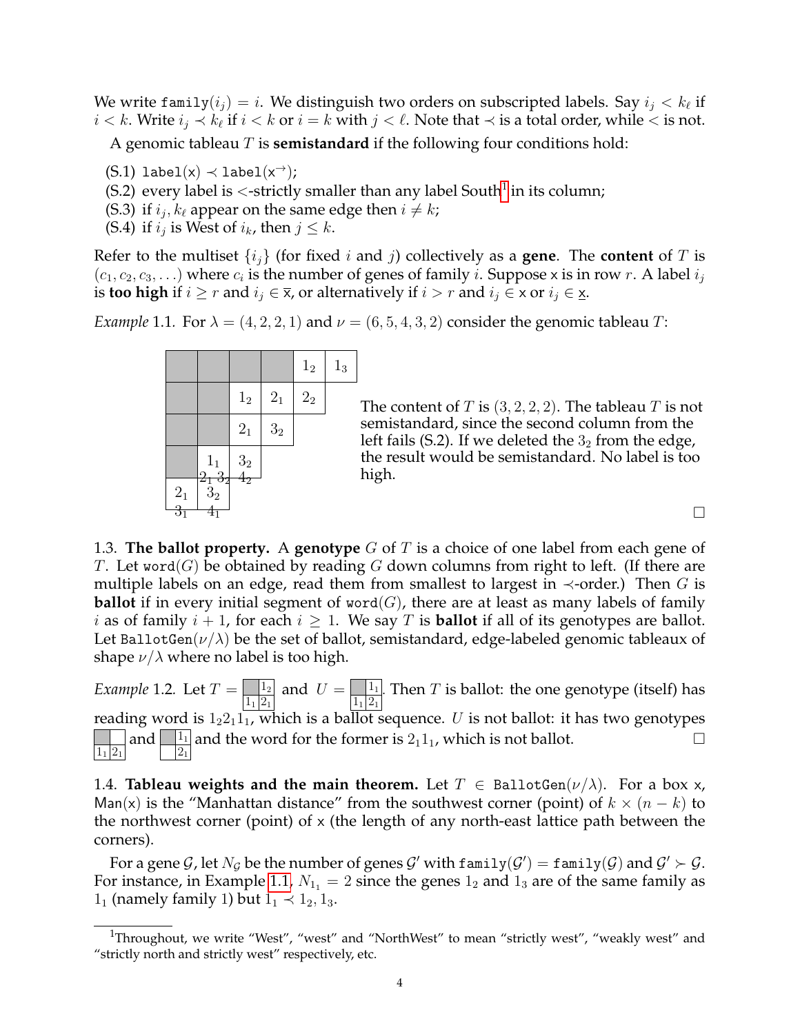We write $\texttt{family}(i_j) = i$. We distinguish two orders on subscripted labels. Say $i_j < k_\ell$ if $i < k$. Write $i_j \prec k_\ell$ if $i < k$ or $i = k$ with $j < \ell$. Note that $\prec$ is a total order, while $<$ is not.

A genomic tableau $T$ is **semistandard** if the following four conditions hold:

(S.1) $\texttt{label}(\mathsf{x}) \prec \texttt{label}(\mathsf{x}^{\rightarrow})$;

(S.2) every label is $<$-strictly smaller than any label South[1] in its column;

(S.3) if $i_j, k_\ell$ appear on the same edge then $i \neq k$;

(S.4) if $i_j$ is West of $i_k$, then $j \leq k$.

Refer to the multiset $\{i_j\}$ (for fixed $i$ and $j$) collectively as a **gene**. The **content** of $T$ is $(c_1, c_2, c_3, \ldots)$ where $c_i$ is the number of genes of family $i$. Suppose $\mathsf{x}$ is in row $r$. A label $i_j$ is **too high** if $i \geq r$ and $i_j \in \overline{\mathsf{x}}$, or alternatively if $i > r$ and $i_j \in \mathsf{x}$ or $i_j \in \underline{\mathsf{x}}$.

*Example* 1.1. For $\lambda = (4, 2, 2, 1)$ and $\nu = (6, 5, 4, 3, 2)$ consider the genomic tableau $T$:

| | | | | $1_2$ | $1_3$ |
|---|---|---|---|---|---|
| | | $1_2$ | $2_1$ | $2_2$ | |
| | | $2_1$ | $3_2$ | | |
| | $1_1$ (bottom edge: $2_1\ 3_2$) | $3_2$ (bottom edge: $4_2$) | | | |
| $2_1$ (bottom edge: $3_1$) | $3_2$ (bottom edge: $4_1$) | | | | |

The content of $T$ is $(3, 2, 2, 2)$. The tableau $T$ is not semistandard, since the second column from the left fails (S.2). If we deleted the $3_2$ from the edge, the result would be semistandard. No label is too high. □

## 1.3. The ballot property.

A **genotype** $G$ of $T$ is a choice of one label from each gene of $T$. Let $\texttt{word}(G)$ be obtained by reading $G$ down columns from right to left. (If there are multiple labels on an edge, read them from smallest to largest in $\prec$-order.) Then $G$ is **ballot** if in every initial segment of $\texttt{word}(G)$, there are at least as many labels of family $i$ as of family $i + 1$, for each $i \geq 1$. We say $T$ is **ballot** if all of its genotypes are ballot. Let $\texttt{BallotGen}(\nu/\lambda)$ be the set of ballot, semistandard, edge-labeled genomic tableaux of shape $\nu/\lambda$ where no label is too high.

*Example* 1.2. Let $T = $ [first row: shaded, $1_2$; second row: $1_1$, $2_1$] and $U = $ [first row: shaded, $1_1$; second row: $1_1$, $2_1$]. Then $T$ is ballot: the one genotype (itself) has reading word is $1_2 2_1 1_1$, which is a ballot sequence. $U$ is not ballot: it has two genotypes [first row: shaded, empty; second row: $1_1$, $2_1$] and [first row: shaded, $1_1$; second row: empty, $2_1$] and the word for the former is $2_1 1_1$, which is not ballot. □

## 1.4. Tableau weights and the main theorem.

Let $T \in \texttt{BallotGen}(\nu/\lambda)$. For a box $\mathsf{x}$, $\mathsf{Man}(\mathsf{x})$ is the "Manhattan distance" from the southwest corner (point) of $k \times (n - k)$ to the northwest corner (point) of $\mathsf{x}$ (the length of any north-east lattice path between the corners).

For a gene $\mathcal{G}$, let $N_{\mathcal{G}}$ be the number of genes $\mathcal{G}'$ with $\texttt{family}(\mathcal{G}') = \texttt{family}(\mathcal{G})$ and $\mathcal{G}' \succ \mathcal{G}$. For instance, in Example 1.1, $N_{1_1} = 2$ since the genes $1_2$ and $1_3$ are of the same family as $1_1$ (namely family 1) but $1_1 \prec 1_2, 1_3$.

[1] Throughout, we write "West", "west" and "NorthWest" to mean "strictly west", "weakly west" and "strictly north and strictly west" respectively, etc.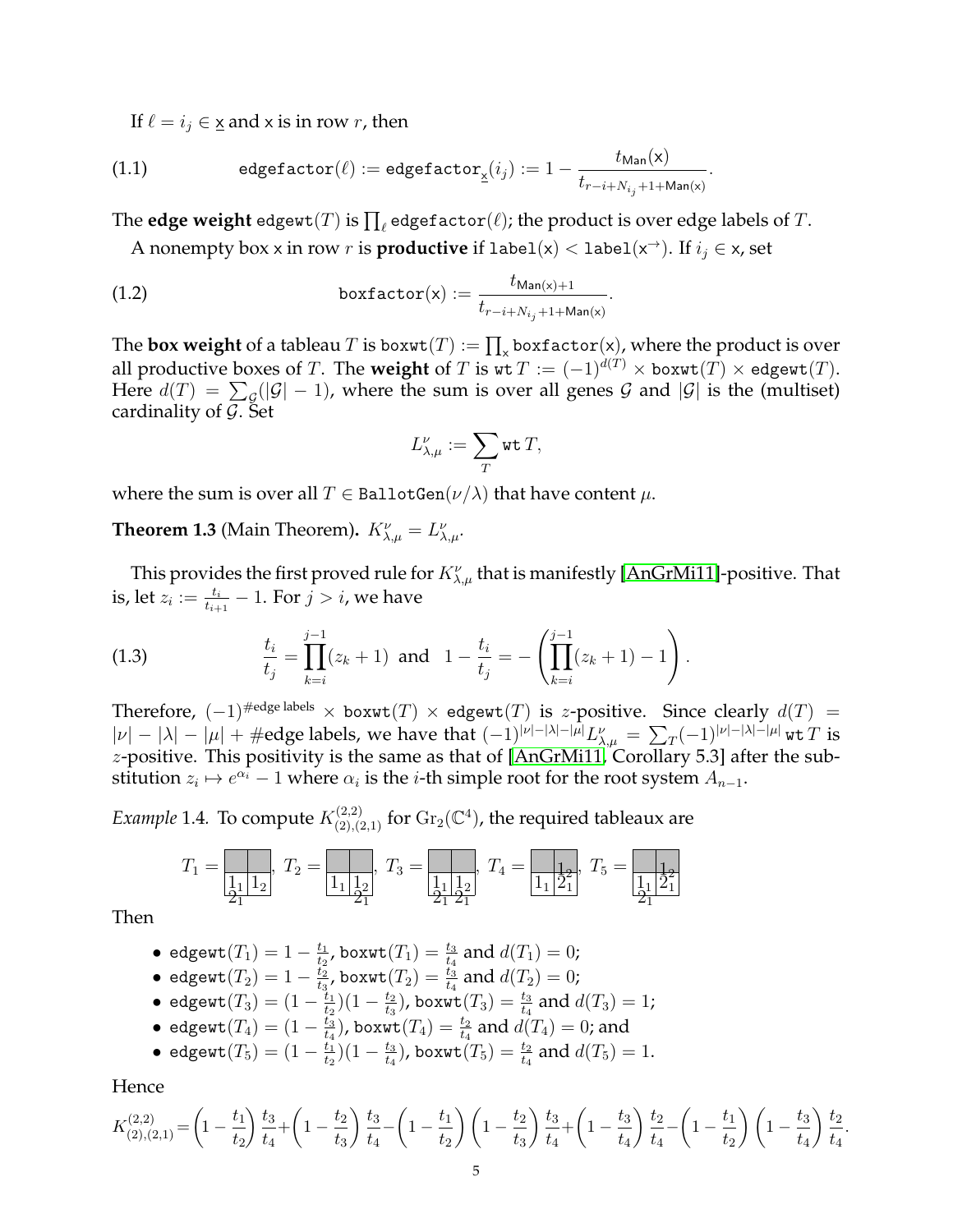If $\ell = i_j \in \underline{\mathsf{x}}$ and $\mathsf{x}$ is in row $r$, then

$$\texttt{edgefactor}(\ell) := \texttt{edgefactor}_{\underline{\mathsf{x}}}(i_j) := 1 - \frac{t_{\mathsf{Man}(\mathsf{x})}}{t_{r-i+N_{i_j}+1+\mathsf{Man}(\mathsf{x})}}. \tag{1.1}$$

The **edge weight** $\texttt{edgewt}(T)$ is $\prod_\ell \texttt{edgefactor}(\ell)$; the product is over edge labels of $T$.

A nonempty box $\mathsf{x}$ in row $r$ is **productive** if $\texttt{label}(\mathsf{x}) < \texttt{label}(\mathsf{x}^{\rightarrow})$. If $i_j \in \mathsf{x}$, set

$$\texttt{boxfactor}(\mathsf{x}) := \frac{t_{\mathsf{Man}(\mathsf{x})+1}}{t_{r-i+N_{i_j}+1+\mathsf{Man}(\mathsf{x})}}. \tag{1.2}$$

The **box weight** of a tableau $T$ is $\texttt{boxwt}(T) := \prod_{\mathsf{x}} \texttt{boxfactor}(\mathsf{x})$, where the product is over all productive boxes of $T$. The **weight** of $T$ is $\texttt{wt}\, T := (-1)^{d(T)} \times \texttt{boxwt}(T) \times \texttt{edgewt}(T)$. Here $d(T) = \sum_{\mathcal{G}}(|\mathcal{G}| - 1)$, where the sum is over all genes $\mathcal{G}$ and $|\mathcal{G}|$ is the (multiset) cardinality of $\mathcal{G}$. Set

$$L^{\nu}_{\lambda,\mu} := \sum_T \texttt{wt}\, T,$$

where the sum is over all $T \in \texttt{BallotGen}(\nu/\lambda)$ that have content $\mu$.

**Theorem 1.3** (Main Theorem). $K^{\nu}_{\lambda,\mu} = L^{\nu}_{\lambda,\mu}$.

This provides the first proved rule for $K^{\nu}_{\lambda,\mu}$ that is manifestly [AnGrMi11]-positive. That is, let $z_i := \frac{t_i}{t_{i+1}} - 1$. For $j > i$, we have

$$\frac{t_i}{t_j} = \prod_{k=i}^{j-1}(z_k + 1) \text{ and } 1 - \frac{t_i}{t_j} = -\left(\prod_{k=i}^{j-1}(z_k+1) - 1\right). \tag{1.3}$$

Therefore, $(-1)^{\#\text{edge labels}} \times \texttt{boxwt}(T) \times \texttt{edgewt}(T)$ is $z$-positive. Since clearly $d(T) = |\nu| - |\lambda| - |\mu| + \#\text{edge labels}$, we have that $(-1)^{|\nu|-|\lambda|-|\mu|} L^{\nu}_{\lambda,\mu} = \sum_T (-1)^{|\nu|-|\lambda|-|\mu|}\, \texttt{wt}\, T$ is $z$-positive. This positivity is the same as that of [AnGrMi11, Corollary 5.3] after the substitution $z_i \mapsto e^{\alpha_i} - 1$ where $\alpha_i$ is the $i$-th simple root for the root system $A_{n-1}$.

*Example* 1.4. To compute $K^{(2,2)}_{(2),(2,1)}$ for $\mathrm{Gr}_2(\mathbb{C}^4)$, the required tableaux are

$T_1 =$ [tableau], $T_2 =$ [tableau], $T_3 =$ [tableau], $T_4 =$ [tableau], $T_5 =$ [tableau]

Then

- $\texttt{edgewt}(T_1) = 1 - \frac{t_1}{t_2}$, $\texttt{boxwt}(T_1) = \frac{t_3}{t_4}$ and $d(T_1) = 0$;
- $\texttt{edgewt}(T_2) = 1 - \frac{t_2}{t_3}$, $\texttt{boxwt}(T_2) = \frac{t_3}{t_4}$ and $d(T_2) = 0$;
- $\texttt{edgewt}(T_3) = (1 - \frac{t_1}{t_2})(1 - \frac{t_2}{t_3})$, $\texttt{boxwt}(T_3) = \frac{t_3}{t_4}$ and $d(T_3) = 1$;
- $\texttt{edgewt}(T_4) = (1 - \frac{t_3}{t_4})$, $\texttt{boxwt}(T_4) = \frac{t_2}{t_4}$ and $d(T_4) = 0$; and
- $\texttt{edgewt}(T_5) = (1 - \frac{t_1}{t_2})(1 - \frac{t_3}{t_4})$, $\texttt{boxwt}(T_5) = \frac{t_2}{t_4}$ and $d(T_5) = 1$.

Hence

$$K^{(2,2)}_{(2),(2,1)} = \left(1 - \frac{t_1}{t_2}\right)\frac{t_3}{t_4} + \left(1 - \frac{t_2}{t_3}\right)\frac{t_3}{t_4} - \left(1 - \frac{t_1}{t_2}\right)\left(1 - \frac{t_2}{t_3}\right)\frac{t_3}{t_4} + \left(1 - \frac{t_3}{t_4}\right)\frac{t_2}{t_4} - \left(1 - \frac{t_1}{t_2}\right)\left(1 - \frac{t_3}{t_4}\right)\frac{t_2}{t_4}.$$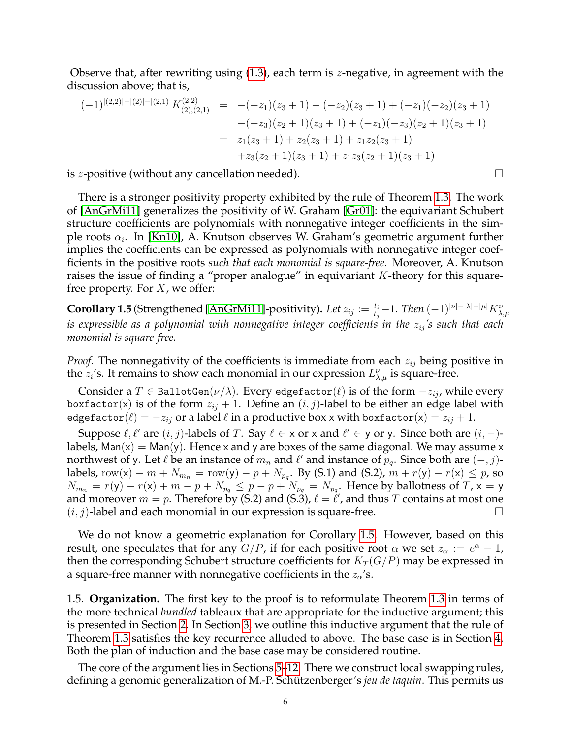Observe that, after rewriting using (1.3), each term is $z$-negative, in agreement with the discussion above; that is,

$$
\begin{aligned}
(-1)^{|(2,2)|-|(2)|-|(2,1)|}K^{(2,2)}_{(2),(2,1)} &= -(-z_1)(z_3+1)-(-z_2)(z_3+1)+(-z_1)(-z_2)(z_3+1)\\
&\quad -(-z_3)(z_2+1)(z_3+1)+(-z_1)(-z_3)(z_2+1)(z_3+1)\\
&= z_1(z_3+1)+z_2(z_3+1)+z_1z_2(z_3+1)\\
&\quad +z_3(z_2+1)(z_3+1)+z_1z_3(z_2+1)(z_3+1)
\end{aligned}
$$

is $z$-positive (without any cancellation needed). □

There is a stronger positivity property exhibited by the rule of Theorem 1.3. The work of [AnGrMi11] generalizes the positivity of W. Graham [Gr01]: the equivariant Schubert structure coefficients are polynomials with nonnegative integer coefficients in the simple roots $\alpha_i$. In [Kn10], A. Knutson observes W. Graham's geometric argument further implies the coefficients can be expressed as polynomials with nonnegative integer coefficients in the positive roots *such that each monomial is square-free*. Moreover, A. Knutson raises the issue of finding a "proper analogue" in equivariant $K$-theory for this square-free property. For $X$, we offer:

**Corollary 1.5** (Strengthened [AnGrMi11]-positivity). *Let $z_{ij} := \frac{t_i}{t_j} - 1$. Then $(-1)^{|\nu|-|\lambda|-|\mu|}K^{\nu}_{\lambda,\mu}$ is expressible as a polynomial with nonnegative integer coefficients in the $z_{ij}$'s such that each monomial is square-free.*

*Proof.* The nonnegativity of the coefficients is immediate from each $z_{ij}$ being positive in the $z_i$'s. It remains to show each monomial in our expression $L^{\nu}_{\lambda,\mu}$ is square-free.

Consider a $T \in$ `BallotGen`$(\nu/\lambda)$. Every `edgefactor`$(\ell)$ is of the form $-z_{ij}$, while every `boxfactor`$(\mathsf{x})$ is of the form $z_{ij}+1$. Define an $(i,j)$-label to be either an edge label with `edgefactor`$(\ell) = -z_{ij}$ or a label $\ell$ in a productive box $\mathsf{x}$ with `boxfactor`$(\mathsf{x}) = z_{ij}+1$.

Suppose $\ell, \ell'$ are $(i,j)$-labels of $T$. Say $\ell \in \mathsf{x}$ or $\bar{\mathsf{x}}$ and $\ell' \in \mathsf{y}$ or $\bar{\mathsf{y}}$. Since both are $(i,-)$-labels, $\mathsf{Man}(\mathsf{x}) = \mathsf{Man}(\mathsf{y})$. Hence $\mathsf{x}$ and $\mathsf{y}$ are boxes of the same diagonal. We may assume $\mathsf{x}$ northwest of $\mathsf{y}$. Let $\ell$ be an instance of $m_n$ and $\ell'$ and instance of $p_q$. Since both are $(-,j)$-labels, $\mathrm{row}(\mathsf{x}) - m + N_{m_n} = \mathrm{row}(\mathsf{y}) - p + N_{p_q}$. By (S.1) and (S.2), $m + r(\mathsf{y}) - r(\mathsf{x}) \le p$, so $N_{m_n} = r(\mathsf{y}) - r(\mathsf{x}) + m - p + N_{p_q} \le p - p + N_{p_q} = N_{p_q}$. Hence by ballotness of $T$, $\mathsf{x} = \mathsf{y}$ and moreover $m = p$. Therefore by (S.2) and (S.3), $\ell = \ell'$, and thus $T$ contains at most one $(i,j)$-label and each monomial in our expression is square-free. □

We do not know a geometric explanation for Corollary 1.5. However, based on this result, one speculates that for any $G/P$, if for each positive root $\alpha$ we set $z_\alpha := e^{\alpha} - 1$, then the corresponding Schubert structure coefficients for $K_T(G/P)$ may be expressed in a square-free manner with nonnegative coefficients in the $z_\alpha$'s.

1.5. **Organization.** The first key to the proof is to reformulate Theorem 1.3 in terms of the more technical *bundled* tableaux that are appropriate for the inductive argument; this is presented in Section 2. In Section 3, we outline this inductive argument that the rule of Theorem 1.3 satisfies the key recurrence alluded to above. The base case is in Section 4. Both the plan of induction and the base case may be considered routine.

The core of the argument lies in Sections 5–12. There we construct local swapping rules, defining a genomic generalization of M.-P. Schützenberger's *jeu de taquin*. This permits us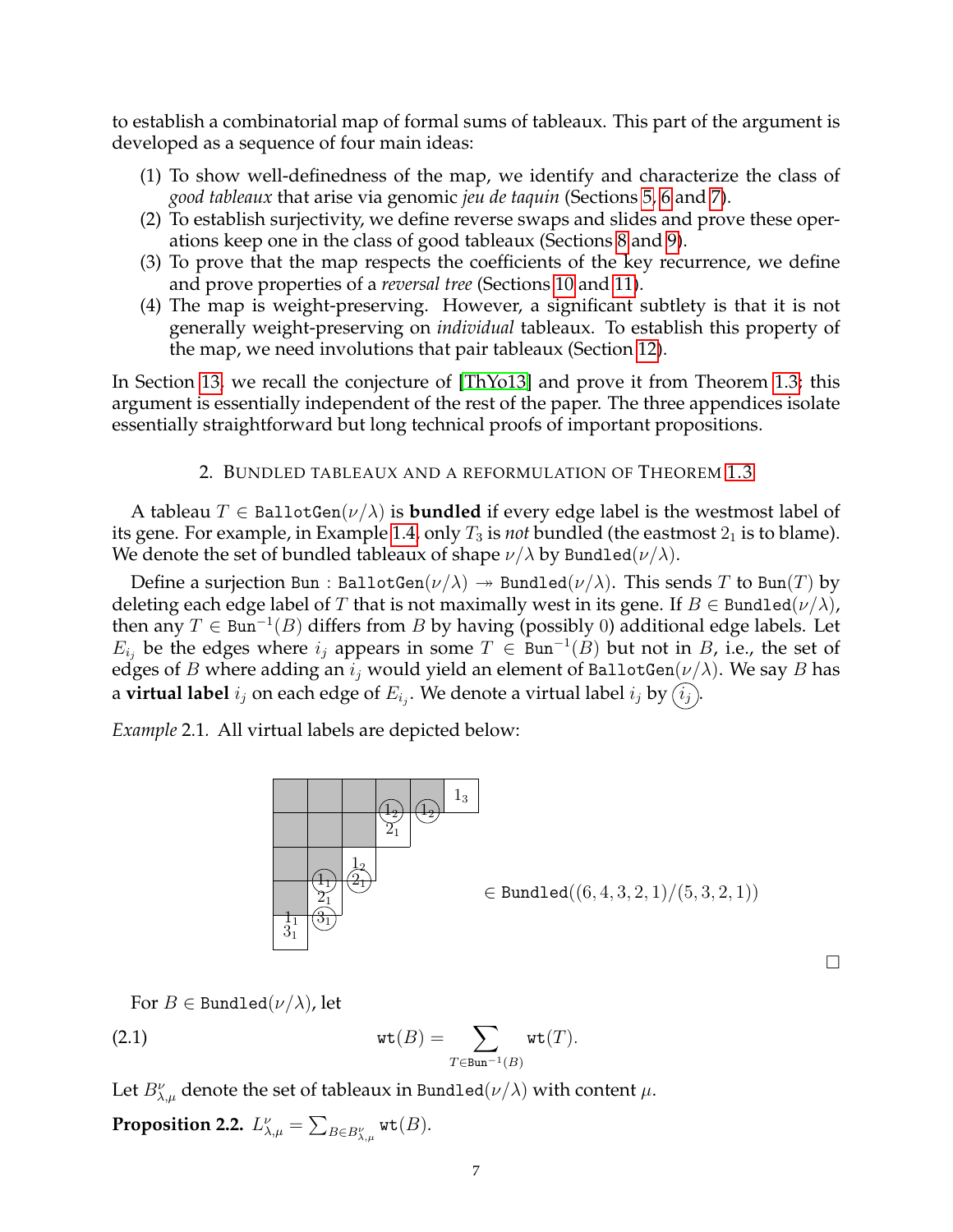to establish a combinatorial map of formal sums of tableaux. This part of the argument is developed as a sequence of four main ideas:

(1) To show well-definedness of the map, we identify and characterize the class of *good tableaux* that arise via genomic *jeu de taquin* (Sections 5, 6 and 7).
(2) To establish surjectivity, we define reverse swaps and slides and prove these operations keep one in the class of good tableaux (Sections 8 and 9).
(3) To prove that the map respects the coefficients of the key recurrence, we define and prove properties of a *reversal tree* (Sections 10 and 11).
(4) The map is weight-preserving. However, a significant subtlety is that it is not generally weight-preserving on *individual* tableaux. To establish this property of the map, we need involutions that pair tableaux (Section 12).

In Section 13, we recall the conjecture of [ThYo13] and prove it from Theorem 1.3; this argument is essentially independent of the rest of the paper. The three appendices isolate essentially straightforward but long technical proofs of important propositions.

## 2. Bundled tableaux and a reformulation of Theorem 1.3

A tableau $T \in \texttt{BallotGen}(\nu/\lambda)$ is **bundled** if every edge label is the westmost label of its gene. For example, in Example 1.4, only $T_3$ is *not* bundled (the eastmost $2_1$ is to blame). We denote the set of bundled tableaux of shape $\nu/\lambda$ by $\texttt{Bundled}(\nu/\lambda)$.

Define a surjection $\texttt{Bun} : \texttt{BallotGen}(\nu/\lambda) \twoheadrightarrow \texttt{Bundled}(\nu/\lambda)$. This sends $T$ to $\texttt{Bun}(T)$ by deleting each edge label of $T$ that is not maximally west in its gene. If $B \in \texttt{Bundled}(\nu/\lambda)$, then any $T \in \texttt{Bun}^{-1}(B)$ differs from $B$ by having (possibly 0) additional edge labels. Let $E_{i_j}$ be the edges where $i_j$ appears in some $T \in \texttt{Bun}^{-1}(B)$ but not in $B$, i.e., the set of edges of $B$ where adding an $i_j$ would yield an element of $\texttt{BallotGen}(\nu/\lambda)$. We say $B$ has a **virtual label** $i_j$ on each edge of $E_{i_j}$. We denote a virtual label $i_j$ by $\textcircled{$i_j$}$.

*Example* 2.1. All virtual labels are depicted below:

$$\in \texttt{Bundled}((6,4,3,2,1)/(5,3,2,1))$$

□

For $B \in \texttt{Bundled}(\nu/\lambda)$, let

$$\texttt{wt}(B) = \sum_{T \in \texttt{Bun}^{-1}(B)} \texttt{wt}(T). \tag{2.1}$$

Let $B^{\nu}_{\lambda,\mu}$ denote the set of tableaux in $\texttt{Bundled}(\nu/\lambda)$ with content $\mu$.

**Proposition 2.2.** $L^{\nu}_{\lambda,\mu} = \sum_{B \in B^{\nu}_{\lambda,\mu}} \texttt{wt}(B)$.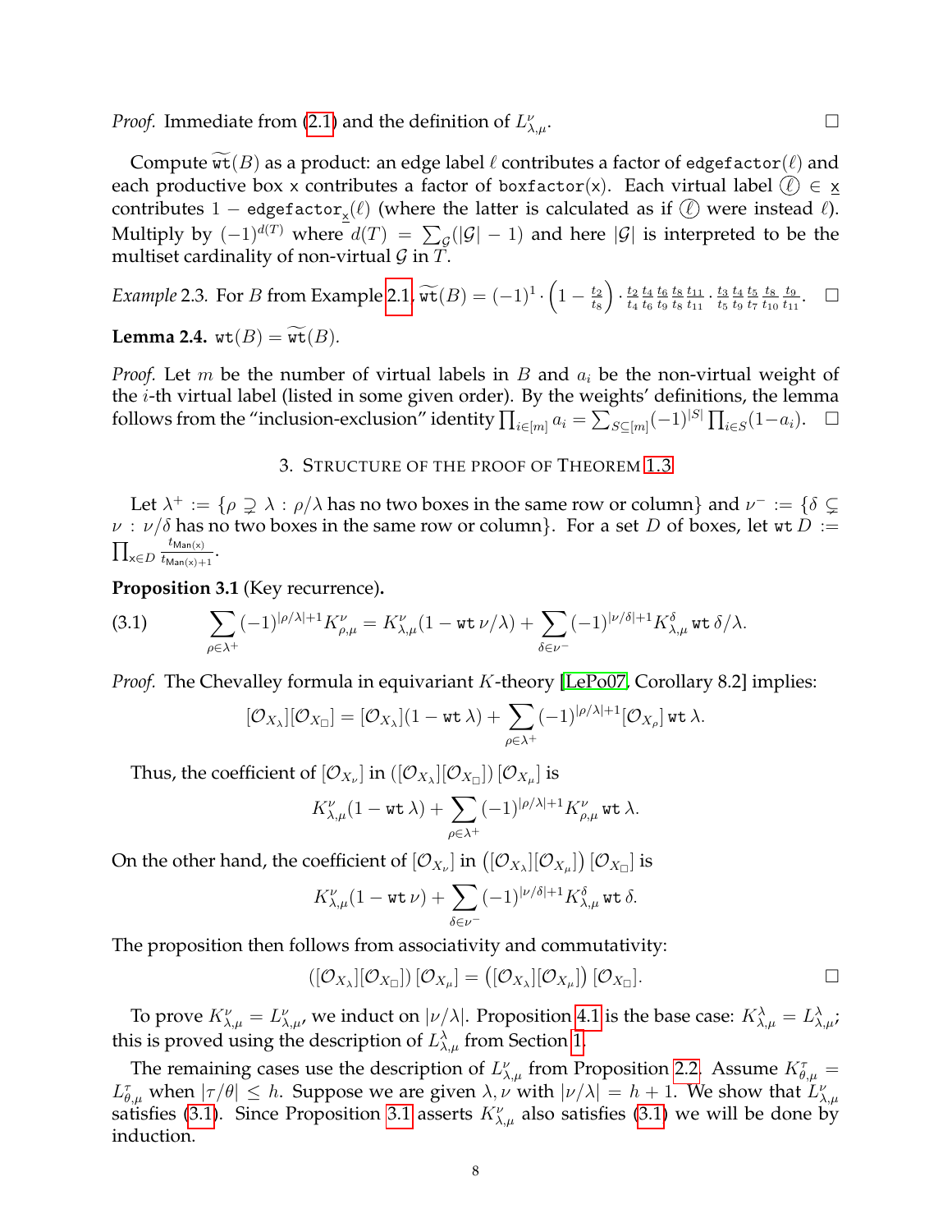*Proof.* Immediate from (2.1) and the definition of $L^{\nu}_{\lambda,\mu}$. $\square$

Compute $\widetilde{\mathtt{wt}}(B)$ as a product: an edge label $\ell$ contributes a factor of $\mathtt{edgefactor}(\ell)$ and each productive box $\mathsf{x}$ contributes a factor of $\mathtt{boxfactor}(\mathsf{x})$. Each virtual label $\textcircled{\ell} \in \underline{\mathsf{x}}$ contributes $1 - \mathtt{edgefactor}_{\underline{\mathsf{x}}}(\ell)$ (where the latter is calculated as if $\textcircled{\ell}$ were instead $\ell$). Multiply by $(-1)^{d(T)}$ where $d(T) = \sum_{\mathcal{G}}(|\mathcal{G}| - 1)$ and here $|\mathcal{G}|$ is interpreted to be the multiset cardinality of non-virtual $\mathcal{G}$ in $T$.

*Example* 2.3. For $B$ from Example 2.1, $\widetilde{\mathtt{wt}}(B) = (-1)^1 \cdot \left(1 - \frac{t_2}{t_8}\right) \cdot \frac{t_2}{t_4}\frac{t_4}{t_6}\frac{t_6}{t_9}\frac{t_8}{t_8}\frac{t_{11}}{t_{11}} \cdot \frac{t_3}{t_5}\frac{t_4}{t_9}\frac{t_5}{t_7}\frac{t_8}{t_{10}}\frac{t_9}{t_{11}}$. $\square$

**Lemma 2.4.** $\mathtt{wt}(B) = \widetilde{\mathtt{wt}}(B)$.

*Proof.* Let $m$ be the number of virtual labels in $B$ and $a_i$ be the non-virtual weight of the $i$-th virtual label (listed in some given order). By the weights' definitions, the lemma follows from the "inclusion-exclusion" identity $\prod_{i\in[m]} a_i = \sum_{S\subseteq[m]}(-1)^{|S|}\prod_{i\in S}(1-a_i)$. $\square$

## 3. Structure of the proof of Theorem 1.3

Let $\lambda^+ := \{\rho \supsetneq \lambda : \rho/\lambda \text{ has no two boxes in the same row or column}\}$ and $\nu^- := \{\delta \subsetneq \nu : \nu/\delta \text{ has no two boxes in the same row or column}\}$. For a set $D$ of boxes, let $\mathtt{wt}\, D := \prod_{\mathsf{x}\in D} \frac{t_{\mathsf{Man}(\mathsf{x})}}{t_{\mathsf{Man}(\mathsf{x})+1}}$.

**Proposition 3.1** (Key recurrence)**.**

$$\sum_{\rho\in\lambda^+}(-1)^{|\rho/\lambda|+1}K^{\nu}_{\rho,\mu} = K^{\nu}_{\lambda,\mu}(1-\mathtt{wt}\,\nu/\lambda) + \sum_{\delta\in\nu^-}(-1)^{|\nu/\delta|+1}K^{\delta}_{\lambda,\mu}\,\mathtt{wt}\,\delta/\lambda. \tag{3.1}$$

*Proof.* The Chevalley formula in equivariant $K$-theory [LePo07, Corollary 8.2] implies:

$$[\mathcal{O}_{X_\lambda}][\mathcal{O}_{X_\square}] = [\mathcal{O}_{X_\lambda}](1-\mathtt{wt}\,\lambda) + \sum_{\rho\in\lambda^+}(-1)^{|\rho/\lambda|+1}[\mathcal{O}_{X_\rho}]\,\mathtt{wt}\,\lambda.$$

Thus, the coefficient of $[\mathcal{O}_{X_\nu}]$ in $([\mathcal{O}_{X_\lambda}][\mathcal{O}_{X_\square}])\,[\mathcal{O}_{X_\mu}]$ is

$$K^{\nu}_{\lambda,\mu}(1-\mathtt{wt}\,\lambda) + \sum_{\rho\in\lambda^+}(-1)^{|\rho/\lambda|+1}K^{\nu}_{\rho,\mu}\,\mathtt{wt}\,\lambda.$$

On the other hand, the coefficient of $[\mathcal{O}_{X_\nu}]$ in $\left([\mathcal{O}_{X_\lambda}][\mathcal{O}_{X_\mu}]\right)[\mathcal{O}_{X_\square}]$ is

$$K^{\nu}_{\lambda,\mu}(1-\mathtt{wt}\,\nu) + \sum_{\delta\in\nu^-}(-1)^{|\nu/\delta|+1}K^{\delta}_{\lambda,\mu}\,\mathtt{wt}\,\delta.$$

The proposition then follows from associativity and commutativity:

$$\left([\mathcal{O}_{X_\lambda}][\mathcal{O}_{X_\square}]\right)[\mathcal{O}_{X_\mu}] = \left([\mathcal{O}_{X_\lambda}][\mathcal{O}_{X_\mu}]\right)[\mathcal{O}_{X_\square}].$$

$\square$

To prove $K^{\nu}_{\lambda,\mu} = L^{\nu}_{\lambda,\mu}$, we induct on $|\nu/\lambda|$. Proposition 4.1 is the base case: $K^{\lambda}_{\lambda,\mu} = L^{\lambda}_{\lambda,\mu}$; this is proved using the description of $L^{\lambda}_{\lambda,\mu}$ from Section 1.

The remaining cases use the description of $L^{\nu}_{\lambda,\mu}$ from Proposition 2.2. Assume $K^{\tau}_{\theta,\mu} = L^{\tau}_{\theta,\mu}$ when $|\tau/\theta| \le h$. Suppose we are given $\lambda,\nu$ with $|\nu/\lambda| = h+1$. We show that $L^{\nu}_{\lambda,\mu}$ satisfies (3.1). Since Proposition 3.1 asserts $K^{\nu}_{\lambda,\mu}$ also satisfies (3.1) we will be done by induction.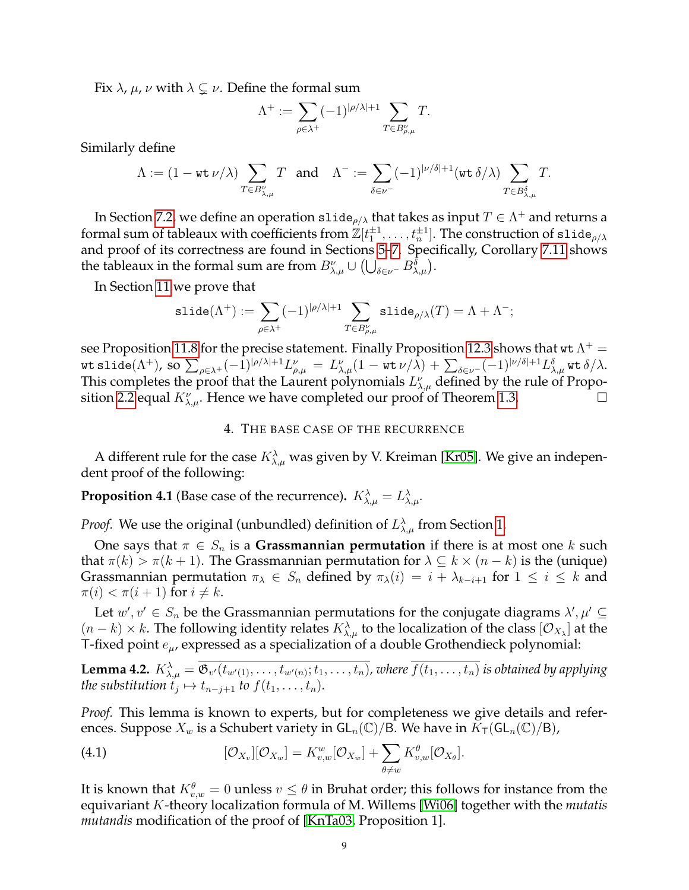Fix $\lambda$, $\mu$, $\nu$ with $\lambda \subsetneq \nu$. Define the formal sum

$$\Lambda^+ := \sum_{\rho \in \lambda^+} (-1)^{|\rho/\lambda|+1} \sum_{T \in B^{\nu}_{\rho,\mu}} T.$$

Similarly define

$$\Lambda := (1 - \mathtt{wt}\, \nu/\lambda) \sum_{T \in B^{\nu}_{\lambda,\mu}} T \quad \text{and} \quad \Lambda^- := \sum_{\delta \in \nu^-} (-1)^{|\nu/\delta|+1} (\mathtt{wt}\, \delta/\lambda) \sum_{T \in B^{\delta}_{\lambda,\mu}} T.$$

In Section 7.2, we define an operation $\mathtt{slide}_{\rho/\lambda}$ that takes as input $T \in \Lambda^+$ and returns a formal sum of tableaux with coefficients from $\mathbb{Z}[t_1^{\pm 1}, \ldots, t_n^{\pm 1}]$. The construction of $\mathtt{slide}_{\rho/\lambda}$ and proof of its correctness are found in Sections 5–7. Specifically, Corollary 7.11 shows the tableaux in the formal sum are from $B^{\nu}_{\lambda,\mu} \cup \left(\bigcup_{\delta \in \nu^-} B^{\delta}_{\lambda,\mu}\right)$.

In Section 11 we prove that

$$\mathtt{slide}(\Lambda^+) := \sum_{\rho \in \lambda^+} (-1)^{|\rho/\lambda|+1} \sum_{T \in B^{\nu}_{\rho,\mu}} \mathtt{slide}_{\rho/\lambda}(T) = \Lambda + \Lambda^-;$$

see Proposition 11.8 for the precise statement. Finally Proposition 12.3 shows that $\mathtt{wt}\, \Lambda^+ = \mathtt{wt}\, \mathtt{slide}(\Lambda^+)$, so $\sum_{\rho \in \lambda^+} (-1)^{|\rho/\lambda|+1} L^{\nu}_{\rho,\mu} = L^{\nu}_{\lambda,\mu}(1 - \mathtt{wt}\, \nu/\lambda) + \sum_{\delta \in \nu^-} (-1)^{|\nu/\delta|+1} L^{\delta}_{\lambda,\mu}\, \mathtt{wt}\, \delta/\lambda$. This completes the proof that the Laurent polynomials $L^{\nu}_{\lambda,\mu}$ defined by the rule of Proposition 2.2 equal $K^{\nu}_{\lambda,\mu}$. Hence we have completed our proof of Theorem 1.3. $\square$

## 4. The base case of the recurrence

A different rule for the case $K^{\lambda}_{\lambda,\mu}$ was given by V. Kreiman [Kr05]. We give an independent proof of the following:

**Proposition 4.1** (Base case of the recurrence). $K^{\lambda}_{\lambda,\mu} = L^{\lambda}_{\lambda,\mu}$.

*Proof.* We use the original (unbundled) definition of $L^{\lambda}_{\lambda,\mu}$ from Section 1.

One says that $\pi \in S_n$ is a **Grassmannian permutation** if there is at most one $k$ such that $\pi(k) > \pi(k+1)$. The Grassmannian permutation for $\lambda \subseteq k \times (n-k)$ is the (unique) Grassmannian permutation $\pi_\lambda \in S_n$ defined by $\pi_\lambda(i) = i + \lambda_{k-i+1}$ for $1 \leq i \leq k$ and $\pi(i) < \pi(i+1)$ for $i \neq k$.

Let $w', v' \in S_n$ be the Grassmannian permutations for the conjugate diagrams $\lambda', \mu' \subseteq (n-k) \times k$. The following identity relates $K^{\lambda}_{\lambda,\mu}$ to the localization of the class $[\mathcal{O}_{X_\lambda}]$ at the T-fixed point $e_\mu$, expressed as a specialization of a double Grothendieck polynomial:

**Lemma 4.2.** $K^{\lambda}_{\lambda,\mu} = \overline{\mathfrak{G}_{v'}(t_{w'(1)}, \ldots, t_{w'(n)}; t_1, \ldots, t_n)}$*, where* $\overline{f(t_1, \ldots, t_n)}$ *is obtained by applying the substitution* $t_j \mapsto t_{n-j+1}$ *to* $f(t_1, \ldots, t_n)$*.*

*Proof.* This lemma is known to experts, but for completeness we give details and references. Suppose $X_w$ is a Schubert variety in $\mathsf{GL}_n(\mathbb{C})/\mathsf{B}$. We have in $K_{\mathsf{T}}(\mathsf{GL}_n(\mathbb{C})/\mathsf{B})$,

$$[\mathcal{O}_{X_v}][\mathcal{O}_{X_w}] = K^{w}_{v,w}[\mathcal{O}_{X_w}] + \sum_{\theta \neq w} K^{\theta}_{v,w}[\mathcal{O}_{X_\theta}]. \tag{4.1}$$

It is known that $K^{\theta}_{v,w} = 0$ unless $v \leq \theta$ in Bruhat order; this follows for instance from the equivariant $K$-theory localization formula of M. Willems [Wi06] together with the *mutatis mutandis* modification of the proof of [KnTa03, Proposition 1].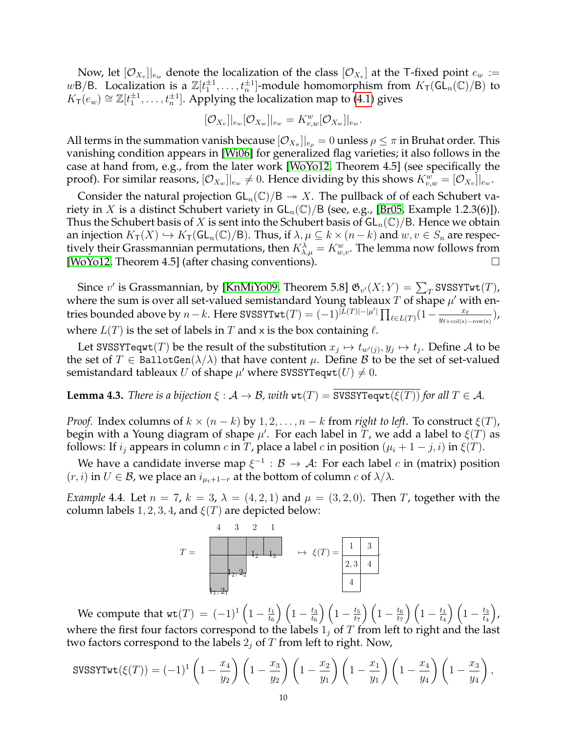Now, let $[\mathcal{O}_{X_v}]|_{e_w}$ denote the localization of the class $[\mathcal{O}_{X_v}]$ at the T-fixed point $e_w := w\mathsf{B}/\mathsf{B}$. Localization is a $\mathbb{Z}[t_1^{\pm 1}, \ldots, t_n^{\pm 1}]$-module homomorphism from $K_{\mathsf{T}}(\mathsf{GL}_n(\mathbb{C})/\mathsf{B})$ to $K_{\mathsf{T}}(e_w) \cong \mathbb{Z}[t_1^{\pm 1}, \ldots, t_n^{\pm 1}]$. Applying the localization map to (4.1) gives

$$[\mathcal{O}_{X_v}]|_{e_w}[\mathcal{O}_{X_w}]|_{e_w} = K_{v,w}^{w}[\mathcal{O}_{X_w}]|_{e_w}.$$

All terms in the summation vanish because $[\mathcal{O}_{X_\pi}]|_{e_\rho} = 0$ unless $\rho \leq \pi$ in Bruhat order. This vanishing condition appears in [Wi06] for generalized flag varieties; it also follows in the case at hand from, e.g., from the later work [WoYo12, Theorem 4.5] (see specifically the proof). For similar reasons, $[\mathcal{O}_{X_w}]|_{e_w} \neq 0$. Hence dividing by this shows $K_{v,w}^{w} = [\mathcal{O}_{X_v}]|_{e_w}$.

Consider the natural projection $\mathsf{GL}_n(\mathbb{C})/\mathsf{B} \twoheadrightarrow X$. The pullback of of each Schubert variety in $X$ is a distinct Schubert variety in $\mathsf{GL}_n(\mathbb{C})/\mathsf{B}$ (see, e.g., [Br05, Example 1.2.3(6)]). Thus the Schubert basis of $X$ is sent into the Schubert basis of $\mathsf{GL}_n(\mathbb{C})/\mathsf{B}$. Hence we obtain an injection $K_{\mathsf{T}}(X) \hookrightarrow K_{\mathsf{T}}(\mathsf{GL}_n(\mathbb{C})/\mathsf{B})$. Thus, if $\lambda, \mu \subseteq k \times (n-k)$ and $w, v \in S_n$ are respectively their Grassmannian permutations, then $K_{\lambda,\mu}^{\lambda} = K_{w,v}^{w}$. The lemma now follows from [WoYo12, Theorem 4.5] (after chasing conventions). $\square$

Since $v'$ is Grassmannian, by [KnMiYo09, Theorem 5.8] $\mathfrak{G}_{v'}(X;Y) = \sum_T \texttt{SVSSYTwt}(T)$, where the sum is over all set-valued semistandard Young tableaux $T$ of shape $\mu'$ with entries bounded above by $n-k$. Here $\texttt{SVSSYTwt}(T) = (-1)^{|L(T)|-|\mu'|} \prod_{\ell \in L(T)} (1 - \frac{x_\ell}{y_{\ell+\mathrm{col}(\mathsf{x})-\mathrm{row}(\mathsf{x})}})$, where $L(T)$ is the set of labels in $T$ and $\mathsf{x}$ is the box containing $\ell$.

Let $\texttt{SVSSYTeqwt}(T)$ be the result of the substitution $x_j \mapsto t_{w'(j)}, y_j \mapsto t_j$. Define $\mathcal{A}$ to be the set of $T \in \texttt{BallotGen}(\lambda/\lambda)$ that have content $\mu$. Define $\mathcal{B}$ to be the set of set-valued semistandard tableaux $U$ of shape $\mu'$ where $\texttt{SVSSYTeqwt}(U) \neq 0$.

**Lemma 4.3.** *There is a bijection $\xi : \mathcal{A} \to \mathcal{B}$, with $\texttt{wt}(T) = \overline{\texttt{SVSSYTeqwt}(\xi(T))}$ for all $T \in \mathcal{A}$.*

*Proof.* Index columns of $k \times (n-k)$ by $1, 2, \ldots, n-k$ from *right to left*. To construct $\xi(T)$, begin with a Young diagram of shape $\mu'$. For each label in $T$, we add a label to $\xi(T)$ as follows: If $i_j$ appears in column $c$ in $T$, place a label $c$ in position $(\mu_i + 1 - j, i)$ in $\xi(T)$.

We have a candidate inverse map $\xi^{-1} : \mathcal{B} \to \mathcal{A}$: For each label $c$ in (matrix) position $(r, i)$ in $U \in \mathcal{B}$, we place an $i_{\mu_i+1-r}$ at the bottom of column $c$ of $\lambda/\lambda$.

*Example* 4.4. Let $n = 7$, $k = 3$, $\lambda = (4, 2, 1)$ and $\mu = (3, 2, 0)$. Then $T$, together with the column labels $1, 2, 3, 4$, and $\xi(T)$ are depicted below:

Column labels (left to right): 4 3 2 1

$T =$ (shaded shape $\lambda = (4,2,1)$ with labels: $1_2$ and $1_3$ below the first row in columns 2 and 1; $1_2, 2_2$ below the second row in column 3; $1_1, 2_1$ below the third row in column 4) $\mapsto \xi(T) =$

| 1 | 3 |
|---|---|
| 2, 3 | 4 |
| 4 | |

We compute that $\texttt{wt}(T) = (-1)^1 \left(1 - \frac{t_1}{t_6}\right)\left(1 - \frac{t_3}{t_6}\right)\left(1 - \frac{t_5}{t_7}\right)\left(1 - \frac{t_6}{t_7}\right)\left(1 - \frac{t_1}{t_4}\right)\left(1 - \frac{t_3}{t_4}\right)$, where the first four factors correspond to the labels $1_j$ of $T$ from left to right and the last two factors correspond to the labels $2_j$ of $T$ from left to right. Now,

$$\texttt{SVSSYTwt}(\xi(T)) = (-1)^1 \left(1 - \frac{x_4}{y_2}\right)\left(1 - \frac{x_3}{y_2}\right)\left(1 - \frac{x_2}{y_1}\right)\left(1 - \frac{x_1}{y_1}\right)\left(1 - \frac{x_4}{y_4}\right)\left(1 - \frac{x_3}{y_4}\right),$$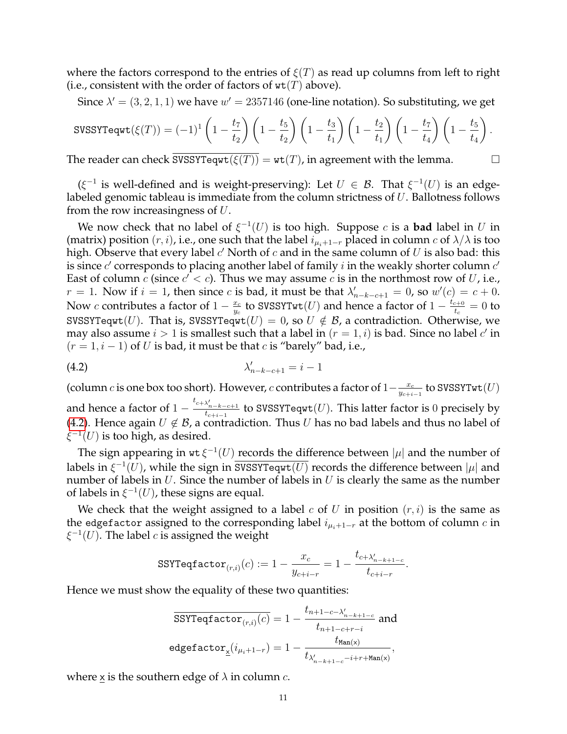where the factors correspond to the entries of $\xi(T)$ as read up columns from left to right (i.e., consistent with the order of factors of $\mathtt{wt}(T)$ above).

Since $\lambda' = (3,2,1,1)$ we have $w' = 2357146$ (one-line notation). So substituting, we get

$$\mathtt{SVSSYTeqwt}(\xi(T)) = (-1)^1 \left(1 - \frac{t_7}{t_2}\right)\left(1 - \frac{t_5}{t_2}\right)\left(1 - \frac{t_3}{t_1}\right)\left(1 - \frac{t_2}{t_1}\right)\left(1 - \frac{t_7}{t_4}\right)\left(1 - \frac{t_5}{t_4}\right).$$

The reader can check $\overline{\mathtt{SVSSYTeqwt}(\xi(T))} = \mathtt{wt}(T)$, in agreement with the lemma. □

($\xi^{-1}$ is well-defined and is weight-preserving): Let $U \in \mathcal{B}$. That $\xi^{-1}(U)$ is an edge-labeled genomic tableau is immediate from the column strictness of $U$. Ballotness follows from the row increasingness of $U$.

We now check that no label of $\xi^{-1}(U)$ is too high. Suppose $c$ is a **bad** label in $U$ in (matrix) position $(r,i)$, i.e., one such that the label $i_{\mu_i+1-r}$ placed in column $c$ of $\lambda/\lambda$ is too high. Observe that every label $c'$ North of $c$ and in the same column of $U$ is also bad: this is since $c'$ corresponds to placing another label of family $i$ in the weakly shorter column $c'$ East of column $c$ (since $c' < c$). Thus we may assume $c$ is in the northmost row of $U$, i.e., $r = 1$. Now if $i = 1$, then since $c$ is bad, it must be that $\lambda'_{n-k-c+1} = 0$, so $w'(c) = c + 0$. Now $c$ contributes a factor of $1 - \frac{x_c}{y_c}$ to $\mathtt{SVSSYTwt}(U)$ and hence a factor of $1 - \frac{t_{c+0}}{t_c} = 0$ to $\mathtt{SVSSYTeqwt}(U)$. That is, $\mathtt{SVSSYTeqwt}(U) = 0$, so $U \notin \mathcal{B}$, a contradiction. Otherwise, we may also assume $i > 1$ is smallest such that a label in $(r = 1, i)$ is bad. Since no label $c'$ in $(r = 1, i-1)$ of $U$ is bad, it must be that $c$ is "barely" bad, i.e.,

$$\lambda'_{n-k-c+1} = i - 1 \tag{4.2}$$

(column $c$ is one box too short). However, $c$ contributes a factor of $1 - \frac{x_c}{y_{c+i-1}}$ to $\mathtt{SVSSYTwt}(U)$ and hence a factor of $1 - \frac{t_{c+\lambda'_{n-k-c+1}}}{t_{c+i-1}}$ to $\mathtt{SVSSYTeqwt}(U)$. This latter factor is $0$ precisely by (4.2). Hence again $U \notin \mathcal{B}$, a contradiction. Thus $U$ has no bad labels and thus no label of $\xi^{-1}(U)$ is too high, as desired.

The sign appearing in $\mathtt{wt}\,\xi^{-1}(U)$ records the difference between $|\mu|$ and the number of labels in $\xi^{-1}(U)$, while the sign in $\overline{\mathtt{SVSSYTeqwt}(U)}$ records the difference between $|\mu|$ and number of labels in $U$. Since the number of labels in $U$ is clearly the same as the number of labels in $\xi^{-1}(U)$, these signs are equal.

We check that the weight assigned to a label $c$ of $U$ in position $(r,i)$ is the same as the $\mathtt{edgefactor}$ assigned to the corresponding label $i_{\mu_i+1-r}$ at the bottom of column $c$ in $\xi^{-1}(U)$. The label $c$ is assigned the weight

$$\mathtt{SSYTeqfactor}_{(r,i)}(c) := 1 - \frac{x_c}{y_{c+i-r}} = 1 - \frac{t_{c+\lambda'_{n-k+1-c}}}{t_{c+i-r}}.$$

Hence we must show the equality of these two quantities:

$$\overline{\mathtt{SSYTeqfactor}_{(r,i)}(c)} = 1 - \frac{t_{n+1-c-\lambda'_{n-k+1-c}}}{t_{n+1-c+r-i}} \text{ and}$$

$$\mathtt{edgefactor}_{\underline{x}}(i_{\mu_i+1-r}) = 1 - \frac{t_{\mathtt{Man}(\mathsf{x})}}{t_{\lambda'_{n-k+1-c}-i+r+\mathtt{Man}(\mathsf{x})}},$$

where $\underline{x}$ is the southern edge of $\lambda$ in column $c$.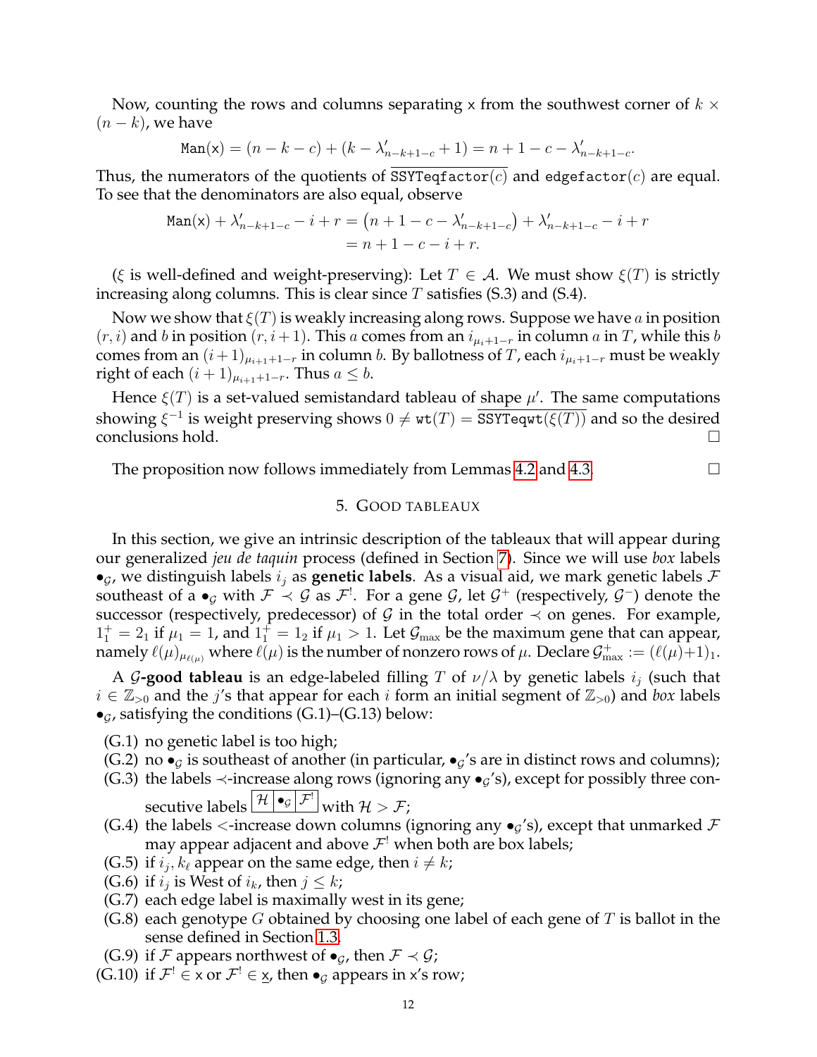Now, counting the rows and columns separating x from the southwest corner of $k \times (n-k)$, we have

$$\texttt{Man}(\mathsf{x}) = (n-k-c) + (k - \lambda'_{n-k+1-c} + 1) = n + 1 - c - \lambda'_{n-k+1-c}.$$

Thus, the numerators of the quotients of $\overline{\texttt{SSYTeqfactor}(c)}$ and $\texttt{edgefactor}(c)$ are equal. To see that the denominators are also equal, observe

$$\begin{aligned}\texttt{Man}(\mathsf{x}) + \lambda'_{n-k+1-c} - i + r &= \left(n + 1 - c - \lambda'_{n-k+1-c}\right) + \lambda'_{n-k+1-c} - i + r \\ &= n + 1 - c - i + r.\end{aligned}$$

($\xi$ is well-defined and weight-preserving): Let $T \in \mathcal{A}$. We must show $\xi(T)$ is strictly increasing along columns. This is clear since $T$ satisfies (S.3) and (S.4).

Now we show that $\xi(T)$ is weakly increasing along rows. Suppose we have $a$ in position $(r, i)$ and $b$ in position $(r, i+1)$. This $a$ comes from an $i_{\mu_i+1-r}$ in column $a$ in $T$, while this $b$ comes from an $(i+1)_{\mu_{i+1}+1-r}$ in column $b$. By ballotness of $T$, each $i_{\mu_i+1-r}$ must be weakly right of each $(i+1)_{\mu_{i+1}+1-r}$. Thus $a \leq b$.

Hence $\xi(T)$ is a set-valued semistandard tableau of shape $\mu'$. The same computations showing $\xi^{-1}$ is weight preserving shows $0 \neq \texttt{wt}(T) = \overline{\texttt{SSYTeqwt}(\xi(T))}$ and so the desired conclusions hold. □

The proposition now follows immediately from Lemmas 4.2 and 4.3. □

## 5. Good tableaux

In this section, we give an intrinsic description of the tableaux that will appear during our generalized *jeu de taquin* process (defined in Section 7). Since we will use *box* labels $\bullet_{\mathcal{G}}$, we distinguish labels $i_j$ as **genetic labels**. As a visual aid, we mark genetic labels $\mathcal{F}$ southeast of a $\bullet_{\mathcal{G}}$ with $\mathcal{F} \prec \mathcal{G}$ as $\mathcal{F}^!$. For a gene $\mathcal{G}$, let $\mathcal{G}^+$ (respectively, $\mathcal{G}^-$) denote the successor (respectively, predecessor) of $\mathcal{G}$ in the total order $\prec$ on genes. For example, $1_1^+ = 2_1$ if $\mu_1 = 1$, and $1_1^+ = 1_2$ if $\mu_1 > 1$. Let $\mathcal{G}_{\max}$ be the maximum gene that can appear, namely $\ell(\mu)_{\mu_{\ell(\mu)}}$ where $\ell(\mu)$ is the number of nonzero rows of $\mu$. Declare $\mathcal{G}_{\max}^+ := (\ell(\mu)+1)_1$.

A $\mathcal{G}$**-good tableau** is an edge-labeled filling $T$ of $\nu/\lambda$ by genetic labels $i_j$ (such that $i \in \mathbb{Z}_{>0}$ and the $j$'s that appear for each $i$ form an initial segment of $\mathbb{Z}_{>0}$) and *box* labels $\bullet_{\mathcal{G}}$, satisfying the conditions (G.1)–(G.13) below:

- (G.1) no genetic label is too high;
- (G.2) no $\bullet_{\mathcal{G}}$ is southeast of another (in particular, $\bullet_{\mathcal{G}}$'s are in distinct rows and columns);
- (G.3) the labels $\prec$-increase along rows (ignoring any $\bullet_{\mathcal{G}}$'s), except for possibly three consecutive labels $\boxed{\mathcal{H}}\boxed{\bullet_{\mathcal{G}}}\boxed{\mathcal{F}^!}$ with $\mathcal{H} > \mathcal{F}$;
- (G.4) the labels $<$-increase down columns (ignoring any $\bullet_{\mathcal{G}}$'s), except that unmarked $\mathcal{F}$ may appear adjacent and above $\mathcal{F}^!$ when both are box labels;
- (G.5) if $i_j, k_\ell$ appear on the same edge, then $i \neq k$;
- (G.6) if $i_j$ is West of $i_k$, then $j \leq k$;
- (G.7) each edge label is maximally west in its gene;
- (G.8) each genotype $G$ obtained by choosing one label of each gene of $T$ is ballot in the sense defined in Section 1.3.
- (G.9) if $\mathcal{F}$ appears northwest of $\bullet_{\mathcal{G}}$, then $\mathcal{F} \prec \mathcal{G}$;
- (G.10) if $\mathcal{F}^! \in \mathsf{x}$ or $\mathcal{F}^! \in \underline{\mathsf{x}}$, then $\bullet_{\mathcal{G}}$ appears in x's row;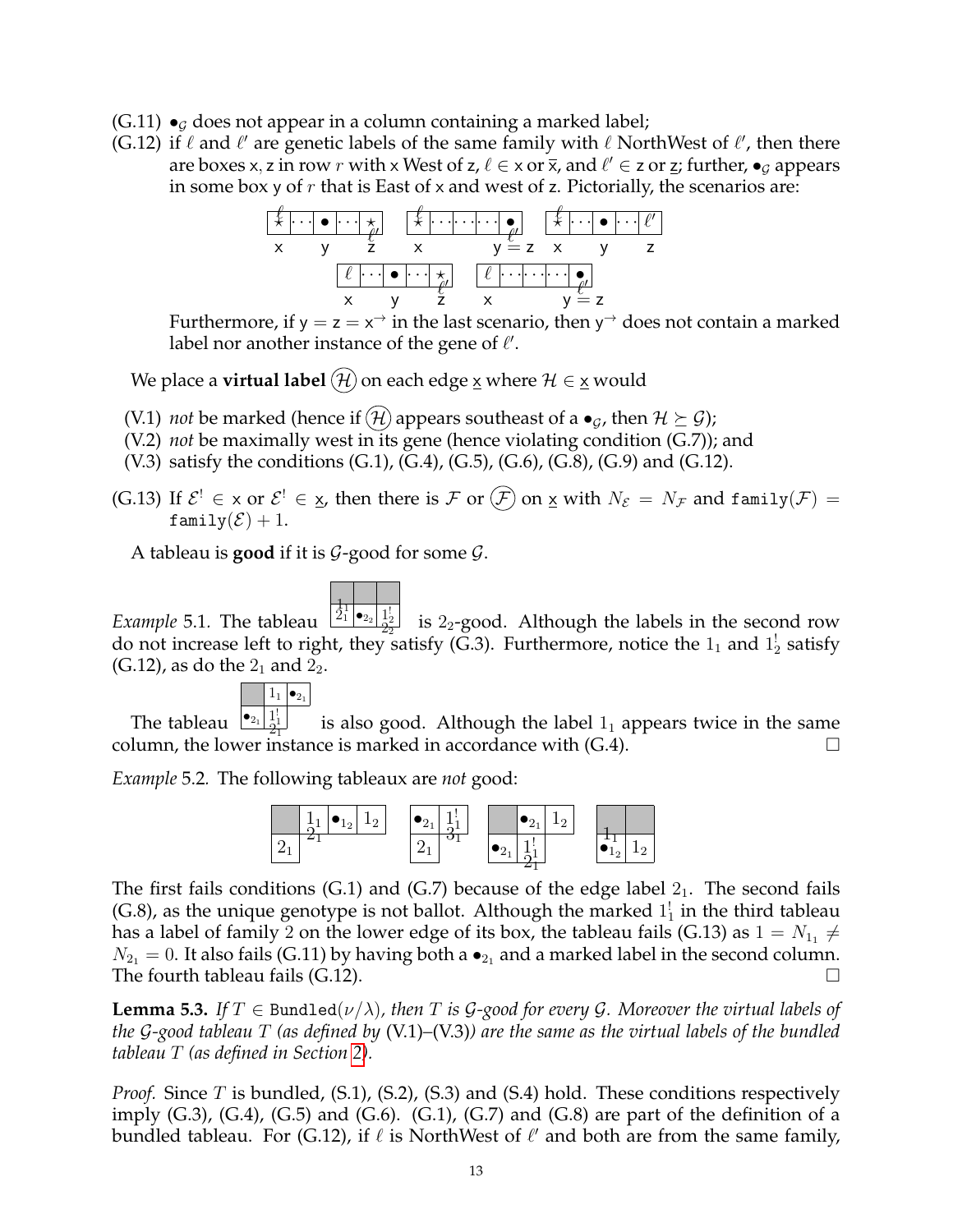(G.11) $\bullet_{\mathcal{G}}$ does not appear in a column containing a marked label;

(G.12) if $\ell$ and $\ell'$ are genetic labels of the same family with $\ell$ NorthWest of $\ell'$, then there are boxes $\mathsf{x}, \mathsf{z}$ in row $r$ with $\mathsf{x}$ West of $\mathsf{z}$, $\ell \in \mathsf{x}$ or $\overline{\mathsf{x}}$, and $\ell' \in \mathsf{z}$ or $\underline{\mathsf{z}}$; further, $\bullet_{\mathcal{G}}$ appears in some box $\mathsf{y}$ of $r$ that is East of $\mathsf{x}$ and west of $\mathsf{z}$. Pictorially, the scenarios are:

Furthermore, if $\mathsf{y} = \mathsf{z} = \mathsf{x}^{\rightarrow}$ in the last scenario, then $\mathsf{y}^{\rightarrow}$ does not contain a marked label nor another instance of the gene of $\ell'$.

We place a **virtual label** $\textcircled{\mathcal{H}}$ on each edge $\underline{\mathsf{x}}$ where $\mathcal{H} \in \underline{\mathsf{x}}$ would

(V.1) *not* be marked (hence if $\textcircled{\mathcal{H}}$ appears southeast of a $\bullet_{\mathcal{G}}$, then $\mathcal{H} \succeq \mathcal{G}$);

(V.2) *not* be maximally west in its gene (hence violating condition (G.7)); and

(V.3) satisfy the conditions (G.1), (G.4), (G.5), (G.6), (G.8), (G.9) and (G.12).

(G.13) If $\mathcal{E}^! \in \mathsf{x}$ or $\mathcal{E}^! \in \underline{\mathsf{x}}$, then there is $\mathcal{F}$ or $\textcircled{\mathcal{F}}$ on $\underline{\mathsf{x}}$ with $N_{\mathcal{E}} = N_{\mathcal{F}}$ and $\mathtt{family}(\mathcal{F}) = \mathtt{family}(\mathcal{E}) + 1$.

A tableau is **good** if it is $\mathcal{G}$-good for some $\mathcal{G}$.

*Example* 5.1. The tableau is $2_2$-good. Although the labels in the second row do not increase left to right, they satisfy (G.3). Furthermore, notice the $1_1$ and $1_2^!$ satisfy (G.12), as do the $2_1$ and $2_2$.

The tableau is also good. Although the label $1_1$ appears twice in the same column, the lower instance is marked in accordance with (G.4). □

*Example* 5.2. The following tableaux are *not* good:

The first fails conditions (G.1) and (G.7) because of the edge label $2_1$. The second fails (G.8), as the unique genotype is not ballot. Although the marked $1_1^!$ in the third tableau has a label of family 2 on the lower edge of its box, the tableau fails (G.13) as $1 = N_{1_1} \neq N_{2_1} = 0$. It also fails (G.11) by having both a $\bullet_{2_1}$ and a marked label in the second column. The fourth tableau fails (G.12). □

**Lemma 5.3.** *If $T \in \mathtt{Bundled}(\nu/\lambda)$, then $T$ is $\mathcal{G}$-good for every $\mathcal{G}$. Moreover the virtual labels of the $\mathcal{G}$-good tableau $T$ (as defined by* (V.1)–(V.3)*) are the same as the virtual labels of the bundled tableau $T$ (as defined in Section 2).*

*Proof.* Since $T$ is bundled, (S.1), (S.2), (S.3) and (S.4) hold. These conditions respectively imply (G.3), (G.4), (G.5) and (G.6). (G.1), (G.7) and (G.8) are part of the definition of a bundled tableau. For (G.12), if $\ell$ is NorthWest of $\ell'$ and both are from the same family,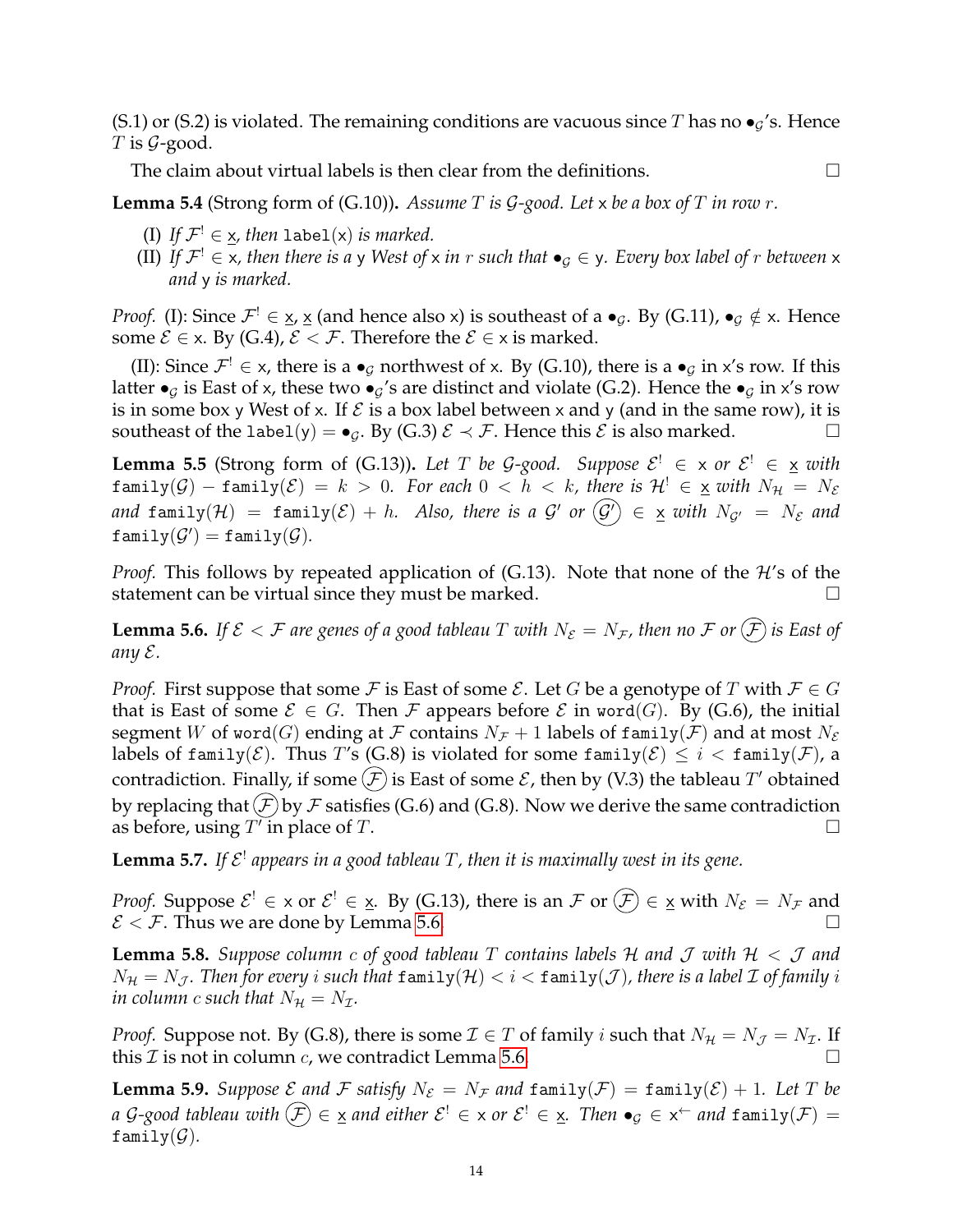(S.1) or (S.2) is violated. The remaining conditions are vacuous since $T$ has no $\bullet_{\mathcal{G}}$'s. Hence $T$ is $\mathcal{G}$-good.

The claim about virtual labels is then clear from the definitions. $\square$

**Lemma 5.4** (Strong form of (G.10))**.** *Assume $T$ is $\mathcal{G}$-good. Let $\mathsf{x}$ be a box of $T$ in row $r$.*

- (I) *If $\mathcal{F}^! \in \underline{\mathsf{x}}$, then $\mathtt{label}(\mathsf{x})$ is marked.*
- (II) *If $\mathcal{F}^! \in \mathsf{x}$, then there is a $\mathsf{y}$ West of $\mathsf{x}$ in $r$ such that $\bullet_{\mathcal{G}} \in \mathsf{y}$. Every box label of $r$ between $\mathsf{x}$ and $\mathsf{y}$ is marked.*

*Proof.* (I): Since $\mathcal{F}^! \in \underline{\mathsf{x}}$, $\underline{\mathsf{x}}$ (and hence also $\mathsf{x}$) is southeast of a $\bullet_{\mathcal{G}}$. By (G.11), $\bullet_{\mathcal{G}} \notin \mathsf{x}$. Hence some $\mathcal{E} \in \mathsf{x}$. By (G.4), $\mathcal{E} < \mathcal{F}$. Therefore the $\mathcal{E} \in \mathsf{x}$ is marked.

(II): Since $\mathcal{F}^! \in \mathsf{x}$, there is a $\bullet_{\mathcal{G}}$ northwest of $\mathsf{x}$. By (G.10), there is a $\bullet_{\mathcal{G}}$ in $\mathsf{x}$'s row. If this latter $\bullet_{\mathcal{G}}$ is East of $\mathsf{x}$, these two $\bullet_{\mathcal{G}}$'s are distinct and violate (G.2). Hence the $\bullet_{\mathcal{G}}$ in $\mathsf{x}$'s row is in some box $\mathsf{y}$ West of $\mathsf{x}$. If $\mathcal{E}$ is a box label between $\mathsf{x}$ and $\mathsf{y}$ (and in the same row), it is southeast of the $\mathtt{label}(\mathsf{y}) = \bullet_{\mathcal{G}}$. By (G.3) $\mathcal{E} \prec \mathcal{F}$. Hence this $\mathcal{E}$ is also marked. $\square$

**Lemma 5.5** (Strong form of (G.13))**.** *Let $T$ be $\mathcal{G}$-good. Suppose $\mathcal{E}^! \in \mathsf{x}$ or $\mathcal{E}^! \in \underline{\mathsf{x}}$ with $\mathtt{family}(\mathcal{G}) - \mathtt{family}(\mathcal{E}) = k > 0$. For each $0 < h < k$, there is $\mathcal{H}^! \in \underline{\mathsf{x}}$ with $N_{\mathcal{H}} = N_{\mathcal{E}}$ and $\mathtt{family}(\mathcal{H}) = \mathtt{family}(\mathcal{E}) + h$. Also, there is a $\mathcal{G}'$ or $\textcircled{\mathcal{G}'} \in \underline{\mathsf{x}}$ with $N_{\mathcal{G}'} = N_{\mathcal{E}}$ and $\mathtt{family}(\mathcal{G}') = \mathtt{family}(\mathcal{G})$.*

*Proof.* This follows by repeated application of (G.13). Note that none of the $\mathcal{H}$'s of the statement can be virtual since they must be marked. $\square$

**Lemma 5.6.** *If $\mathcal{E} < \mathcal{F}$ are genes of a good tableau $T$ with $N_{\mathcal{E}} = N_{\mathcal{F}}$, then no $\mathcal{F}$ or $\textcircled{\mathcal{F}}$ is East of any $\mathcal{E}$.*

*Proof.* First suppose that some $\mathcal{F}$ is East of some $\mathcal{E}$. Let $G$ be a genotype of $T$ with $\mathcal{F} \in G$ that is East of some $\mathcal{E} \in G$. Then $\mathcal{F}$ appears before $\mathcal{E}$ in $\mathtt{word}(G)$. By (G.6), the initial segment $W$ of $\mathtt{word}(G)$ ending at $\mathcal{F}$ contains $N_{\mathcal{F}} + 1$ labels of $\mathtt{family}(\mathcal{F})$ and at most $N_{\mathcal{E}}$ labels of $\mathtt{family}(\mathcal{E})$. Thus $T$'s (G.8) is violated for some $\mathtt{family}(\mathcal{E}) \leq i < \mathtt{family}(\mathcal{F})$, a contradiction. Finally, if some $\textcircled{\mathcal{F}}$ is East of some $\mathcal{E}$, then by (V.3) the tableau $T'$ obtained by replacing that $\textcircled{\mathcal{F}}$ by $\mathcal{F}$ satisfies (G.6) and (G.8). Now we derive the same contradiction as before, using $T'$ in place of $T$. $\square$

**Lemma 5.7.** *If $\mathcal{E}^!$ appears in a good tableau $T$, then it is maximally west in its gene.*

*Proof.* Suppose $\mathcal{E}^! \in \mathsf{x}$ or $\mathcal{E}^! \in \underline{\mathsf{x}}$. By (G.13), there is an $\mathcal{F}$ or $\textcircled{\mathcal{F}} \in \underline{\mathsf{x}}$ with $N_{\mathcal{E}} = N_{\mathcal{F}}$ and $\mathcal{E} < \mathcal{F}$. Thus we are done by Lemma 5.6. $\square$

**Lemma 5.8.** *Suppose column $c$ of good tableau $T$ contains labels $\mathcal{H}$ and $\mathcal{J}$ with $\mathcal{H} < \mathcal{J}$ and $N_{\mathcal{H}} = N_{\mathcal{J}}$. Then for every $i$ such that $\mathtt{family}(\mathcal{H}) < i < \mathtt{family}(\mathcal{J})$, there is a label $\mathcal{I}$ of family $i$ in column $c$ such that $N_{\mathcal{H}} = N_{\mathcal{I}}$.*

*Proof.* Suppose not. By (G.8), there is some $\mathcal{I} \in T$ of family $i$ such that $N_{\mathcal{H}} = N_{\mathcal{J}} = N_{\mathcal{I}}$. If this $\mathcal{I}$ is not in column $c$, we contradict Lemma 5.6. $\square$

**Lemma 5.9.** *Suppose $\mathcal{E}$ and $\mathcal{F}$ satisfy $N_{\mathcal{E}} = N_{\mathcal{F}}$ and $\mathtt{family}(\mathcal{F}) = \mathtt{family}(\mathcal{E}) + 1$. Let $T$ be a $\mathcal{G}$-good tableau with $\textcircled{\mathcal{F}} \in \underline{\mathsf{x}}$ and either $\mathcal{E}^! \in \mathsf{x}$ or $\mathcal{E}^! \in \underline{\mathsf{x}}$. Then $\bullet_{\mathcal{G}} \in \mathsf{x}^{\leftarrow}$ and $\mathtt{family}(\mathcal{F}) = \mathtt{family}(\mathcal{G})$.*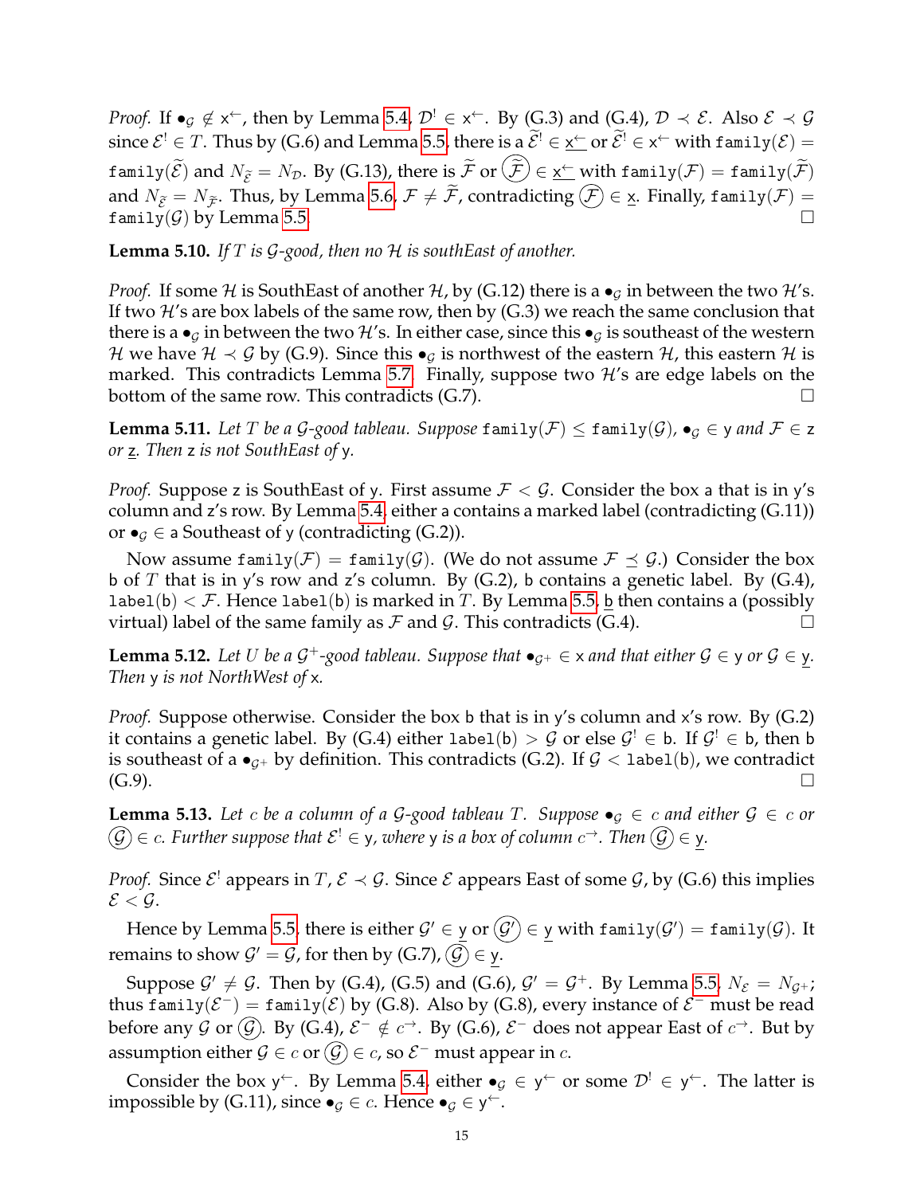*Proof.* If $\bullet_{\mathcal{G}} \notin \mathsf{x}^{\leftarrow}$, then by Lemma 5.4, $\mathcal{D}^! \in \mathsf{x}^{\leftarrow}$. By (G.3) and (G.4), $\mathcal{D} \prec \mathcal{E}$. Also $\mathcal{E} \prec \mathcal{G}$ since $\mathcal{E}^! \in T$. Thus by (G.6) and Lemma 5.5, there is a $\widetilde{\mathcal{E}}^! \in \underline{\mathsf{x}^{\leftarrow}}$ or $\widetilde{\mathcal{E}}^! \in \mathsf{x}^{\leftarrow}$ with $\mathtt{family}(\mathcal{E}) = \mathtt{family}(\widetilde{\mathcal{E}})$ and $N_{\widetilde{\mathcal{E}}} = N_{\mathcal{D}}$. By (G.13), there is $\widetilde{\mathcal{F}}$ or $\textcircled{\widetilde{\mathcal{F}}} \in \underline{\mathsf{x}^{\leftarrow}}$ with $\mathtt{family}(\mathcal{F}) = \mathtt{family}(\widetilde{\mathcal{F}})$ and $N_{\widetilde{\mathcal{E}}} = N_{\widetilde{\mathcal{F}}}$. Thus, by Lemma 5.6, $\mathcal{F} \neq \widetilde{\mathcal{F}}$, contradicting $\textcircled{\mathcal{F}} \in \underline{\mathsf{x}}$. Finally, $\mathtt{family}(\mathcal{F}) = \mathtt{family}(\mathcal{G})$ by Lemma 5.5. $\square$

**Lemma 5.10.** *If $T$ is $\mathcal{G}$-good, then no $\mathcal{H}$ is southEast of another.*

*Proof.* If some $\mathcal{H}$ is SouthEast of another $\mathcal{H}$, by (G.12) there is a $\bullet_{\mathcal{G}}$ in between the two $\mathcal{H}$'s. If two $\mathcal{H}$'s are box labels of the same row, then by (G.3) we reach the same conclusion that there is a $\bullet_{\mathcal{G}}$ in between the two $\mathcal{H}$'s. In either case, since this $\bullet_{\mathcal{G}}$ is southeast of the western $\mathcal{H}$ we have $\mathcal{H} \prec \mathcal{G}$ by (G.9). Since this $\bullet_{\mathcal{G}}$ is northwest of the eastern $\mathcal{H}$, this eastern $\mathcal{H}$ is marked. This contradicts Lemma 5.7. Finally, suppose two $\mathcal{H}$'s are edge labels on the bottom of the same row. This contradicts (G.7). $\square$

**Lemma 5.11.** *Let $T$ be a $\mathcal{G}$-good tableau. Suppose $\mathtt{family}(\mathcal{F}) \leq \mathtt{family}(\mathcal{G})$, $\bullet_{\mathcal{G}} \in \mathsf{y}$ and $\mathcal{F} \in \mathsf{z}$ or $\underline{\mathsf{z}}$. Then $\mathsf{z}$ is not SouthEast of $\mathsf{y}$.*

*Proof.* Suppose $\mathsf{z}$ is SouthEast of $\mathsf{y}$. First assume $\mathcal{F} < \mathcal{G}$. Consider the box $\mathsf{a}$ that is in $\mathsf{y}$'s column and $\mathsf{z}$'s row. By Lemma 5.4, either $\mathsf{a}$ contains a marked label (contradicting (G.11)) or $\bullet_{\mathcal{G}} \in \mathsf{a}$ Southeast of $\mathsf{y}$ (contradicting (G.2)).

Now assume $\mathtt{family}(\mathcal{F}) = \mathtt{family}(\mathcal{G})$. (We do not assume $\mathcal{F} \preceq \mathcal{G}$.) Consider the box $\mathsf{b}$ of $T$ that is in $\mathsf{y}$'s row and $\mathsf{z}$'s column. By (G.2), $\mathsf{b}$ contains a genetic label. By (G.4), $\mathtt{label}(\mathsf{b}) < \mathcal{F}$. Hence $\mathtt{label}(\mathsf{b})$ is marked in $T$. By Lemma 5.5, $\underline{\mathsf{b}}$ then contains a (possibly virtual) label of the same family as $\mathcal{F}$ and $\mathcal{G}$. This contradicts (G.4). $\square$

**Lemma 5.12.** *Let $U$ be a $\mathcal{G}^+$-good tableau. Suppose that $\bullet_{\mathcal{G}^+} \in \mathsf{x}$ and that either $\mathcal{G} \in \mathsf{y}$ or $\mathcal{G} \in \underline{\mathsf{y}}$. Then $\mathsf{y}$ is not NorthWest of $\mathsf{x}$.*

*Proof.* Suppose otherwise. Consider the box $\mathsf{b}$ that is in $\mathsf{y}$'s column and $\mathsf{x}$'s row. By (G.2) it contains a genetic label. By (G.4) either $\mathtt{label}(\mathsf{b}) > \mathcal{G}$ or else $\mathcal{G}^! \in \mathsf{b}$. If $\mathcal{G}^! \in \mathsf{b}$, then $\mathsf{b}$ is southeast of a $\bullet_{\mathcal{G}^+}$ by definition. This contradicts (G.2). If $\mathcal{G} < \mathtt{label}(\mathsf{b})$, we contradict (G.9). $\square$

**Lemma 5.13.** *Let $c$ be a column of a $\mathcal{G}$-good tableau $T$. Suppose $\bullet_{\mathcal{G}} \in c$ and either $\mathcal{G} \in c$ or $\textcircled{\mathcal{G}} \in c$. Further suppose that $\mathcal{E}^! \in \mathsf{y}$, where $\mathsf{y}$ is a box of column $c^{\rightarrow}$. Then $\textcircled{\mathcal{G}} \in \underline{\mathsf{y}}$.*

*Proof.* Since $\mathcal{E}^!$ appears in $T$, $\mathcal{E} \prec \mathcal{G}$. Since $\mathcal{E}$ appears East of some $\mathcal{G}$, by (G.6) this implies $\mathcal{E} < \mathcal{G}$.

Hence by Lemma 5.5, there is either $\mathcal{G}' \in \underline{\mathsf{y}}$ or $\textcircled{\mathcal{G}'} \in \underline{\mathsf{y}}$ with $\mathtt{family}(\mathcal{G}') = \mathtt{family}(\mathcal{G})$. It remains to show $\mathcal{G}' = \mathcal{G}$, for then by (G.7), $\textcircled{\mathcal{G}} \in \underline{\mathsf{y}}$.

Suppose $\mathcal{G}' \neq \mathcal{G}$. Then by (G.4), (G.5) and (G.6), $\mathcal{G}' = \mathcal{G}^+$. By Lemma 5.5, $N_{\mathcal{E}} = N_{\mathcal{G}^+}$; thus $\mathtt{family}(\mathcal{E}^-) = \mathtt{family}(\mathcal{E})$ by (G.8). Also by (G.8), every instance of $\mathcal{E}^-$ must be read before any $\mathcal{G}$ or $\textcircled{\mathcal{G}}$. By (G.4), $\mathcal{E}^- \notin c^{\rightarrow}$. By (G.6), $\mathcal{E}^-$ does not appear East of $c^{\rightarrow}$. But by assumption either $\mathcal{G} \in c$ or $\textcircled{\mathcal{G}} \in c$, so $\mathcal{E}^-$ must appear in $c$.

Consider the box $\mathsf{y}^{\leftarrow}$. By Lemma 5.4, either $\bullet_{\mathcal{G}} \in \mathsf{y}^{\leftarrow}$ or some $\mathcal{D}^! \in \mathsf{y}^{\leftarrow}$. The latter is impossible by (G.11), since $\bullet_{\mathcal{G}} \in c$. Hence $\bullet_{\mathcal{G}} \in \mathsf{y}^{\leftarrow}$.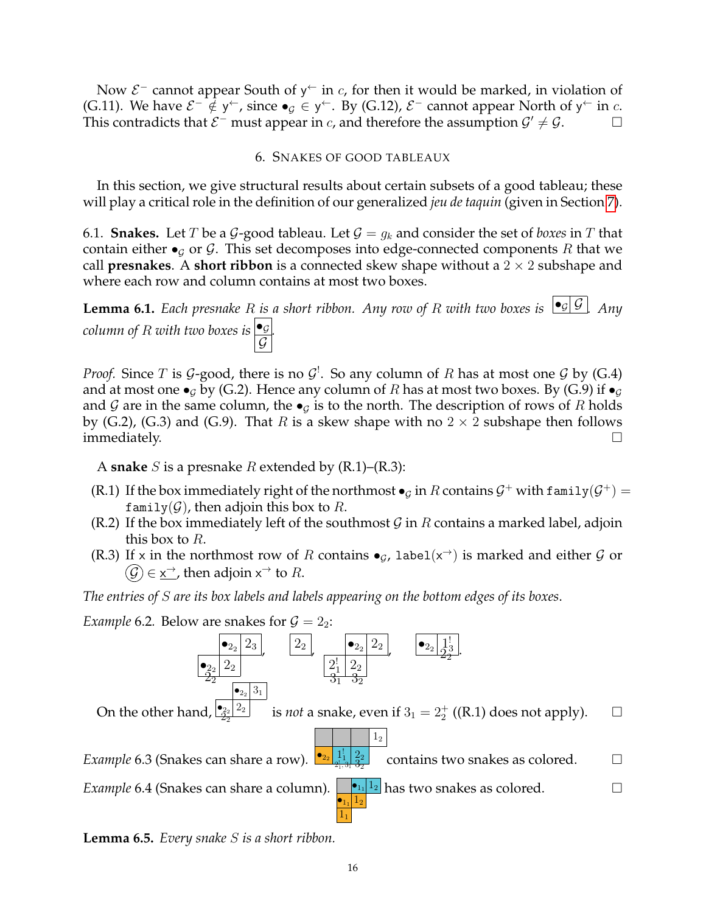Now $\mathcal{E}^-$ cannot appear South of $\mathsf{y}^{\leftarrow}$ in $c$, for then it would be marked, in violation of (G.11). We have $\mathcal{E}^- \notin \mathsf{y}^{\leftarrow}$, since $\bullet_{\mathcal{G}} \in \mathsf{y}^{\leftarrow}$. By (G.12), $\mathcal{E}^-$ cannot appear North of $\mathsf{y}^{\leftarrow}$ in $c$. This contradicts that $\mathcal{E}^-$ must appear in $c$, and therefore the assumption $\mathcal{G}' \neq \mathcal{G}$. □

## 6. Snakes of good tableaux

In this section, we give structural results about certain subsets of a good tableau; these will play a critical role in the definition of our generalized *jeu de taquin* (given in Section 7).

**6.1. Snakes.** Let $T$ be a $\mathcal{G}$-good tableau. Let $\mathcal{G} = g_k$ and consider the set of *boxes* in $T$ that contain either $\bullet_{\mathcal{G}}$ or $\mathcal{G}$. This set decomposes into edge-connected components $R$ that we call **presnakes**. A **short ribbon** is a connected skew shape without a $2 \times 2$ subshape and where each row and column contains at most two boxes.

**Lemma 6.1.** *Each presnake $R$ is a short ribbon. Any row of $R$ with two boxes is* $\boxed{\bullet_{\mathcal{G}}}\boxed{\mathcal{G}}$. *Any column of $R$ with two boxes is* $\begin{array}{|c|}\hline \bullet_{\mathcal{G}} \\ \hline \mathcal{G} \\ \hline\end{array}$.

*Proof.* Since $T$ is $\mathcal{G}$-good, there is no $\mathcal{G}^!$. So any column of $R$ has at most one $\mathcal{G}$ by (G.4) and at most one $\bullet_{\mathcal{G}}$ by (G.2). Hence any column of $R$ has at most two boxes. By (G.9) if $\bullet_{\mathcal{G}}$ and $\mathcal{G}$ are in the same column, the $\bullet_{\mathcal{G}}$ is to the north. The description of rows of $R$ holds by (G.2), (G.3) and (G.9). That $R$ is a skew shape with no $2 \times 2$ subshape then follows immediately. □

A **snake** $S$ is a presnake $R$ extended by (R.1)–(R.3):

(R.1) If the box immediately right of the northmost $\bullet_{\mathcal{G}}$ in $R$ contains $\mathcal{G}^+$ with $\mathtt{family}(\mathcal{G}^+) = \mathtt{family}(\mathcal{G})$, then adjoin this box to $R$.

(R.2) If the box immediately left of the southmost $\mathcal{G}$ in $R$ contains a marked label, adjoin this box to $R$.

(R.3) If $\mathsf{x}$ in the northmost row of $R$ contains $\bullet_{\mathcal{G}}$, $\mathtt{label}(\mathsf{x}^{\rightarrow})$ is marked and either $\mathcal{G}$ or $\textcircled{\mathcal{G}} \in \underline{\mathsf{x}^{\rightarrow}}$, then adjoin $\mathsf{x}^{\rightarrow}$ to $R$.

*The entries of $S$ are its box labels and labels appearing on the bottom edges of its boxes.*

*Example* 6.2. Below are snakes for $\mathcal{G} = 2_2$:

[Four tableau diagrams: (1) a two-row shape with top row $\bullet_{2_2}$, $2_3$ and bottom row $\bullet_{2_2}$ (with $2_2$ on bottom edge), $2_2$; (2) a single box $2_2$; (3) a two-row shape with top row $\bullet_{2_2}$, $2_2$ and bottom row $2_1^!$ (with $3_1$ on bottom edge), $2_2$ (with $3_2$ on bottom edge); (4) a single row $\bullet_{2_2}$, $1_3^!$ (with $2_2$ on bottom edge).]

On the other hand, [shape with top row $\bullet_{2_2}$, $3_1$ and bottom row $\bullet_{2_2}$ (with $2_2$ on bottom edge), $2_2$] is *not* a snake, even if $3_1 = 2_2^+$ ((R.1) does not apply). □

*Example* 6.3 (Snakes can share a row). [Tableau with top row of three gray boxes and $1_2$; bottom row $\bullet_{2_2}$, $1_1^!$ (with $2_1, 3_1$ on bottom edge), $2_2$ (with $3_2$ on bottom edge)] contains two snakes as colored. □

*Example* 6.4 (Snakes can share a column). [Tableau with top row gray box, $\bullet_{1_1}$, $1_2$; second row $\bullet_{1_1}$, $1_2$; third row $1_1$] has two snakes as colored. □

**Lemma 6.5.** *Every snake $S$ is a short ribbon.*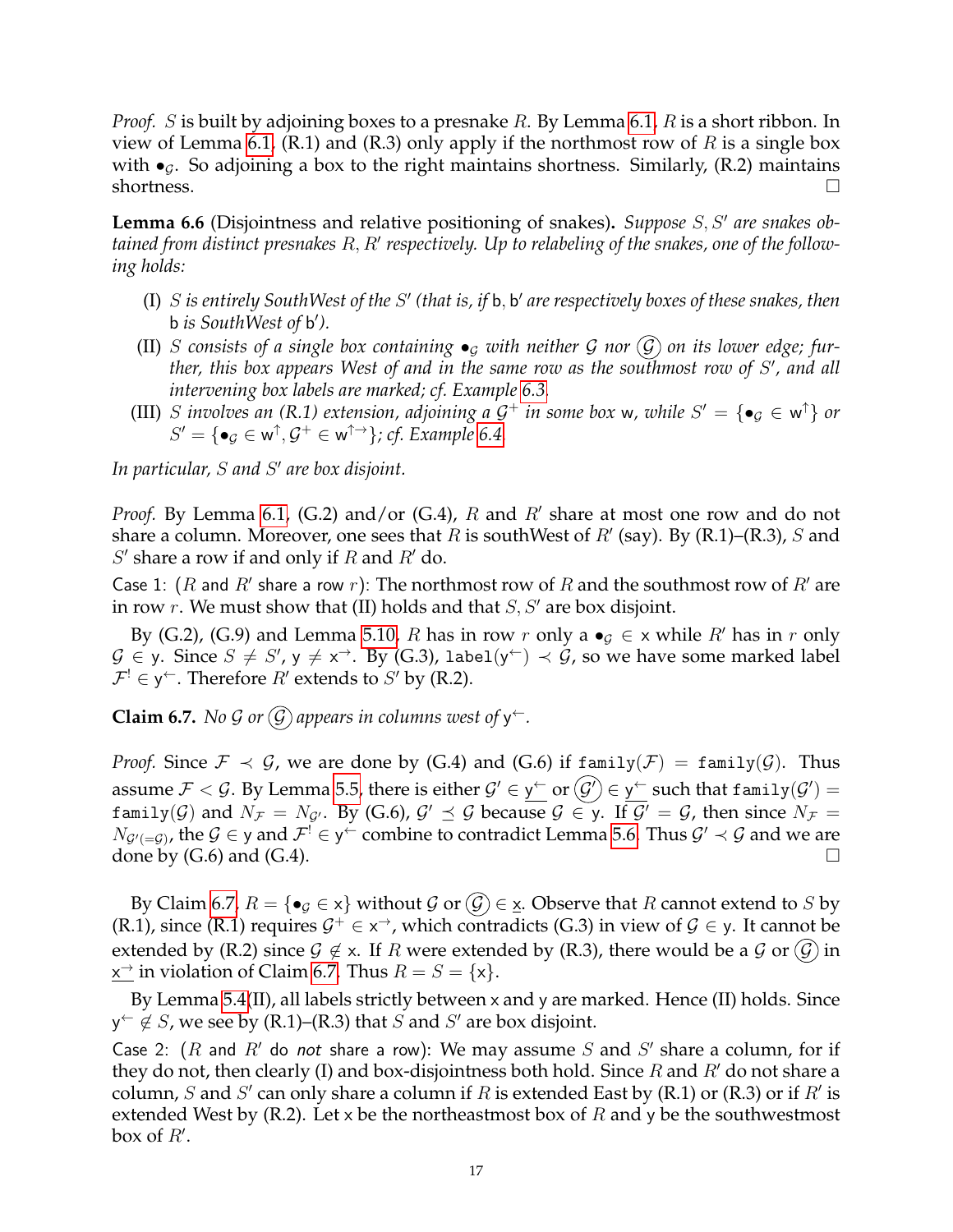*Proof.* $S$ is built by adjoining boxes to a presnake $R$. By Lemma 6.1, $R$ is a short ribbon. In view of Lemma 6.1, (R.1) and (R.3) only apply if the northmost row of $R$ is a single box with $\bullet_{\mathcal{G}}$. So adjoining a box to the right maintains shortness. Similarly, (R.2) maintains shortness. □

**Lemma 6.6** (Disjointness and relative positioning of snakes)**.** *Suppose $S, S'$ are snakes obtained from distinct presnakes $R, R'$ respectively. Up to relabeling of the snakes, one of the following holds:*

- (I) *$S$ is entirely SouthWest of the $S'$ (that is, if $\mathsf{b}, \mathsf{b}'$ are respectively boxes of these snakes, then $\mathsf{b}$ is SouthWest of $\mathsf{b}'$).*
- (II) *$S$ consists of a single box containing $\bullet_{\mathcal{G}}$ with neither $\mathcal{G}$ nor $\textcircled{\mathcal{G}}$ on its lower edge; further, this box appears West of and in the same row as the southmost row of $S'$, and all intervening box labels are marked; cf. Example 6.3.*
- (III) *$S$ involves an (R.1) extension, adjoining a $\mathcal{G}^+$ in some box $\mathsf{w}$, while $S' = \{\bullet_{\mathcal{G}} \in \mathsf{w}^{\uparrow}\}$ or $S' = \{\bullet_{\mathcal{G}} \in \mathsf{w}^{\uparrow}, \mathcal{G}^+ \in \mathsf{w}^{\uparrow\rightarrow}\}$; cf. Example 6.4.*

*In particular, $S$ and $S'$ are box disjoint.*

*Proof.* By Lemma 6.1, (G.2) and/or (G.4), $R$ and $R'$ share at most one row and do not share a column. Moreover, one sees that $R$ is southWest of $R'$ (say). By (R.1)–(R.3), $S$ and $S'$ share a row if and only if $R$ and $R'$ do.

Case 1: ($R$ and $R'$ share a row $r$): The northmost row of $R$ and the southmost row of $R'$ are in row $r$. We must show that (II) holds and that $S, S'$ are box disjoint.

By (G.2), (G.9) and Lemma 5.10, $R$ has in row $r$ only a $\bullet_{\mathcal{G}} \in \mathsf{x}$ while $R'$ has in $r$ only $\mathcal{G} \in \mathsf{y}$. Since $S \neq S'$, $\mathsf{y} \neq \mathsf{x}^{\rightarrow}$. By (G.3), $\mathtt{label}(\mathsf{y}^{\leftarrow}) \prec \mathcal{G}$, so we have some marked label $\mathcal{F}^! \in \mathsf{y}^{\leftarrow}$. Therefore $R'$ extends to $S'$ by (R.2).

**Claim 6.7.** *No $\mathcal{G}$ or $\textcircled{\mathcal{G}}$ appears in columns west of $\mathsf{y}^{\leftarrow}$.*

*Proof.* Since $\mathcal{F} \prec \mathcal{G}$, we are done by (G.4) and (G.6) if $\mathtt{family}(\mathcal{F}) = \mathtt{family}(\mathcal{G})$. Thus assume $\mathcal{F} < \mathcal{G}$. By Lemma 5.5, there is either $\mathcal{G}' \in \underline{\mathsf{y}^{\leftarrow}}$ or $\textcircled{\mathcal{G}'} \in \underline{\mathsf{y}^{\leftarrow}}$ such that $\mathtt{family}(\mathcal{G}') = \mathtt{family}(\mathcal{G})$ and $N_{\mathcal{F}} = N_{\mathcal{G}'}$. By (G.6), $\mathcal{G}' \preceq \mathcal{G}$ because $\mathcal{G} \in \mathsf{y}$. If $\mathcal{G}' = \mathcal{G}$, then since $N_{\mathcal{F}} = N_{\mathcal{G}'(=\mathcal{G})}$, the $\mathcal{G} \in \mathsf{y}$ and $\mathcal{F}^! \in \mathsf{y}^{\leftarrow}$ combine to contradict Lemma 5.6. Thus $\mathcal{G}' \prec \mathcal{G}$ and we are done by (G.6) and (G.4). □

By Claim 6.7, $R = \{\bullet_{\mathcal{G}} \in \mathsf{x}\}$ without $\mathcal{G}$ or $\textcircled{\mathcal{G}} \in \underline{\mathsf{x}}$. Observe that $R$ cannot extend to $S$ by (R.1), since (R.1) requires $\mathcal{G}^+ \in \mathsf{x}^{\rightarrow}$, which contradicts (G.3) in view of $\mathcal{G} \in \mathsf{y}$. It cannot be extended by (R.2) since $\mathcal{G} \notin \mathsf{x}$. If $R$ were extended by (R.3), there would be a $\mathcal{G}$ or $\textcircled{\mathcal{G}}$ in $\underline{\mathsf{x}^{\rightarrow}}$ in violation of Claim 6.7. Thus $R = S = \{\mathsf{x}\}$.

By Lemma 5.4(II), all labels strictly between $\mathsf{x}$ and $\mathsf{y}$ are marked. Hence (II) holds. Since $\mathsf{y}^{\leftarrow} \notin S$, we see by (R.1)–(R.3) that $S$ and $S'$ are box disjoint.

Case 2: ($R$ and $R'$ do *not* share a row): We may assume $S$ and $S'$ share a column, for if they do not, then clearly (I) and box-disjointness both hold. Since $R$ and $R'$ do not share a column, $S$ and $S'$ can only share a column if $R$ is extended East by (R.1) or (R.3) or if $R'$ is extended West by (R.2). Let $\mathsf{x}$ be the northeastmost box of $R$ and $\mathsf{y}$ be the southwestmost box of $R'$.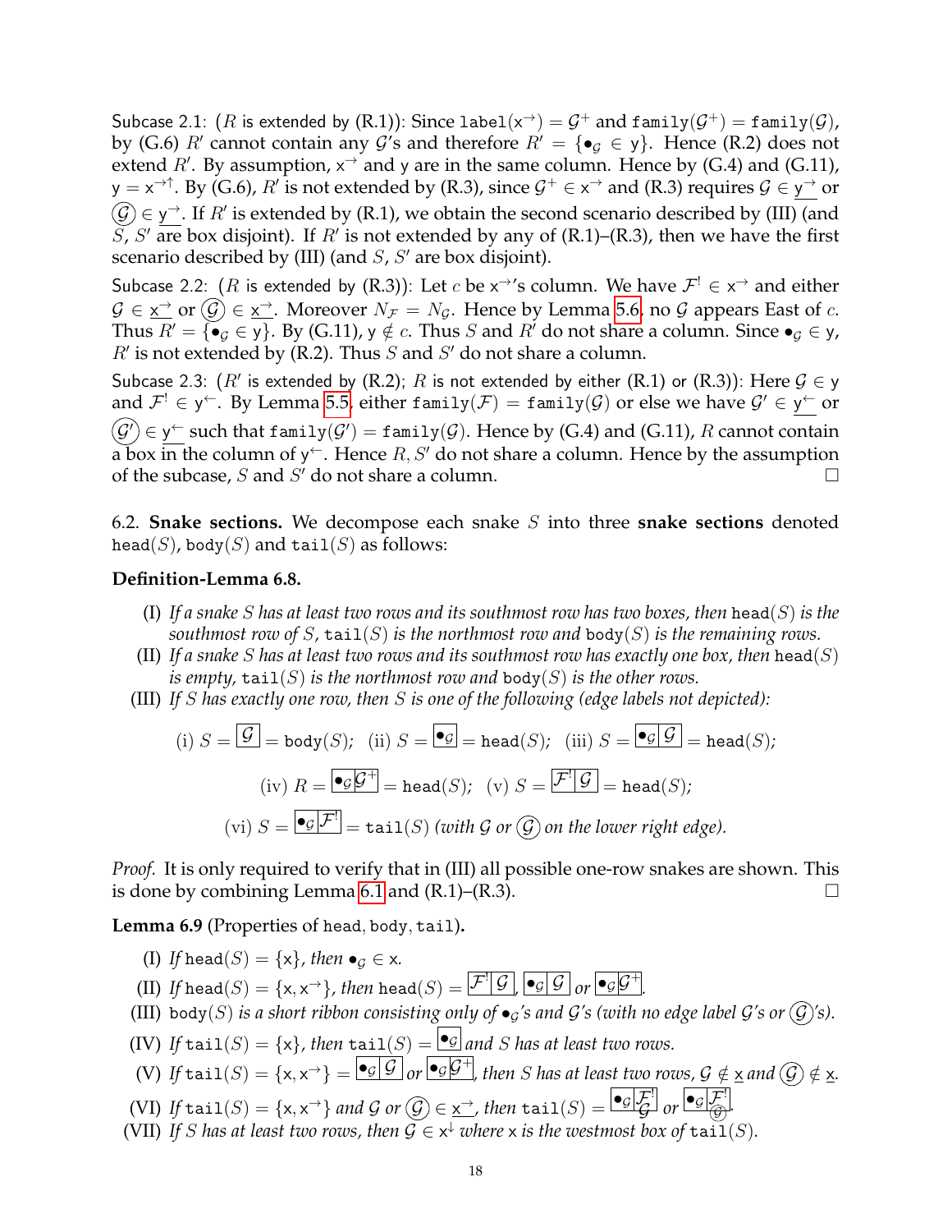Subcase 2.1: ($R$ is extended by (R.1)): Since $\texttt{label}(\mathsf{x}^{\rightarrow}) = \mathcal{G}^+$ and $\texttt{family}(\mathcal{G}^+) = \texttt{family}(\mathcal{G})$, by (G.6) $R'$ cannot contain any $\mathcal{G}$'s and therefore $R' = \{\bullet_{\mathcal{G}} \in \mathsf{y}\}$. Hence (R.2) does not extend $R'$. By assumption, $\mathsf{x}^{\rightarrow}$ and $\mathsf{y}$ are in the same column. Hence by (G.4) and (G.11), $\mathsf{y} = \mathsf{x}^{\rightarrow\uparrow}$. By (G.6), $R'$ is not extended by (R.3), since $\mathcal{G}^+ \in \mathsf{x}^{\rightarrow}$ and (R.3) requires $\mathcal{G} \in \underline{\mathsf{y}^{\rightarrow}}$ or $\textcircled{\mathcal{G}} \in \underline{\mathsf{y}^{\rightarrow}}$. If $R'$ is extended by (R.1), we obtain the second scenario described by (III) (and $S$, $S'$ are box disjoint). If $R'$ is not extended by any of (R.1)–(R.3), then we have the first scenario described by (III) (and $S$, $S'$ are box disjoint).

Subcase 2.2: ($R$ is extended by (R.3)): Let $c$ be $\mathsf{x}^{\rightarrow}$'s column. We have $\mathcal{F}^! \in \mathsf{x}^{\rightarrow}$ and either $\mathcal{G} \in \underline{\mathsf{x}^{\rightarrow}}$ or $\textcircled{\mathcal{G}} \in \underline{\mathsf{x}^{\rightarrow}}$. Moreover $N_{\mathcal{F}} = N_{\mathcal{G}}$. Hence by Lemma 5.6, no $\mathcal{G}$ appears East of $c$. Thus $R' = \{\bullet_{\mathcal{G}} \in \mathsf{y}\}$. By (G.11), $\mathsf{y} \notin c$. Thus $S$ and $R'$ do not share a column. Since $\bullet_{\mathcal{G}} \in \mathsf{y}$, $R'$ is not extended by (R.2). Thus $S$ and $S'$ do not share a column.

Subcase 2.3: ($R'$ is extended by (R.2); $R$ is not extended by either (R.1) or (R.3)): Here $\mathcal{G} \in \mathsf{y}$ and $\mathcal{F}^! \in \mathsf{y}^{\leftarrow}$. By Lemma 5.5, either $\texttt{family}(\mathcal{F}) = \texttt{family}(\mathcal{G})$ or else we have $\mathcal{G}' \in \underline{\mathsf{y}^{\leftarrow}}$ or $\textcircled{\mathcal{G}'} \in \underline{\mathsf{y}^{\leftarrow}}$ such that $\texttt{family}(\mathcal{G}') = \texttt{family}(\mathcal{G})$. Hence by (G.4) and (G.11), $R$ cannot contain a box in the column of $\mathsf{y}^{\leftarrow}$. Hence $R, S'$ do not share a column. Hence by the assumption of the subcase, $S$ and $S'$ do not share a column. □

6.2. **Snake sections.** We decompose each snake $S$ into three **snake sections** denoted $\texttt{head}(S)$, $\texttt{body}(S)$ and $\texttt{tail}(S)$ as follows:

**Definition-Lemma 6.8.**

(I) *If a snake $S$ has at least two rows and its southmost row has two boxes, then $\texttt{head}(S)$ is the southmost row of $S$, $\texttt{tail}(S)$ is the northmost row and $\texttt{body}(S)$ is the remaining rows.*

(II) *If a snake $S$ has at least two rows and its southmost row has exactly one box, then $\texttt{head}(S)$ is empty, $\texttt{tail}(S)$ is the northmost row and $\texttt{body}(S)$ is the other rows.*

(III) *If $S$ has exactly one row, then $S$ is one of the following (edge labels not depicted):*

$$\text{(i) } S = \boxed{\mathcal{G}} = \texttt{body}(S);\quad \text{(ii) } S = \boxed{\bullet_{\mathcal{G}}} = \texttt{head}(S);\quad \text{(iii) } S = \boxed{\bullet_{\mathcal{G}}}\boxed{\mathcal{G}} = \texttt{head}(S);$$

$$\text{(iv) } R = \boxed{\bullet_{\mathcal{G}}}\boxed{\mathcal{G}^+} = \texttt{head}(S);\quad \text{(v) } S = \boxed{\mathcal{F}^!}\boxed{\mathcal{G}} = \texttt{head}(S);$$

$$\text{(vi) } S = \boxed{\bullet_{\mathcal{G}}}\boxed{\mathcal{F}^!} = \texttt{tail}(S) \text{ (with } \mathcal{G} \text{ or } \textcircled{\mathcal{G}} \text{ on the lower right edge).}$$

*Proof.* It is only required to verify that in (III) all possible one-row snakes are shown. This is done by combining Lemma 6.1 and (R.1)–(R.3). □

**Lemma 6.9** (Properties of $\texttt{head}, \texttt{body}, \texttt{tail}$)**.**

(I) *If $\texttt{head}(S) = \{\mathsf{x}\}$, then $\bullet_{\mathcal{G}} \in \mathsf{x}$.*

(II) *If $\texttt{head}(S) = \{\mathsf{x}, \mathsf{x}^{\rightarrow}\}$, then $\texttt{head}(S) = \boxed{\mathcal{F}^!}\boxed{\mathcal{G}}$, $\boxed{\bullet_{\mathcal{G}}}\boxed{\mathcal{G}}$ or $\boxed{\bullet_{\mathcal{G}}}\boxed{\mathcal{G}^+}$.*

(III) *$\texttt{body}(S)$ is a short ribbon consisting only of $\bullet_{\mathcal{G}}$'s and $\mathcal{G}$'s (with no edge label $\mathcal{G}$'s or $\textcircled{\mathcal{G}}$'s).*

(IV) *If $\texttt{tail}(S) = \{\mathsf{x}\}$, then $\texttt{tail}(S) = \boxed{\bullet_{\mathcal{G}}}$ and $S$ has at least two rows.*

(V) *If $\texttt{tail}(S) = \{\mathsf{x}, \mathsf{x}^{\rightarrow}\} = \boxed{\bullet_{\mathcal{G}}}\boxed{\mathcal{G}}$ or $\boxed{\bullet_{\mathcal{G}}}\boxed{\mathcal{G}^+}$, then $S$ has at least two rows, $\mathcal{G} \notin \underline{\mathsf{x}}$ and $\textcircled{\mathcal{G}} \notin \underline{\mathsf{x}}$.*

(VI) *If $\texttt{tail}(S) = \{\mathsf{x}, \mathsf{x}^{\rightarrow}\}$ and $\mathcal{G}$ or $\textcircled{\mathcal{G}} \in \underline{\mathsf{x}^{\rightarrow}}$, then $\texttt{tail}(S) = \boxed{\bullet_{\mathcal{G}}}\boxed{\underset{\mathcal{G}}{\mathcal{F}^!}}$ or $\boxed{\bullet_{\mathcal{G}}}\boxed{\underset{\textcircled{\mathcal{G}}}{\mathcal{F}^!}}$.*

(VII) *If $S$ has at least two rows, then $\mathcal{G} \in \mathsf{x}^{\downarrow}$ where $\mathsf{x}$ is the westmost box of $\texttt{tail}(S)$.*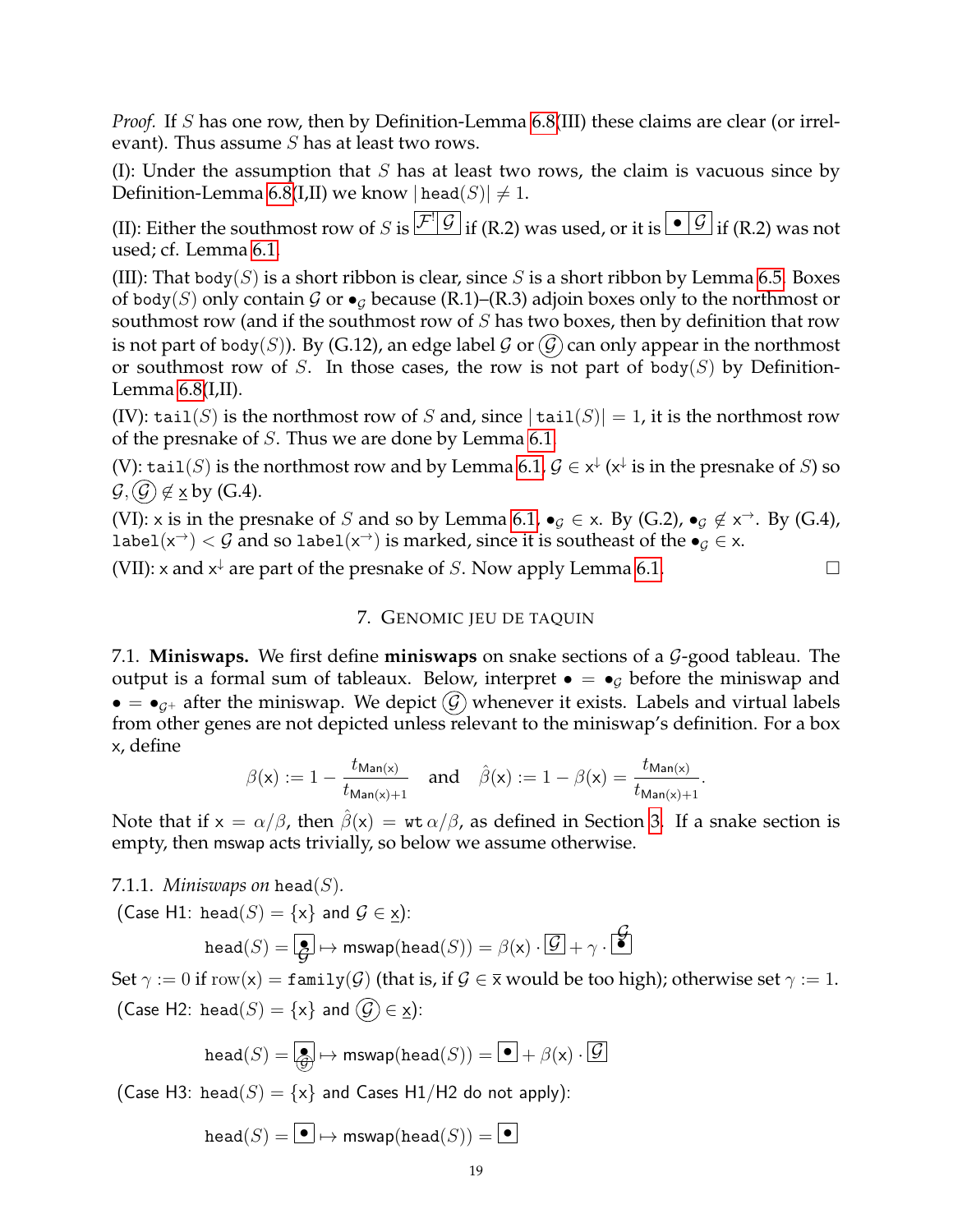*Proof.* If $S$ has one row, then by Definition-Lemma 6.8(III) these claims are clear (or irrelevant). Thus assume $S$ has at least two rows.

(I): Under the assumption that $S$ has at least two rows, the claim is vacuous since by Definition-Lemma 6.8(I,II) we know $|\texttt{head}(S)| \neq 1$.

(II): Either the southmost row of $S$ is $\boxed{\mathcal{F}'}\boxed{\mathcal{G}}$ if (R.2) was used, or it is $\boxed{\bullet}\boxed{\mathcal{G}}$ if (R.2) was not used; cf. Lemma 6.1.

(III): That $\texttt{body}(S)$ is a short ribbon is clear, since $S$ is a short ribbon by Lemma 6.5. Boxes of $\texttt{body}(S)$ only contain $\mathcal{G}$ or $\bullet_{\mathcal{G}}$ because (R.1)–(R.3) adjoin boxes only to the northmost or southmost row (and if the southmost row of $S$ has two boxes, then by definition that row is not part of $\texttt{body}(S)$). By (G.12), an edge label $\mathcal{G}$ or $\textcircled{\mathcal{G}}$ can only appear in the northmost or southmost row of $S$. In those cases, the row is not part of $\texttt{body}(S)$ by Definition-Lemma 6.8(I,II).

(IV): $\texttt{tail}(S)$ is the northmost row of $S$ and, since $|\texttt{tail}(S)| = 1$, it is the northmost row of the presnake of $S$. Thus we are done by Lemma 6.1.

(V): $\texttt{tail}(S)$ is the northmost row and by Lemma 6.1, $\mathcal{G} \in \mathsf{x}^{\downarrow}$ ($\mathsf{x}^{\downarrow}$ is in the presnake of $S$) so $\mathcal{G}, \textcircled{\mathcal{G}} \notin \underline{\mathsf{x}}$ by (G.4).

(VI): $\mathsf{x}$ is in the presnake of $S$ and so by Lemma 6.1, $\bullet_{\mathcal{G}} \in \mathsf{x}$. By (G.2), $\bullet_{\mathcal{G}} \notin \mathsf{x}^{\rightarrow}$. By (G.4), $\texttt{label}(\mathsf{x}^{\rightarrow}) < \mathcal{G}$ and so $\texttt{label}(\mathsf{x}^{\rightarrow})$ is marked, since it is southeast of the $\bullet_{\mathcal{G}} \in \mathsf{x}$.

(VII): $\mathsf{x}$ and $\mathsf{x}^{\downarrow}$ are part of the presnake of $S$. Now apply Lemma 6.1. $\square$

## 7. Genomic jeu de taquin

7.1. **Miniswaps.** We first define **miniswaps** on snake sections of a $\mathcal{G}$-good tableau. The output is a formal sum of tableaux. Below, interpret $\bullet = \bullet_{\mathcal{G}}$ before the miniswap and $\bullet = \bullet_{\mathcal{G}^+}$ after the miniswap. We depict $\textcircled{\mathcal{G}}$ whenever it exists. Labels and virtual labels from other genes are not depicted unless relevant to the miniswap's definition. For a box $\mathsf{x}$, define

$$\beta(\mathsf{x}) := 1 - \frac{t_{\mathsf{Man}(\mathsf{x})}}{t_{\mathsf{Man}(\mathsf{x})+1}} \quad \text{and} \quad \hat{\beta}(\mathsf{x}) := 1 - \beta(\mathsf{x}) = \frac{t_{\mathsf{Man}(\mathsf{x})}}{t_{\mathsf{Man}(\mathsf{x})+1}}.$$

Note that if $\mathsf{x} = \alpha/\beta$, then $\hat{\beta}(\mathsf{x}) = \texttt{wt}\,\alpha/\beta$, as defined in Section 3. If a snake section is empty, then mswap acts trivially, so below we assume otherwise.

### 7.1.1. *Miniswaps on* $\texttt{head}(S)$.

(Case H1: $\texttt{head}(S) = \{\mathsf{x}\}$ and $\mathcal{G} \in \underline{\mathsf{x}}$):

$$\texttt{head}(S) = \boxed{\underset{\mathcal{G}}{\bullet}} \mapsto \mathsf{mswap}(\texttt{head}(S)) = \beta(\mathsf{x}) \cdot \boxed{\mathcal{G}} + \gamma \cdot \overset{\mathcal{G}}{\boxed{\bullet}}$$

Set $\gamma := 0$ if $\mathrm{row}(\mathsf{x}) = \texttt{family}(\mathcal{G})$ (that is, if $\mathcal{G} \in \overline{\mathsf{x}}$ would be too high); otherwise set $\gamma := 1$.

(Case H2: $\texttt{head}(S) = \{\mathsf{x}\}$ and $\textcircled{\mathcal{G}} \in \underline{\mathsf{x}}$):

$$\texttt{head}(S) = \boxed{\underset{\textcircled{\mathcal{G}}}{\bullet}} \mapsto \mathsf{mswap}(\texttt{head}(S)) = \boxed{\bullet} + \beta(\mathsf{x}) \cdot \boxed{\mathcal{G}}$$

(Case H3: $\texttt{head}(S) = \{\mathsf{x}\}$ and Cases H1/H2 do not apply):

$$\texttt{head}(S) = \boxed{\bullet} \mapsto \mathsf{mswap}(\texttt{head}(S)) = \boxed{\bullet}$$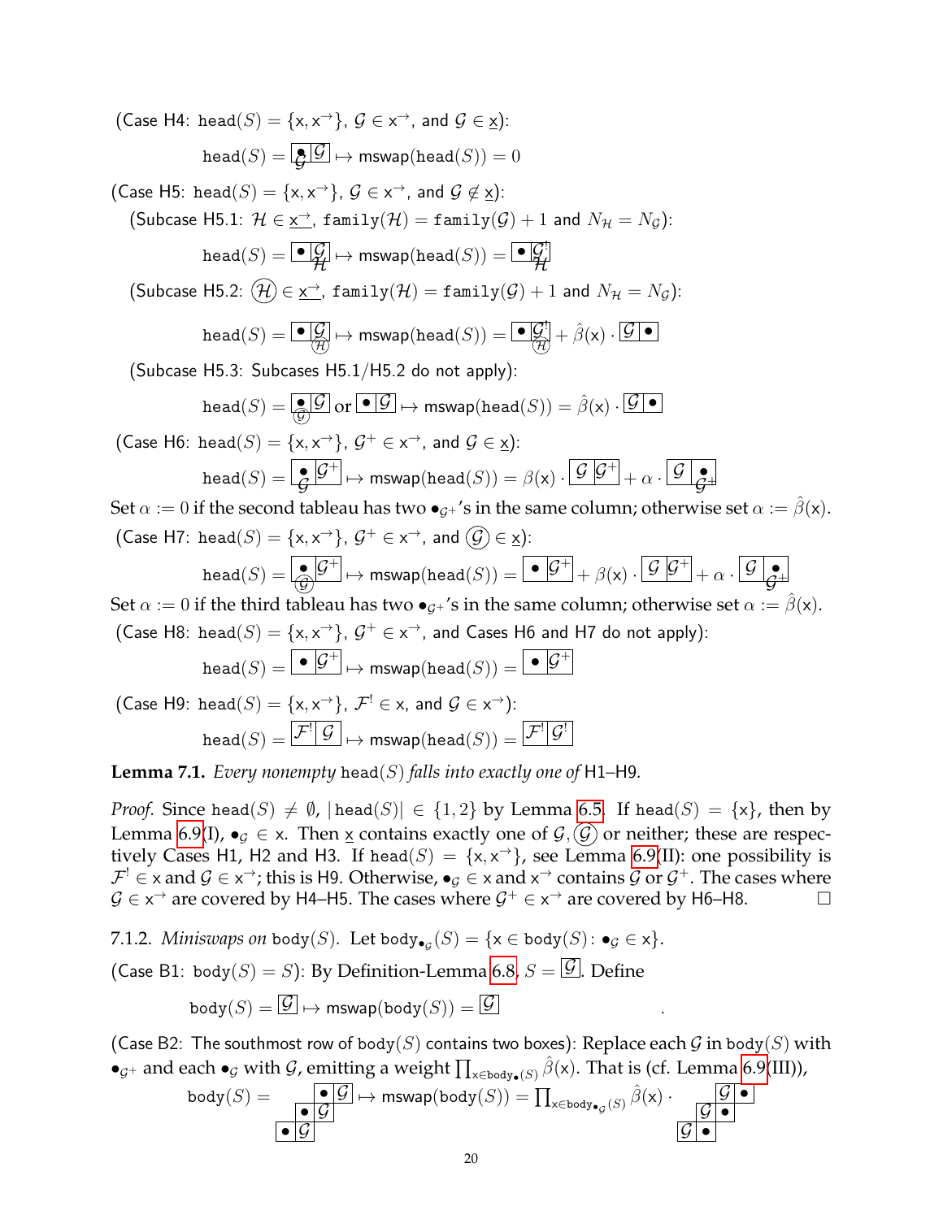(Case H4: $\mathtt{head}(S) = \{\mathsf{x}, \mathsf{x}^{\rightarrow}\}$, $\mathcal{G} \in \mathsf{x}^{\rightarrow}$, and $\mathcal{G} \in \underline{\mathsf{x}}$):

$$\mathtt{head}(S) = \boxed{\overset{\bullet}{\mathcal{G}}}\boxed{\mathcal{G}} \mapsto \mathsf{mswap}(\mathtt{head}(S)) = 0$$

(Case H5: $\mathtt{head}(S) = \{\mathsf{x}, \mathsf{x}^{\rightarrow}\}$, $\mathcal{G} \in \mathsf{x}^{\rightarrow}$, and $\mathcal{G} \notin \underline{\mathsf{x}}$):

(Subcase H5.1: $\mathcal{H} \in \underline{\mathsf{x}^{\rightarrow}}$, $\mathtt{family}(\mathcal{H}) = \mathtt{family}(\mathcal{G}) + 1$ and $N_{\mathcal{H}} = N_{\mathcal{G}}$):

$$\mathtt{head}(S) = \boxed{\bullet}\boxed{\overset{\mathcal{G}}{\mathcal{H}}} \mapsto \mathsf{mswap}(\mathtt{head}(S)) = \boxed{\bullet}\boxed{\overset{\mathcal{G}^{!}}{\mathcal{H}}}$$

(Subcase H5.2: $\textcircled{\mathcal{H}} \in \underline{\mathsf{x}^{\rightarrow}}$, $\mathtt{family}(\mathcal{H}) = \mathtt{family}(\mathcal{G}) + 1$ and $N_{\mathcal{H}} = N_{\mathcal{G}}$):

$$\mathtt{head}(S) = \boxed{\bullet}\boxed{\overset{\mathcal{G}}{\textcircled{\mathcal{H}}}} \mapsto \mathsf{mswap}(\mathtt{head}(S)) = \boxed{\bullet}\boxed{\overset{\mathcal{G}^{!}}{\textcircled{\mathcal{H}}}} + \hat{\beta}(\mathsf{x}) \cdot \boxed{\mathcal{G}}\boxed{\bullet}$$

(Subcase H5.3: Subcases H5.1/H5.2 do not apply):

$$\mathtt{head}(S) = \boxed{\overset{\bullet}{\textcircled{\mathcal{G}}}}\boxed{\mathcal{G}} \text{ or } \boxed{\bullet}\boxed{\mathcal{G}} \mapsto \mathsf{mswap}(\mathtt{head}(S)) = \hat{\beta}(\mathsf{x}) \cdot \boxed{\mathcal{G}}\boxed{\bullet}$$

(Case H6: $\mathtt{head}(S) = \{\mathsf{x}, \mathsf{x}^{\rightarrow}\}$, $\mathcal{G}^{+} \in \mathsf{x}^{\rightarrow}$, and $\mathcal{G} \in \underline{\mathsf{x}}$):

$$\mathtt{head}(S) = \boxed{\overset{\bullet}{\mathcal{G}}}\boxed{\mathcal{G}^{+}} \mapsto \mathsf{mswap}(\mathtt{head}(S)) = \beta(\mathsf{x}) \cdot \boxed{\mathcal{G}}\boxed{\mathcal{G}^{+}} + \alpha \cdot \boxed{\mathcal{G}}\boxed{\overset{\bullet}{\mathcal{G}^{+}}}$$

Set $\alpha := 0$ if the second tableau has two $\bullet_{\mathcal{G}^{+}}$'s in the same column; otherwise set $\alpha := \hat{\beta}(\mathsf{x})$.

(Case H7: $\mathtt{head}(S) = \{\mathsf{x}, \mathsf{x}^{\rightarrow}\}$, $\mathcal{G}^{+} \in \mathsf{x}^{\rightarrow}$, and $\textcircled{\mathcal{G}} \in \underline{\mathsf{x}}$):

$$\mathtt{head}(S) = \boxed{\overset{\bullet}{\textcircled{\mathcal{G}}}}\boxed{\mathcal{G}^{+}} \mapsto \mathsf{mswap}(\mathtt{head}(S)) = \boxed{\bullet}\boxed{\mathcal{G}^{+}} + \beta(\mathsf{x}) \cdot \boxed{\mathcal{G}}\boxed{\mathcal{G}^{+}} + \alpha \cdot \boxed{\mathcal{G}}\boxed{\overset{\bullet}{\mathcal{G}^{+}}}$$

Set $\alpha := 0$ if the third tableau has two $\bullet_{\mathcal{G}^{+}}$'s in the same column; otherwise set $\alpha := \hat{\beta}(\mathsf{x})$.

(Case H8: $\mathtt{head}(S) = \{\mathsf{x}, \mathsf{x}^{\rightarrow}\}$, $\mathcal{G}^{+} \in \mathsf{x}^{\rightarrow}$, and Cases H6 and H7 do not apply):

$$\mathtt{head}(S) = \boxed{\bullet}\boxed{\mathcal{G}^{+}} \mapsto \mathsf{mswap}(\mathtt{head}(S)) = \boxed{\bullet}\boxed{\mathcal{G}^{+}}$$

(Case H9: $\mathtt{head}(S) = \{\mathsf{x}, \mathsf{x}^{\rightarrow}\}$, $\mathcal{F}^{!} \in \mathsf{x}$, and $\mathcal{G} \in \mathsf{x}^{\rightarrow}$):

$$\mathtt{head}(S) = \boxed{\mathcal{F}^{!}}\boxed{\mathcal{G}} \mapsto \mathsf{mswap}(\mathtt{head}(S)) = \boxed{\mathcal{F}^{!}}\boxed{\mathcal{G}^{!}}$$

**Lemma 7.1.** *Every nonempty* $\mathtt{head}(S)$ *falls into exactly one of* H1–H9.

*Proof.* Since $\mathtt{head}(S) \neq \emptyset$, $|\mathtt{head}(S)| \in \{1, 2\}$ by Lemma 6.5. If $\mathtt{head}(S) = \{\mathsf{x}\}$, then by Lemma 6.9(I), $\bullet_{\mathcal{G}} \in \mathsf{x}$. Then $\underline{\mathsf{x}}$ contains exactly one of $\mathcal{G}, \textcircled{\mathcal{G}}$ or neither; these are respectively Cases H1, H2 and H3. If $\mathtt{head}(S) = \{\mathsf{x}, \mathsf{x}^{\rightarrow}\}$, see Lemma 6.9(II): one possibility is $\mathcal{F}^{!} \in \mathsf{x}$ and $\mathcal{G} \in \mathsf{x}^{\rightarrow}$; this is H9. Otherwise, $\bullet_{\mathcal{G}} \in \mathsf{x}$ and $\mathsf{x}^{\rightarrow}$ contains $\mathcal{G}$ or $\mathcal{G}^{+}$. The cases where $\mathcal{G} \in \mathsf{x}^{\rightarrow}$ are covered by H4–H5. The cases where $\mathcal{G}^{+} \in \mathsf{x}^{\rightarrow}$ are covered by H6–H8. $\square$

7.1.2. *Miniswaps on* $\mathtt{body}(S)$. Let $\mathtt{body}_{\bullet_{\mathcal{G}}}(S) = \{\mathsf{x} \in \mathtt{body}(S) : \bullet_{\mathcal{G}} \in \mathsf{x}\}$.

(Case B1: $\mathtt{body}(S) = S$): By Definition-Lemma 6.8, $S = \boxed{\mathcal{G}}$. Define

$$\mathtt{body}(S) = \boxed{\mathcal{G}} \mapsto \mathsf{mswap}(\mathtt{body}(S)) = \boxed{\mathcal{G}}$$

(Case B2: The southmost row of $\mathtt{body}(S)$ contains two boxes): Replace each $\mathcal{G}$ in $\mathtt{body}(S)$ with $\bullet_{\mathcal{G}^{+}}$ and each $\bullet_{\mathcal{G}}$ with $\mathcal{G}$, emitting a weight $\prod_{\mathsf{x} \in \mathtt{body}_{\bullet}(S)} \hat{\beta}(\mathsf{x})$. That is (cf. Lemma 6.9(III)),

$$\mathtt{body}(S) = \begin{array}{ccc} & & \boxed{\bullet}\boxed{\mathcal{G}} \\ & \boxed{\bullet}\boxed{\mathcal{G}} & \\ \boxed{\bullet}\boxed{\mathcal{G}} & & \end{array} \mapsto \mathsf{mswap}(\mathtt{body}(S)) = \prod_{\mathsf{x} \in \mathtt{body}_{\bullet_{\mathcal{G}}}(S)} \hat{\beta}(\mathsf{x}) \cdot \begin{array}{ccc} & & \boxed{\mathcal{G}}\boxed{\bullet} \\ & \boxed{\mathcal{G}}\boxed{\bullet} & \\ \boxed{\mathcal{G}}\boxed{\bullet} & & \end{array}$$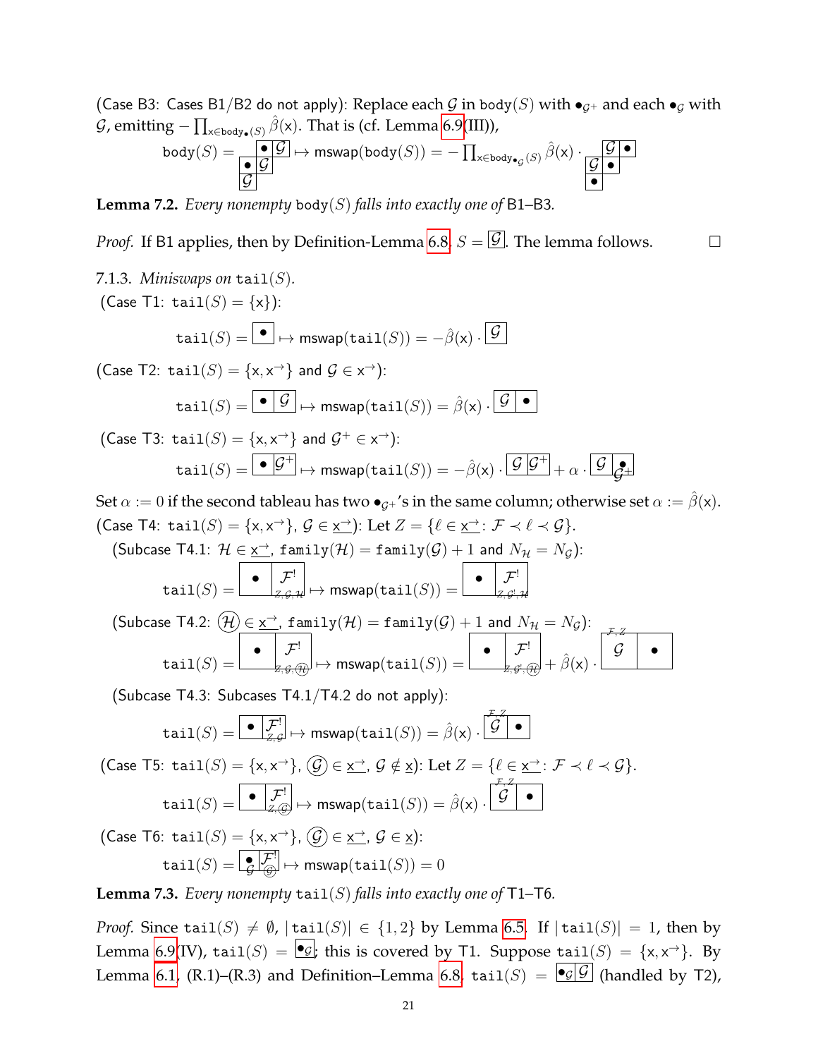(Case B3: Cases B1/B2 do not apply): Replace each $\mathcal{G}$ in $\mathtt{body}(S)$ with $\bullet_{\mathcal{G}^+}$ and each $\bullet_{\mathcal{G}}$ with $\mathcal{G}$, emitting $-\prod_{\mathsf{x}\in\mathtt{body}_\bullet(S)}\hat{\beta}(\mathsf{x})$. That is (cf. Lemma 6.9(III)),

$$\mathtt{body}(S) = \begin{array}{|c|c|}\hline & \bullet \;|\; \mathcal{G} \\ \hline \bullet \;|\; \mathcal{G} & \\ \hline \mathcal{G} & \\ \hline\end{array} \mapsto \mathsf{mswap}(\mathtt{body}(S)) = -\prod_{\mathsf{x}\in\mathtt{body}_{\bullet_{\mathcal{G}}}(S)}\hat{\beta}(\mathsf{x}) \cdot \begin{array}{|c|c|}\hline & \mathcal{G} \;|\; \bullet \\ \hline \mathcal{G} \;|\; \bullet & \\ \hline \bullet & \\ \hline\end{array}$$

**Lemma 7.2.** *Every nonempty* $\mathtt{body}(S)$ *falls into exactly one of* B1–B3.

*Proof.* If B1 applies, then by Definition-Lemma 6.8, $S = \boxed{\mathcal{G}}$. The lemma follows. $\square$

7.1.3. *Miniswaps on* $\mathtt{tail}(S)$.

(Case T1: $\mathtt{tail}(S) = \{\mathsf{x}\}$):

$$\mathtt{tail}(S) = \boxed{\bullet} \mapsto \mathsf{mswap}(\mathtt{tail}(S)) = -\hat{\beta}(\mathsf{x}) \cdot \boxed{\mathcal{G}}$$

(Case T2: $\mathtt{tail}(S) = \{\mathsf{x}, \mathsf{x}^{\rightarrow}\}$ and $\mathcal{G} \in \mathsf{x}^{\rightarrow}$):

$$\mathtt{tail}(S) = \boxed{\bullet}\boxed{\mathcal{G}} \mapsto \mathsf{mswap}(\mathtt{tail}(S)) = \hat{\beta}(\mathsf{x}) \cdot \boxed{\mathcal{G}}\boxed{\bullet}$$

(Case T3: $\mathtt{tail}(S) = \{\mathsf{x}, \mathsf{x}^{\rightarrow}\}$ and $\mathcal{G}^+ \in \mathsf{x}^{\rightarrow}$):

$$\mathtt{tail}(S) = \boxed{\bullet}\boxed{\mathcal{G}^+} \mapsto \mathsf{mswap}(\mathtt{tail}(S)) = -\hat{\beta}(\mathsf{x}) \cdot \boxed{\mathcal{G}}\boxed{\mathcal{G}^+} + \alpha \cdot \boxed{\mathcal{G}}\boxed{\bullet_{\mathcal{G}^+}}$$

Set $\alpha := 0$ if the second tableau has two $\bullet_{\mathcal{G}^+}$'s in the same column; otherwise set $\alpha := \hat{\beta}(\mathsf{x})$.

(Case T4: $\mathtt{tail}(S) = \{\mathsf{x}, \mathsf{x}^{\rightarrow}\}$, $\mathcal{G} \in \underline{\mathsf{x}^{\rightarrow}}$): Let $Z = \{\ell \in \underline{\mathsf{x}^{\rightarrow}} : \mathcal{F} \prec \ell \prec \mathcal{G}\}$.

(Subcase T4.1: $\mathcal{H} \in \underline{\mathsf{x}^{\rightarrow}}$, $\mathtt{family}(\mathcal{H}) = \mathtt{family}(\mathcal{G}) + 1$ and $N_{\mathcal{H}} = N_{\mathcal{G}}$):

$$\mathtt{tail}(S) = \boxed{\bullet}\boxed{\mathcal{F}^!_{Z,\mathcal{G},\mathcal{H}}} \mapsto \mathsf{mswap}(\mathtt{tail}(S)) = \boxed{\bullet}\boxed{\mathcal{F}^!_{Z,\mathcal{G}',\mathcal{H}}}$$

(Subcase T4.2: $\textcircled{\mathcal{H}} \in \underline{\mathsf{x}^{\rightarrow}}$, $\mathtt{family}(\mathcal{H}) = \mathtt{family}(\mathcal{G}) + 1$ and $N_{\mathcal{H}} = N_{\mathcal{G}}$):

$$\mathtt{tail}(S) = \boxed{\bullet}\boxed{\mathcal{F}^!_{Z,\mathcal{G},\textcircled{\mathcal{H}}}} \mapsto \mathsf{mswap}(\mathtt{tail}(S)) = \boxed{\bullet}\boxed{\mathcal{F}^!_{Z,\mathcal{G}',\textcircled{\mathcal{H}}}} + \hat{\beta}(\mathsf{x}) \cdot \boxed{\overset{\mathcal{F},Z}{\mathcal{G}}}\boxed{\bullet}$$

(Subcase T4.3: Subcases T4.1/T4.2 do not apply):

$$\mathtt{tail}(S) = \boxed{\bullet}\boxed{\mathcal{F}^!_{Z,\mathcal{G}}} \mapsto \mathsf{mswap}(\mathtt{tail}(S)) = \hat{\beta}(\mathsf{x}) \cdot \boxed{\overset{\mathcal{F},Z}{\mathcal{G}}}\boxed{\bullet}$$

(Case T5: $\mathtt{tail}(S) = \{\mathsf{x}, \mathsf{x}^{\rightarrow}\}$, $\textcircled{\mathcal{G}} \in \underline{\mathsf{x}^{\rightarrow}}$, $\mathcal{G} \notin \underline{\mathsf{x}}$): Let $Z = \{\ell \in \underline{\mathsf{x}^{\rightarrow}} : \mathcal{F} \prec \ell \prec \mathcal{G}\}$.

$$\mathtt{tail}(S) = \boxed{\bullet}\boxed{\mathcal{F}^!_{Z,\textcircled{\mathcal{G}}}} \mapsto \mathsf{mswap}(\mathtt{tail}(S)) = \hat{\beta}(\mathsf{x}) \cdot \boxed{\overset{\mathcal{F},Z}{\mathcal{G}}}\boxed{\bullet}$$

(Case T6: $\mathtt{tail}(S) = \{\mathsf{x}, \mathsf{x}^{\rightarrow}\}$, $\textcircled{\mathcal{G}} \in \underline{\mathsf{x}^{\rightarrow}}$, $\mathcal{G} \in \underline{\mathsf{x}}$):

$$\mathtt{tail}(S) = \boxed{\bullet_{\mathcal{G}}}\boxed{\mathcal{F}^!_{\textcircled{\mathcal{G}}}} \mapsto \mathsf{mswap}(\mathtt{tail}(S)) = 0$$

**Lemma 7.3.** *Every nonempty* $\mathtt{tail}(S)$ *falls into exactly one of* T1–T6.

*Proof.* Since $\mathtt{tail}(S) \neq \emptyset$, $|\mathtt{tail}(S)| \in \{1, 2\}$ by Lemma 6.5. If $|\mathtt{tail}(S)| = 1$, then by Lemma 6.9(IV), $\mathtt{tail}(S) = \boxed{\bullet_{\mathcal{G}}}$; this is covered by T1. Suppose $\mathtt{tail}(S) = \{\mathsf{x}, \mathsf{x}^{\rightarrow}\}$. By Lemma 6.1, (R.1)–(R.3) and Definition–Lemma 6.8, $\mathtt{tail}(S) = \boxed{\bullet_{\mathcal{G}}}\boxed{\mathcal{G}}$ (handled by T2),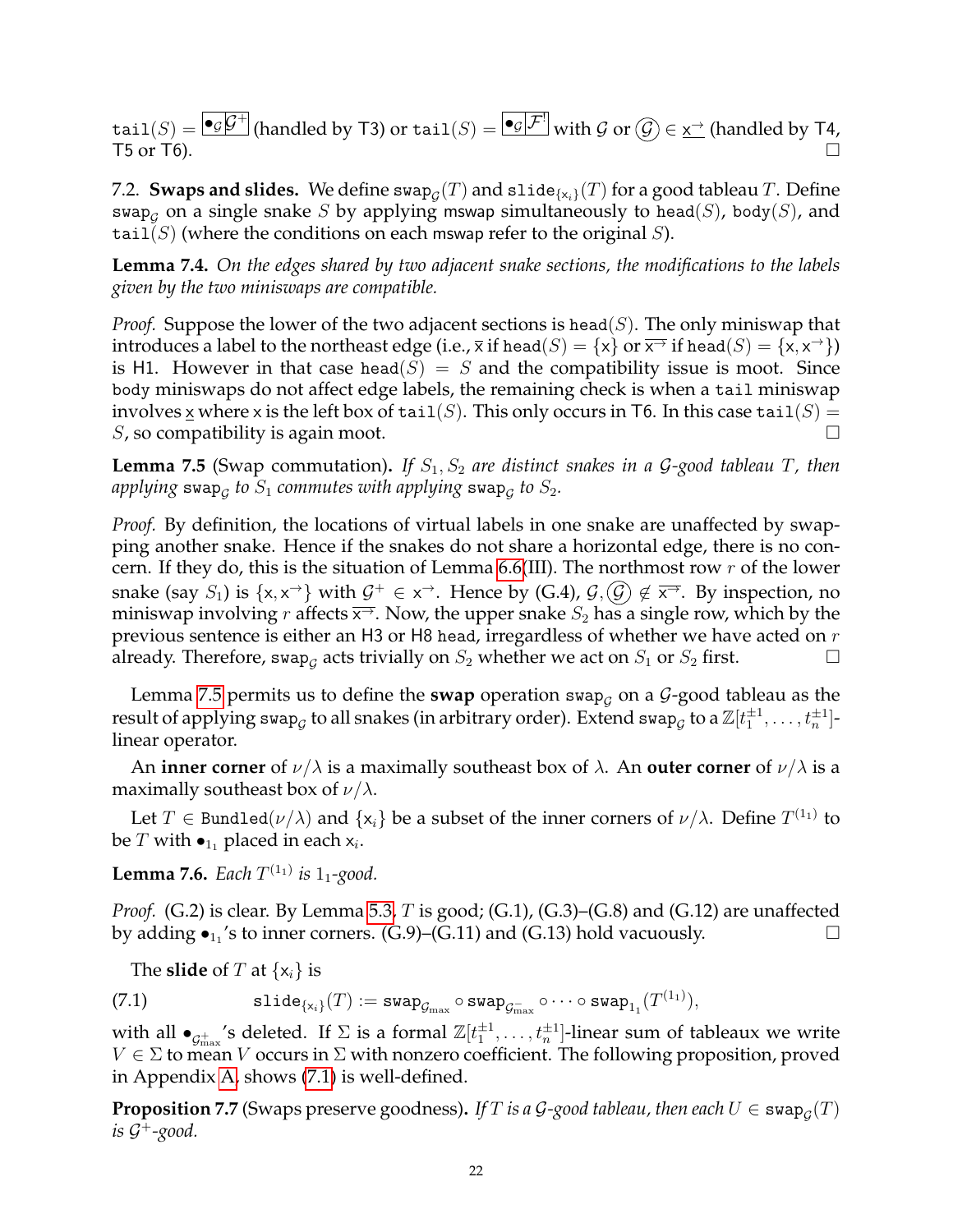$\texttt{tail}(S) = \boxed{\bullet_{\mathcal{G}} \mathcal{G}^+}$ (handled by T3) or $\texttt{tail}(S) = \boxed{\bullet_{\mathcal{G}} \mathcal{F}^!}$ with $\mathcal{G}$ or $\textcircled{\mathcal{G}} \in \underline{\mathsf{x}^{\rightarrow}}$ (handled by T4, T5 or T6). □

**7.2. Swaps and slides.** We define $\texttt{swap}_{\mathcal{G}}(T)$ and $\texttt{slide}_{\{\mathsf{x}_i\}}(T)$ for a good tableau $T$. Define $\texttt{swap}_{\mathcal{G}}$ on a single snake $S$ by applying $\mathsf{mswap}$ simultaneously to $\texttt{head}(S)$, $\texttt{body}(S)$, and $\texttt{tail}(S)$ (where the conditions on each $\mathsf{mswap}$ refer to the original $S$).

**Lemma 7.4.** *On the edges shared by two adjacent snake sections, the modifications to the labels given by the two miniswaps are compatible.*

*Proof.* Suppose the lower of the two adjacent sections is $\texttt{head}(S)$. The only miniswap that introduces a label to the northeast edge (i.e., $\overline{\mathsf{x}}$ if $\texttt{head}(S) = \{\mathsf{x}\}$ or $\overline{\mathsf{x}^{\rightarrow}}$ if $\texttt{head}(S) = \{\mathsf{x}, \mathsf{x}^{\rightarrow}\}$) is H1. However in that case $\texttt{head}(S) = S$ and the compatibility issue is moot. Since $\texttt{body}$ miniswaps do not affect edge labels, the remaining check is when a $\texttt{tail}$ miniswap involves $\underline{\mathsf{x}}$ where $\mathsf{x}$ is the left box of $\texttt{tail}(S)$. This only occurs in T6. In this case $\texttt{tail}(S) = S$, so compatibility is again moot. □

**Lemma 7.5** (Swap commutation)**.** *If $S_1, S_2$ are distinct snakes in a $\mathcal{G}$-good tableau $T$, then applying $\texttt{swap}_{\mathcal{G}}$ to $S_1$ commutes with applying $\texttt{swap}_{\mathcal{G}}$ to $S_2$.*

*Proof.* By definition, the locations of virtual labels in one snake are unaffected by swapping another snake. Hence if the snakes do not share a horizontal edge, there is no concern. If they do, this is the situation of Lemma 6.6(III). The northmost row $r$ of the lower snake (say $S_1$) is $\{\mathsf{x}, \mathsf{x}^{\rightarrow}\}$ with $\mathcal{G}^+ \in \mathsf{x}^{\rightarrow}$. Hence by (G.4), $\mathcal{G}, \textcircled{\mathcal{G}} \notin \overline{\mathsf{x}^{\rightarrow}}$. By inspection, no miniswap involving $r$ affects $\overline{\mathsf{x}^{\rightarrow}}$. Now, the upper snake $S_2$ has a single row, which by the previous sentence is either an H3 or H8 $\texttt{head}$, irregardless of whether we have acted on $r$ already. Therefore, $\texttt{swap}_{\mathcal{G}}$ acts trivially on $S_2$ whether we act on $S_1$ or $S_2$ first. □

Lemma 7.5 permits us to define the **swap** operation $\texttt{swap}_{\mathcal{G}}$ on a $\mathcal{G}$-good tableau as the result of applying $\texttt{swap}_{\mathcal{G}}$ to all snakes (in arbitrary order). Extend $\texttt{swap}_{\mathcal{G}}$ to a $\mathbb{Z}[t_1^{\pm 1}, \ldots, t_n^{\pm 1}]$-linear operator.

An **inner corner** of $\nu/\lambda$ is a maximally southeast box of $\lambda$. An **outer corner** of $\nu/\lambda$ is a maximally southeast box of $\nu/\lambda$.

Let $T \in \texttt{Bundled}(\nu/\lambda)$ and $\{\mathsf{x}_i\}$ be a subset of the inner corners of $\nu/\lambda$. Define $T^{(1_1)}$ to be $T$ with $\bullet_{1_1}$ placed in each $\mathsf{x}_i$.

**Lemma 7.6.** *Each $T^{(1_1)}$ is $1_1$-good.*

*Proof.* (G.2) is clear. By Lemma 5.3, $T$ is good; (G.1), (G.3)–(G.8) and (G.12) are unaffected by adding $\bullet_{1_1}$'s to inner corners. (G.9)–(G.11) and (G.13) hold vacuously. □

The **slide** of $T$ at $\{\mathsf{x}_i\}$ is

$$\texttt{slide}_{\{\mathsf{x}_i\}}(T) := \texttt{swap}_{\mathcal{G}_{\max}} \circ \texttt{swap}_{\mathcal{G}_{\max}^-} \circ \cdots \circ \texttt{swap}_{1_1}(T^{(1_1)}), \tag{7.1}$$

with all $\bullet_{\mathcal{G}_{\max}^+}$'s deleted. If $\Sigma$ is a formal $\mathbb{Z}[t_1^{\pm 1}, \ldots, t_n^{\pm 1}]$-linear sum of tableaux we write $V \in \Sigma$ to mean $V$ occurs in $\Sigma$ with nonzero coefficient. The following proposition, proved in Appendix A, shows (7.1) is well-defined.

**Proposition 7.7** (Swaps preserve goodness)**.** *If $T$ is a $\mathcal{G}$-good tableau, then each $U \in \texttt{swap}_{\mathcal{G}}(T)$ is $\mathcal{G}^+$-good.*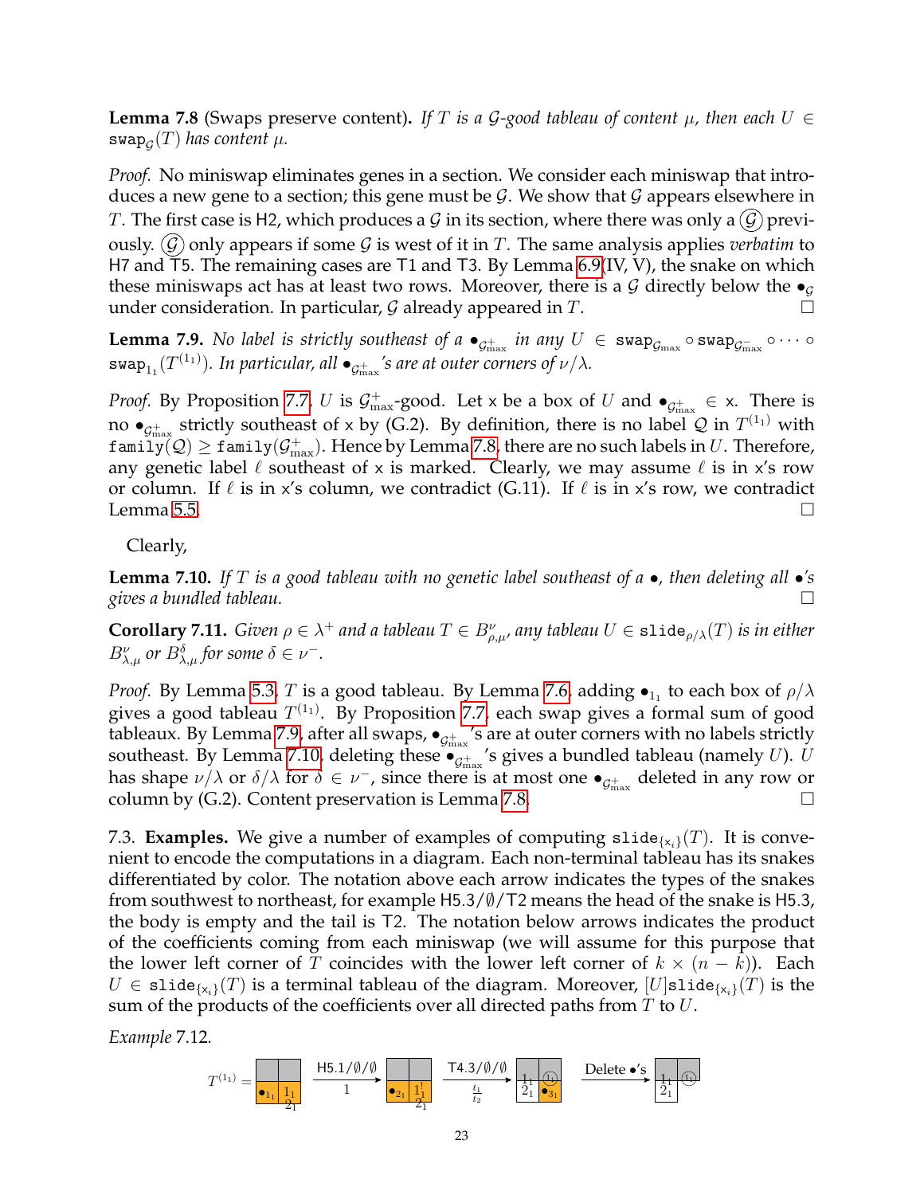**Lemma 7.8** (Swaps preserve content)**.** *If $T$ is a $\mathcal{G}$-good tableau of content $\mu$, then each $U \in \mathtt{swap}_{\mathcal{G}}(T)$ has content $\mu$.*

*Proof.* No miniswap eliminates genes in a section. We consider each miniswap that introduces a new gene to a section; this gene must be $\mathcal{G}$. We show that $\mathcal{G}$ appears elsewhere in $T$. The first case is H2, which produces a $\mathcal{G}$ in its section, where there was only a $\textcircled{\mathcal{G}}$ previously. $\textcircled{\mathcal{G}}$ only appears if some $\mathcal{G}$ is west of it in $T$. The same analysis applies *verbatim* to H7 and T5. The remaining cases are T1 and T3. By Lemma 6.9(IV, V), the snake on which these miniswaps act has at least two rows. Moreover, there is a $\mathcal{G}$ directly below the $\bullet_{\mathcal{G}}$ under consideration. In particular, $\mathcal{G}$ already appeared in $T$. $\square$

**Lemma 7.9.** *No label is strictly southeast of a $\bullet_{\mathcal{G}^+_{\max}}$ in any $U \in \mathtt{swap}_{\mathcal{G}_{\max}} \circ \mathtt{swap}_{\mathcal{G}^-_{\max}} \circ \cdots \circ \mathtt{swap}_{1_1}(T^{(1_1)})$. In particular, all $\bullet_{\mathcal{G}^+_{\max}}$'s are at outer corners of $\nu/\lambda$.*

*Proof.* By Proposition 7.7, $U$ is $\mathcal{G}^+_{\max}$-good. Let $\mathsf{x}$ be a box of $U$ and $\bullet_{\mathcal{G}^+_{\max}} \in \mathsf{x}$. There is no $\bullet_{\mathcal{G}^+_{\max}}$ strictly southeast of $\mathsf{x}$ by (G.2). By definition, there is no label $\mathcal{Q}$ in $T^{(1_1)}$ with $\mathtt{family}(\mathcal{Q}) \geq \mathtt{family}(\mathcal{G}^+_{\max})$. Hence by Lemma 7.8, there are no such labels in $U$. Therefore, any genetic label $\ell$ southeast of $\mathsf{x}$ is marked. Clearly, we may assume $\ell$ is in $\mathsf{x}$'s row or column. If $\ell$ is in $\mathsf{x}$'s column, we contradict (G.11). If $\ell$ is in $\mathsf{x}$'s row, we contradict Lemma 5.5. $\square$

Clearly,

**Lemma 7.10.** *If $T$ is a good tableau with no genetic label southeast of a $\bullet$, then deleting all $\bullet$'s gives a bundled tableau.* $\square$

**Corollary 7.11.** *Given $\rho \in \lambda^+$ and a tableau $T \in B^{\nu}_{\rho,\mu}$, any tableau $U \in \mathtt{slide}_{\rho/\lambda}(T)$ is in either $B^{\nu}_{\lambda,\mu}$ or $B^{\delta}_{\lambda,\mu}$ for some $\delta \in \nu^-$.*

*Proof.* By Lemma 5.3, $T$ is a good tableau. By Lemma 7.6, adding $\bullet_{1_1}$ to each box of $\rho/\lambda$ gives a good tableau $T^{(1_1)}$. By Proposition 7.7, each swap gives a formal sum of good tableaux. By Lemma 7.9, after all swaps, $\bullet_{\mathcal{G}^+_{\max}}$'s are at outer corners with no labels strictly southeast. By Lemma 7.10, deleting these $\bullet_{\mathcal{G}^+_{\max}}$'s gives a bundled tableau (namely $U$). $U$ has shape $\nu/\lambda$ or $\delta/\lambda$ for $\delta \in \nu^-$, since there is at most one $\bullet_{\mathcal{G}^+_{\max}}$ deleted in any row or column by (G.2). Content preservation is Lemma 7.8. $\square$

7.3. **Examples.** We give a number of examples of computing $\mathtt{slide}_{\{\mathsf{x}_i\}}(T)$. It is convenient to encode the computations in a diagram. Each non-terminal tableau has its snakes differentiated by color. The notation above each arrow indicates the types of the snakes from southwest to northeast, for example H5.3/$\emptyset$/T2 means the head of the snake is H5.3, the body is empty and the tail is T2. The notation below arrows indicates the product of the coefficients coming from each miniswap (we will assume for this purpose that the lower left corner of $T$ coincides with the lower left corner of $k \times (n-k)$). Each $U \in \mathtt{slide}_{\{\mathsf{x}_i\}}(T)$ is a terminal tableau of the diagram. Moreover, $[U]\mathtt{slide}_{\{\mathsf{x}_i\}}(T)$ is the sum of the products of the coefficients over all directed paths from $T$ to $U$.

*Example* 7.12.

$T^{(1_1)} = $ [tableau: top row two empty boxes; bottom row $\bullet_{1_1}$, $1_1$ over $2_1$] $\xrightarrow[1]{\text{H5.1}/\emptyset/\emptyset}$ [tableau: bottom row $\bullet_{2_1}$, $1_1$ over $2_1$] $\xrightarrow[\frac{t_1}{t_2}]{\text{T4.3}/\emptyset/\emptyset}$ [tableau: top row empty, $\textcircled{1_1}$; bottom row $1_1$ over $2_1$, $\bullet_{3_1}$] $\xrightarrow{\text{Delete } \bullet\text{'s}}$ [tableau: top row empty, $\textcircled{1_1}$; bottom row $1_1$ over $2_1$]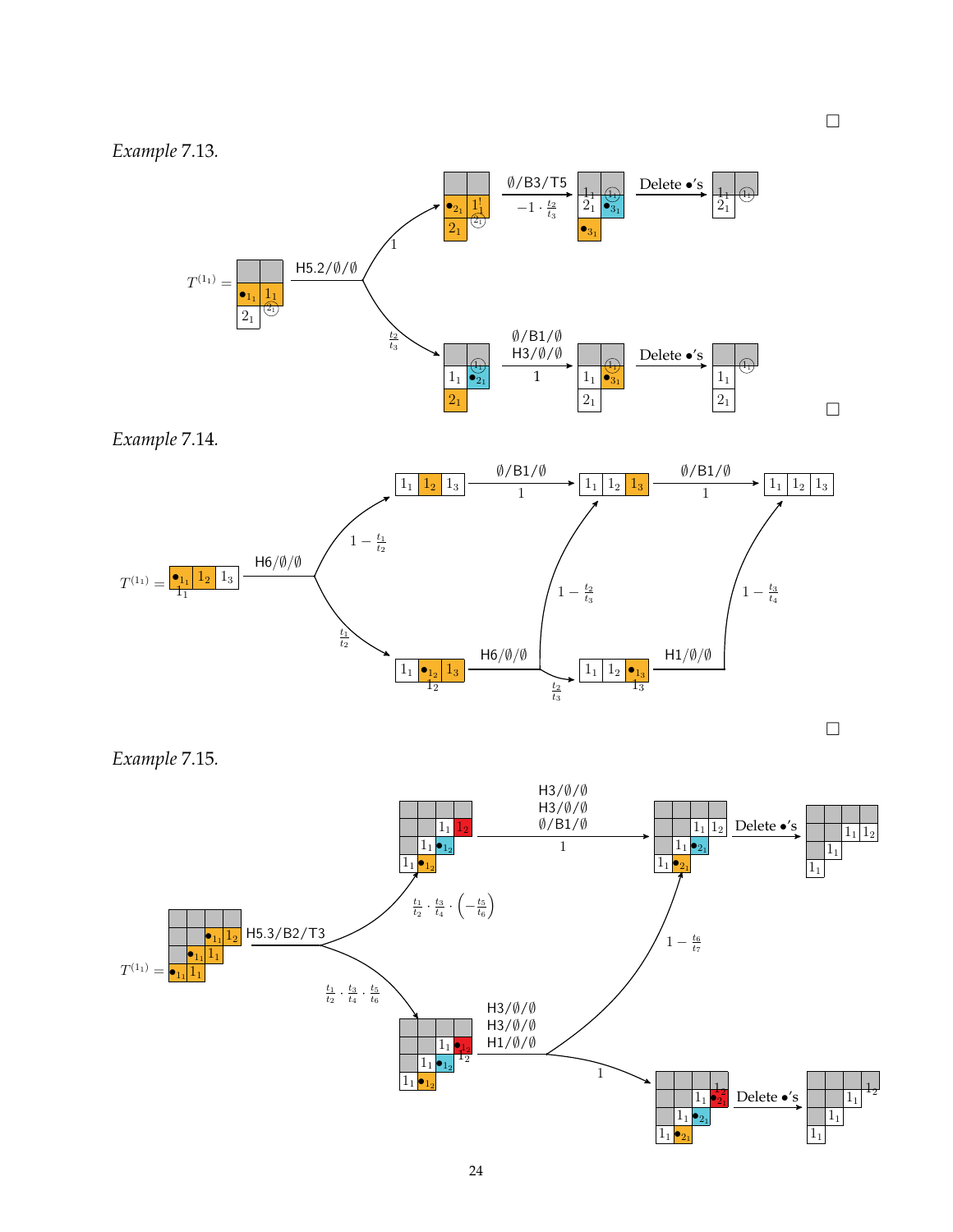□

*Example* 7.13.

$T^{(1_1)} =$ H5.2/∅/∅ → (1) ∅/B3/T5, $-1 \cdot \frac{t_2}{t_3}$ → Delete •'s

→ ($\frac{t_2}{t_3}$) ∅/B1/∅, H3/∅/∅, 1 → Delete •'s

□

*Example* 7.14.

$T^{(1_1)} =$ H6/∅/∅ → ($1 - \frac{t_1}{t_2}$) ∅/B1/∅, 1 → ∅/B1/∅, 1

→ ($\frac{t_1}{t_2}$) H6/∅/∅ → ($1 - \frac{t_2}{t_3}$), ($\frac{t_2}{t_3}$) H1/∅/∅ → ($1 - \frac{t_3}{t_4}$)

□

*Example* 7.15.

$T^{(1_1)} =$ H5.3/B2/T3 → ($\frac{t_1}{t_2} \cdot \frac{t_3}{t_4} \cdot \left(-\frac{t_5}{t_6}\right)$) H3/∅/∅, H3/∅/∅, ∅/B1/∅, 1 → Delete •'s

→ ($\frac{t_1}{t_2} \cdot \frac{t_3}{t_4} \cdot \frac{t_5}{t_6}$) H3/∅/∅, H3/∅/∅, H1/∅/∅ → ($1 - \frac{t_6}{t_7}$), (1) → Delete •'s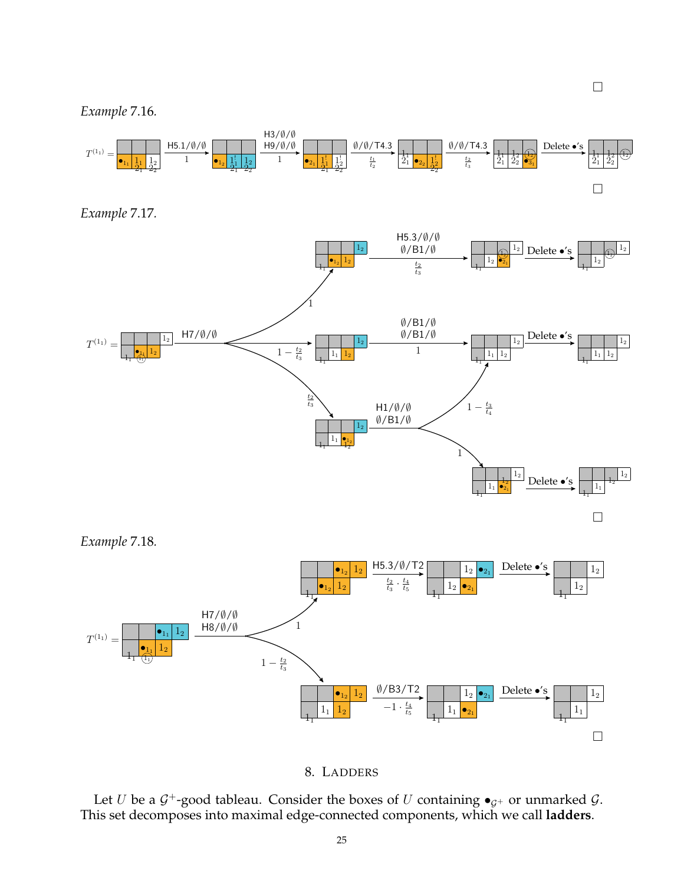□

*Example* 7.16.

$T^{(1_1)} =$ [diagram] $\xrightarrow[1]{\text{H5.1}/\emptyset/\emptyset}$ [diagram] $\xrightarrow[1]{\text{H3}/\emptyset/\emptyset,\ \text{H9}/\emptyset/\emptyset}$ [diagram] $\xrightarrow[\frac{t_1}{t_2}]{\emptyset/\emptyset/\text{T4.3}}$ [diagram] $\xrightarrow[\frac{t_2}{t_3}]{\emptyset/\emptyset/\text{T4.3}}$ [diagram] $\xrightarrow{\text{Delete } \bullet\text{'s}}$ [diagram]

□

*Example* 7.17.

$T^{(1_1)} =$ [diagram] $\xrightarrow{\text{H7}/\emptyset/\emptyset}$ branches with weights $1$, $1 - \frac{t_2}{t_3}$, $\frac{t_2}{t_3}$:

- (weight $1$) [diagram] $\xrightarrow[\frac{t_2}{t_3}]{\text{H5.3}/\emptyset/\emptyset,\ \emptyset/\text{B1}/\emptyset}$ [diagram] $\xrightarrow{\text{Delete } \bullet\text{'s}}$ [diagram]
- (weight $1 - \frac{t_2}{t_3}$) [diagram] $\xrightarrow[1]{\emptyset/\text{B1}/\emptyset,\ \emptyset/\text{B1}/\emptyset}$ [diagram] $\xrightarrow{\text{Delete } \bullet\text{'s}}$ [diagram]
- (weight $\frac{t_2}{t_3}$) [diagram] $\xrightarrow{\text{H1}/\emptyset/\emptyset,\ \emptyset/\text{B1}/\emptyset}$ branches with weights $1 - \frac{t_3}{t_4}$ (to the middle row's result) and $1$: [diagram] $\xrightarrow{\text{Delete } \bullet\text{'s}}$ [diagram]

□

*Example* 7.18.

$T^{(1_1)} =$ [diagram] $\xrightarrow{\text{H7}/\emptyset/\emptyset,\ \text{H8}/\emptyset/\emptyset}$ branches with weights $1$ and $1 - \frac{t_2}{t_3}$:

- (weight $1$) [diagram] $\xrightarrow[\frac{t_2}{t_3} \cdot \frac{t_4}{t_5}]{\text{H5.3}/\emptyset/\text{T2}}$ [diagram] $\xrightarrow{\text{Delete } \bullet\text{'s}}$ [diagram]
- (weight $1 - \frac{t_2}{t_3}$) [diagram] $\xrightarrow[-1 \cdot \frac{t_4}{t_5}]{\emptyset/\text{B3}/\text{T2}}$ [diagram] $\xrightarrow{\text{Delete } \bullet\text{'s}}$ [diagram]

□

## 8. Ladders

Let $U$ be a $\mathcal{G}^+$-good tableau. Consider the boxes of $U$ containing $\bullet_{\mathcal{G}^+}$ or unmarked $\mathcal{G}$. This set decomposes into maximal edge-connected components, which we call **ladders**.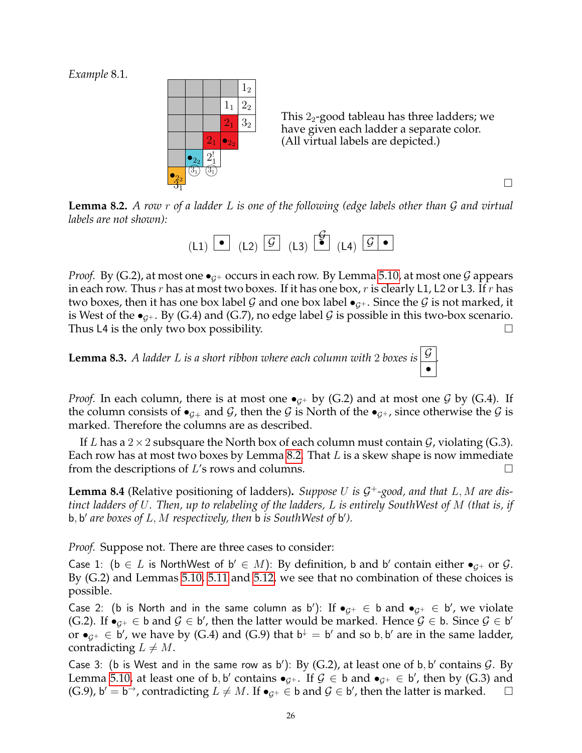*Example* 8.1.

This $2_2$-good tableau has three ladders; we have given each ladder a separate color. (All virtual labels are depicted.)

□

**Lemma 8.2.** *A row $r$ of a ladder $L$ is one of the following (edge labels other than $\mathcal{G}$ and virtual labels are not shown):*

(L1) $\bullet$ (L2) $\mathcal{G}$ (L3) $\overset{\mathcal{G}}{\bullet}$ (L4) $\mathcal{G}$ $\bullet$

*Proof.* By (G.2), at most one $\bullet_{\mathcal{G}^+}$ occurs in each row. By Lemma 5.10, at most one $\mathcal{G}$ appears in each row. Thus $r$ has at most two boxes. If it has one box, $r$ is clearly L1, L2 or L3. If $r$ has two boxes, then it has one box label $\mathcal{G}$ and one box label $\bullet_{\mathcal{G}^+}$. Since the $\mathcal{G}$ is not marked, it is West of the $\bullet_{\mathcal{G}^+}$. By (G.4) and (G.7), no edge label $\mathcal{G}$ is possible in this two-box scenario. Thus L4 is the only two box possibility. □

**Lemma 8.3.** *A ladder $L$ is a short ribbon where each column with 2 boxes is* $\begin{array}{|c|}\hline \mathcal{G} \\ \hline \bullet \\ \hline \end{array}$.

*Proof.* In each column, there is at most one $\bullet_{\mathcal{G}^+}$ by (G.2) and at most one $\mathcal{G}$ by (G.4). If the column consists of $\bullet_{\mathcal{G}^+}$ and $\mathcal{G}$, then the $\mathcal{G}$ is North of the $\bullet_{\mathcal{G}^+}$, since otherwise the $\mathcal{G}$ is marked. Therefore the columns are as described.

If $L$ has a $2 \times 2$ subsquare the North box of each column must contain $\mathcal{G}$, violating (G.3). Each row has at most two boxes by Lemma 8.2. That $L$ is a skew shape is now immediate from the descriptions of $L$'s rows and columns. □

**Lemma 8.4** (Relative positioning of ladders). *Suppose $U$ is $\mathcal{G}^+$-good, and that $L, M$ are distinct ladders of $U$. Then, up to relabeling of the ladders, $L$ is entirely SouthWest of $M$ (that is, if* b, b′ *are boxes of $L, M$ respectively, then* b *is SouthWest of* b′*).*

*Proof.* Suppose not. There are three cases to consider:

Case 1: (b $\in L$ is NorthWest of b′ $\in M$): By definition, b and b′ contain either $\bullet_{\mathcal{G}^+}$ or $\mathcal{G}$. By (G.2) and Lemmas 5.10, 5.11 and 5.12, we see that no combination of these choices is possible.

Case 2: (b is North and in the same column as b′): If $\bullet_{\mathcal{G}^+} \in$ b and $\bullet_{\mathcal{G}^+} \in$ b′, we violate (G.2). If $\bullet_{\mathcal{G}^+} \in$ b and $\mathcal{G} \in$ b′, then the latter would be marked. Hence $\mathcal{G} \in$ b. Since $\mathcal{G} \in$ b′ or $\bullet_{\mathcal{G}^+} \in$ b′, we have by (G.4) and (G.9) that $\mathsf{b}^{\downarrow} =$ b′ and so b, b′ are in the same ladder, contradicting $L \neq M$.

Case 3: (b is West and in the same row as b′): By (G.2), at least one of b, b′ contains $\mathcal{G}$. By Lemma 5.10, at least one of b, b′ contains $\bullet_{\mathcal{G}^+}$. If $\mathcal{G} \in$ b and $\bullet_{\mathcal{G}^+} \in$ b′, then by (G.3) and (G.9), b′ $= \mathsf{b}^{\rightarrow}$, contradicting $L \neq M$. If $\bullet_{\mathcal{G}^+} \in$ b and $\mathcal{G} \in$ b′, then the latter is marked. □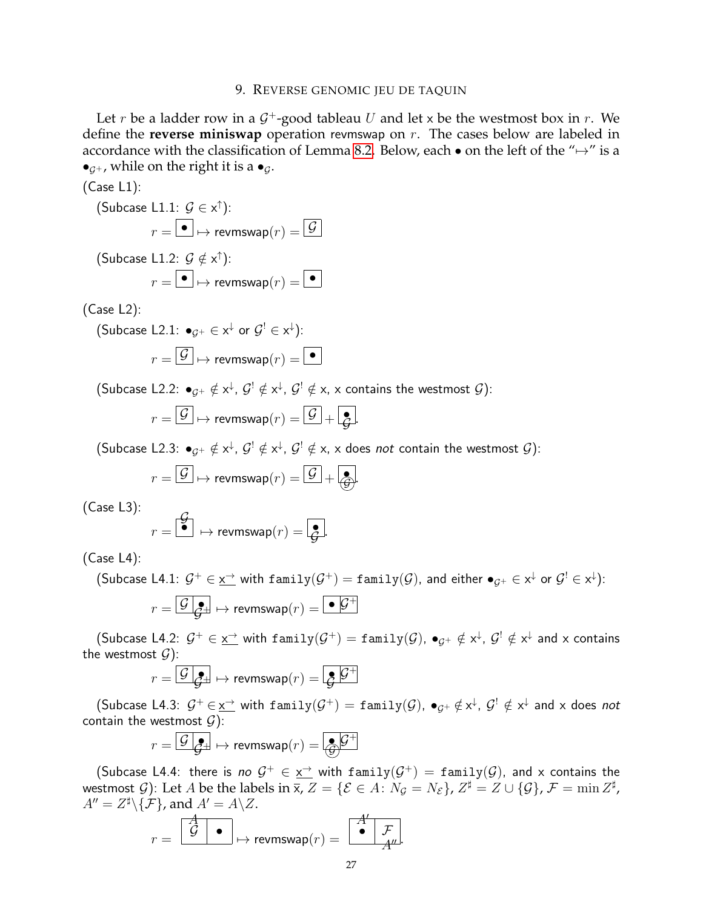## 9. Reverse genomic jeu de taquin

Let $r$ be a ladder row in a $\mathcal{G}^+$-good tableau $U$ and let $\mathsf{x}$ be the westmost box in $r$. We define the **reverse miniswap** operation $\mathsf{revmswap}$ on $r$. The cases below are labeled in accordance with the classification of Lemma 8.2. Below, each $\bullet$ on the left of the "$\mapsto$" is a $\bullet_{\mathcal{G}^+}$, while on the right it is a $\bullet_{\mathcal{G}}$.

(Case L1):

(Subcase L1.1: $\mathcal{G} \in \mathsf{x}^{\uparrow}$):

$$r = \boxed{\bullet} \mapsto \mathsf{revmswap}(r) = \boxed{\mathcal{G}}$$

(Subcase L1.2: $\mathcal{G} \notin \mathsf{x}^{\uparrow}$):

$$r = \boxed{\bullet} \mapsto \mathsf{revmswap}(r) = \boxed{\bullet}$$

(Case L2):

(Subcase L2.1: $\bullet_{\mathcal{G}^+} \in \mathsf{x}^{\downarrow}$ or $\mathcal{G}^! \in \mathsf{x}^{\downarrow}$):

$$r = \boxed{\mathcal{G}} \mapsto \mathsf{revmswap}(r) = \boxed{\bullet}$$

(Subcase L2.2: $\bullet_{\mathcal{G}^+} \notin \mathsf{x}^{\downarrow}$, $\mathcal{G}^! \notin \mathsf{x}^{\downarrow}$, $\mathcal{G}^! \notin \mathsf{x}$, $\mathsf{x}$ contains the westmost $\mathcal{G}$):

$$r = \boxed{\mathcal{G}} \mapsto \mathsf{revmswap}(r) = \boxed{\mathcal{G}} + \boxed{\overset{\bullet}{\mathcal{G}}}.$$

(Subcase L2.3: $\bullet_{\mathcal{G}^+} \notin \mathsf{x}^{\downarrow}$, $\mathcal{G}^! \notin \mathsf{x}^{\downarrow}$, $\mathcal{G}^! \notin \mathsf{x}$, $\mathsf{x}$ does *not* contain the westmost $\mathcal{G}$):

$$r = \boxed{\mathcal{G}} \mapsto \mathsf{revmswap}(r) = \boxed{\mathcal{G}} + \boxed{\overset{\bullet}{\textcircled{\mathcal{G}}}}.$$

(Case L3):

$$r = \boxed{\overset{\mathcal{G}}{\bullet}} \mapsto \mathsf{revmswap}(r) = \boxed{\overset{\bullet}{\mathcal{G}}}.$$

(Case L4):

(Subcase L4.1: $\mathcal{G}^+ \in \underline{\mathsf{x}^{\rightarrow}}$ with $\mathtt{family}(\mathcal{G}^+) = \mathtt{family}(\mathcal{G})$, and either $\bullet_{\mathcal{G}^+} \in \mathsf{x}^{\downarrow}$ or $\mathcal{G}^! \in \mathsf{x}^{\downarrow}$):

$$r = \boxed{\mathcal{G}}\boxed{\overset{\bullet}{\mathcal{G}^+}} \mapsto \mathsf{revmswap}(r) = \boxed{\bullet}\boxed{\mathcal{G}^+}$$

(Subcase L4.2: $\mathcal{G}^+ \in \underline{\mathsf{x}^{\rightarrow}}$ with $\mathtt{family}(\mathcal{G}^+) = \mathtt{family}(\mathcal{G})$, $\bullet_{\mathcal{G}^+} \notin \mathsf{x}^{\downarrow}$, $\mathcal{G}^! \notin \mathsf{x}^{\downarrow}$ and $\mathsf{x}$ contains the westmost $\mathcal{G}$):

$$r = \boxed{\mathcal{G}}\boxed{\overset{\bullet}{\mathcal{G}^+}} \mapsto \mathsf{revmswap}(r) = \boxed{\overset{\bullet}{\mathcal{G}}}\boxed{\mathcal{G}^+}$$

(Subcase L4.3: $\mathcal{G}^+ \in \underline{\mathsf{x}^{\rightarrow}}$ with $\mathtt{family}(\mathcal{G}^+) = \mathtt{family}(\mathcal{G})$, $\bullet_{\mathcal{G}^+} \notin \mathsf{x}^{\downarrow}$, $\mathcal{G}^! \notin \mathsf{x}^{\downarrow}$ and $\mathsf{x}$ does *not* contain the westmost $\mathcal{G}$):

$$r = \boxed{\mathcal{G}}\boxed{\overset{\bullet}{\mathcal{G}^+}} \mapsto \mathsf{revmswap}(r) = \boxed{\overset{\bullet}{\textcircled{\mathcal{G}}}}\boxed{\mathcal{G}^+}$$

(Subcase L4.4: there is *no* $\mathcal{G}^+ \in \underline{\mathsf{x}^{\rightarrow}}$ with $\mathtt{family}(\mathcal{G}^+) = \mathtt{family}(\mathcal{G})$, and $\mathsf{x}$ contains the westmost $\mathcal{G}$): Let $A$ be the labels in $\overline{\mathsf{x}}$, $Z = \{\mathcal{E} \in A \colon N_{\mathcal{G}} = N_{\mathcal{E}}\}$, $Z^\sharp = Z \cup \{\mathcal{G}\}$, $\mathcal{F} = \min Z^\sharp$, $A'' = Z^\sharp \setminus \{\mathcal{F}\}$, and $A' = A \setminus Z$.

$$r = \boxed{\overset{A}{\mathcal{G}}}\boxed{\bullet} \mapsto \mathsf{revmswap}(r) = \boxed{\overset{A'}{\bullet}}\boxed{\underset{A''}{\mathcal{F}}}.$$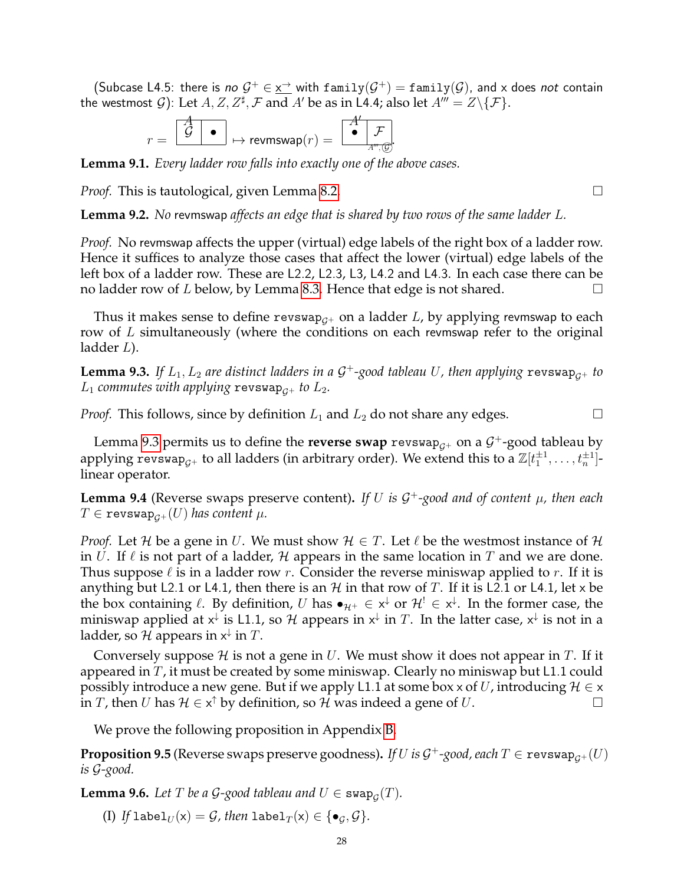(Subcase L4.5: there is *no* $\mathcal{G}^+ \in \underline{\mathsf{x}^{\rightarrow}}$ with $\mathtt{family}(\mathcal{G}^+) = \mathtt{family}(\mathcal{G})$, and $\mathsf{x}$ does *not* contain the westmost $\mathcal{G}$): Let $A, Z, Z^\sharp, \mathcal{F}$ and $A'$ be as in L4.4; also let $A''' = Z \setminus \{\mathcal{F}\}$.

$$r = \boxed{\overset{A}{\mathcal{G}}}\boxed{\bullet} \mapsto \mathsf{revmswap}(r) = \boxed{\overset{A'}{\bullet}}\boxed{\underset{A''',\textcircled{\scriptsize\mathcal{G}}}{\mathcal{F}}}.$$

**Lemma 9.1.** *Every ladder row falls into exactly one of the above cases.*

*Proof.* This is tautological, given Lemma 8.2. □

**Lemma 9.2.** *No* $\mathsf{revmswap}$ *affects an edge that is shared by two rows of the same ladder* $L$.

*Proof.* No $\mathsf{revmswap}$ affects the upper (virtual) edge labels of the right box of a ladder row. Hence it suffices to analyze those cases that affect the lower (virtual) edge labels of the left box of a ladder row. These are L2.2, L2.3, L3, L4.2 and L4.3. In each case there can be no ladder row of $L$ below, by Lemma 8.3. Hence that edge is not shared. □

Thus it makes sense to define $\mathtt{revswap}_{\mathcal{G}^+}$ on a ladder $L$, by applying $\mathsf{revmswap}$ to each row of $L$ simultaneously (where the conditions on each $\mathsf{revmswap}$ refer to the original ladder $L$).

**Lemma 9.3.** *If $L_1, L_2$ are distinct ladders in a $\mathcal{G}^+$-good tableau $U$, then applying $\mathtt{revswap}_{\mathcal{G}^+}$ to $L_1$ commutes with applying $\mathtt{revswap}_{\mathcal{G}^+}$ to $L_2$.*

*Proof.* This follows, since by definition $L_1$ and $L_2$ do not share any edges. □

Lemma 9.3 permits us to define the **reverse swap** $\mathtt{revswap}_{\mathcal{G}^+}$ on a $\mathcal{G}^+$-good tableau by applying $\mathtt{revswap}_{\mathcal{G}^+}$ to all ladders (in arbitrary order). We extend this to a $\mathbb{Z}[t_1^{\pm 1}, \ldots, t_n^{\pm 1}]$-linear operator.

**Lemma 9.4** (Reverse swaps preserve content)**.** *If $U$ is $\mathcal{G}^+$-good and of content $\mu$, then each $T \in \mathtt{revswap}_{\mathcal{G}^+}(U)$ has content $\mu$.*

*Proof.* Let $\mathcal{H}$ be a gene in $U$. We must show $\mathcal{H} \in T$. Let $\ell$ be the westmost instance of $\mathcal{H}$ in $U$. If $\ell$ is not part of a ladder, $\mathcal{H}$ appears in the same location in $T$ and we are done. Thus suppose $\ell$ is in a ladder row $r$. Consider the reverse miniswap applied to $r$. If it is anything but L2.1 or L4.1, then there is an $\mathcal{H}$ in that row of $T$. If it is L2.1 or L4.1, let $\mathsf{x}$ be the box containing $\ell$. By definition, $U$ has $\bullet_{\mathcal{H}^+} \in \mathsf{x}^{\downarrow}$ or $\mathcal{H}^! \in \mathsf{x}^{\downarrow}$. In the former case, the miniswap applied at $\mathsf{x}^{\downarrow}$ is L1.1, so $\mathcal{H}$ appears in $\mathsf{x}^{\downarrow}$ in $T$. In the latter case, $\mathsf{x}^{\downarrow}$ is not in a ladder, so $\mathcal{H}$ appears in $\mathsf{x}^{\downarrow}$ in $T$.

Conversely suppose $\mathcal{H}$ is not a gene in $U$. We must show it does not appear in $T$. If it appeared in $T$, it must be created by some miniswap. Clearly no miniswap but L1.1 could possibly introduce a new gene. But if we apply L1.1 at some box $\mathsf{x}$ of $U$, introducing $\mathcal{H} \in \mathsf{x}$ in $T$, then $U$ has $\mathcal{H} \in \mathsf{x}^{\uparrow}$ by definition, so $\mathcal{H}$ was indeed a gene of $U$. □

We prove the following proposition in Appendix B.

**Proposition 9.5** (Reverse swaps preserve goodness)**.** *If $U$ is $\mathcal{G}^+$-good, each $T \in \mathtt{revswap}_{\mathcal{G}^+}(U)$ is $\mathcal{G}$-good.*

**Lemma 9.6.** *Let $T$ be a $\mathcal{G}$-good tableau and $U \in \mathtt{swap}_{\mathcal{G}}(T)$.*

(I) *If $\mathtt{label}_U(\mathsf{x}) = \mathcal{G}$, then $\mathtt{label}_T(\mathsf{x}) \in \{\bullet_{\mathcal{G}}, \mathcal{G}\}$.*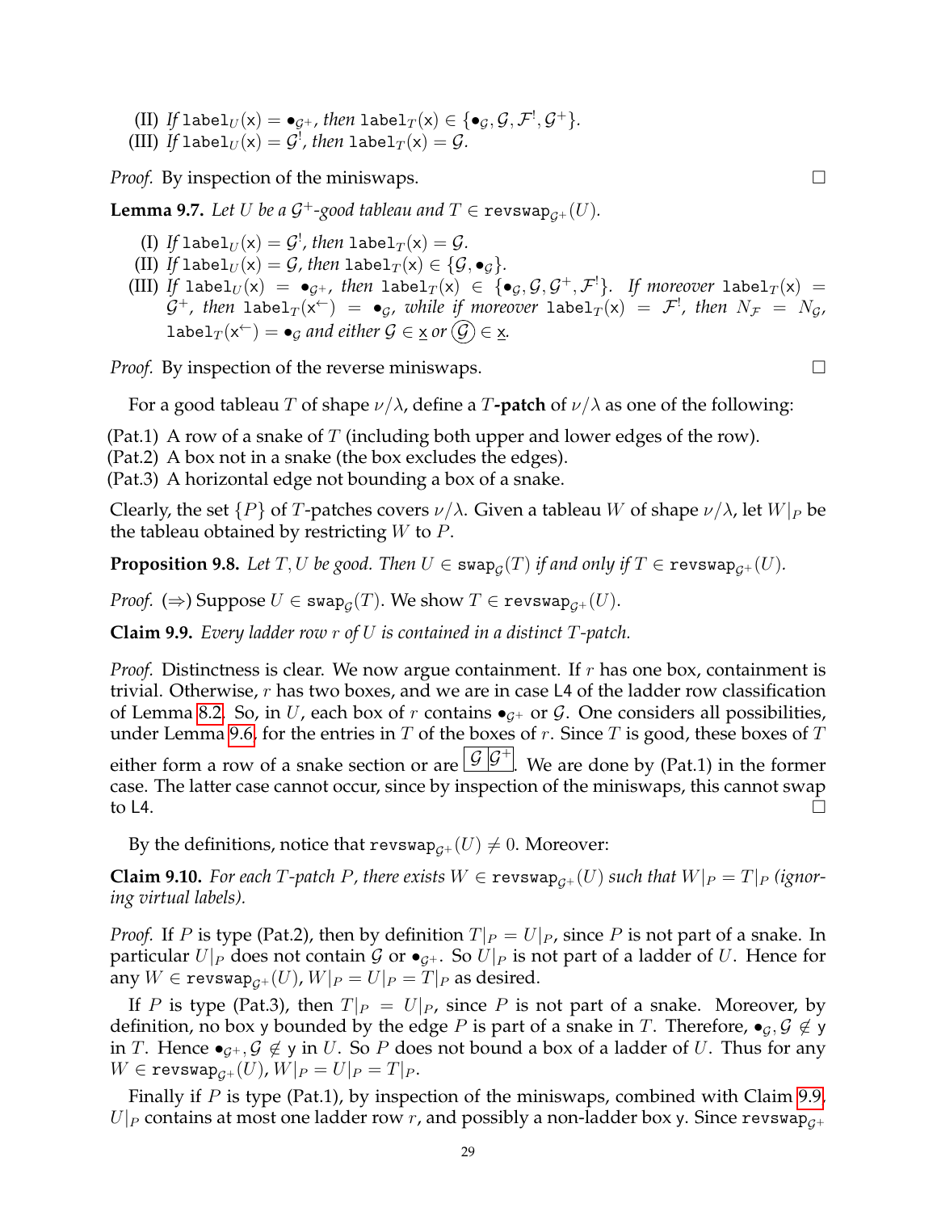(II) If $\texttt{label}_U(\mathsf{x}) = \bullet_{\mathcal{G}^+}$, then $\texttt{label}_T(\mathsf{x}) \in \{\bullet_{\mathcal{G}}, \mathcal{G}, \mathcal{F}^!, \mathcal{G}^+\}$.
(III) If $\texttt{label}_U(\mathsf{x}) = \mathcal{G}^!$, then $\texttt{label}_T(\mathsf{x}) = \mathcal{G}$.

*Proof.* By inspection of the miniswaps. □

**Lemma 9.7.** *Let $U$ be a $\mathcal{G}^+$-good tableau and $T \in \texttt{revswap}_{\mathcal{G}^+}(U)$.*

(I) *If $\texttt{label}_U(\mathsf{x}) = \mathcal{G}^!$, then $\texttt{label}_T(\mathsf{x}) = \mathcal{G}$.*
(II) *If $\texttt{label}_U(\mathsf{x}) = \mathcal{G}$, then $\texttt{label}_T(\mathsf{x}) \in \{\mathcal{G}, \bullet_{\mathcal{G}}\}$.*
(III) *If $\texttt{label}_U(\mathsf{x}) = \bullet_{\mathcal{G}^+}$, then $\texttt{label}_T(\mathsf{x}) \in \{\bullet_{\mathcal{G}}, \mathcal{G}, \mathcal{G}^+, \mathcal{F}^!\}$. If moreover $\texttt{label}_T(\mathsf{x}) = \mathcal{G}^+$, then $\texttt{label}_T(\mathsf{x}^{\leftarrow}) = \bullet_{\mathcal{G}}$, while if moreover $\texttt{label}_T(\mathsf{x}) = \mathcal{F}^!$, then $N_{\mathcal{F}} = N_{\mathcal{G}}$, $\texttt{label}_T(\mathsf{x}^{\leftarrow}) = \bullet_{\mathcal{G}}$ and either $\mathcal{G} \in \underline{\mathsf{x}}$ or $\textcircled{\mathcal{G}} \in \underline{\mathsf{x}}$.*

*Proof.* By inspection of the reverse miniswaps. □

For a good tableau $T$ of shape $\nu/\lambda$, define a $T$**-patch** of $\nu/\lambda$ as one of the following:

(Pat.1) A row of a snake of $T$ (including both upper and lower edges of the row).
(Pat.2) A box not in a snake (the box excludes the edges).
(Pat.3) A horizontal edge not bounding a box of a snake.

Clearly, the set $\{P\}$ of $T$-patches covers $\nu/\lambda$. Given a tableau $W$ of shape $\nu/\lambda$, let $W|_P$ be the tableau obtained by restricting $W$ to $P$.

**Proposition 9.8.** *Let $T, U$ be good. Then $U \in \texttt{swap}_{\mathcal{G}}(T)$ if and only if $T \in \texttt{revswap}_{\mathcal{G}^+}(U)$.*

*Proof.* ($\Rightarrow$) Suppose $U \in \texttt{swap}_{\mathcal{G}}(T)$. We show $T \in \texttt{revswap}_{\mathcal{G}^+}(U)$.

**Claim 9.9.** *Every ladder row $r$ of $U$ is contained in a distinct $T$-patch.*

*Proof.* Distinctness is clear. We now argue containment. If $r$ has one box, containment is trivial. Otherwise, $r$ has two boxes, and we are in case L4 of the ladder row classification of Lemma 8.2. So, in $U$, each box of $r$ contains $\bullet_{\mathcal{G}^+}$ or $\mathcal{G}$. One considers all possibilities, under Lemma 9.6, for the entries in $T$ of the boxes of $r$. Since $T$ is good, these boxes of $T$ either form a row of a snake section or are $\boxed{\mathcal{G}}\boxed{\mathcal{G}^+}$. We are done by (Pat.1) in the former case. The latter case cannot occur, since by inspection of the miniswaps, this cannot swap to L4. □

By the definitions, notice that $\texttt{revswap}_{\mathcal{G}^+}(U) \neq 0$. Moreover:

**Claim 9.10.** *For each $T$-patch $P$, there exists $W \in \texttt{revswap}_{\mathcal{G}^+}(U)$ such that $W|_P = T|_P$ (ignoring virtual labels).*

*Proof.* If $P$ is type (Pat.2), then by definition $T|_P = U|_P$, since $P$ is not part of a snake. In particular $U|_P$ does not contain $\mathcal{G}$ or $\bullet_{\mathcal{G}^+}$. So $U|_P$ is not part of a ladder of $U$. Hence for any $W \in \texttt{revswap}_{\mathcal{G}^+}(U)$, $W|_P = U|_P = T|_P$ as desired.

If $P$ is type (Pat.3), then $T|_P = U|_P$, since $P$ is not part of a snake. Moreover, by definition, no box $\mathsf{y}$ bounded by the edge $P$ is part of a snake in $T$. Therefore, $\bullet_{\mathcal{G}}, \mathcal{G} \notin \mathsf{y}$ in $T$. Hence $\bullet_{\mathcal{G}^+}, \mathcal{G} \notin \mathsf{y}$ in $U$. So $P$ does not bound a box of a ladder of $U$. Thus for any $W \in \texttt{revswap}_{\mathcal{G}^+}(U)$, $W|_P = U|_P = T|_P$.

Finally if $P$ is type (Pat.1), by inspection of the miniswaps, combined with Claim 9.9, $U|_P$ contains at most one ladder row $r$, and possibly a non-ladder box $\mathsf{y}$. Since $\texttt{revswap}_{\mathcal{G}^+}$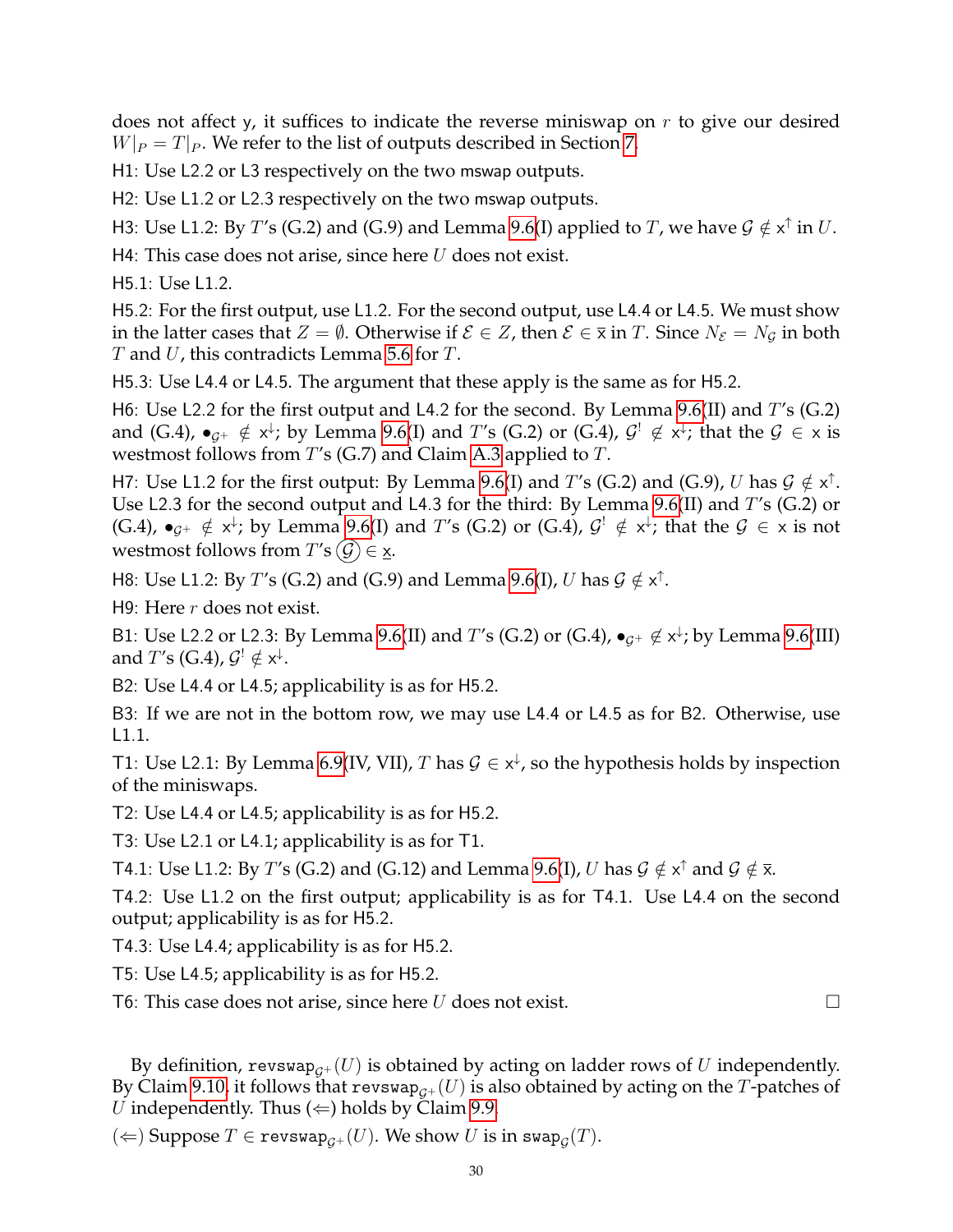does not affect y, it suffices to indicate the reverse miniswap on $r$ to give our desired $W|_P = T|_P$. We refer to the list of outputs described in Section 7.

H1: Use L2.2 or L3 respectively on the two mswap outputs.

H2: Use L1.2 or L2.3 respectively on the two mswap outputs.

H3: Use L1.2: By $T$'s (G.2) and (G.9) and Lemma 9.6(I) applied to $T$, we have $\mathcal{G} \notin \mathsf{x}^{\uparrow}$ in $U$.

H4: This case does not arise, since here $U$ does not exist.

H5.1: Use L1.2.

H5.2: For the first output, use L1.2. For the second output, use L4.4 or L4.5. We must show in the latter cases that $Z = \emptyset$. Otherwise if $\mathcal{E} \in Z$, then $\mathcal{E} \in \overline{\mathsf{x}}$ in $T$. Since $N_{\mathcal{E}} = N_{\mathcal{G}}$ in both $T$ and $U$, this contradicts Lemma 5.6 for $T$.

H5.3: Use L4.4 or L4.5. The argument that these apply is the same as for H5.2.

H6: Use L2.2 for the first output and L4.2 for the second. By Lemma 9.6(II) and $T$'s (G.2) and (G.4), $\bullet_{\mathcal{G}^+} \notin \mathsf{x}^{\downarrow}$; by Lemma 9.6(I) and $T$'s (G.2) or (G.4), $\mathcal{G}^! \notin \mathsf{x}^{\downarrow}$; that the $\mathcal{G} \in \mathsf{x}$ is westmost follows from $T$'s (G.7) and Claim A.3 applied to $T$.

H7: Use L1.2 for the first output: By Lemma 9.6(I) and $T$'s (G.2) and (G.9), $U$ has $\mathcal{G} \notin \mathsf{x}^{\uparrow}$. Use L2.3 for the second output and L4.3 for the third: By Lemma 9.6(II) and $T$'s (G.2) or (G.4), $\bullet_{\mathcal{G}^+} \notin \mathsf{x}^{\downarrow}$; by Lemma 9.6(I) and $T$'s (G.2) or (G.4), $\mathcal{G}^! \notin \mathsf{x}^{\downarrow}$; that the $\mathcal{G} \in \mathsf{x}$ is not westmost follows from $T$'s $\textcircled{\mathcal{G}} \in \underline{\mathsf{x}}$.

H8: Use L1.2: By $T$'s (G.2) and (G.9) and Lemma 9.6(I), $U$ has $\mathcal{G} \notin \mathsf{x}^{\uparrow}$.

H9: Here $r$ does not exist.

B1: Use L2.2 or L2.3: By Lemma 9.6(II) and $T$'s (G.2) or (G.4), $\bullet_{\mathcal{G}^+} \notin \mathsf{x}^{\downarrow}$; by Lemma 9.6(III) and $T$'s (G.4), $\mathcal{G}^! \notin \mathsf{x}^{\downarrow}$.

B2: Use L4.4 or L4.5; applicability is as for H5.2.

B3: If we are not in the bottom row, we may use L4.4 or L4.5 as for B2. Otherwise, use L1.1.

T1: Use L2.1: By Lemma 6.9(IV, VII), $T$ has $\mathcal{G} \in \mathsf{x}^{\downarrow}$, so the hypothesis holds by inspection of the miniswaps.

T2: Use L4.4 or L4.5; applicability is as for H5.2.

T3: Use L2.1 or L4.1; applicability is as for T1.

T4.1: Use L1.2: By $T$'s (G.2) and (G.12) and Lemma 9.6(I), $U$ has $\mathcal{G} \notin \mathsf{x}^{\uparrow}$ and $\mathcal{G} \notin \overline{\mathsf{x}}$.

T4.2: Use L1.2 on the first output; applicability is as for T4.1. Use L4.4 on the second output; applicability is as for H5.2.

T4.3: Use L4.4; applicability is as for H5.2.

T5: Use L4.5; applicability is as for H5.2.

T6: This case does not arise, since here $U$ does not exist. □

By definition, $\texttt{revswap}_{\mathcal{G}^+}(U)$ is obtained by acting on ladder rows of $U$ independently. By Claim 9.10, it follows that $\texttt{revswap}_{\mathcal{G}^+}(U)$ is also obtained by acting on the $T$-patches of $U$ independently. Thus ($\Leftarrow$) holds by Claim 9.9.

($\Leftarrow$) Suppose $T \in \texttt{revswap}_{\mathcal{G}^+}(U)$. We show $U$ is in $\texttt{swap}_{\mathcal{G}}(T)$.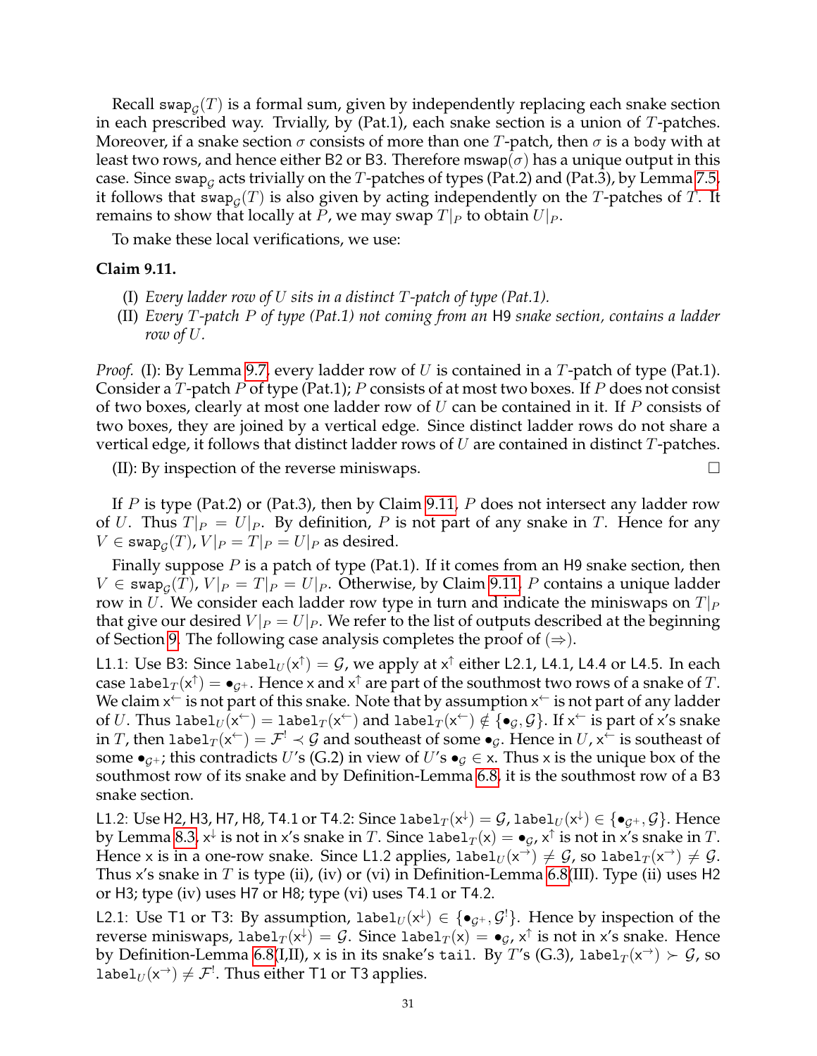Recall $\mathtt{swap}_{\mathcal{G}}(T)$ is a formal sum, given by independently replacing each snake section in each prescribed way. Trvially, by (Pat.1), each snake section is a union of $T$-patches. Moreover, if a snake section $\sigma$ consists of more than one $T$-patch, then $\sigma$ is a $\mathtt{body}$ with at least two rows, and hence either B2 or B3. Therefore $\mathtt{mswap}(\sigma)$ has a unique output in this case. Since $\mathtt{swap}_{\mathcal{G}}$ acts trivially on the $T$-patches of types (Pat.2) and (Pat.3), by Lemma 7.5, it follows that $\mathtt{swap}_{\mathcal{G}}(T)$ is also given by acting independently on the $T$-patches of $T$. It remains to show that locally at $P$, we may swap $T|_P$ to obtain $U|_P$.

To make these local verifications, we use:

**Claim 9.11.**

(I) *Every ladder row of $U$ sits in a distinct $T$-patch of type (Pat.1).*

(II) *Every $T$-patch $P$ of type (Pat.1) not coming from an* H9 *snake section, contains a ladder row of $U$.*

*Proof.* (I): By Lemma 9.7, every ladder row of $U$ is contained in a $T$-patch of type (Pat.1). Consider a $T$-patch $P$ of type (Pat.1); $P$ consists of at most two boxes. If $P$ does not consist of two boxes, clearly at most one ladder row of $U$ can be contained in it. If $P$ consists of two boxes, they are joined by a vertical edge. Since distinct ladder rows do not share a vertical edge, it follows that distinct ladder rows of $U$ are contained in distinct $T$-patches.

(II): By inspection of the reverse miniswaps. $\square$

If $P$ is type (Pat.2) or (Pat.3), then by Claim 9.11, $P$ does not intersect any ladder row of $U$. Thus $T|_P = U|_P$. By definition, $P$ is not part of any snake in $T$. Hence for any $V \in \mathtt{swap}_{\mathcal{G}}(T)$, $V|_P = T|_P = U|_P$ as desired.

Finally suppose $P$ is a patch of type (Pat.1). If it comes from an H9 snake section, then $V \in \mathtt{swap}_{\mathcal{G}}(T)$, $V|_P = T|_P = U|_P$. Otherwise, by Claim 9.11, $P$ contains a unique ladder row in $U$. We consider each ladder row type in turn and indicate the miniswaps on $T|_P$ that give our desired $V|_P = U|_P$. We refer to the list of outputs described at the beginning of Section 9. The following case analysis completes the proof of $(\Rightarrow)$.

L1.1: Use B3: Since $\mathtt{label}_U(\mathsf{x}^{\uparrow}) = \mathcal{G}$, we apply at $\mathsf{x}^{\uparrow}$ either L2.1, L4.1, L4.4 or L4.5. In each case $\mathtt{label}_T(\mathsf{x}^{\uparrow}) = \bullet_{\mathcal{G}^+}$. Hence $\mathsf{x}$ and $\mathsf{x}^{\uparrow}$ are part of the southmost two rows of a snake of $T$. We claim $\mathsf{x}^{\leftarrow}$ is not part of this snake. Note that by assumption $\mathsf{x}^{\leftarrow}$ is not part of any ladder of $U$. Thus $\mathtt{label}_U(\mathsf{x}^{\leftarrow}) = \mathtt{label}_T(\mathsf{x}^{\leftarrow})$ and $\mathtt{label}_T(\mathsf{x}^{\leftarrow}) \notin \{\bullet_{\mathcal{G}}, \mathcal{G}\}$. If $\mathsf{x}^{\leftarrow}$ is part of $\mathsf{x}$'s snake in $T$, then $\mathtt{label}_T(\mathsf{x}^{\leftarrow}) = \mathcal{F}^! \prec \mathcal{G}$ and southeast of some $\bullet_{\mathcal{G}}$. Hence in $U$, $\mathsf{x}^{\leftarrow}$ is southeast of some $\bullet_{\mathcal{G}^+}$; this contradicts $U$'s (G.2) in view of $U$'s $\bullet_{\mathcal{G}} \in \mathsf{x}$. Thus $\mathsf{x}$ is the unique box of the southmost row of its snake and by Definition-Lemma 6.8, it is the southmost row of a B3 snake section.

L1.2: Use H2, H3, H7, H8, T4.1 or T4.2: Since $\mathtt{label}_T(\mathsf{x}^{\downarrow}) = \mathcal{G}$, $\mathtt{label}_U(\mathsf{x}^{\downarrow}) \in \{\bullet_{\mathcal{G}^+}, \mathcal{G}\}$. Hence by Lemma 8.3, $\mathsf{x}^{\downarrow}$ is not in $\mathsf{x}$'s snake in $T$. Since $\mathtt{label}_T(\mathsf{x}) = \bullet_{\mathcal{G}}$, $\mathsf{x}^{\uparrow}$ is not in $\mathsf{x}$'s snake in $T$. Hence $\mathsf{x}$ is in a one-row snake. Since L1.2 applies, $\mathtt{label}_U(\mathsf{x}^{\rightarrow}) \neq \mathcal{G}$, so $\mathtt{label}_T(\mathsf{x}^{\rightarrow}) \neq \mathcal{G}$. Thus $\mathsf{x}$'s snake in $T$ is type (ii), (iv) or (vi) in Definition-Lemma 6.8(III). Type (ii) uses H2 or H3; type (iv) uses H7 or H8; type (vi) uses T4.1 or T4.2.

L2.1: Use T1 or T3: By assumption, $\mathtt{label}_U(\mathsf{x}^{\downarrow}) \in \{\bullet_{\mathcal{G}^+}, \mathcal{G}^!\}$. Hence by inspection of the reverse miniswaps, $\mathtt{label}_T(\mathsf{x}^{\downarrow}) = \mathcal{G}$. Since $\mathtt{label}_T(\mathsf{x}) = \bullet_{\mathcal{G}}$, $\mathsf{x}^{\uparrow}$ is not in $\mathsf{x}$'s snake. Hence by Definition-Lemma 6.8(I,II), $\mathsf{x}$ is in its snake's $\mathtt{tail}$. By $T$'s (G.3), $\mathtt{label}_T(\mathsf{x}^{\rightarrow}) \succ \mathcal{G}$, so $\mathtt{label}_U(\mathsf{x}^{\rightarrow}) \neq \mathcal{F}^!$. Thus either T1 or T3 applies.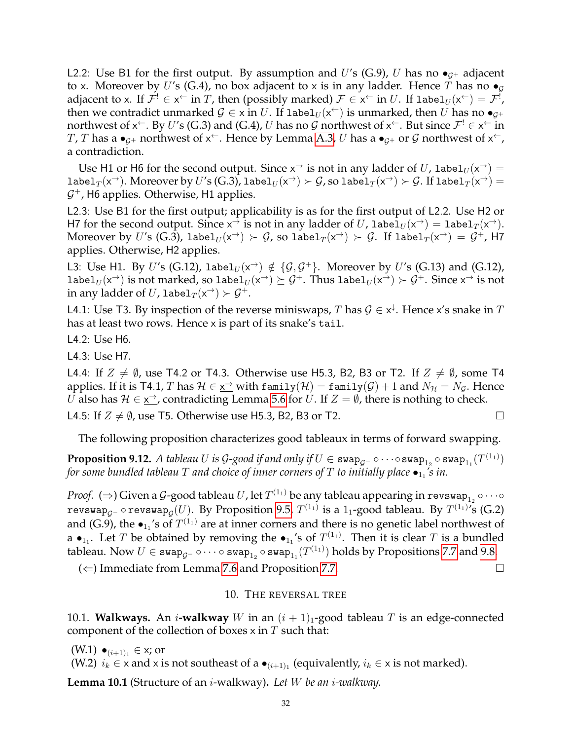L2.2: Use B1 for the first output. By assumption and $U$'s (G.9), $U$ has no $\bullet_{\mathcal{G}^+}$ adjacent to x. Moreover by $U$'s (G.4), no box adjacent to x is in any ladder. Hence $T$ has no $\bullet_{\mathcal{G}}$ adjacent to x. If $\mathcal{F}^! \in \mathsf{x}^{\leftarrow}$ in $T$, then (possibly marked) $\mathcal{F} \in \mathsf{x}^{\leftarrow}$ in $U$. If $\mathtt{label}_U(\mathsf{x}^{\leftarrow}) = \mathcal{F}^!$, then we contradict unmarked $\mathcal{G} \in \mathsf{x}$ in $U$. If $\mathtt{label}_U(\mathsf{x}^{\leftarrow})$ is unmarked, then $U$ has no $\bullet_{\mathcal{G}^+}$ northwest of $\mathsf{x}^{\leftarrow}$. By $U$'s (G.3) and (G.4), $U$ has no $\mathcal{G}$ northwest of $\mathsf{x}^{\leftarrow}$. But since $\mathcal{F}^! \in \mathsf{x}^{\leftarrow}$ in $T$, $T$ has a $\bullet_{\mathcal{G}^+}$ northwest of $\mathsf{x}^{\leftarrow}$. Hence by Lemma A.3, $U$ has a $\bullet_{\mathcal{G}^+}$ or $\mathcal{G}$ northwest of $\mathsf{x}^{\leftarrow}$, a contradiction.

Use H1 or H6 for the second output. Since $\mathsf{x}^{\rightarrow}$ is not in any ladder of $U$, $\mathtt{label}_U(\mathsf{x}^{\rightarrow}) = \mathtt{label}_T(\mathsf{x}^{\rightarrow})$. Moreover by $U$'s (G.3), $\mathtt{label}_U(\mathsf{x}^{\rightarrow}) \succ \mathcal{G}$, so $\mathtt{label}_T(\mathsf{x}^{\rightarrow}) \succ \mathcal{G}$. If $\mathtt{label}_T(\mathsf{x}^{\rightarrow}) = \mathcal{G}^+$, H6 applies. Otherwise, H1 applies.

L2.3: Use B1 for the first output; applicability is as for the first output of L2.2. Use H2 or H7 for the second output. Since $\mathsf{x}^{\rightarrow}$ is not in any ladder of $U$, $\mathtt{label}_U(\mathsf{x}^{\rightarrow}) = \mathtt{label}_T(\mathsf{x}^{\rightarrow})$. Moreover by $U$'s (G.3), $\mathtt{label}_U(\mathsf{x}^{\rightarrow}) \succ \mathcal{G}$, so $\mathtt{label}_T(\mathsf{x}^{\rightarrow}) \succ \mathcal{G}$. If $\mathtt{label}_T(\mathsf{x}^{\rightarrow}) = \mathcal{G}^+$, H7 applies. Otherwise, H2 applies.

L3: Use H1. By $U$'s (G.12), $\mathtt{label}_U(\mathsf{x}^{\rightarrow}) \notin \{\mathcal{G}, \mathcal{G}^+\}$. Moreover by $U$'s (G.13) and (G.12), $\mathtt{label}_U(\mathsf{x}^{\rightarrow})$ is not marked, so $\mathtt{label}_U(\mathsf{x}^{\rightarrow}) \succeq \mathcal{G}^+$. Thus $\mathtt{label}_U(\mathsf{x}^{\rightarrow}) \succ \mathcal{G}^+$. Since $\mathsf{x}^{\rightarrow}$ is not in any ladder of $U$, $\mathtt{label}_T(\mathsf{x}^{\rightarrow}) \succ \mathcal{G}^+$.

L4.1: Use T3. By inspection of the reverse miniswaps, $T$ has $\mathcal{G} \in \mathsf{x}^{\downarrow}$. Hence x's snake in $T$ has at least two rows. Hence x is part of its snake's $\mathtt{tail}$.

L4.2: Use H6.

L4.3: Use H7.

L4.4: If $Z \neq \emptyset$, use T4.2 or T4.3. Otherwise use H5.3, B2, B3 or T2. If $Z \neq \emptyset$, some T4 applies. If it is T4.1, $T$ has $\mathcal{H} \in \underline{\mathsf{x}^{\rightarrow}}$ with $\mathtt{family}(\mathcal{H}) = \mathtt{family}(\mathcal{G}) + 1$ and $N_{\mathcal{H}} = N_{\mathcal{G}}$. Hence $U$ also has $\mathcal{H} \in \underline{\mathsf{x}^{\rightarrow}}$, contradicting Lemma 5.6 for $U$. If $Z = \emptyset$, there is nothing to check.

L4.5: If $Z \neq \emptyset$, use T5. Otherwise use H5.3, B2, B3 or T2. $\square$

The following proposition characterizes good tableaux in terms of forward swapping.

**Proposition 9.12.** *A tableau $U$ is $\mathcal{G}$-good if and only if $U \in \mathtt{swap}_{\mathcal{G}^-} \circ \cdots \circ \mathtt{swap}_{1_2} \circ \mathtt{swap}_{1_1}(T^{(1_1)})$ for some bundled tableau $T$ and choice of inner corners of $T$ to initially place $\bullet_{1_1}$'s in.*

*Proof.* ($\Rightarrow$) Given a $\mathcal{G}$-good tableau $U$, let $T^{(1_1)}$ be any tableau appearing in $\mathtt{revswap}_{1_2} \circ \cdots \circ \mathtt{revswap}_{\mathcal{G}^-} \circ \mathtt{revswap}_{\mathcal{G}}(U)$. By Proposition 9.5, $T^{(1_1)}$ is a $1_1$-good tableau. By $T^{(1_1)}$'s (G.2) and (G.9), the $\bullet_{1_1}$'s of $T^{(1_1)}$ are at inner corners and there is no genetic label northwest of a $\bullet_{1_1}$. Let $T$ be obtained by removing the $\bullet_{1_1}$'s of $T^{(1_1)}$. Then it is clear $T$ is a bundled tableau. Now $U \in \mathtt{swap}_{\mathcal{G}^-} \circ \cdots \circ \mathtt{swap}_{1_2} \circ \mathtt{swap}_{1_1}(T^{(1_1)})$ holds by Propositions 7.7 and 9.8.

($\Leftarrow$) Immediate from Lemma 7.6 and Proposition 7.7. $\square$

## 10. The reversal tree

10.1. **Walkways.** An ***i*-walkway** $W$ in an $(i+1)_1$-good tableau $T$ is an edge-connected component of the collection of boxes x in $T$ such that:

(W.1) $\bullet_{(i+1)_1} \in \mathsf{x}$; or
(W.2) $i_k \in \mathsf{x}$ and x is not southeast of a $\bullet_{(i+1)_1}$ (equivalently, $i_k \in \mathsf{x}$ is not marked).

**Lemma 10.1** (Structure of an $i$-walkway)**.** *Let $W$ be an $i$-walkway.*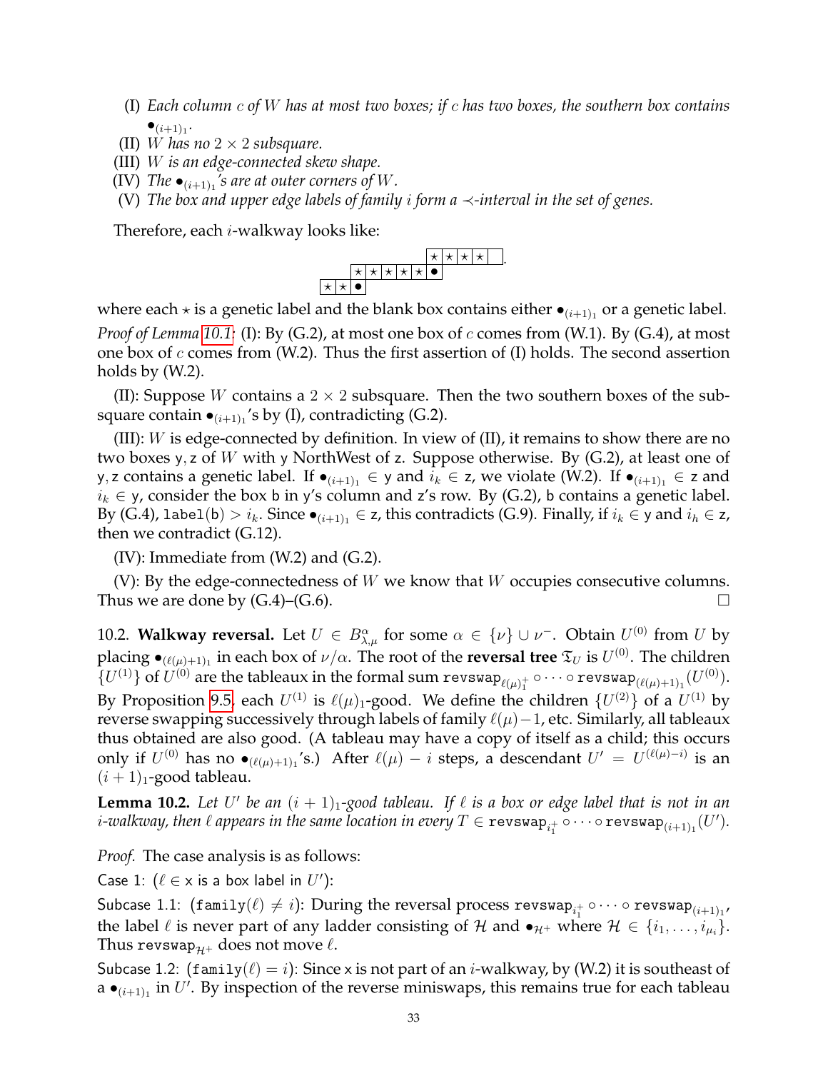(I) *Each column $c$ of $W$ has at most two boxes; if $c$ has two boxes, the southern box contains $\bullet_{(i+1)_1}$.*

(II) *$W$ has no $2 \times 2$ subsquare.*

(III) *$W$ is an edge-connected skew shape.*

(IV) *The $\bullet_{(i+1)_1}$'s are at outer corners of $W$.*

(V) *The box and upper edge labels of family $i$ form a $\prec$-interval in the set of genes.*

Therefore, each $i$-walkway looks like:

|  |  |  |  |  |  |  |  | ⋆ | ⋆ | ⋆ | ⋆ |  |
|---|---|---|---|---|---|---|---|---|---|---|---|---|
|  |  |  | ⋆ | ⋆ | ⋆ | ⋆ | ⋆ | ● |  |  |  |  |
| ⋆ | ⋆ | ● |  |  |  |  |  |  |  |  |  |  |

where each $\star$ is a genetic label and the blank box contains either $\bullet_{(i+1)_1}$ or a genetic label.

*Proof of Lemma 10.1:* (I): By (G.2), at most one box of $c$ comes from (W.1). By (G.4), at most one box of $c$ comes from (W.2). Thus the first assertion of (I) holds. The second assertion holds by (W.2).

(II): Suppose $W$ contains a $2 \times 2$ subsquare. Then the two southern boxes of the subsquare contain $\bullet_{(i+1)_1}$'s by (I), contradicting (G.2).

(III): $W$ is edge-connected by definition. In view of (II), it remains to show there are no two boxes $\mathsf{y}, \mathsf{z}$ of $W$ with $\mathsf{y}$ NorthWest of $\mathsf{z}$. Suppose otherwise. By (G.2), at least one of $\mathsf{y}, \mathsf{z}$ contains a genetic label. If $\bullet_{(i+1)_1} \in \mathsf{y}$ and $i_k \in \mathsf{z}$, we violate (W.2). If $\bullet_{(i+1)_1} \in \mathsf{z}$ and $i_k \in \mathsf{y}$, consider the box $\mathsf{b}$ in $\mathsf{y}$'s column and $\mathsf{z}$'s row. By (G.2), $\mathsf{b}$ contains a genetic label. By (G.4), $\texttt{label}(\mathsf{b}) > i_k$. Since $\bullet_{(i+1)_1} \in \mathsf{z}$, this contradicts (G.9). Finally, if $i_k \in \mathsf{y}$ and $i_h \in \mathsf{z}$, then we contradict (G.12).

(IV): Immediate from (W.2) and (G.2).

(V): By the edge-connectedness of $W$ we know that $W$ occupies consecutive columns. Thus we are done by (G.4)–(G.6). $\square$

10.2. **Walkway reversal.** Let $U \in B^{\alpha}_{\lambda,\mu}$ for some $\alpha \in \{\nu\} \cup \nu^{-}$. Obtain $U^{(0)}$ from $U$ by placing $\bullet_{(\ell(\mu)+1)_1}$ in each box of $\nu/\alpha$. The root of the **reversal tree** $\mathfrak{T}_U$ is $U^{(0)}$. The children $\{U^{(1)}\}$ of $U^{(0)}$ are the tableaux in the formal sum $\texttt{revswap}_{\ell(\mu)_1^+} \circ \cdots \circ \texttt{revswap}_{(\ell(\mu)+1)_1}(U^{(0)})$. By Proposition 9.5, each $U^{(1)}$ is $\ell(\mu)_1$-good. We define the children $\{U^{(2)}\}$ of a $U^{(1)}$ by reverse swapping successively through labels of family $\ell(\mu)-1$, etc. Similarly, all tableaux thus obtained are also good. (A tableau may have a copy of itself as a child; this occurs only if $U^{(0)}$ has no $\bullet_{(\ell(\mu)+1)_1}$'s.) After $\ell(\mu) - i$ steps, a descendant $U' = U^{(\ell(\mu)-i)}$ is an $(i+1)_1$-good tableau.

**Lemma 10.2.** *Let $U'$ be an $(i+1)_1$-good tableau. If $\ell$ is a box or edge label that is not in an $i$-walkway, then $\ell$ appears in the same location in every $T \in \texttt{revswap}_{i_1^+} \circ \cdots \circ \texttt{revswap}_{(i+1)_1}(U')$.*

*Proof.* The case analysis is as follows:

Case 1: ($\ell \in \mathsf{x}$ is a box label in $U'$):

Subcase 1.1: ($\texttt{family}(\ell) \neq i$): During the reversal process $\texttt{revswap}_{i_1^+} \circ \cdots \circ \texttt{revswap}_{(i+1)_1}$, the label $\ell$ is never part of any ladder consisting of $\mathcal{H}$ and $\bullet_{\mathcal{H}^+}$ where $\mathcal{H} \in \{i_1, \ldots, i_{\mu_i}\}$. Thus $\texttt{revswap}_{\mathcal{H}^+}$ does not move $\ell$.

Subcase 1.2: ($\texttt{family}(\ell) = i$): Since $\mathsf{x}$ is not part of an $i$-walkway, by (W.2) it is southeast of a $\bullet_{(i+1)_1}$ in $U'$. By inspection of the reverse miniswaps, this remains true for each tableau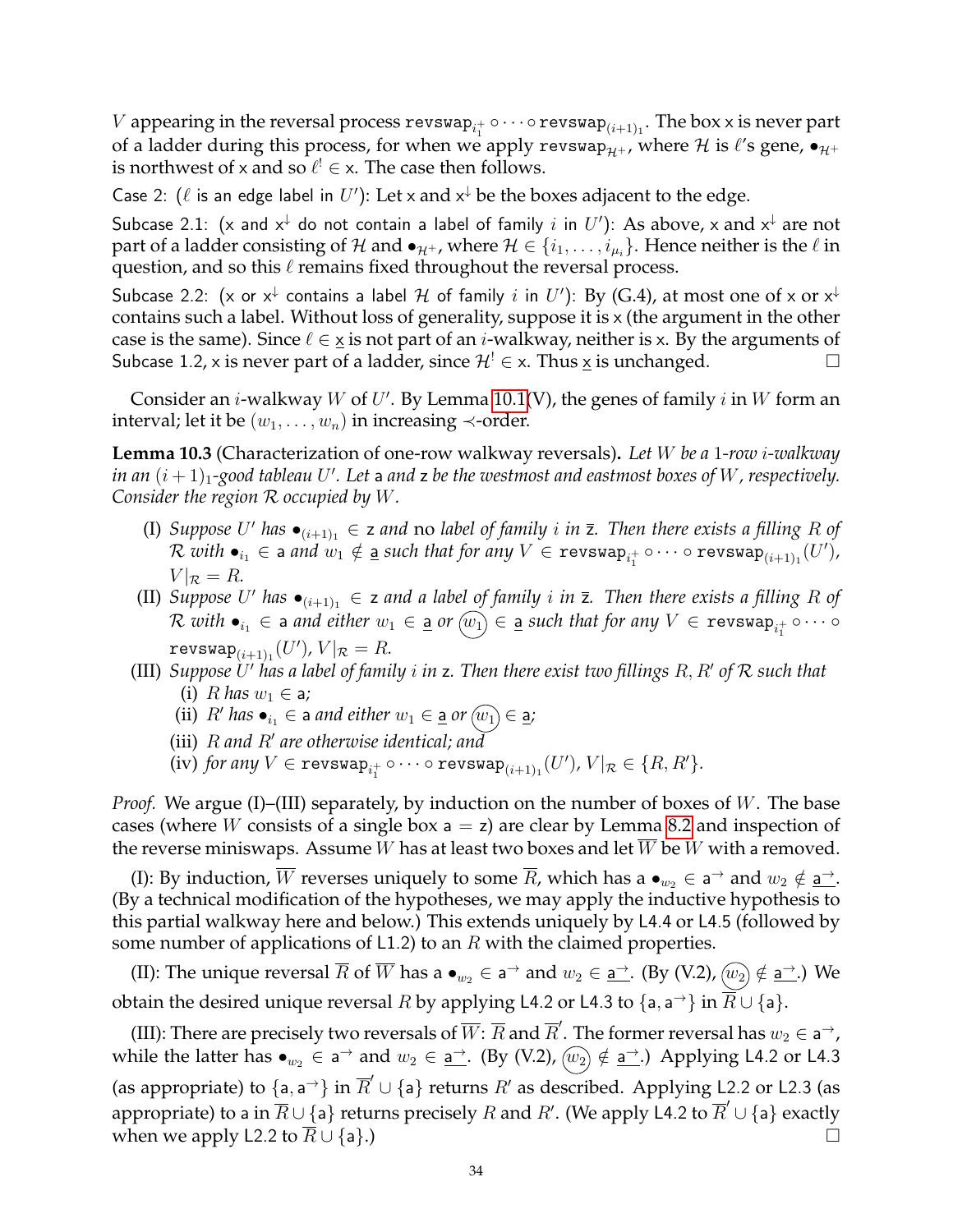$V$ appearing in the reversal process $\mathtt{revswap}_{i_1^+} \circ \cdots \circ \mathtt{revswap}_{(i+1)_1}$. The box $\mathsf{x}$ is never part of a ladder during this process, for when we apply $\mathtt{revswap}_{\mathcal{H}^+}$, where $\mathcal{H}$ is $\ell$'s gene, $\bullet_{\mathcal{H}^+}$ is northwest of $\mathsf{x}$ and so $\ell^! \in \mathsf{x}$. The case then follows.

Case 2: ($\ell$ is an edge label in $U'$): Let $\mathsf{x}$ and $\mathsf{x}^\downarrow$ be the boxes adjacent to the edge.

Subcase 2.1: ($\mathsf{x}$ and $\mathsf{x}^\downarrow$ do not contain a label of family $i$ in $U'$): As above, $\mathsf{x}$ and $\mathsf{x}^\downarrow$ are not part of a ladder consisting of $\mathcal{H}$ and $\bullet_{\mathcal{H}^+}$, where $\mathcal{H} \in \{i_1, \ldots, i_{\mu_i}\}$. Hence neither is the $\ell$ in question, and so this $\ell$ remains fixed throughout the reversal process.

Subcase 2.2: ($\mathsf{x}$ or $\mathsf{x}^\downarrow$ contains a label $\mathcal{H}$ of family $i$ in $U'$): By (G.4), at most one of $\mathsf{x}$ or $\mathsf{x}^\downarrow$ contains such a label. Without loss of generality, suppose it is $\mathsf{x}$ (the argument in the other case is the same). Since $\ell \in \underline{\mathsf{x}}$ is not part of an $i$-walkway, neither is $\mathsf{x}$. By the arguments of Subcase 1.2, $\mathsf{x}$ is never part of a ladder, since $\mathcal{H}^! \in \mathsf{x}$. Thus $\underline{\mathsf{x}}$ is unchanged. $\square$

Consider an $i$-walkway $W$ of $U'$. By Lemma 10.1(V), the genes of family $i$ in $W$ form an interval; let it be $(w_1, \ldots, w_n)$ in increasing $\prec$-order.

**Lemma 10.3** (Characterization of one-row walkway reversals)**.** *Let $W$ be a 1-row $i$-walkway in an $(i+1)_1$-good tableau $U'$. Let $\mathsf{a}$ and $\mathsf{z}$ be the westmost and eastmost boxes of $W$, respectively. Consider the region $\mathcal{R}$ occupied by $W$.*

- (I) *Suppose $U'$ has $\bullet_{(i+1)_1} \in \mathsf{z}$ and* no *label of family $i$ in $\bar{\mathsf{z}}$. Then there exists a filling $R$ of $\mathcal{R}$ with $\bullet_{i_1} \in \mathsf{a}$ and $w_1 \notin \underline{\mathsf{a}}$ such that for any $V \in \mathtt{revswap}_{i_1^+} \circ \cdots \circ \mathtt{revswap}_{(i+1)_1}(U')$, $V|_{\mathcal{R}} = R$.*
- (II) *Suppose $U'$ has $\bullet_{(i+1)_1} \in \mathsf{z}$ and a label of family $i$ in $\bar{\mathsf{z}}$. Then there exists a filling $R$ of $\mathcal{R}$ with $\bullet_{i_1} \in \mathsf{a}$ and either $w_1 \in \underline{\mathsf{a}}$ or $\textcircled{$w_1$} \in \underline{\mathsf{a}}$ such that for any $V \in \mathtt{revswap}_{i_1^+} \circ \cdots \circ \mathtt{revswap}_{(i+1)_1}(U')$, $V|_{\mathcal{R}} = R$.*
- (III) *Suppose $U'$ has a label of family $i$ in $\mathsf{z}$. Then there exist two fillings $R, R'$ of $\mathcal{R}$ such that*
  - (i) *$R$ has $w_1 \in \mathsf{a}$;*
  - (ii) *$R'$ has $\bullet_{i_1} \in \mathsf{a}$ and either $w_1 \in \underline{\mathsf{a}}$ or $\textcircled{$w_1$} \in \underline{\mathsf{a}}$;*
  - (iii) *$R$ and $R'$ are otherwise identical; and*
  - (iv) *for any $V \in \mathtt{revswap}_{i_1^+} \circ \cdots \circ \mathtt{revswap}_{(i+1)_1}(U')$, $V|_{\mathcal{R}} \in \{R, R'\}$.*

*Proof.* We argue (I)–(III) separately, by induction on the number of boxes of $W$. The base cases (where $W$ consists of a single box $\mathsf{a} = \mathsf{z}$) are clear by Lemma 8.2 and inspection of the reverse miniswaps. Assume $W$ has at least two boxes and let $\overline{W}$ be $W$ with $\mathsf{a}$ removed.

(I): By induction, $\overline{W}$ reverses uniquely to some $\overline{R}$, which has a $\bullet_{w_2} \in \mathsf{a}^\rightarrow$ and $w_2 \notin \underline{\mathsf{a}^\rightarrow}$. (By a technical modification of the hypotheses, we may apply the inductive hypothesis to this partial walkway here and below.) This extends uniquely by L4.4 or L4.5 (followed by some number of applications of L1.2) to an $R$ with the claimed properties.

(II): The unique reversal $\overline{R}$ of $\overline{W}$ has a $\bullet_{w_2} \in \mathsf{a}^\rightarrow$ and $w_2 \in \underline{\mathsf{a}^\rightarrow}$. (By (V.2), $\textcircled{$w_2$} \notin \underline{\mathsf{a}^\rightarrow}$.) We obtain the desired unique reversal $R$ by applying L4.2 or L4.3 to $\{\mathsf{a}, \mathsf{a}^\rightarrow\}$ in $\overline{R} \cup \{\mathsf{a}\}$.

(III): There are precisely two reversals of $\overline{W}$: $\overline{R}$ and $\overline{R}'$. The former reversal has $w_2 \in \mathsf{a}^\rightarrow$, while the latter has $\bullet_{w_2} \in \mathsf{a}^\rightarrow$ and $w_2 \in \underline{\mathsf{a}^\rightarrow}$. (By (V.2), $\textcircled{$w_2$} \notin \underline{\mathsf{a}^\rightarrow}$.) Applying L4.2 or L4.3 (as appropriate) to $\{\mathsf{a}, \mathsf{a}^\rightarrow\}$ in $\overline{R}' \cup \{\mathsf{a}\}$ returns $R'$ as described. Applying L2.2 or L2.3 (as appropriate) to $\mathsf{a}$ in $\overline{R} \cup \{\mathsf{a}\}$ returns precisely $R$ and $R'$. (We apply L4.2 to $\overline{R}' \cup \{\mathsf{a}\}$ exactly when we apply L2.2 to $\overline{R} \cup \{\mathsf{a}\}$.) $\square$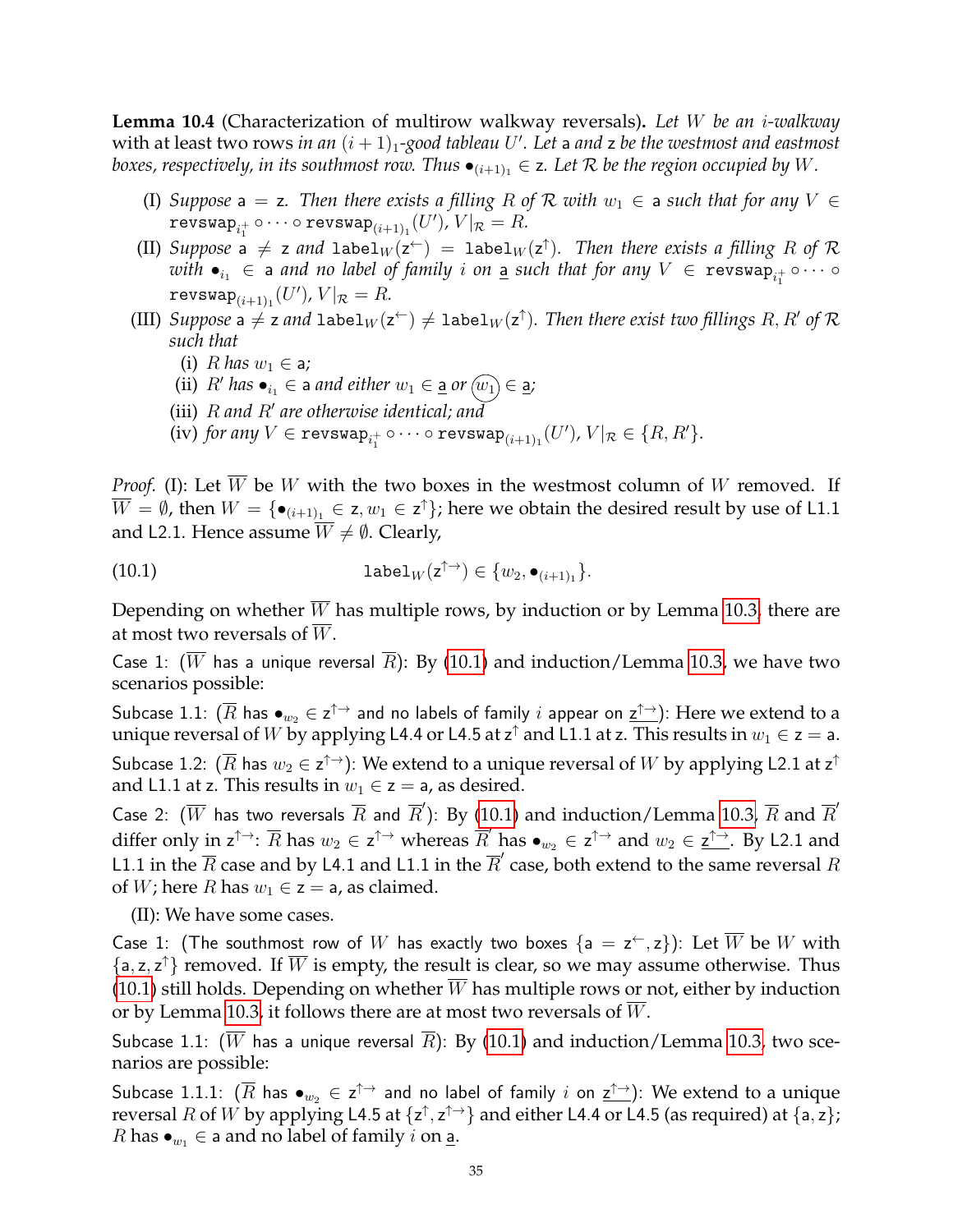**Lemma 10.4** (Characterization of multirow walkway reversals)**.** *Let $W$ be an $i$-walkway* with at least two rows *in an $(i+1)_1$-good tableau $U'$. Let* $\mathsf{a}$ *and* $\mathsf{z}$ *be the westmost and eastmost boxes, respectively, in its southmost row. Thus $\bullet_{(i+1)_1} \in \mathsf{z}$. Let $\mathcal{R}$ be the region occupied by $W$.*

- (I) *Suppose* $\mathsf{a} = \mathsf{z}$*. Then there exists a filling $R$ of $\mathcal{R}$ with $w_1 \in \mathsf{a}$ such that for any $V \in \mathtt{revswap}_{i_1^+} \circ \cdots \circ \mathtt{revswap}_{(i+1)_1}(U')$, $V|_{\mathcal{R}} = R$.*
- (II) *Suppose* $\mathsf{a} \neq \mathsf{z}$ *and* $\mathtt{label}_W(\mathsf{z}^{\leftarrow}) = \mathtt{label}_W(\mathsf{z}^{\uparrow})$*. Then there exists a filling $R$ of $\mathcal{R}$ with $\bullet_{i_1} \in \mathsf{a}$ and no label of family $i$ on $\underline{\mathsf{a}}$ such that for any $V \in \mathtt{revswap}_{i_1^+} \circ \cdots \circ \mathtt{revswap}_{(i+1)_1}(U')$, $V|_{\mathcal{R}} = R$.*
- (III) *Suppose* $\mathsf{a} \neq \mathsf{z}$ *and* $\mathtt{label}_W(\mathsf{z}^{\leftarrow}) \neq \mathtt{label}_W(\mathsf{z}^{\uparrow})$*. Then there exist two fillings $R, R'$ of $\mathcal{R}$ such that*
  - (i) *$R$ has $w_1 \in \mathsf{a}$;*
  - (ii) *$R'$ has $\bullet_{i_1} \in \mathsf{a}$ and either $w_1 \in \underline{\mathsf{a}}$ or $\textcircled{$w_1$} \in \underline{\mathsf{a}}$;*
  - (iii) *$R$ and $R'$ are otherwise identical; and*
  - (iv) *for any $V \in \mathtt{revswap}_{i_1^+} \circ \cdots \circ \mathtt{revswap}_{(i+1)_1}(U')$, $V|_{\mathcal{R}} \in \{R, R'\}$.*

*Proof.* (I): Let $\overline{W}$ be $W$ with the two boxes in the westmost column of $W$ removed. If $\overline{W} = \emptyset$, then $W = \{\bullet_{(i+1)_1} \in \mathsf{z}, w_1 \in \mathsf{z}^{\uparrow}\}$; here we obtain the desired result by use of L1.1 and L2.1. Hence assume $\overline{W} \neq \emptyset$. Clearly,

$$\mathtt{label}_W(\mathsf{z}^{\uparrow\rightarrow}) \in \{w_2, \bullet_{(i+1)_1}\}. \tag{10.1}$$

Depending on whether $\overline{W}$ has multiple rows, by induction or by Lemma 10.3, there are at most two reversals of $\overline{W}$.

Case 1: ($\overline{W}$ has a unique reversal $\overline{R}$): By (10.1) and induction/Lemma 10.3, we have two scenarios possible:

Subcase 1.1: ($\overline{R}$ has $\bullet_{w_2} \in \mathsf{z}^{\uparrow\rightarrow}$ and no labels of family $i$ appear on $\underline{\mathsf{z}^{\uparrow\rightarrow}}$): Here we extend to a unique reversal of $W$ by applying L4.4 or L4.5 at $\mathsf{z}^{\uparrow}$ and L1.1 at $\mathsf{z}$. This results in $w_1 \in \mathsf{z} = \mathsf{a}$.

Subcase 1.2: ($\overline{R}$ has $w_2 \in \mathsf{z}^{\uparrow\rightarrow}$): We extend to a unique reversal of $W$ by applying L2.1 at $\mathsf{z}^{\uparrow}$ and L1.1 at $\mathsf{z}$. This results in $w_1 \in \mathsf{z} = \mathsf{a}$, as desired.

Case 2: ($\overline{W}$ has two reversals $\overline{R}$ and $\overline{R}'$): By (10.1) and induction/Lemma 10.3, $\overline{R}$ and $\overline{R}'$ differ only in $\mathsf{z}^{\uparrow\rightarrow}$: $\overline{R}$ has $w_2 \in \mathsf{z}^{\uparrow\rightarrow}$ whereas $\overline{R}'$ has $\bullet_{w_2} \in \mathsf{z}^{\uparrow\rightarrow}$ and $w_2 \in \underline{\mathsf{z}^{\uparrow\rightarrow}}$. By L2.1 and L1.1 in the $\overline{R}$ case and by L4.1 and L1.1 in the $\overline{R}'$ case, both extend to the same reversal $R$ of $W$; here $R$ has $w_1 \in \mathsf{z} = \mathsf{a}$, as claimed.

(II): We have some cases.

Case 1: (The southmost row of $W$ has exactly two boxes $\{\mathsf{a} = \mathsf{z}^{\leftarrow}, \mathsf{z}\}$): Let $\overline{W}$ be $W$ with $\{\mathsf{a}, \mathsf{z}, \mathsf{z}^{\uparrow}\}$ removed. If $\overline{W}$ is empty, the result is clear, so we may assume otherwise. Thus (10.1) still holds. Depending on whether $\overline{W}$ has multiple rows or not, either by induction or by Lemma 10.3, it follows there are at most two reversals of $\overline{W}$.

Subcase 1.1: ($\overline{W}$ has a unique reversal $\overline{R}$): By (10.1) and induction/Lemma 10.3, two scenarios are possible:

Subcase 1.1.1: ($\overline{R}$ has $\bullet_{w_2} \in \mathsf{z}^{\uparrow\rightarrow}$ and no label of family $i$ on $\underline{\mathsf{z}^{\uparrow\rightarrow}}$): We extend to a unique reversal $R$ of $W$ by applying L4.5 at $\{\mathsf{z}^{\uparrow}, \mathsf{z}^{\uparrow\rightarrow}\}$ and either L4.4 or L4.5 (as required) at $\{\mathsf{a}, \mathsf{z}\}$; $R$ has $\bullet_{w_1} \in \mathsf{a}$ and no label of family $i$ on $\underline{\mathsf{a}}$.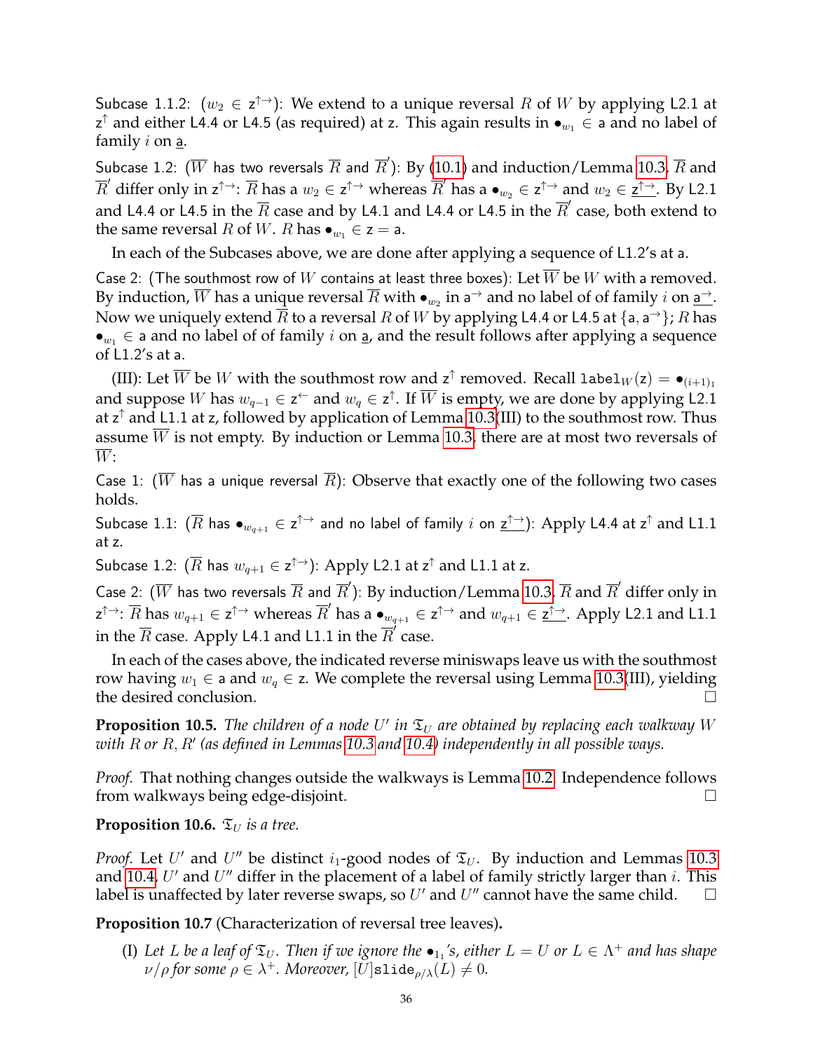Subcase 1.1.2: ($w_2 \in \mathsf{z}^{\uparrow\rightarrow}$): We extend to a unique reversal $R$ of $W$ by applying L2.1 at $\mathsf{z}^{\uparrow}$ and either L4.4 or L4.5 (as required) at $\mathsf{z}$. This again results in $\bullet_{w_1} \in \mathsf{a}$ and no label of family $i$ on $\underline{\mathsf{a}}$.

Subcase 1.2: ($\overline{W}$ has two reversals $\overline{R}$ and $\overline{R}'$): By (10.1) and induction/Lemma 10.3, $\overline{R}$ and $\overline{R}'$ differ only in $\mathsf{z}^{\uparrow\rightarrow}$: $\overline{R}$ has a $w_2 \in \mathsf{z}^{\uparrow\rightarrow}$ whereas $\overline{R}'$ has a $\bullet_{w_2} \in \mathsf{z}^{\uparrow\rightarrow}$ and $w_2 \in \underline{\mathsf{z}^{\uparrow\rightarrow}}$. By L2.1 and L4.4 or L4.5 in the $\overline{R}$ case and by L4.1 and L4.4 or L4.5 in the $\overline{R}'$ case, both extend to the same reversal $R$ of $W$. $R$ has $\bullet_{w_1} \in \mathsf{z} = \mathsf{a}$.

In each of the Subcases above, we are done after applying a sequence of L1.2's at $\mathsf{a}$.

Case 2: (The southmost row of $W$ contains at least three boxes): Let $\overline{W}$ be $W$ with $\mathsf{a}$ removed. By induction, $\overline{W}$ has a unique reversal $\overline{R}$ with $\bullet_{w_2}$ in $\mathsf{a}^{\rightarrow}$ and no label of of family $i$ on $\underline{\mathsf{a}^{\rightarrow}}$. Now we uniquely extend $\overline{R}$ to a reversal $R$ of $W$ by applying L4.4 or L4.5 at $\{\mathsf{a}, \mathsf{a}^{\rightarrow}\}$; $R$ has $\bullet_{w_1} \in \mathsf{a}$ and no label of of family $i$ on $\underline{\mathsf{a}}$, and the result follows after applying a sequence of L1.2's at $\mathsf{a}$.

(III): Let $\overline{W}$ be $W$ with the southmost row and $\mathsf{z}^{\uparrow}$ removed. Recall $\mathtt{label}_W(\mathsf{z}) = \bullet_{(i+1)_1}$ and suppose $W$ has $w_{q-1} \in \mathsf{z}^{\leftarrow}$ and $w_q \in \mathsf{z}^{\uparrow}$. If $\overline{W}$ is empty, we are done by applying L2.1 at $\mathsf{z}^{\uparrow}$ and L1.1 at $\mathsf{z}$, followed by application of Lemma 10.3(III) to the southmost row. Thus assume $\overline{W}$ is not empty. By induction or Lemma 10.3, there are at most two reversals of $\overline{W}$:

Case 1: ($\overline{W}$ has a unique reversal $\overline{R}$): Observe that exactly one of the following two cases holds.

Subcase 1.1: ($\overline{R}$ has $\bullet_{w_{q+1}} \in \mathsf{z}^{\uparrow\rightarrow}$ and no label of family $i$ on $\underline{\mathsf{z}^{\uparrow\rightarrow}}$): Apply L4.4 at $\mathsf{z}^{\uparrow}$ and L1.1 at $\mathsf{z}$.

Subcase 1.2: ($\overline{R}$ has $w_{q+1} \in \mathsf{z}^{\uparrow\rightarrow}$): Apply L2.1 at $\mathsf{z}^{\uparrow}$ and L1.1 at $\mathsf{z}$.

Case 2: ($\overline{W}$ has two reversals $\overline{R}$ and $\overline{R}'$): By induction/Lemma 10.3, $\overline{R}$ and $\overline{R}'$ differ only in $\mathsf{z}^{\uparrow\rightarrow}$: $\overline{R}$ has $w_{q+1} \in \mathsf{z}^{\uparrow\rightarrow}$ whereas $\overline{R}'$ has a $\bullet_{w_{q+1}} \in \mathsf{z}^{\uparrow\rightarrow}$ and $w_{q+1} \in \underline{\mathsf{z}^{\uparrow\rightarrow}}$. Apply L2.1 and L1.1 in the $\overline{R}$ case. Apply L4.1 and L1.1 in the $\overline{R}'$ case.

In each of the cases above, the indicated reverse miniswaps leave us with the southmost row having $w_1 \in \mathsf{a}$ and $w_q \in \mathsf{z}$. We complete the reversal using Lemma 10.3(III), yielding the desired conclusion. □

**Proposition 10.5.** *The children of a node $U'$ in $\mathfrak{T}_U$ are obtained by replacing each walkway $W$ with $R$ or $R, R'$ (as defined in Lemmas 10.3 and 10.4) independently in all possible ways.*

*Proof.* That nothing changes outside the walkways is Lemma 10.2. Independence follows from walkways being edge-disjoint. □

**Proposition 10.6.** *$\mathfrak{T}_U$ is a tree.*

*Proof.* Let $U'$ and $U''$ be distinct $i_1$-good nodes of $\mathfrak{T}_U$. By induction and Lemmas 10.3 and 10.4, $U'$ and $U''$ differ in the placement of a label of family strictly larger than $i$. This label is unaffected by later reverse swaps, so $U'$ and $U''$ cannot have the same child. □

**Proposition 10.7** (Characterization of reversal tree leaves)**.**

(I) *Let $L$ be a leaf of $\mathfrak{T}_U$. Then if we ignore the $\bullet_{1_1}$'s, either $L = U$ or $L \in \Lambda^+$ and has shape $\nu/\rho$ for some $\rho \in \lambda^+$. Moreover, $[U]\mathtt{slide}_{\rho/\lambda}(L) \neq 0$.*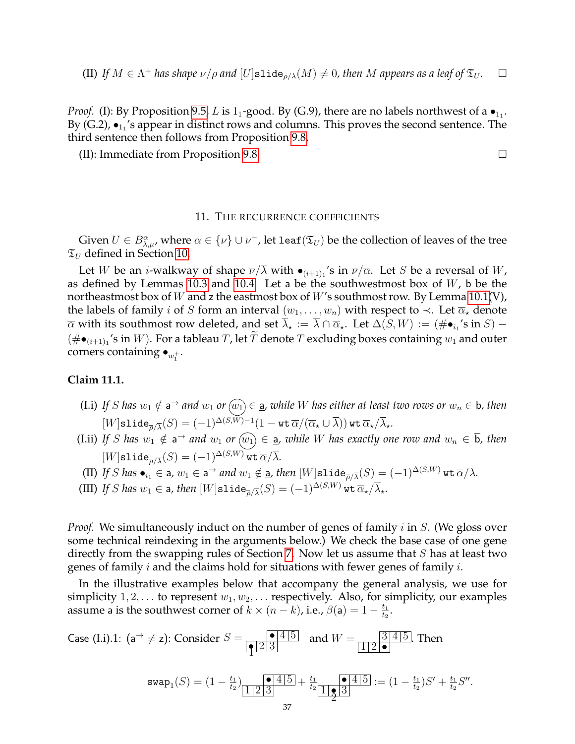(II) *If $M \in \Lambda^+$ has shape $\nu/\rho$ and $[U]\texttt{slide}_{\rho/\lambda}(M) \neq 0$, then $M$ appears as a leaf of $\mathfrak{T}_U$.* $\square$

*Proof.* (I): By Proposition 9.5, $L$ is $1_1$-good. By (G.9), there are no labels northwest of a $\bullet_{1_1}$. By (G.2), $\bullet_{1_1}$'s appear in distinct rows and columns. This proves the second sentence. The third sentence then follows from Proposition 9.8.

(II): Immediate from Proposition 9.8. $\square$

## 11. The recurrence coefficients

Given $U \in B^{\alpha}_{\lambda,\mu}$, where $\alpha \in \{\nu\} \cup \nu^-$, let $\texttt{leaf}(\mathfrak{T}_U)$ be the collection of leaves of the tree $\mathfrak{T}_U$ defined in Section 10.

Let $W$ be an $i$-walkway of shape $\overline{\nu}/\overline{\lambda}$ with $\bullet_{(i+1)_1}$'s in $\overline{\nu}/\overline{\alpha}$. Let $S$ be a reversal of $W$, as defined by Lemmas 10.3 and 10.4. Let $\mathsf{a}$ be the southwestmost box of $W$, $\mathsf{b}$ be the northeastmost box of $W$ and $\mathsf{z}$ the eastmost box of $W$'s southmost row. By Lemma 10.1(V), the labels of family $i$ of $S$ form an interval $(w_1, \ldots, w_n)$ with respect to $\prec$. Let $\overline{\alpha}_\star$ denote $\overline{\alpha}$ with its southmost row deleted, and set $\overline{\lambda}_\star := \overline{\lambda} \cap \overline{\alpha}_\star$. Let $\Delta(S, W) := (\#\bullet_{i_1}\text{'s in } S) - (\#\bullet_{(i+1)_1}\text{'s in } W)$. For a tableau $T$, let $\widetilde{T}$ denote $T$ excluding boxes containing $w_1$ and outer corners containing $\bullet_{w_1^+}$.

**Claim 11.1.**

(I.i) *If $S$ has $w_1 \notin \mathsf{a}^{\rightarrow}$ and $w_1$ or $\textcircled{w_1} \in \underline{\mathsf{a}}$, while $W$ has either at least two rows or $w_n \in \mathsf{b}$, then $[W]\texttt{slide}_{\overline{\rho}/\overline{\lambda}}(S) = (-1)^{\Delta(S,W)-1}(1 - \texttt{wt}\,\overline{\alpha}/(\overline{\alpha}_\star \cup \overline{\lambda}))\,\texttt{wt}\,\overline{\alpha}_\star/\overline{\lambda}_\star$.*

(I.ii) *If $S$ has $w_1 \notin \mathsf{a}^{\rightarrow}$ and $w_1$ or $\textcircled{w_1} \in \underline{\mathsf{a}}$, while $W$ has exactly one row and $w_n \in \overline{\mathsf{b}}$, then $[W]\texttt{slide}_{\overline{\rho}/\overline{\lambda}}(S) = (-1)^{\Delta(S,W)}\,\texttt{wt}\,\overline{\alpha}/\overline{\lambda}$.*

(II) *If $S$ has $\bullet_{i_1} \in \mathsf{a}$, $w_1 \in \mathsf{a}^{\rightarrow}$ and $w_1 \notin \underline{\mathsf{a}}$, then $[W]\texttt{slide}_{\overline{\rho}/\overline{\lambda}}(S) = (-1)^{\Delta(S,W)}\,\texttt{wt}\,\overline{\alpha}/\overline{\lambda}$.*

(III) *If $S$ has $w_1 \in \mathsf{a}$, then $[W]\texttt{slide}_{\overline{\rho}/\overline{\lambda}}(S) = (-1)^{\Delta(S,W)}\,\texttt{wt}\,\overline{\alpha}_\star/\overline{\lambda}_\star$.*

*Proof.* We simultaneously induct on the number of genes of family $i$ in $S$. (We gloss over some technical reindexing in the arguments below.) We check the base case of one gene directly from the swapping rules of Section 7. Now let us assume that $S$ has at least two genes of family $i$ and the claims hold for situations with fewer genes of family $i$.

In the illustrative examples below that accompany the general analysis, we use for simplicity $1, 2, \ldots$ to represent $w_1, w_2, \ldots$ respectively. Also, for simplicity, our examples assume $\mathsf{a}$ is the southwest corner of $k \times (n-k)$, i.e., $\beta(\mathsf{a}) = 1 - \frac{t_1}{t_2}$.

Case (I.i).1: ($\mathsf{a}^{\rightarrow} \neq \mathsf{z}$): Consider $S = $ [tableau: top row $\bullet$ | 4 | 5; bottom row $\bullet$ (with 1 below) | 2 | 3] and $W = $ [tableau: top row 3 | 4 | 5; bottom row 1 | 2 | $\bullet$]. Then

$$\texttt{swap}_1(S) = (1 - \tfrac{t_1}{t_2})\,[\text{top row } \bullet \,|\, 4 \,|\, 5;\ \text{bottom row } 1 \,|\, 2 \,|\, 3] + \tfrac{t_1}{t_2}\,[\text{top row } \bullet \,|\, 4 \,|\, 5;\ \text{bottom row } 1 \,|\, \bullet \text{ (with 2 below)} \,|\, 3] := (1 - \tfrac{t_1}{t_2})S' + \tfrac{t_1}{t_2}S''.$$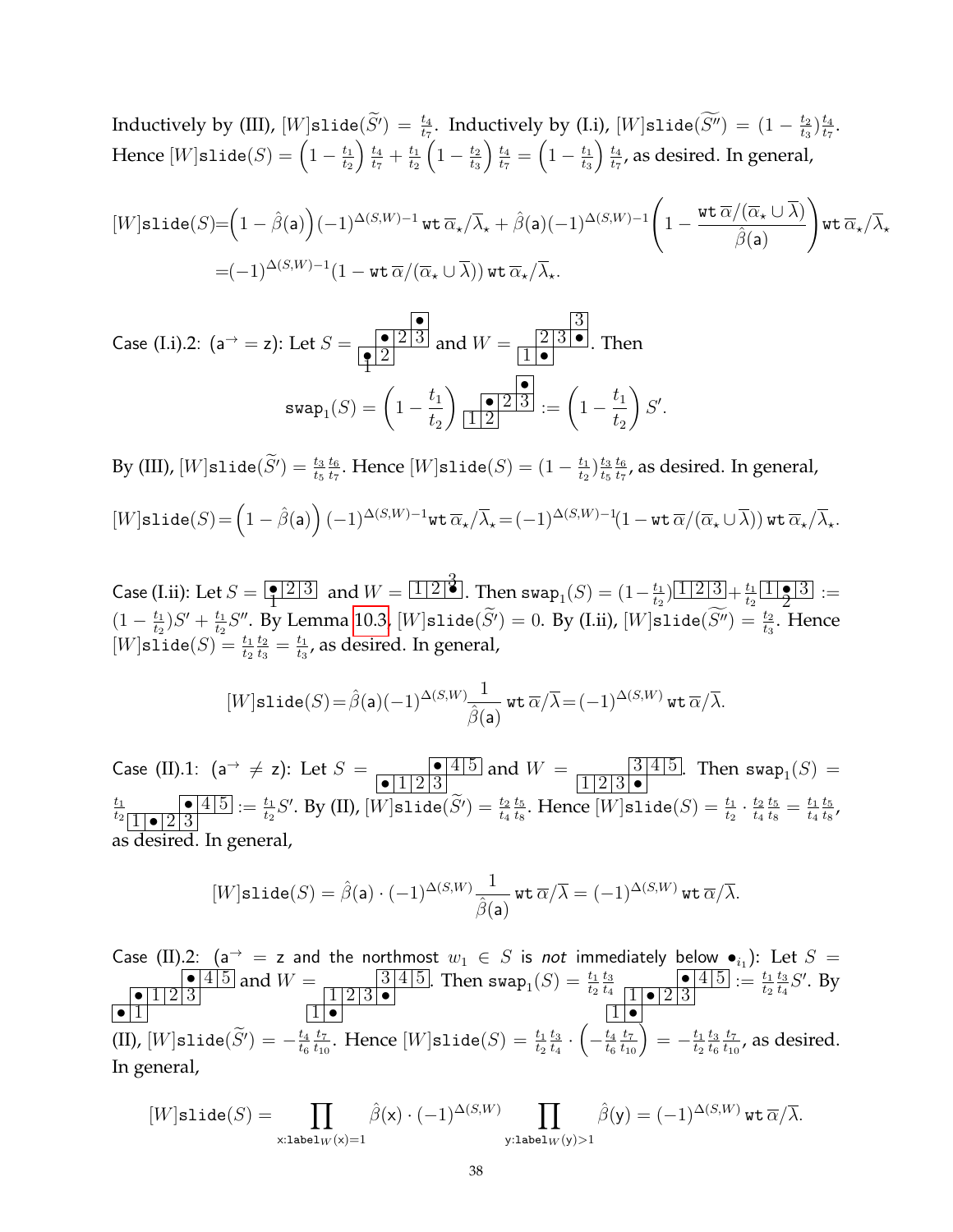Inductively by (III), $[W]\texttt{slide}(\widetilde{S'}) = \frac{t_4}{t_7}$. Inductively by (I.i), $[W]\texttt{slide}(\widetilde{S''}) = (1 - \frac{t_2}{t_3})\frac{t_4}{t_7}$. Hence $[W]\texttt{slide}(S) = \left(1 - \frac{t_1}{t_2}\right)\frac{t_4}{t_7} + \frac{t_1}{t_2}\left(1 - \frac{t_2}{t_3}\right)\frac{t_4}{t_7} = \left(1 - \frac{t_1}{t_3}\right)\frac{t_4}{t_7}$, as desired. In general,

$$[W]\texttt{slide}(S) = \left(1 - \hat{\beta}(\mathsf{a})\right)(-1)^{\Delta(S,W)-1}\,\texttt{wt}\,\overline{\alpha}_\star/\overline{\lambda}_\star + \hat{\beta}(\mathsf{a})(-1)^{\Delta(S,W)-1}\left(1 - \frac{\texttt{wt}\,\overline{\alpha}/(\overline{\alpha}_\star \cup \overline{\lambda})}{\hat{\beta}(\mathsf{a})}\right)\texttt{wt}\,\overline{\alpha}_\star/\overline{\lambda}_\star$$
$$= (-1)^{\Delta(S,W)-1}(1 - \texttt{wt}\,\overline{\alpha}/(\overline{\alpha}_\star \cup \overline{\lambda}))\,\texttt{wt}\,\overline{\alpha}_\star/\overline{\lambda}_\star.$$

Case (I.i).2: ($\mathsf{a}^{\rightarrow} = \mathsf{z}$): Let $S = $ [tableau] and $W = $ [tableau]. Then

$$\texttt{swap}_1(S) = \left(1 - \frac{t_1}{t_2}\right) [\text{tableau}] := \left(1 - \frac{t_1}{t_2}\right) S'.$$

By (III), $[W]\texttt{slide}(\widetilde{S'}) = \frac{t_3}{t_5}\frac{t_6}{t_7}$. Hence $[W]\texttt{slide}(S) = (1 - \frac{t_1}{t_2})\frac{t_3}{t_5}\frac{t_6}{t_7}$, as desired. In general,

$$[W]\texttt{slide}(S) = \left(1 - \hat{\beta}(\mathsf{a})\right)(-1)^{\Delta(S,W)-1}\texttt{wt}\,\overline{\alpha}_\star/\overline{\lambda}_\star = (-1)^{\Delta(S,W)-1}(1 - \texttt{wt}\,\overline{\alpha}/(\overline{\alpha}_\star \cup \overline{\lambda}))\,\texttt{wt}\,\overline{\alpha}_\star/\overline{\lambda}_\star.$$

Case (I.ii): Let $S = $ [tableau] and $W = $ [tableau]. Then $\texttt{swap}_1(S) = (1 - \frac{t_1}{t_2})$ [tableau] $+ \frac{t_1}{t_2}$ [tableau] $:= (1 - \frac{t_1}{t_2})S' + \frac{t_1}{t_2}S''$. By Lemma 10.3, $[W]\texttt{slide}(\widetilde{S'}) = 0$. By (I.ii), $[W]\texttt{slide}(\widetilde{S''}) = \frac{t_2}{t_3}$. Hence $[W]\texttt{slide}(S) = \frac{t_1}{t_2}\frac{t_2}{t_3} = \frac{t_1}{t_3}$, as desired. In general,

$$[W]\texttt{slide}(S) = \hat{\beta}(\mathsf{a})(-1)^{\Delta(S,W)}\frac{1}{\hat{\beta}(\mathsf{a})}\,\texttt{wt}\,\overline{\alpha}/\overline{\lambda} = (-1)^{\Delta(S,W)}\,\texttt{wt}\,\overline{\alpha}/\overline{\lambda}.$$

Case (II).1: ($\mathsf{a}^{\rightarrow} \neq \mathsf{z}$): Let $S = $ [tableau] and $W = $ [tableau]. Then $\texttt{swap}_1(S) = \frac{t_1}{t_2}$ [tableau] $:= \frac{t_1}{t_2}S'$. By (II), $[W]\texttt{slide}(\widetilde{S'}) = \frac{t_2}{t_4}\frac{t_5}{t_8}$. Hence $[W]\texttt{slide}(S) = \frac{t_1}{t_2} \cdot \frac{t_2}{t_4}\frac{t_5}{t_8} = \frac{t_1}{t_4}\frac{t_5}{t_8}$, as desired. In general,

$$[W]\texttt{slide}(S) = \hat{\beta}(\mathsf{a}) \cdot (-1)^{\Delta(S,W)}\frac{1}{\hat{\beta}(\mathsf{a})}\,\texttt{wt}\,\overline{\alpha}/\overline{\lambda} = (-1)^{\Delta(S,W)}\,\texttt{wt}\,\overline{\alpha}/\overline{\lambda}.$$

Case (II).2: ($\mathsf{a}^{\rightarrow} = \mathsf{z}$ and the northmost $w_1 \in S$ is *not* immediately below $\bullet_{i_1}$): Let $S = $ [tableau] and $W = $ [tableau]. Then $\texttt{swap}_1(S) = \frac{t_1}{t_2}\frac{t_3}{t_4}$ [tableau] $:= \frac{t_1}{t_2}\frac{t_3}{t_4}S'$. By (II), $[W]\texttt{slide}(\widetilde{S'}) = -\frac{t_4}{t_6}\frac{t_7}{t_{10}}$. Hence $[W]\texttt{slide}(S) = \frac{t_1}{t_2}\frac{t_3}{t_4} \cdot \left(-\frac{t_4}{t_6}\frac{t_7}{t_{10}}\right) = -\frac{t_1}{t_2}\frac{t_3}{t_6}\frac{t_7}{t_{10}}$, as desired. In general,

$$[W]\texttt{slide}(S) = \prod_{\mathsf{x}:\texttt{label}_W(\mathsf{x})=1} \hat{\beta}(\mathsf{x}) \cdot (-1)^{\Delta(S,W)} \prod_{\mathsf{y}:\texttt{label}_W(\mathsf{y})>1} \hat{\beta}(\mathsf{y}) = (-1)^{\Delta(S,W)}\,\texttt{wt}\,\overline{\alpha}/\overline{\lambda}.$$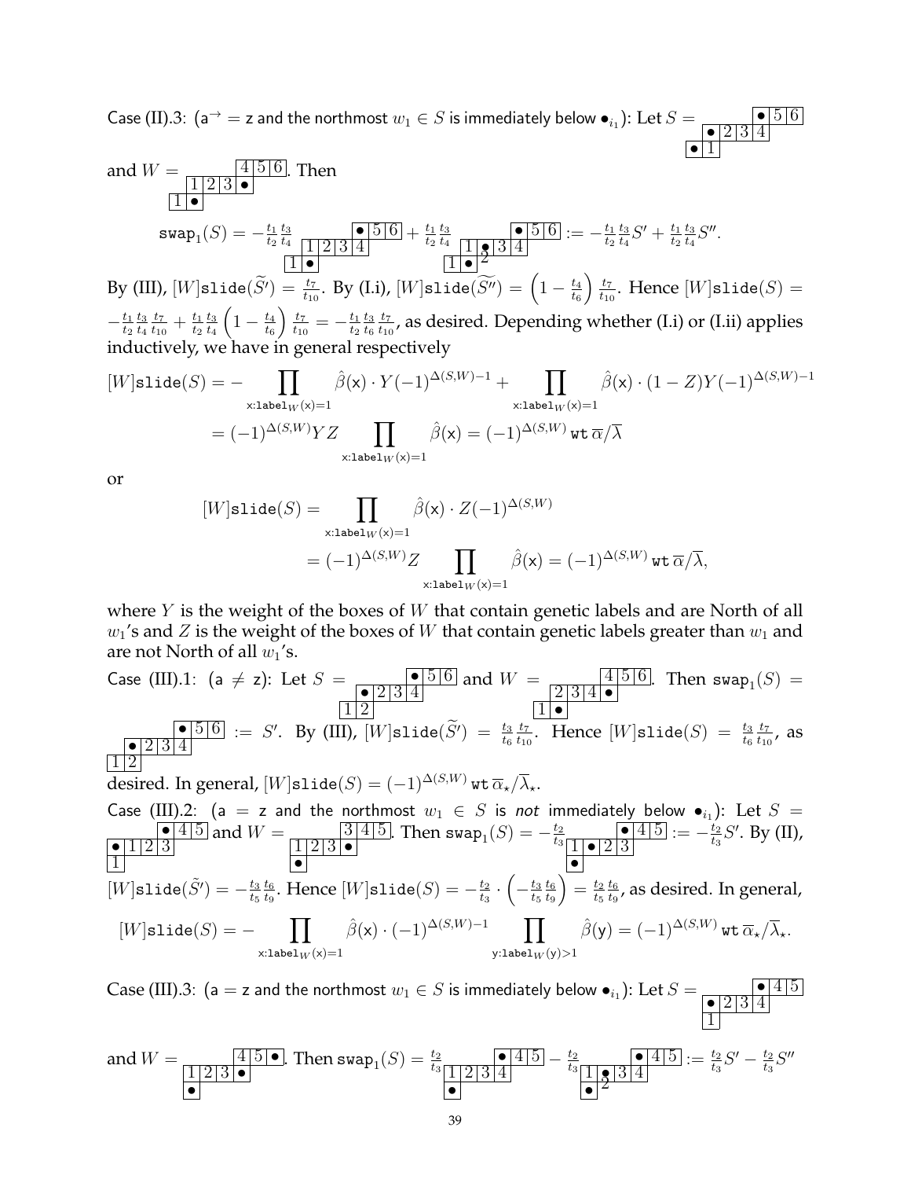Case (II).3: ($\mathsf{a}^{\rightarrow} = \mathsf{z}$ and the northmost $w_1 \in S$ is immediately below $\bullet_{i_1}$): Let $S = $ [tableau: rows $\bullet\,5\,6$ / $\bullet\,2\,3\,4$ / $\bullet\,1$] and $W = $ [tableau: rows $4\,5\,6$ / $1\,2\,3\,\bullet$ / $1\,\bullet$]. Then

$$\mathtt{swap}_1(S) = -\frac{t_1}{t_2}\frac{t_3}{t_4} \;[\bullet\,5\,6 \,/\, 1\,2\,3\,4 \,/\, 1\,\bullet] + \frac{t_1}{t_2}\frac{t_3}{t_4}\;[\bullet\,5\,6 \,/\, 1\,\bullet_2\,3\,4 \,/\, 1\,\bullet] := -\frac{t_1}{t_2}\frac{t_3}{t_4}S' + \frac{t_1}{t_2}\frac{t_3}{t_4}S''.$$

By (III), $[W]\mathtt{slide}(\widetilde{S'}) = \frac{t_7}{t_{10}}$. By (I.i), $[W]\mathtt{slide}(\widetilde{S''}) = \left(1 - \frac{t_4}{t_6}\right)\frac{t_7}{t_{10}}$. Hence $[W]\mathtt{slide}(S) = -\frac{t_1}{t_2}\frac{t_3}{t_4}\frac{t_7}{t_{10}} + \frac{t_1}{t_2}\frac{t_3}{t_4}\left(1 - \frac{t_4}{t_6}\right)\frac{t_7}{t_{10}} = -\frac{t_1}{t_2}\frac{t_3}{t_6}\frac{t_7}{t_{10}}$, as desired. Depending whether (I.i) or (I.ii) applies inductively, we have in general respectively

$$\begin{aligned}
[W]\mathtt{slide}(S) &= -\prod_{\mathsf{x}:\mathtt{label}_W(\mathsf{x})=1} \hat{\beta}(\mathsf{x}) \cdot Y(-1)^{\Delta(S,W)-1} + \prod_{\mathsf{x}:\mathtt{label}_W(\mathsf{x})=1} \hat{\beta}(\mathsf{x}) \cdot (1-Z)Y(-1)^{\Delta(S,W)-1} \\
&= (-1)^{\Delta(S,W)} YZ \prod_{\mathsf{x}:\mathtt{label}_W(\mathsf{x})=1} \hat{\beta}(\mathsf{x}) = (-1)^{\Delta(S,W)}\, \mathtt{wt}\, \overline{\alpha}/\overline{\lambda}
\end{aligned}$$

or

$$\begin{aligned}
[W]\mathtt{slide}(S) &= \prod_{\mathsf{x}:\mathtt{label}_W(\mathsf{x})=1} \hat{\beta}(\mathsf{x}) \cdot Z(-1)^{\Delta(S,W)} \\
&= (-1)^{\Delta(S,W)} Z \prod_{\mathsf{x}:\mathtt{label}_W(\mathsf{x})=1} \hat{\beta}(\mathsf{x}) = (-1)^{\Delta(S,W)}\, \mathtt{wt}\, \overline{\alpha}/\overline{\lambda},
\end{aligned}$$

where $Y$ is the weight of the boxes of $W$ that contain genetic labels and are North of all $w_1$'s and $Z$ is the weight of the boxes of $W$ that contain genetic labels greater than $w_1$ and are not North of all $w_1$'s.

Case (III).1: ($\mathsf{a} \neq \mathsf{z}$): Let $S = $ [tableau: rows $\bullet\,5\,6$ / $\bullet\,2\,3\,4$ / $1\,2$] and $W = $ [tableau: rows $4\,5\,6$ / $2\,3\,4\,\bullet$ / $1\,\bullet$]. Then $\mathtt{swap}_1(S) = $ [tableau: rows $\bullet\,5\,6$ / $\bullet\,2\,3\,4$ / $1\,2$] $:= S'$. By (III), $[W]\mathtt{slide}(\widetilde{S}') = \frac{t_3}{t_6}\frac{t_7}{t_{10}}$. Hence $[W]\mathtt{slide}(S) = \frac{t_3}{t_6}\frac{t_7}{t_{10}}$, as desired. In general, $[W]\mathtt{slide}(S) = (-1)^{\Delta(S,W)}\, \mathtt{wt}\, \overline{\alpha}_\star/\overline{\lambda}_\star$.

Case (III).2: ($\mathsf{a} = \mathsf{z}$ and the northmost $w_1 \in S$ is *not* immediately below $\bullet_{i_1}$): Let $S = $ [tableau: rows $\bullet\,4\,5$ / $\bullet\,1\,2\,3$ / $1$] and $W = $ [tableau: rows $3\,4\,5$ / $1\,2\,3\,\bullet$ / $\bullet$]. Then $\mathtt{swap}_1(S) = -\frac{t_2}{t_3}$ [tableau: rows $\bullet\,4\,5$ / $1\,\bullet\,2\,3$ / $\bullet$] $:= -\frac{t_2}{t_3}S'$. By (II), $[W]\mathtt{slide}(\tilde{S}') = -\frac{t_3}{t_5}\frac{t_6}{t_9}$. Hence $[W]\mathtt{slide}(S) = -\frac{t_2}{t_3} \cdot \left(-\frac{t_3}{t_5}\frac{t_6}{t_9}\right) = \frac{t_2}{t_5}\frac{t_6}{t_9}$, as desired. In general,

$$[W]\mathtt{slide}(S) = -\prod_{\mathsf{x}:\mathtt{label}_W(\mathsf{x})=1} \hat{\beta}(\mathsf{x}) \cdot (-1)^{\Delta(S,W)-1} \prod_{\mathsf{y}:\mathtt{label}_W(\mathsf{y})>1} \hat{\beta}(\mathsf{y}) = (-1)^{\Delta(S,W)}\, \mathtt{wt}\, \overline{\alpha}_\star/\overline{\lambda}_\star.$$

Case (III).3: ($\mathsf{a} = \mathsf{z}$ and the northmost $w_1 \in S$ is immediately below $\bullet_{i_1}$): Let $S = $ [tableau: rows $\bullet\,4\,5$ / $\bullet\,2\,3\,4$ / $1$] and $W = $ [tableau: rows $4\,5\,\bullet$ / $1\,2\,3\,\bullet$ / $\bullet$]. Then $\mathtt{swap}_1(S) = \frac{t_2}{t_3}$ [tableau: rows $\bullet\,4\,5$ / $1\,2\,3\,4$ / $\bullet$] $- \frac{t_2}{t_3}$ [tableau: rows $\bullet\,4\,5$ / $1\,\bullet_2\,3\,4$ / $\bullet$] $:= \frac{t_2}{t_3}S' - \frac{t_2}{t_3}S''$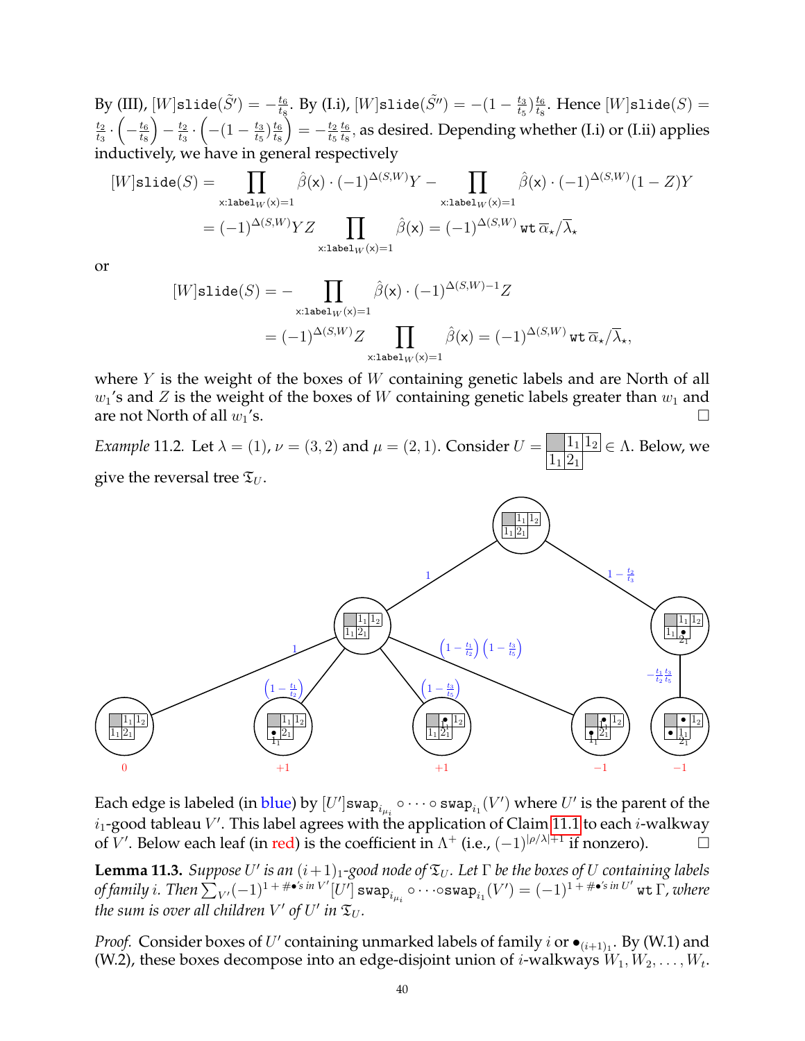By (III), $[W]\texttt{slide}(\tilde{S}') = -\frac{t_6}{t_8}$. By (I.i), $[W]\texttt{slide}(\tilde{S}'') = -(1 - \frac{t_3}{t_5})\frac{t_6}{t_8}$. Hence $[W]\texttt{slide}(S) = \frac{t_2}{t_3} \cdot \left(-\frac{t_6}{t_8}\right) - \frac{t_2}{t_3} \cdot \left(-(1 - \frac{t_3}{t_5})\frac{t_6}{t_8}\right) = -\frac{t_2}{t_5}\frac{t_6}{t_8}$, as desired. Depending whether (I.i) or (I.ii) applies inductively, we have in general respectively

$$[W]\texttt{slide}(S) = \prod_{\mathsf{x}:\texttt{label}_W(\mathsf{x})=1} \hat{\beta}(\mathsf{x}) \cdot (-1)^{\Delta(S,W)} Y - \prod_{\mathsf{x}:\texttt{label}_W(\mathsf{x})=1} \hat{\beta}(\mathsf{x}) \cdot (-1)^{\Delta(S,W)} (1-Z) Y$$
$$= (-1)^{\Delta(S,W)} Y Z \prod_{\mathsf{x}:\texttt{label}_W(\mathsf{x})=1} \hat{\beta}(\mathsf{x}) = (-1)^{\Delta(S,W)} \,\texttt{wt}\, \overline{\alpha}_\star / \overline{\lambda}_\star$$

or

$$[W]\texttt{slide}(S) = - \prod_{\mathsf{x}:\texttt{label}_W(\mathsf{x})=1} \hat{\beta}(\mathsf{x}) \cdot (-1)^{\Delta(S,W)-1} Z$$
$$= (-1)^{\Delta(S,W)} Z \prod_{\mathsf{x}:\texttt{label}_W(\mathsf{x})=1} \hat{\beta}(\mathsf{x}) = (-1)^{\Delta(S,W)} \,\texttt{wt}\, \overline{\alpha}_\star / \overline{\lambda}_\star,$$

where $Y$ is the weight of the boxes of $W$ containing genetic labels and are North of all $w_1$'s and $Z$ is the weight of the boxes of $W$ containing genetic labels greater than $w_1$ and are not North of all $w_1$'s. □

*Example* 11.2. Let $\lambda = (1)$, $\nu = (3,2)$ and $\mu = (2,1)$. Consider $U$ = [tableau with first row: shaded, $1_1$, $1_2$; second row: $1_1$, $2_1$] $\in \Lambda$. Below, we give the reversal tree $\mathfrak{T}_U$.

Each edge is labeled (in blue) by $[U']\texttt{swap}_{i_{\mu_i}} \circ \cdots \circ \texttt{swap}_{i_1}(V')$ where $U'$ is the parent of the $i_1$-good tableau $V'$. This label agrees with the application of Claim 11.1 to each $i$-walkway of $V'$. Below each leaf (in red) is the coefficient in $\Lambda^+$ (i.e., $(-1)^{|\rho/\lambda|+1}$ if nonzero). □

**Lemma 11.3.** *Suppose $U'$ is an $(i+1)_1$-good node of $\mathfrak{T}_U$. Let $\Gamma$ be the boxes of $U$ containing labels of family $i$. Then $\sum_{V'} (-1)^{1+\#\bullet\text{'s in } V'} [U']\, \texttt{swap}_{i_{\mu_i}} \circ \cdots \circ \texttt{swap}_{i_1}(V') = (-1)^{1+\#\bullet\text{'s in } U'}\, \texttt{wt}\, \Gamma$, where the sum is over all children $V'$ of $U'$ in $\mathfrak{T}_U$.*

*Proof.* Consider boxes of $U'$ containing unmarked labels of family $i$ or $\bullet_{(i+1)_1}$. By (W.1) and (W.2), these boxes decompose into an edge-disjoint union of $i$-walkways $W_1, W_2, \ldots, W_t$.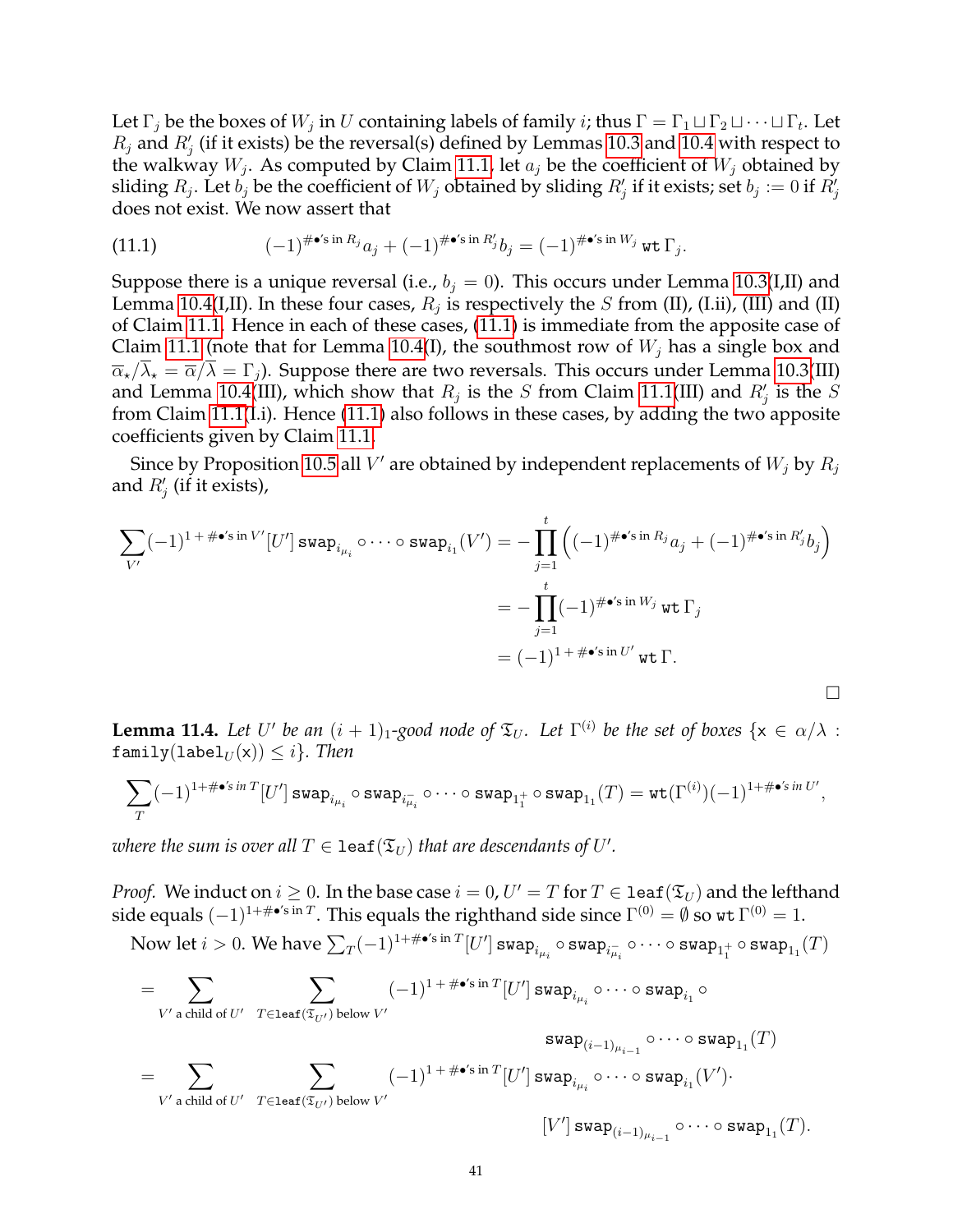Let $\Gamma_j$ be the boxes of $W_j$ in $U$ containing labels of family $i$; thus $\Gamma = \Gamma_1 \sqcup \Gamma_2 \sqcup \cdots \sqcup \Gamma_t$. Let $R_j$ and $R'_j$ (if it exists) be the reversal(s) defined by Lemmas 10.3 and 10.4 with respect to the walkway $W_j$. As computed by Claim 11.1, let $a_j$ be the coefficient of $W_j$ obtained by sliding $R_j$. Let $b_j$ be the coefficient of $W_j$ obtained by sliding $R'_j$ if it exists; set $b_j := 0$ if $R'_j$ does not exist. We now assert that

$$(-1)^{\#\bullet\text{'s in } R_j} a_j + (-1)^{\#\bullet\text{'s in } R'_j} b_j = (-1)^{\#\bullet\text{'s in } W_j}\, \mathtt{wt}\, \Gamma_j. \tag{11.1}$$

Suppose there is a unique reversal (i.e., $b_j = 0$). This occurs under Lemma 10.3(I,II) and Lemma 10.4(I,II). In these four cases, $R_j$ is respectively the $S$ from (II), (I.ii), (III) and (II) of Claim 11.1. Hence in each of these cases, (11.1) is immediate from the apposite case of Claim 11.1 (note that for Lemma 10.4(I), the southmost row of $W_j$ has a single box and $\overline{\alpha}_\star/\overline{\lambda}_\star = \overline{\alpha}/\overline{\lambda} = \Gamma_j$). Suppose there are two reversals. This occurs under Lemma 10.3(III) and Lemma 10.4(III), which show that $R_j$ is the $S$ from Claim 11.1(III) and $R'_j$ is the $S$ from Claim 11.1(I.i). Hence (11.1) also follows in these cases, by adding the two apposite coefficients given by Claim 11.1.

Since by Proposition 10.5 all $V'$ are obtained by independent replacements of $W_j$ by $R_j$ and $R'_j$ (if it exists),

$$\begin{aligned}
\sum_{V'} (-1)^{1\,+\,\#\bullet\text{'s in } V'} [U']\, \mathtt{swap}_{i_{\mu_i}} \circ \cdots \circ \mathtt{swap}_{i_1}(V') &= -\prod_{j=1}^{t} \left( (-1)^{\#\bullet\text{'s in } R_j} a_j + (-1)^{\#\bullet\text{'s in } R'_j} b_j \right) \\
&= -\prod_{j=1}^{t} (-1)^{\#\bullet\text{'s in } W_j}\, \mathtt{wt}\, \Gamma_j \\
&= (-1)^{1\,+\,\#\bullet\text{'s in } U'}\, \mathtt{wt}\, \Gamma.
\end{aligned}$$

□

**Lemma 11.4.** *Let $U'$ be an $(i+1)_1$-good node of $\mathfrak{T}_U$. Let $\Gamma^{(i)}$ be the set of boxes $\{\mathsf{x} \in \alpha/\lambda : \mathtt{family}(\mathtt{label}_U(\mathsf{x})) \leq i\}$. Then*

$$\sum_T (-1)^{1+\#\bullet\text{'s in } T} [U']\, \mathtt{swap}_{i_{\mu_i}} \circ \mathtt{swap}_{i^-_{\mu_i}} \circ \cdots \circ \mathtt{swap}_{1^+_1} \circ \mathtt{swap}_{1_1}(T) = \mathtt{wt}(\Gamma^{(i)}) (-1)^{1+\#\bullet\text{'s in } U'},$$

*where the sum is over all $T \in \mathtt{leaf}(\mathfrak{T}_U)$ that are descendants of $U'$.*

*Proof.* We induct on $i \geq 0$. In the base case $i = 0$, $U' = T$ for $T \in \mathtt{leaf}(\mathfrak{T}_U)$ and the lefthand side equals $(-1)^{1+\#\bullet\text{'s in } T}$. This equals the righthand side since $\Gamma^{(0)} = \emptyset$ so $\mathtt{wt}\,\Gamma^{(0)} = 1$.

Now let $i > 0$. We have $\sum_T (-1)^{1+\#\bullet\text{'s in } T} [U']\, \mathtt{swap}_{i_{\mu_i}} \circ \mathtt{swap}_{i^-_{\mu_i}} \circ \cdots \circ \mathtt{swap}_{1^+_1} \circ \mathtt{swap}_{1_1}(T)$

$$\begin{aligned}
&= \sum_{V' \text{ a child of } U'} \; \sum_{T \in \mathtt{leaf}(\mathfrak{T}_{U'}) \text{ below } V'} (-1)^{1\,+\,\#\bullet\text{'s in } T} [U']\, \mathtt{swap}_{i_{\mu_i}} \circ \cdots \circ \mathtt{swap}_{i_1} \circ \\
&\qquad\qquad\qquad\qquad\qquad\qquad\qquad\qquad \mathtt{swap}_{(i-1)_{\mu_{i-1}}} \circ \cdots \circ \mathtt{swap}_{1_1}(T) \\
&= \sum_{V' \text{ a child of } U'} \; \sum_{T \in \mathtt{leaf}(\mathfrak{T}_{U'}) \text{ below } V'} (-1)^{1\,+\,\#\bullet\text{'s in } T} [U']\, \mathtt{swap}_{i_{\mu_i}} \circ \cdots \circ \mathtt{swap}_{i_1}(V') \cdot \\
&\qquad\qquad\qquad\qquad\qquad\qquad\qquad\qquad [V']\, \mathtt{swap}_{(i-1)_{\mu_{i-1}}} \circ \cdots \circ \mathtt{swap}_{1_1}(T).
\end{aligned}$$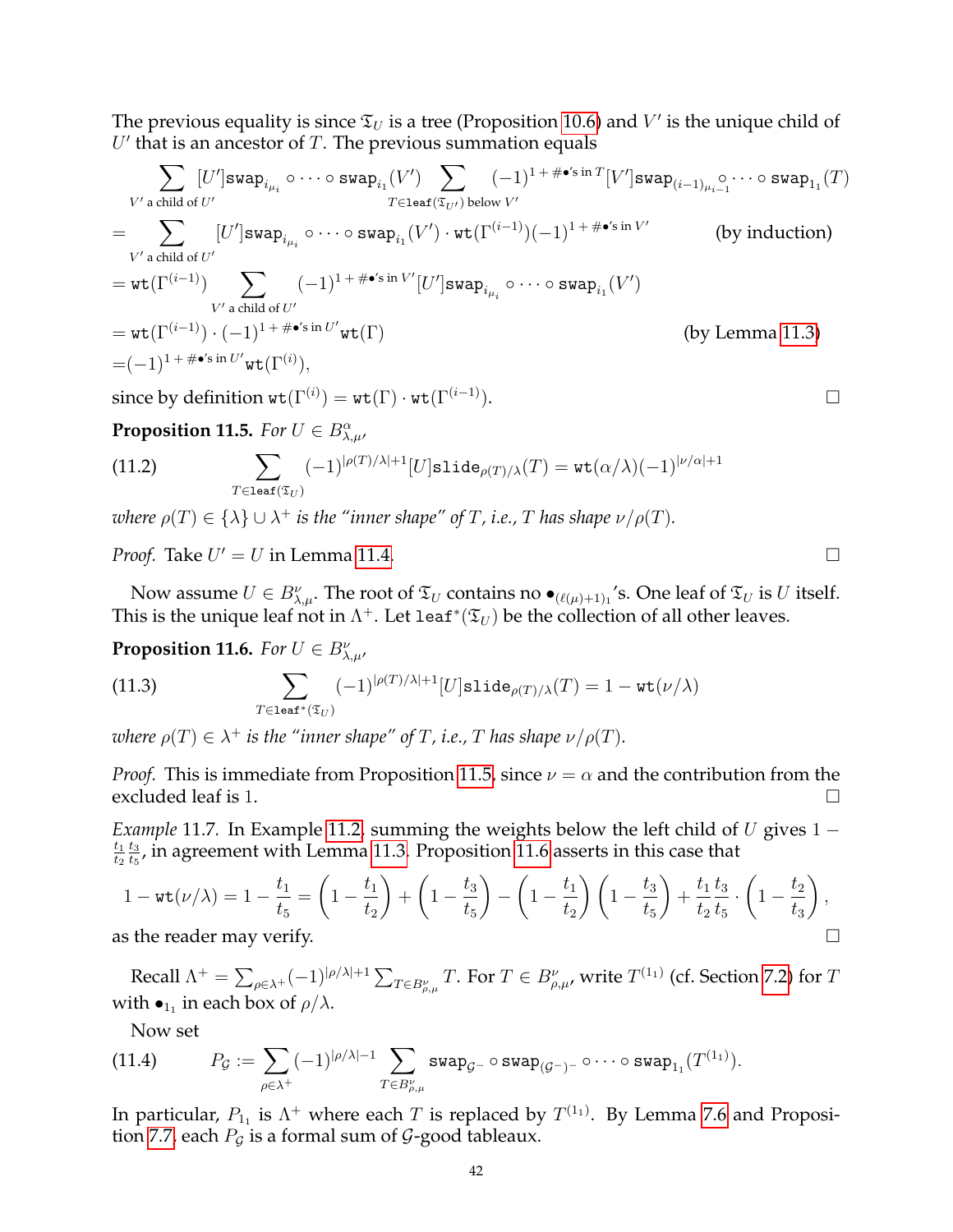The previous equality is since $\mathfrak{T}_U$ is a tree (Proposition 10.6) and $V'$ is the unique child of $U'$ that is an ancestor of $T$. The previous summation equals

$$
\begin{aligned}
&\sum_{V' \text{ a child of } U'} [U']\mathtt{swap}_{i_{\mu_i}} \circ \cdots \circ \mathtt{swap}_{i_1}(V') \sum_{T \in \mathtt{leaf}(\mathfrak{T}_{U'}) \text{ below } V'} (-1)^{1+\#\bullet\text{'s in } T} [V']\mathtt{swap}_{(i-1)_{\mu_{i-1}}} \circ \cdots \circ \mathtt{swap}_{1_1}(T) \\
&= \sum_{V' \text{ a child of } U'} [U']\mathtt{swap}_{i_{\mu_i}} \circ \cdots \circ \mathtt{swap}_{i_1}(V') \cdot \mathtt{wt}(\Gamma^{(i-1)})(-1)^{1+\#\bullet\text{'s in } V'} \qquad \text{(by induction)} \\
&= \mathtt{wt}(\Gamma^{(i-1)}) \sum_{V' \text{ a child of } U'} (-1)^{1+\#\bullet\text{'s in } V'} [U']\mathtt{swap}_{i_{\mu_i}} \circ \cdots \circ \mathtt{swap}_{i_1}(V') \\
&= \mathtt{wt}(\Gamma^{(i-1)}) \cdot (-1)^{1+\#\bullet\text{'s in } U'} \mathtt{wt}(\Gamma) \qquad \text{(by Lemma 11.3)} \\
&= (-1)^{1+\#\bullet\text{'s in } U'} \mathtt{wt}(\Gamma^{(i)}),
\end{aligned}
$$

since by definition $\mathtt{wt}(\Gamma^{(i)}) = \mathtt{wt}(\Gamma) \cdot \mathtt{wt}(\Gamma^{(i-1)})$. □

**Proposition 11.5.** *For $U \in B^{\alpha}_{\lambda,\mu}$,*

$$
\sum_{T \in \mathtt{leaf}(\mathfrak{T}_U)} (-1)^{|\rho(T)/\lambda|+1} [U]\mathtt{slide}_{\rho(T)/\lambda}(T) = \mathtt{wt}(\alpha/\lambda)(-1)^{|\nu/\alpha|+1} \tag{11.2}
$$

*where $\rho(T) \in \{\lambda\} \cup \lambda^+$ is the "inner shape" of $T$, i.e., $T$ has shape $\nu/\rho(T)$.*

*Proof.* Take $U' = U$ in Lemma 11.4. □

Now assume $U \in B^{\nu}_{\lambda,\mu}$. The root of $\mathfrak{T}_U$ contains no $\bullet_{(\ell(\mu)+1)_1}$'s. One leaf of $\mathfrak{T}_U$ is $U$ itself. This is the unique leaf not in $\Lambda^+$. Let $\mathtt{leaf}^*(\mathfrak{T}_U)$ be the collection of all other leaves.

**Proposition 11.6.** *For $U \in B^{\nu}_{\lambda,\mu}$,*

$$
\sum_{T \in \mathtt{leaf}^*(\mathfrak{T}_U)} (-1)^{|\rho(T)/\lambda|+1} [U]\mathtt{slide}_{\rho(T)/\lambda}(T) = 1 - \mathtt{wt}(\nu/\lambda) \tag{11.3}
$$

*where $\rho(T) \in \lambda^+$ is the "inner shape" of $T$, i.e., $T$ has shape $\nu/\rho(T)$.*

*Proof.* This is immediate from Proposition 11.5, since $\nu = \alpha$ and the contribution from the excluded leaf is $1$. □

*Example* 11.7. In Example 11.2, summing the weights below the left child of $U$ gives $1 - \frac{t_1}{t_2}\frac{t_3}{t_5}$, in agreement with Lemma 11.3. Proposition 11.6 asserts in this case that

$$
1 - \mathtt{wt}(\nu/\lambda) = 1 - \frac{t_1}{t_5} = \left(1 - \frac{t_1}{t_2}\right) + \left(1 - \frac{t_3}{t_5}\right) - \left(1 - \frac{t_1}{t_2}\right)\left(1 - \frac{t_3}{t_5}\right) + \frac{t_1}{t_2}\frac{t_3}{t_5} \cdot \left(1 - \frac{t_2}{t_3}\right),
$$

as the reader may verify. □

Recall $\Lambda^+ = \sum_{\rho \in \lambda^+} (-1)^{|\rho/\lambda|+1} \sum_{T \in B^{\nu}_{\rho,\mu}} T$. For $T \in B^{\nu}_{\rho,\mu}$, write $T^{(1_1)}$ (cf. Section 7.2) for $T$ with $\bullet_{1_1}$ in each box of $\rho/\lambda$.

Now set

$$
P_{\mathcal{G}} := \sum_{\rho \in \lambda^+} (-1)^{|\rho/\lambda|-1} \sum_{T \in B^{\nu}_{\rho,\mu}} \mathtt{swap}_{\mathcal{G}^-} \circ \mathtt{swap}_{(\mathcal{G}^-)^-} \circ \cdots \circ \mathtt{swap}_{1_1}(T^{(1_1)}). \tag{11.4}
$$

In particular, $P_{1_1}$ is $\Lambda^+$ where each $T$ is replaced by $T^{(1_1)}$. By Lemma 7.6 and Proposition 7.7, each $P_{\mathcal{G}}$ is a formal sum of $\mathcal{G}$-good tableaux.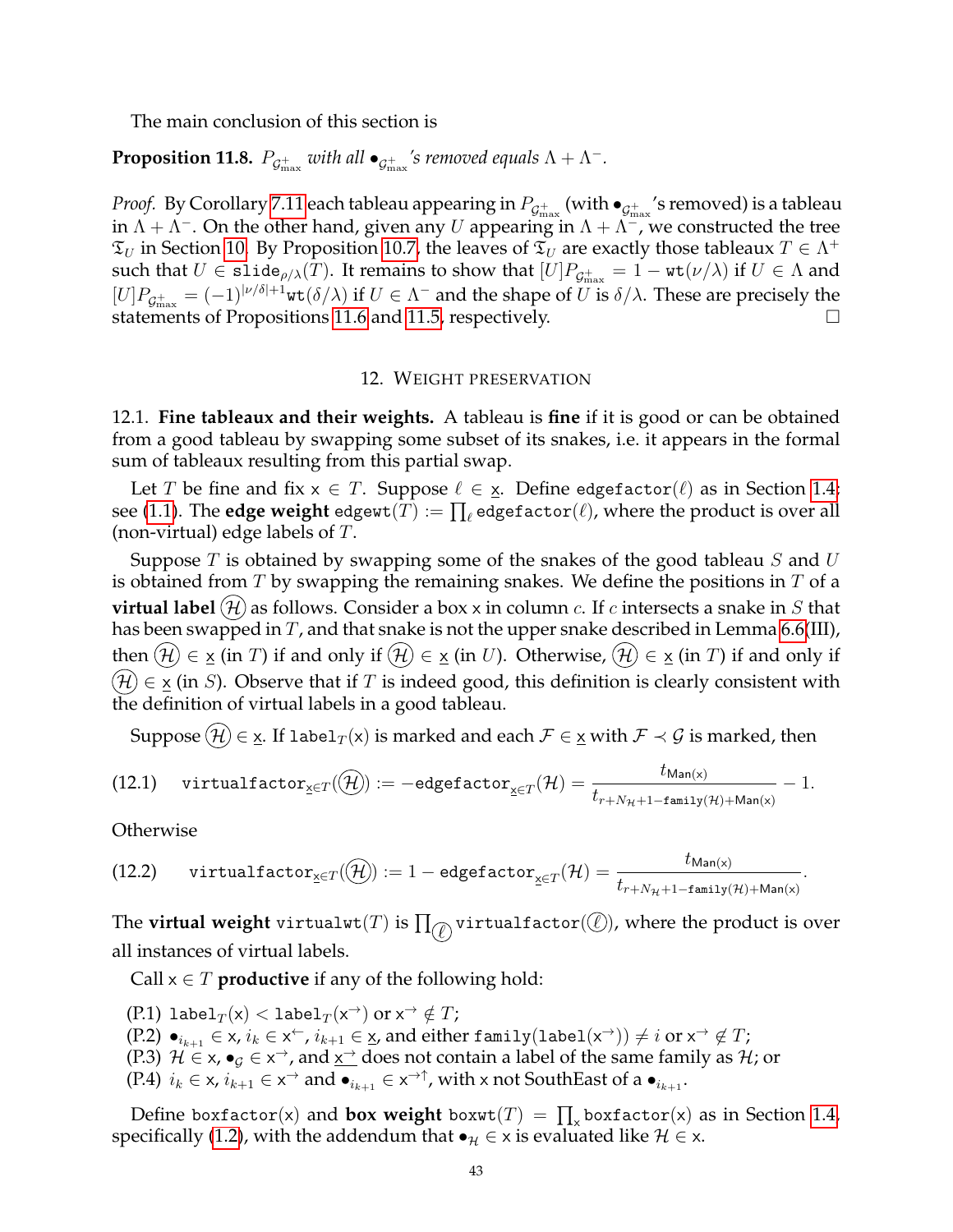The main conclusion of this section is

**Proposition 11.8.** *$P_{\mathcal{G}^+_{\max}}$ with all $\bullet_{\mathcal{G}^+_{\max}}$'s removed equals $\Lambda + \Lambda^-$.*

*Proof.* By Corollary 7.11 each tableau appearing in $P_{\mathcal{G}^+_{\max}}$ (with $\bullet_{\mathcal{G}^+_{\max}}$'s removed) is a tableau in $\Lambda + \Lambda^-$. On the other hand, given any $U$ appearing in $\Lambda + \Lambda^-$, we constructed the tree $\mathfrak{T}_U$ in Section 10. By Proposition 10.7, the leaves of $\mathfrak{T}_U$ are exactly those tableaux $T \in \Lambda^+$ such that $U \in \texttt{slide}_{\rho/\lambda}(T)$. It remains to show that $[U]P_{\mathcal{G}^+_{\max}} = 1 - \texttt{wt}(\nu/\lambda)$ if $U \in \Lambda$ and $[U]P_{\mathcal{G}^+_{\max}} = (-1)^{|\nu/\delta|+1}\texttt{wt}(\delta/\lambda)$ if $U \in \Lambda^-$ and the shape of $U$ is $\delta/\lambda$. These are precisely the statements of Propositions 11.6 and 11.5, respectively. □

## 12. Weight preservation

**12.1. Fine tableaux and their weights.** A tableau is **fine** if it is good or can be obtained from a good tableau by swapping some subset of its snakes, i.e. it appears in the formal sum of tableaux resulting from this partial swap.

Let $T$ be fine and fix $\mathsf{x} \in T$. Suppose $\ell \in \underline{\mathsf{x}}$. Define $\texttt{edgefactor}(\ell)$ as in Section 1.4; see (1.1). The **edge weight** $\texttt{edgewt}(T) := \prod_\ell \texttt{edgefactor}(\ell)$, where the product is over all (non-virtual) edge labels of $T$.

Suppose $T$ is obtained by swapping some of the snakes of the good tableau $S$ and $U$ is obtained from $T$ by swapping the remaining snakes. We define the positions in $T$ of a **virtual label** $\textcircled{\mathcal{H}}$ as follows. Consider a box $\mathsf{x}$ in column $c$. If $c$ intersects a snake in $S$ that has been swapped in $T$, and that snake is not the upper snake described in Lemma 6.6(III), then $\textcircled{\mathcal{H}} \in \underline{\mathsf{x}}$ (in $T$) if and only if $\textcircled{\mathcal{H}} \in \underline{\mathsf{x}}$ (in $U$). Otherwise, $\textcircled{\mathcal{H}} \in \underline{\mathsf{x}}$ (in $T$) if and only if $\textcircled{\mathcal{H}} \in \underline{\mathsf{x}}$ (in $S$). Observe that if $T$ is indeed good, this definition is clearly consistent with the definition of virtual labels in a good tableau.

Suppose $\textcircled{\mathcal{H}} \in \underline{\mathsf{x}}$. If $\texttt{label}_T(\mathsf{x})$ is marked and each $\mathcal{F} \in \underline{\mathsf{x}}$ with $\mathcal{F} \prec \mathcal{G}$ is marked, then

$$\texttt{virtualfactor}_{\underline{\mathsf{x}} \in T}(\textcircled{\mathcal{H}}) := -\texttt{edgefactor}_{\underline{\mathsf{x}} \in T}(\mathcal{H}) = \frac{t_{\mathsf{Man}(\mathsf{x})}}{t_{r+N_{\mathcal{H}}+1-\texttt{family}(\mathcal{H})+\mathsf{Man}(\mathsf{x})}} - 1. \tag{12.1}$$

Otherwise

$$\texttt{virtualfactor}_{\underline{\mathsf{x}} \in T}(\textcircled{\mathcal{H}}) := 1 - \texttt{edgefactor}_{\underline{\mathsf{x}} \in T}(\mathcal{H}) = \frac{t_{\mathsf{Man}(\mathsf{x})}}{t_{r+N_{\mathcal{H}}+1-\texttt{family}(\mathcal{H})+\mathsf{Man}(\mathsf{x})}}. \tag{12.2}$$

The **virtual weight** $\texttt{virtualwt}(T)$ is $\prod_{\textcircled{\ell}} \texttt{virtualfactor}(\textcircled{\ell})$, where the product is over all instances of virtual labels.

Call $\mathsf{x} \in T$ **productive** if any of the following hold:

- (P.1) $\texttt{label}_T(\mathsf{x}) < \texttt{label}_T(\mathsf{x}^{\rightarrow})$ or $\mathsf{x}^{\rightarrow} \notin T$;
- (P.2) $\bullet_{i_{k+1}} \in \mathsf{x}$, $i_k \in \mathsf{x}^{\leftarrow}$, $i_{k+1} \in \underline{\mathsf{x}}$, and either $\texttt{family}(\texttt{label}(\mathsf{x}^{\rightarrow})) \neq i$ or $\mathsf{x}^{\rightarrow} \notin T$;
- (P.3) $\mathcal{H} \in \mathsf{x}$, $\bullet_{\mathcal{G}} \in \mathsf{x}^{\rightarrow}$, and $\underline{\mathsf{x}^{\rightarrow}}$ does not contain a label of the same family as $\mathcal{H}$; or
- (P.4) $i_k \in \mathsf{x}$, $i_{k+1} \in \mathsf{x}^{\rightarrow}$ and $\bullet_{i_{k+1}} \in \mathsf{x}^{\rightarrow\uparrow}$, with $\mathsf{x}$ not SouthEast of a $\bullet_{i_{k+1}}$.

Define $\texttt{boxfactor}(\mathsf{x})$ and **box weight** $\texttt{boxwt}(T) = \prod_{\mathsf{x}} \texttt{boxfactor}(\mathsf{x})$ as in Section 1.4, specifically (1.2), with the addendum that $\bullet_{\mathcal{H}} \in \mathsf{x}$ is evaluated like $\mathcal{H} \in \mathsf{x}$.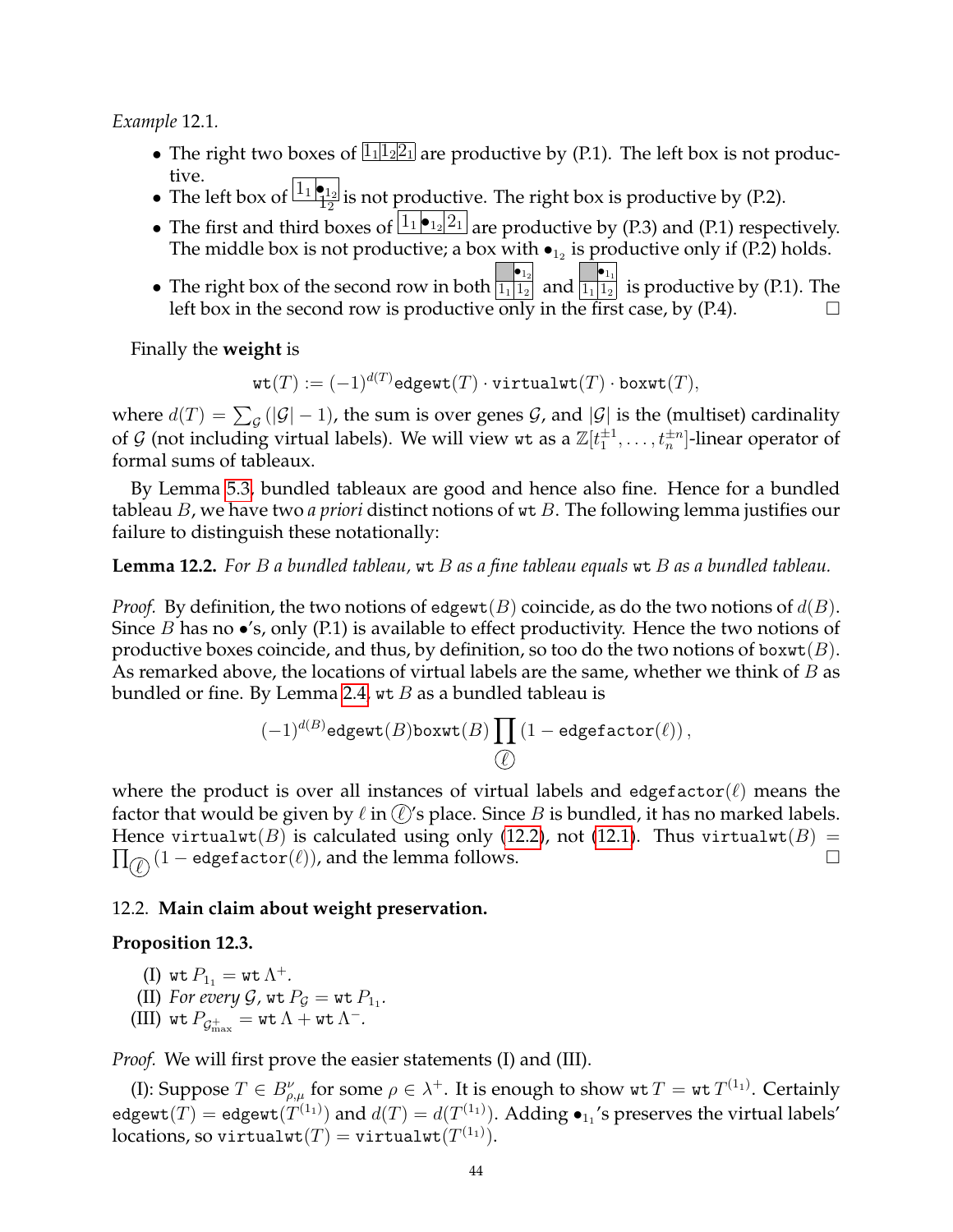*Example* 12.1.

- The right two boxes of $\boxed{1_1}\boxed{1_2}\boxed{2_1}$ are productive by (P.1). The left box is not productive.
- The left box of $\boxed{1_1}\boxed{\bullet_{1_2} 1_2}$ is not productive. The right box is productive by (P.2).
- The first and third boxes of $\boxed{1_1}\boxed{\bullet_{1_2}}\boxed{2_1}$ are productive by (P.3) and (P.1) respectively. The middle box is not productive; a box with $\bullet_{1_2}$ is productive only if (P.2) holds.
- The right box of the second row in both $\begin{array}{|c|c|}\hline \blacksquare & \bullet_{1_2} \\ \hline 1_1 & 1_2 \\ \hline \end{array}$ and $\begin{array}{|c|c|}\hline \blacksquare & \bullet_{1_1} \\ \hline 1_1 & 1_2 \\ \hline \end{array}$ is productive by (P.1). The left box in the second row is productive only in the first case, by (P.4). □

Finally the **weight** is

$$\mathtt{wt}(T) := (-1)^{d(T)}\mathtt{edgewt}(T) \cdot \mathtt{virtualwt}(T) \cdot \mathtt{boxwt}(T),$$

where $d(T) = \sum_{\mathcal{G}} (|\mathcal{G}| - 1)$, the sum is over genes $\mathcal{G}$, and $|\mathcal{G}|$ is the (multiset) cardinality of $\mathcal{G}$ (not including virtual labels). We will view $\mathtt{wt}$ as a $\mathbb{Z}[t_1^{\pm 1}, \ldots, t_n^{\pm n}]$-linear operator of formal sums of tableaux.

By Lemma 5.3, bundled tableaux are good and hence also fine. Hence for a bundled tableau $B$, we have two *a priori* distinct notions of $\mathtt{wt}\, B$. The following lemma justifies our failure to distinguish these notationally:

**Lemma 12.2.** *For $B$ a bundled tableau, $\mathtt{wt}\, B$ as a fine tableau equals $\mathtt{wt}\, B$ as a bundled tableau.*

*Proof.* By definition, the two notions of $\mathtt{edgewt}(B)$ coincide, as do the two notions of $d(B)$. Since $B$ has no $\bullet$'s, only (P.1) is available to effect productivity. Hence the two notions of productive boxes coincide, and thus, by definition, so too do the two notions of $\mathtt{boxwt}(B)$. As remarked above, the locations of virtual labels are the same, whether we think of $B$ as bundled or fine. By Lemma 2.4, $\mathtt{wt}\, B$ as a bundled tableau is

$$(-1)^{d(B)}\mathtt{edgewt}(B)\mathtt{boxwt}(B) \prod_{\textcircled{\ell}} (1 - \mathtt{edgefactor}(\ell)),$$

where the product is over all instances of virtual labels and $\mathtt{edgefactor}(\ell)$ means the factor that would be given by $\ell$ in $\textcircled{\ell}$'s place. Since $B$ is bundled, it has no marked labels. Hence $\mathtt{virtualwt}(B)$ is calculated using only (12.2), not (12.1). Thus $\mathtt{virtualwt}(B) = \prod_{\textcircled{\ell}} (1 - \mathtt{edgefactor}(\ell))$, and the lemma follows. □

## 12.2. Main claim about weight preservation.

**Proposition 12.3.**

(I) $\mathtt{wt}\, P_{1_1} = \mathtt{wt}\, \Lambda^+$.

(II) *For every $\mathcal{G}$, $\mathtt{wt}\, P_{\mathcal{G}} = \mathtt{wt}\, P_{1_1}$.*

(III) $\mathtt{wt}\, P_{\mathcal{G}^+_{\max}} = \mathtt{wt}\, \Lambda + \mathtt{wt}\, \Lambda^-$.

*Proof.* We will first prove the easier statements (I) and (III).

(I): Suppose $T \in B^{\nu}_{\rho,\mu}$ for some $\rho \in \lambda^+$. It is enough to show $\mathtt{wt}\, T = \mathtt{wt}\, T^{(1_1)}$. Certainly $\mathtt{edgewt}(T) = \mathtt{edgewt}(T^{(1_1)})$ and $d(T) = d(T^{(1_1)})$. Adding $\bullet_{1_1}$'s preserves the virtual labels' locations, so $\mathtt{virtualwt}(T) = \mathtt{virtualwt}(T^{(1_1)})$.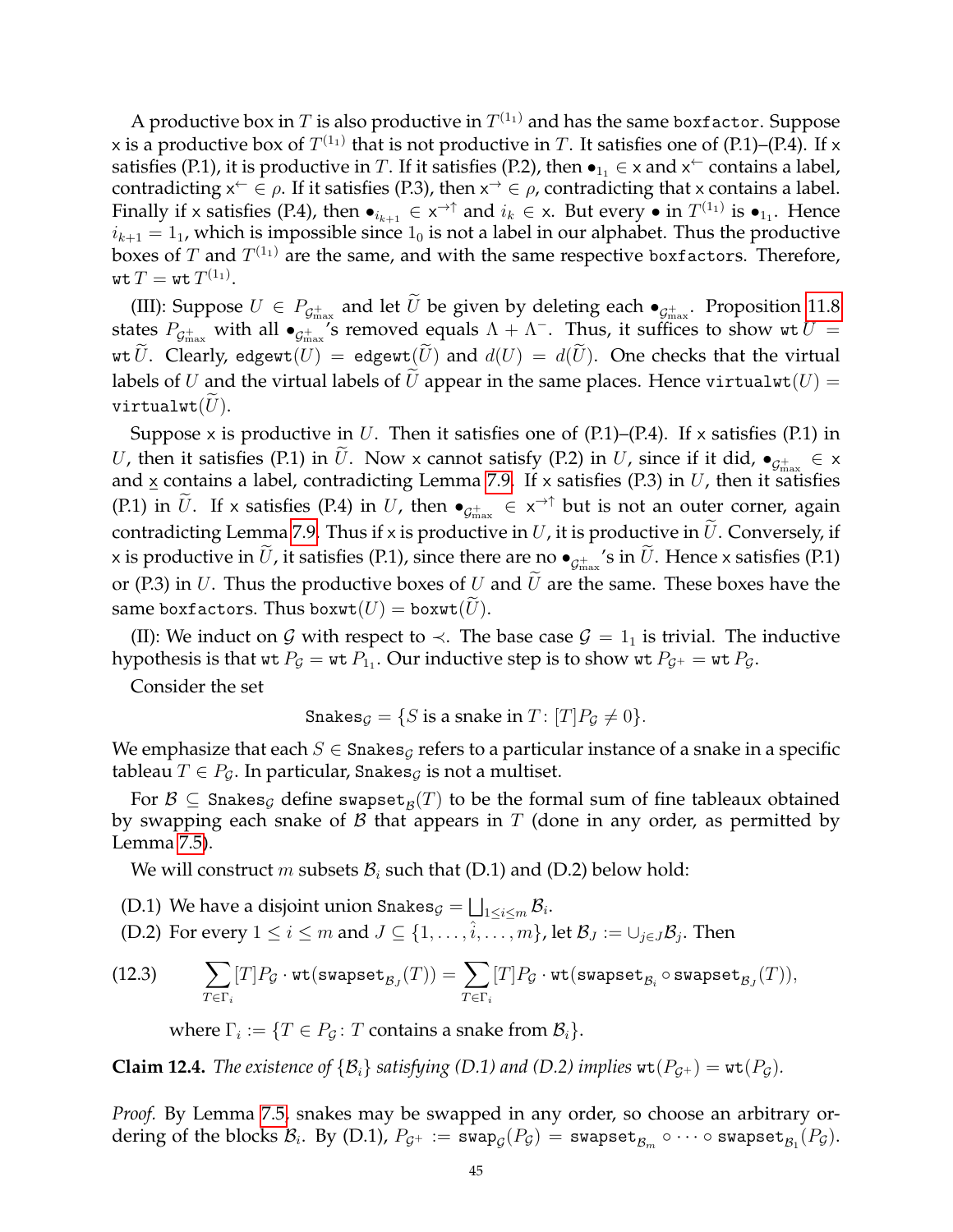A productive box in $T$ is also productive in $T^{(1_1)}$ and has the same $\texttt{boxfactor}$. Suppose $\mathsf{x}$ is a productive box of $T^{(1_1)}$ that is not productive in $T$. It satisfies one of (P.1)–(P.4). If $\mathsf{x}$ satisfies (P.1), it is productive in $T$. If it satisfies (P.2), then $\bullet_{1_1} \in \mathsf{x}$ and $\mathsf{x}^{\leftarrow}$ contains a label, contradicting $\mathsf{x}^{\leftarrow} \in \rho$. If it satisfies (P.3), then $\mathsf{x}^{\rightarrow} \in \rho$, contradicting that $\mathsf{x}$ contains a label. Finally if $\mathsf{x}$ satisfies (P.4), then $\bullet_{i_{k+1}} \in \mathsf{x}^{\rightarrow\uparrow}$ and $i_k \in \mathsf{x}$. But every $\bullet$ in $T^{(1_1)}$ is $\bullet_{1_1}$. Hence $i_{k+1} = 1_1$, which is impossible since $1_0$ is not a label in our alphabet. Thus the productive boxes of $T$ and $T^{(1_1)}$ are the same, and with the same respective $\texttt{boxfactors}$. Therefore, $\texttt{wt}\, T = \texttt{wt}\, T^{(1_1)}$.

(III): Suppose $U \in P_{\mathcal{G}^+_{\max}}$ and let $\widetilde{U}$ be given by deleting each $\bullet_{\mathcal{G}^+_{\max}}$. Proposition 11.8 states $P_{\mathcal{G}^+_{\max}}$ with all $\bullet_{\mathcal{G}^+_{\max}}$'s removed equals $\Lambda + \Lambda^-$. Thus, it suffices to show $\texttt{wt}\, U = \texttt{wt}\, \widetilde{U}$. Clearly, $\texttt{edgewt}(U) = \texttt{edgewt}(\widetilde{U})$ and $d(U) = d(\widetilde{U})$. One checks that the virtual labels of $U$ and the virtual labels of $\widetilde{U}$ appear in the same places. Hence $\texttt{virtualwt}(U) = \texttt{virtualwt}(\widetilde{U})$.

Suppose $\mathsf{x}$ is productive in $U$. Then it satisfies one of (P.1)–(P.4). If $\mathsf{x}$ satisfies (P.1) in $U$, then it satisfies (P.1) in $\widetilde{U}$. Now $\mathsf{x}$ cannot satisfy (P.2) in $U$, since if it did, $\bullet_{\mathcal{G}^+_{\max}} \in \mathsf{x}$ and $\underline{\mathsf{x}}$ contains a label, contradicting Lemma 7.9. If $\mathsf{x}$ satisfies (P.3) in $U$, then it satisfies (P.1) in $\widetilde{U}$. If $\mathsf{x}$ satisfies (P.4) in $U$, then $\bullet_{\mathcal{G}^+_{\max}} \in \mathsf{x}^{\rightarrow\uparrow}$ but is not an outer corner, again contradicting Lemma 7.9. Thus if $\mathsf{x}$ is productive in $U$, it is productive in $\widetilde{U}$. Conversely, if $\mathsf{x}$ is productive in $\widetilde{U}$, it satisfies (P.1), since there are no $\bullet_{\mathcal{G}^+_{\max}}$'s in $\widetilde{U}$. Hence $\mathsf{x}$ satisfies (P.1) or (P.3) in $U$. Thus the productive boxes of $U$ and $\widetilde{U}$ are the same. These boxes have the same $\texttt{boxfactors}$. Thus $\texttt{boxwt}(U) = \texttt{boxwt}(\widetilde{U})$.

(II): We induct on $\mathcal{G}$ with respect to $\prec$. The base case $\mathcal{G} = 1_1$ is trivial. The inductive hypothesis is that $\texttt{wt}\, P_{\mathcal{G}} = \texttt{wt}\, P_{1_1}$. Our inductive step is to show $\texttt{wt}\, P_{\mathcal{G}^+} = \texttt{wt}\, P_{\mathcal{G}}$.

Consider the set

$$\texttt{Snakes}_{\mathcal{G}} = \{S \text{ is a snake in } T \colon [T]P_{\mathcal{G}} \neq 0\}.$$

We emphasize that each $S \in \texttt{Snakes}_{\mathcal{G}}$ refers to a particular instance of a snake in a specific tableau $T \in P_{\mathcal{G}}$. In particular, $\texttt{Snakes}_{\mathcal{G}}$ is not a multiset.

For $\mathcal{B} \subseteq \texttt{Snakes}_{\mathcal{G}}$ define $\texttt{swapset}_{\mathcal{B}}(T)$ to be the formal sum of fine tableaux obtained by swapping each snake of $\mathcal{B}$ that appears in $T$ (done in any order, as permitted by Lemma 7.5).

We will construct $m$ subsets $\mathcal{B}_i$ such that (D.1) and (D.2) below hold:

- (D.1) We have a disjoint union $\texttt{Snakes}_{\mathcal{G}} = \bigsqcup_{1 \leq i \leq m} \mathcal{B}_i$.
- (D.2) For every $1 \leq i \leq m$ and $J \subseteq \{1, \ldots, \hat{i}, \ldots, m\}$, let $\mathcal{B}_J := \cup_{j \in J} \mathcal{B}_j$. Then

$$\sum_{T \in \Gamma_i} [T]P_{\mathcal{G}} \cdot \texttt{wt}(\texttt{swapset}_{\mathcal{B}_J}(T)) = \sum_{T \in \Gamma_i} [T]P_{\mathcal{G}} \cdot \texttt{wt}(\texttt{swapset}_{\mathcal{B}_i} \circ \texttt{swapset}_{\mathcal{B}_J}(T)), \tag{12.3}$$

  where $\Gamma_i := \{T \in P_{\mathcal{G}} \colon T \text{ contains a snake from } \mathcal{B}_i\}$.

**Claim 12.4.** *The existence of $\{\mathcal{B}_i\}$ satisfying (D.1) and (D.2) implies $\texttt{wt}(P_{\mathcal{G}^+}) = \texttt{wt}(P_{\mathcal{G}})$.*

*Proof.* By Lemma 7.5, snakes may be swapped in any order, so choose an arbitrary ordering of the blocks $\mathcal{B}_i$. By (D.1), $P_{\mathcal{G}^+} := \texttt{swap}_{\mathcal{G}}(P_{\mathcal{G}}) = \texttt{swapset}_{\mathcal{B}_m} \circ \cdots \circ \texttt{swapset}_{\mathcal{B}_1}(P_{\mathcal{G}})$.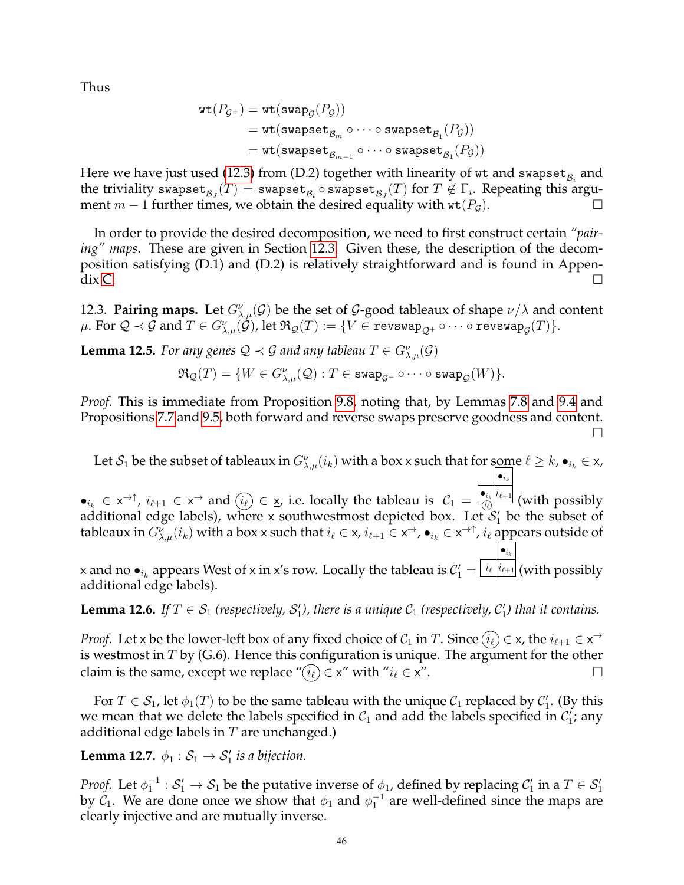Thus

$$\begin{aligned}
\mathtt{wt}(P_{\mathcal{G}^+}) &= \mathtt{wt}(\mathtt{swap}_{\mathcal{G}}(P_{\mathcal{G}})) \\
&= \mathtt{wt}(\mathtt{swapset}_{\mathcal{B}_m} \circ \cdots \circ \mathtt{swapset}_{\mathcal{B}_1}(P_{\mathcal{G}})) \\
&= \mathtt{wt}(\mathtt{swapset}_{\mathcal{B}_{m-1}} \circ \cdots \circ \mathtt{swapset}_{\mathcal{B}_1}(P_{\mathcal{G}}))
\end{aligned}$$

Here we have just used (12.3) from (D.2) together with linearity of $\mathtt{wt}$ and $\mathtt{swapset}_{\mathcal{B}_i}$ and the triviality $\mathtt{swapset}_{\mathcal{B}_J}(T) = \mathtt{swapset}_{\mathcal{B}_i} \circ \mathtt{swapset}_{\mathcal{B}_J}(T)$ for $T \notin \Gamma_i$. Repeating this argument $m-1$ further times, we obtain the desired equality with $\mathtt{wt}(P_{\mathcal{G}})$. □

In order to provide the desired decomposition, we need to first construct certain *"pairing" maps*. These are given in Section 12.3. Given these, the description of the decomposition satisfying (D.1) and (D.2) is relatively straightforward and is found in Appendix C. □

12.3. **Pairing maps.** Let $G^{\nu}_{\lambda,\mu}(\mathcal{G})$ be the set of $\mathcal{G}$-good tableaux of shape $\nu/\lambda$ and content $\mu$. For $\mathcal{Q} \prec \mathcal{G}$ and $T \in G^{\nu}_{\lambda,\mu}(\mathcal{G})$, let $\mathfrak{R}_{\mathcal{Q}}(T) := \{V \in \mathtt{revswap}_{\mathcal{Q}^+} \circ \cdots \circ \mathtt{revswap}_{\mathcal{G}}(T)\}$.

**Lemma 12.5.** *For any genes $\mathcal{Q} \prec \mathcal{G}$ and any tableau $T \in G^{\nu}_{\lambda,\mu}(\mathcal{G})$*

$$\mathfrak{R}_{\mathcal{Q}}(T) = \{W \in G^{\nu}_{\lambda,\mu}(\mathcal{Q}) : T \in \mathtt{swap}_{\mathcal{G}^-} \circ \cdots \circ \mathtt{swap}_{\mathcal{Q}}(W)\}.$$

*Proof.* This is immediate from Proposition 9.8, noting that, by Lemmas 7.8 and 9.4 and Propositions 7.7 and 9.5, both forward and reverse swaps preserve goodness and content. □

Let $\mathcal{S}_1$ be the subset of tableaux in $G^{\nu}_{\lambda,\mu}(i_k)$ with a box $\mathsf{x}$ such that for some $\ell \geq k$, $\bullet_{i_k} \in \mathsf{x}$, $\bullet_{i_k} \in \mathsf{x}^{\rightarrow\uparrow}$, $i_{\ell+1} \in \mathsf{x}^{\rightarrow}$ and $\textcircled{$i_\ell$} \in \underline{\mathsf{x}}$, i.e. locally the tableau is $\mathcal{C}_1 =$ [box $\mathsf{x}$ containing $\bullet_{i_k}$ with edge label $\textcircled{$i_\ell$}$ below; box to its right containing $i_{\ell+1}$; box above that containing $\bullet_{i_k}$] (with possibly additional edge labels), where $\mathsf{x}$ southwestmost depicted box. Let $\mathcal{S}_1'$ be the subset of tableaux in $G^{\nu}_{\lambda,\mu}(i_k)$ with a box $\mathsf{x}$ such that $i_\ell \in \mathsf{x}$, $i_{\ell+1} \in \mathsf{x}^{\rightarrow}$, $\bullet_{i_k} \in \mathsf{x}^{\rightarrow\uparrow}$, $i_\ell$ appears outside of $\mathsf{x}$ and no $\bullet_{i_k}$ appears West of $\mathsf{x}$ in $\mathsf{x}$'s row. Locally the tableau is $\mathcal{C}_1' =$ [box $\mathsf{x}$ containing $i_\ell$; box to its right containing $i_{\ell+1}$; box above that containing $\bullet_{i_k}$] (with possibly additional edge labels).

**Lemma 12.6.** *If $T \in \mathcal{S}_1$ (respectively, $\mathcal{S}_1'$), there is a unique $\mathcal{C}_1$ (respectively, $\mathcal{C}_1'$) that it contains.*

*Proof.* Let $\mathsf{x}$ be the lower-left box of any fixed choice of $\mathcal{C}_1$ in $T$. Since $\textcircled{$i_\ell$} \in \underline{\mathsf{x}}$, the $i_{\ell+1} \in \mathsf{x}^{\rightarrow}$ is westmost in $T$ by (G.6). Hence this configuration is unique. The argument for the other claim is the same, except we replace "$\textcircled{$i_\ell$} \in \underline{\mathsf{x}}$" with "$i_\ell \in \mathsf{x}$". □

For $T \in \mathcal{S}_1$, let $\phi_1(T)$ to be the same tableau with the unique $\mathcal{C}_1$ replaced by $\mathcal{C}_1'$. (By this we mean that we delete the labels specified in $\mathcal{C}_1$ and add the labels specified in $\mathcal{C}_1'$; any additional edge labels in $T$ are unchanged.)

**Lemma 12.7.** *$\phi_1 : \mathcal{S}_1 \to \mathcal{S}_1'$ is a bijection.*

*Proof.* Let $\phi_1^{-1} : \mathcal{S}_1' \to \mathcal{S}_1$ be the putative inverse of $\phi_1$, defined by replacing $\mathcal{C}_1'$ in a $T \in \mathcal{S}_1'$ by $\mathcal{C}_1$. We are done once we show that $\phi_1$ and $\phi_1^{-1}$ are well-defined since the maps are clearly injective and are mutually inverse.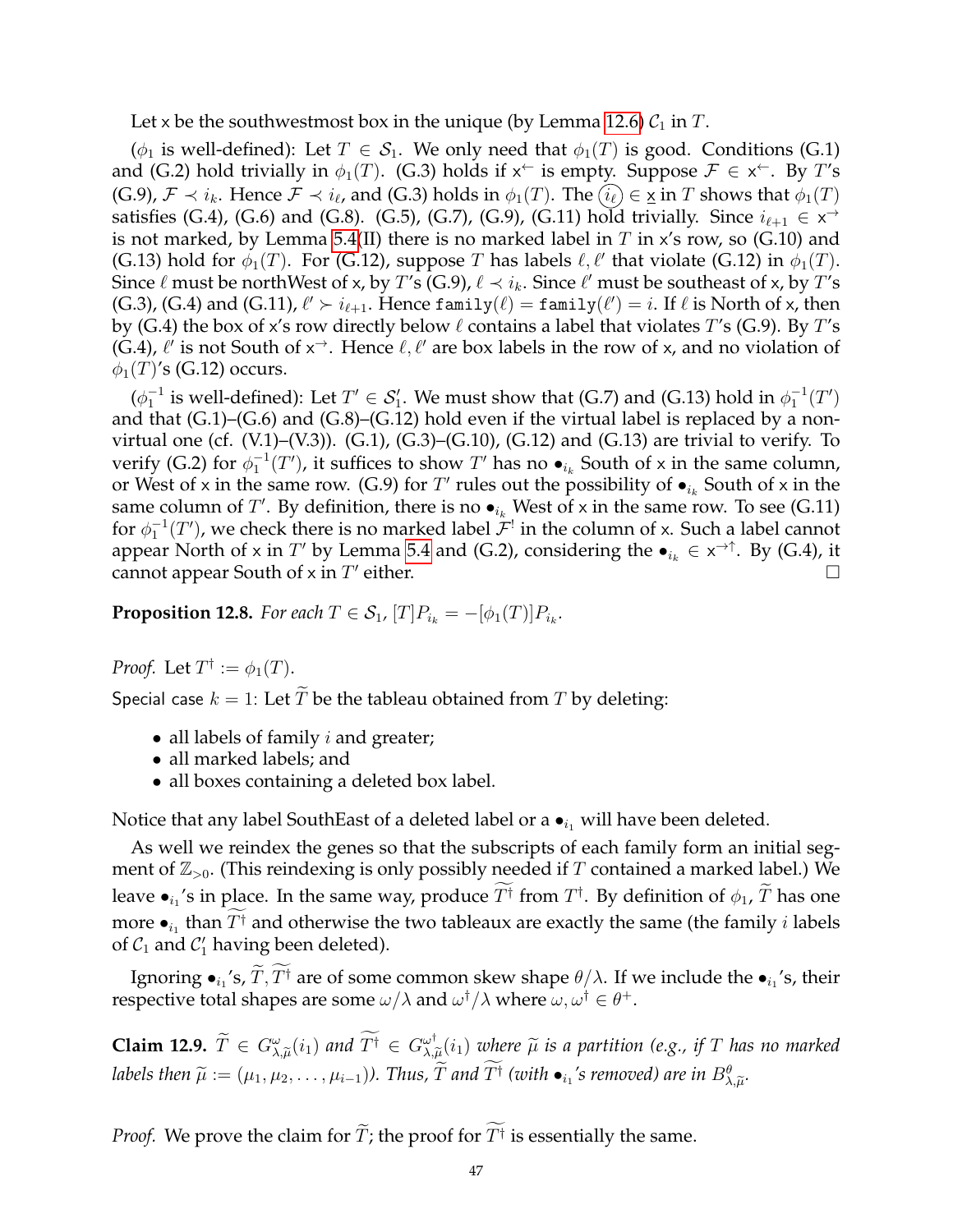Let $\mathsf{x}$ be the southwestmost box in the unique (by Lemma 12.6) $\mathcal{C}_1$ in $T$.

($\phi_1$ is well-defined): Let $T \in \mathcal{S}_1$. We only need that $\phi_1(T)$ is good. Conditions (G.1) and (G.2) hold trivially in $\phi_1(T)$. (G.3) holds if $\mathsf{x}^{\leftarrow}$ is empty. Suppose $\mathcal{F} \in \mathsf{x}^{\leftarrow}$. By $T$'s (G.9), $\mathcal{F} \prec i_k$. Hence $\mathcal{F} \prec i_\ell$, and (G.3) holds in $\phi_1(T)$. The $\textcircled{$i_\ell$} \in \underline{\mathsf{x}}$ in $T$ shows that $\phi_1(T)$ satisfies (G.4), (G.6) and (G.8). (G.5), (G.7), (G.9), (G.11) hold trivially. Since $i_{\ell+1} \in \mathsf{x}^{\rightarrow}$ is not marked, by Lemma 5.4(II) there is no marked label in $T$ in $\mathsf{x}$'s row, so (G.10) and (G.13) hold for $\phi_1(T)$. For (G.12), suppose $T$ has labels $\ell, \ell'$ that violate (G.12) in $\phi_1(T)$. Since $\ell$ must be northWest of $\mathsf{x}$, by $T$'s (G.9), $\ell \prec i_k$. Since $\ell'$ must be southeast of $\mathsf{x}$, by $T$'s (G.3), (G.4) and (G.11), $\ell' \succ i_{\ell+1}$. Hence $\mathtt{family}(\ell) = \mathtt{family}(\ell') = i$. If $\ell$ is North of $\mathsf{x}$, then by (G.4) the box of $\mathsf{x}$'s row directly below $\ell$ contains a label that violates $T$'s (G.9). By $T$'s (G.4), $\ell'$ is not South of $\mathsf{x}^{\rightarrow}$. Hence $\ell, \ell'$ are box labels in the row of $\mathsf{x}$, and no violation of $\phi_1(T)$'s (G.12) occurs.

($\phi_1^{-1}$ is well-defined): Let $T' \in \mathcal{S}_1'$. We must show that (G.7) and (G.13) hold in $\phi_1^{-1}(T')$ and that (G.1)–(G.6) and (G.8)–(G.12) hold even if the virtual label is replaced by a non-virtual one (cf. (V.1)–(V.3)). (G.1), (G.3)–(G.10), (G.12) and (G.13) are trivial to verify. To verify (G.2) for $\phi_1^{-1}(T')$, it suffices to show $T'$ has no $\bullet_{i_k}$ South of $\mathsf{x}$ in the same column, or West of $\mathsf{x}$ in the same row. (G.9) for $T'$ rules out the possibility of $\bullet_{i_k}$ South of $\mathsf{x}$ in the same column of $T'$. By definition, there is no $\bullet_{i_k}$ West of $\mathsf{x}$ in the same row. To see (G.11) for $\phi_1^{-1}(T')$, we check there is no marked label $\mathcal{F}^!$ in the column of $\mathsf{x}$. Such a label cannot appear North of $\mathsf{x}$ in $T'$ by Lemma 5.4 and (G.2), considering the $\bullet_{i_k} \in \mathsf{x}^{\rightarrow\uparrow}$. By (G.4), it cannot appear South of $\mathsf{x}$ in $T'$ either. $\square$

**Proposition 12.8.** *For each $T \in \mathcal{S}_1$, $[T]P_{i_k} = -[\phi_1(T)]P_{i_k}$.*

*Proof.* Let $T^\dagger := \phi_1(T)$.

Special case $k = 1$: Let $\widetilde{T}$ be the tableau obtained from $T$ by deleting:

- all labels of family $i$ and greater;
- all marked labels; and
- all boxes containing a deleted box label.

Notice that any label SouthEast of a deleted label or a $\bullet_{i_1}$ will have been deleted.

As well we reindex the genes so that the subscripts of each family form an initial segment of $\mathbb{Z}_{>0}$. (This reindexing is only possibly needed if $T$ contained a marked label.) We leave $\bullet_{i_1}$'s in place. In the same way, produce $\widetilde{T^\dagger}$ from $T^\dagger$. By definition of $\phi_1$, $\widetilde{T}$ has one more $\bullet_{i_1}$ than $\widetilde{T^\dagger}$ and otherwise the two tableaux are exactly the same (the family $i$ labels of $\mathcal{C}_1$ and $\mathcal{C}_1'$ having been deleted).

Ignoring $\bullet_{i_1}$'s, $\widetilde{T}, \widetilde{T^\dagger}$ are of some common skew shape $\theta/\lambda$. If we include the $\bullet_{i_1}$'s, their respective total shapes are some $\omega/\lambda$ and $\omega^\dagger/\lambda$ where $\omega, \omega^\dagger \in \theta^+$.

**Claim 12.9.** *$\widetilde{T} \in G^{\omega}_{\lambda,\widetilde{\mu}}(i_1)$ and $\widetilde{T^\dagger} \in G^{\omega^\dagger}_{\lambda,\widetilde{\mu}}(i_1)$ where $\widetilde{\mu}$ is a partition (e.g., if $T$ has no marked labels then $\widetilde{\mu} := (\mu_1, \mu_2, \ldots, \mu_{i-1})$). Thus, $\widetilde{T}$ and $\widetilde{T^\dagger}$ (with $\bullet_{i_1}$'s removed) are in $B^{\theta}_{\lambda,\widetilde{\mu}}$.*

*Proof.* We prove the claim for $\widetilde{T}$; the proof for $\widetilde{T^\dagger}$ is essentially the same.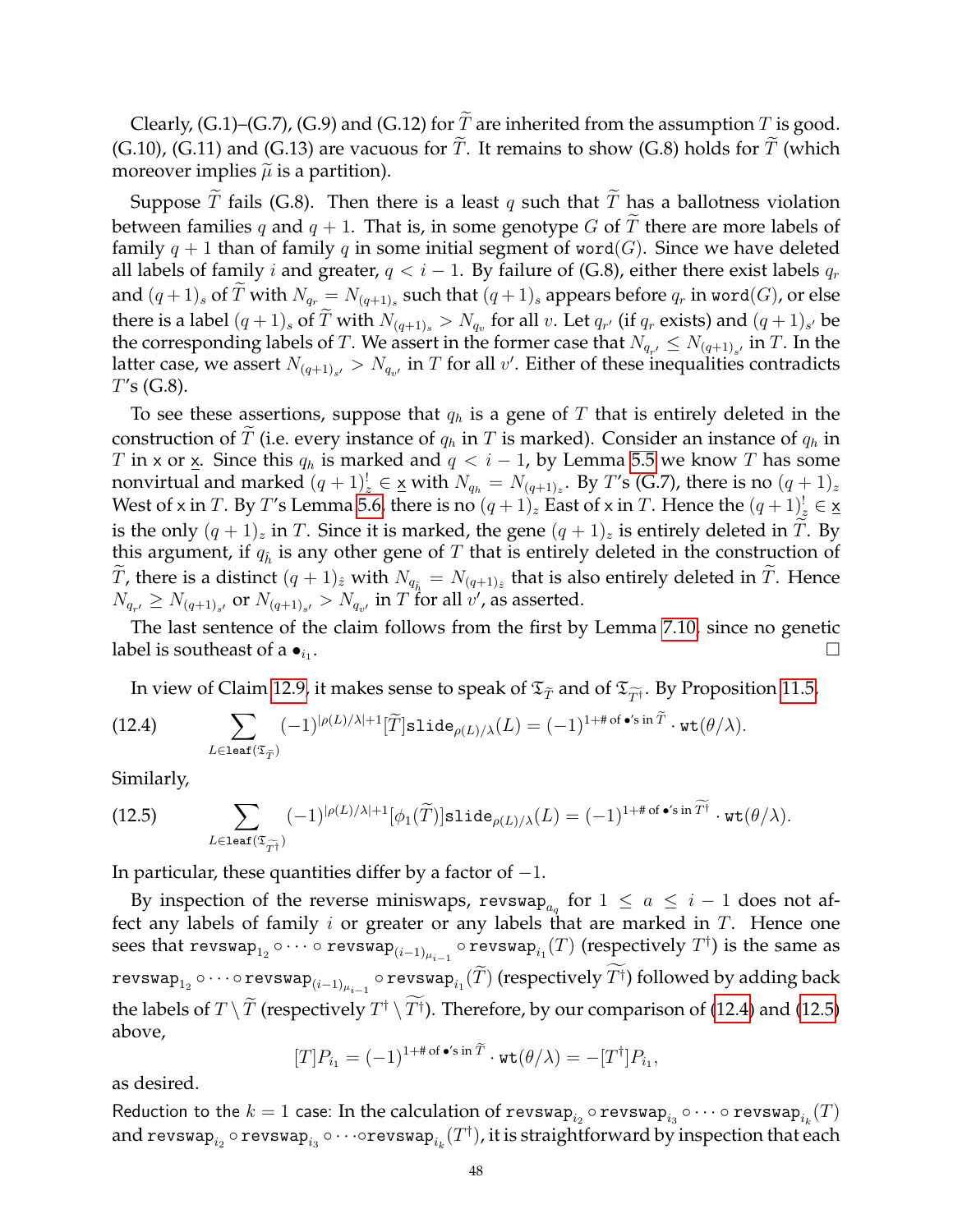Clearly, (G.1)–(G.7), (G.9) and (G.12) for $\widetilde{T}$ are inherited from the assumption $T$ is good. (G.10), (G.11) and (G.13) are vacuous for $\widetilde{T}$. It remains to show (G.8) holds for $\widetilde{T}$ (which moreover implies $\widetilde{\mu}$ is a partition).

Suppose $\widetilde{T}$ fails (G.8). Then there is a least $q$ such that $\widetilde{T}$ has a ballotness violation between families $q$ and $q+1$. That is, in some genotype $G$ of $\widetilde{T}$ there are more labels of family $q+1$ than of family $q$ in some initial segment of $\mathtt{word}(G)$. Since we have deleted all labels of family $i$ and greater, $q < i-1$. By failure of (G.8), either there exist labels $q_r$ and $(q+1)_s$ of $\widetilde{T}$ with $N_{q_r} = N_{(q+1)_s}$ such that $(q+1)_s$ appears before $q_r$ in $\mathtt{word}(G)$, or else there is a label $(q+1)_s$ of $\widetilde{T}$ with $N_{(q+1)_s} > N_{q_v}$ for all $v$. Let $q_{r'}$ (if $q_r$ exists) and $(q+1)_{s'}$ be the corresponding labels of $T$. We assert in the former case that $N_{q_{r'}} \leq N_{(q+1)_{s'}}$ in $T$. In the latter case, we assert $N_{(q+1)_{s'}} > N_{q_{v'}}$ in $T$ for all $v'$. Either of these inequalities contradicts $T$'s (G.8).

To see these assertions, suppose that $q_h$ is a gene of $T$ that is entirely deleted in the construction of $\widetilde{T}$ (i.e. every instance of $q_h$ in $T$ is marked). Consider an instance of $q_h$ in $T$ in $\mathsf{x}$ or $\underline{\mathsf{x}}$. Since this $q_h$ is marked and $q < i-1$, by Lemma 5.5 we know $T$ has some nonvirtual and marked $(q+1)^!_z \in \underline{\mathsf{x}}$ with $N_{q_h} = N_{(q+1)_z}$. By $T$'s (G.7), there is no $(q+1)_z$ West of $\mathsf{x}$ in $T$. By $T$'s Lemma 5.6, there is no $(q+1)_z$ East of $\mathsf{x}$ in $T$. Hence the $(q+1)^!_z \in \underline{\mathsf{x}}$ is the only $(q+1)_z$ in $T$. Since it is marked, the gene $(q+1)_z$ is entirely deleted in $\widetilde{T}$. By this argument, if $q_{\hat{h}}$ is any other gene of $T$ that is entirely deleted in the construction of $\widetilde{T}$, there is a distinct $(q+1)_{\hat{z}}$ with $N_{q_{\hat{h}}} = N_{(q+1)_{\hat{z}}}$ that is also entirely deleted in $\widetilde{T}$. Hence $N_{q_{r'}} \geq N_{(q+1)_{s'}}$ or $N_{(q+1)_{s'}} > N_{q_{v'}}$ in $T$ for all $v'$, as asserted.

The last sentence of the claim follows from the first by Lemma 7.10, since no genetic label is southeast of a $\bullet_{i_1}$. $\square$

In view of Claim 12.9, it makes sense to speak of $\mathfrak{T}_{\widetilde{T}}$ and of $\mathfrak{T}_{\widetilde{T^\dagger}}$. By Proposition 11.5,

$$\sum_{L \in \mathtt{leaf}(\mathfrak{T}_{\widetilde{T}})} (-1)^{|\rho(L)/\lambda|+1} [\widetilde{T}]\mathtt{slide}_{\rho(L)/\lambda}(L) = (-1)^{1+\#\text{ of }\bullet\text{'s in }\widetilde{T}} \cdot \mathtt{wt}(\theta/\lambda). \tag{12.4}$$

Similarly,

$$\sum_{L \in \mathtt{leaf}(\mathfrak{T}_{\widetilde{T^\dagger}})} (-1)^{|\rho(L)/\lambda|+1} [\phi_1(\widetilde{T})]\mathtt{slide}_{\rho(L)/\lambda}(L) = (-1)^{1+\#\text{ of }\bullet\text{'s in }\widetilde{T^\dagger}} \cdot \mathtt{wt}(\theta/\lambda). \tag{12.5}$$

In particular, these quantities differ by a factor of $-1$.

By inspection of the reverse miniswaps, $\mathtt{revswap}_{a_q}$ for $1 \leq a \leq i-1$ does not affect any labels of family $i$ or greater or any labels that are marked in $T$. Hence one sees that $\mathtt{revswap}_{1_2} \circ \cdots \circ \mathtt{revswap}_{(i-1)_{\mu_{i-1}}} \circ \mathtt{revswap}_{i_1}(T)$ (respectively $T^\dagger$) is the same as $\mathtt{revswap}_{1_2} \circ \cdots \circ \mathtt{revswap}_{(i-1)_{\mu_{i-1}}} \circ \mathtt{revswap}_{i_1}(\widetilde{T})$ (respectively $\widetilde{T^\dagger}$) followed by adding back the labels of $T \setminus \widetilde{T}$ (respectively $T^\dagger \setminus \widetilde{T^\dagger}$). Therefore, by our comparison of (12.4) and (12.5) above,

$$[T]P_{i_1} = (-1)^{1+\#\text{ of }\bullet\text{'s in }\widetilde{T}} \cdot \mathtt{wt}(\theta/\lambda) = -[T^\dagger]P_{i_1},$$

as desired.

Reduction to the $k=1$ case: In the calculation of $\mathtt{revswap}_{i_2} \circ \mathtt{revswap}_{i_3} \circ \cdots \circ \mathtt{revswap}_{i_k}(T)$ and $\mathtt{revswap}_{i_2} \circ \mathtt{revswap}_{i_3} \circ \cdots \circ \mathtt{revswap}_{i_k}(T^\dagger)$, it is straightforward by inspection that each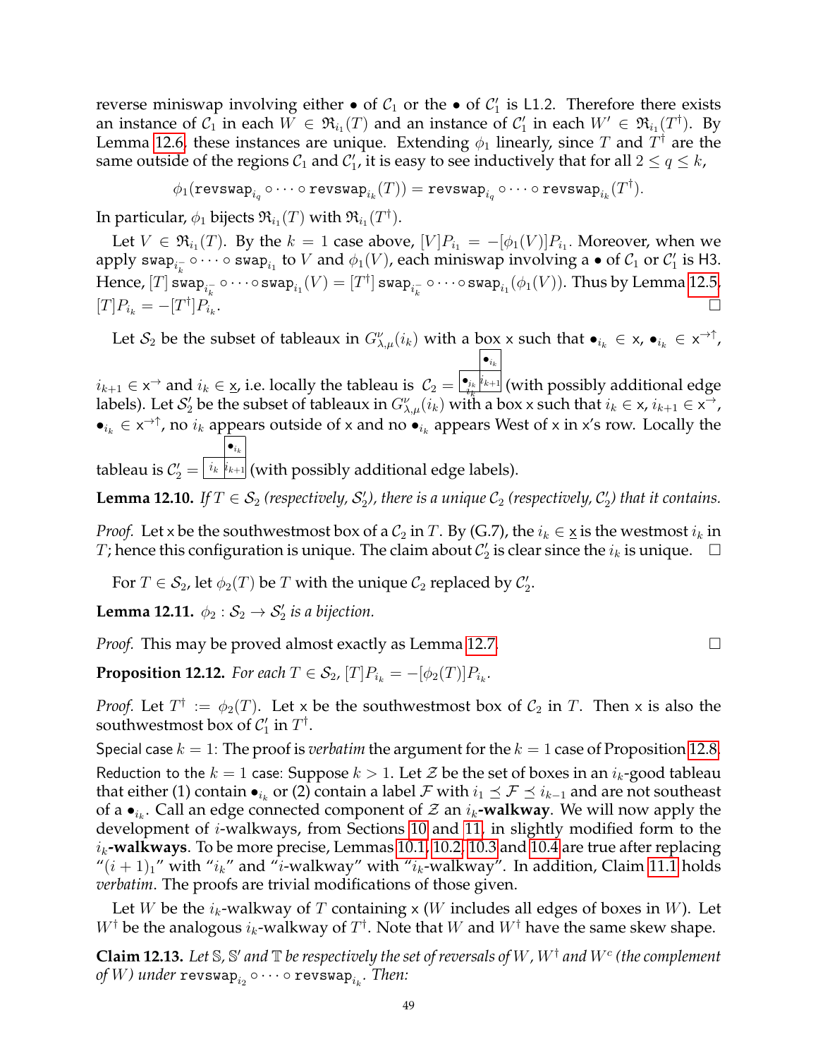reverse miniswap involving either $\bullet$ of $\mathcal{C}_1$ or the $\bullet$ of $\mathcal{C}_1'$ is L1.2. Therefore there exists an instance of $\mathcal{C}_1$ in each $W \in \mathfrak{R}_{i_1}(T)$ and an instance of $\mathcal{C}_1'$ in each $W' \in \mathfrak{R}_{i_1}(T^\dagger)$. By Lemma 12.6, these instances are unique. Extending $\phi_1$ linearly, since $T$ and $T^\dagger$ are the same outside of the regions $\mathcal{C}_1$ and $\mathcal{C}_1'$, it is easy to see inductively that for all $2 \leq q \leq k$,

$$\phi_1(\texttt{revswap}_{i_q} \circ \cdots \circ \texttt{revswap}_{i_k}(T)) = \texttt{revswap}_{i_q} \circ \cdots \circ \texttt{revswap}_{i_k}(T^\dagger).$$

In particular, $\phi_1$ bijects $\mathfrak{R}_{i_1}(T)$ with $\mathfrak{R}_{i_1}(T^\dagger)$.

Let $V \in \mathfrak{R}_{i_1}(T)$. By the $k=1$ case above, $[V]P_{i_1} = -[\phi_1(V)]P_{i_1}$. Moreover, when we apply $\texttt{swap}_{i_k^-} \circ \cdots \circ \texttt{swap}_{i_1}$ to $V$ and $\phi_1(V)$, each miniswap involving a $\bullet$ of $\mathcal{C}_1$ or $\mathcal{C}_1'$ is H3. Hence, $[T]\,\texttt{swap}_{i_k^-} \circ \cdots \circ \texttt{swap}_{i_1}(V) = [T^\dagger]\,\texttt{swap}_{i_k^-} \circ \cdots \circ \texttt{swap}_{i_1}(\phi_1(V))$. Thus by Lemma 12.5, $[T]P_{i_k} = -[T^\dagger]P_{i_k}$. $\square$

Let $\mathcal{S}_2$ be the subset of tableaux in $G^\nu_{\lambda,\mu}(i_k)$ with a box $\mathsf{x}$ such that $\bullet_{i_k} \in \mathsf{x}$, $\bullet_{i_k} \in \mathsf{x}^{\to\uparrow}$, $i_{k+1} \in \mathsf{x}^{\to}$ and $i_k \in \underline{\mathsf{x}}$, i.e. locally the tableau is $\mathcal{C}_2 = $ [tableau: top box $\bullet_{i_k}$; bottom row $\bullet_{i_k}$ with $i_k$ on lower edge, $i_{k+1}$] (with possibly additional edge labels). Let $\mathcal{S}_2'$ be the subset of tableaux in $G^\nu_{\lambda,\mu}(i_k)$ with a box $\mathsf{x}$ such that $i_k \in \mathsf{x}$, $i_{k+1} \in \mathsf{x}^{\to}$, $\bullet_{i_k} \in \mathsf{x}^{\to\uparrow}$, no $i_k$ appears outside of $\mathsf{x}$ and no $\bullet_{i_k}$ appears West of $\mathsf{x}$ in $\mathsf{x}$'s row. Locally the tableau is $\mathcal{C}_2' = $ [tableau: top box $\bullet_{i_k}$; bottom row $i_k$, $i_{k+1}$] (with possibly additional edge labels).

**Lemma 12.10.** *If $T \in \mathcal{S}_2$ (respectively, $\mathcal{S}_2'$), there is a unique $\mathcal{C}_2$ (respectively, $\mathcal{C}_2'$) that it contains.*

*Proof.* Let $\mathsf{x}$ be the southwestmost box of a $\mathcal{C}_2$ in $T$. By (G.7), the $i_k \in \underline{\mathsf{x}}$ is the westmost $i_k$ in $T$; hence this configuration is unique. The claim about $\mathcal{C}_2'$ is clear since the $i_k$ is unique. $\square$

For $T \in \mathcal{S}_2$, let $\phi_2(T)$ be $T$ with the unique $\mathcal{C}_2$ replaced by $\mathcal{C}_2'$.

**Lemma 12.11.** *$\phi_2 : \mathcal{S}_2 \to \mathcal{S}_2'$ is a bijection.*

*Proof.* This may be proved almost exactly as Lemma 12.7. $\square$

**Proposition 12.12.** *For each $T \in \mathcal{S}_2$, $[T]P_{i_k} = -[\phi_2(T)]P_{i_k}$.*

*Proof.* Let $T^\dagger := \phi_2(T)$. Let $\mathsf{x}$ be the southwestmost box of $\mathcal{C}_2$ in $T$. Then $\mathsf{x}$ is also the southwestmost box of $\mathcal{C}_1'$ in $T^\dagger$.

Special case $k=1$: The proof is *verbatim* the argument for the $k=1$ case of Proposition 12.8.

Reduction to the $k=1$ case: Suppose $k>1$. Let $\mathcal{Z}$ be the set of boxes in an $i_k$-good tableau that either (1) contain $\bullet_{i_k}$ or (2) contain a label $\mathcal{F}$ with $i_1 \preceq \mathcal{F} \preceq i_{k-1}$ and are not southeast of a $\bullet_{i_k}$. Call an edge connected component of $\mathcal{Z}$ an **$i_k$-walkway**. We will now apply the development of $i$-walkways, from Sections 10 and 11, in slightly modified form to the **$i_k$-walkways**. To be more precise, Lemmas 10.1, 10.2, 10.3 and 10.4 are true after replacing "$(i+1)_1$" with "$i_k$" and "$i$-walkway" with "$i_k$-walkway". In addition, Claim 11.1 holds *verbatim*. The proofs are trivial modifications of those given.

Let $W$ be the $i_k$-walkway of $T$ containing $\mathsf{x}$ ($W$ includes all edges of boxes in $W$). Let $W^\dagger$ be the analogous $i_k$-walkway of $T^\dagger$. Note that $W$ and $W^\dagger$ have the same skew shape.

**Claim 12.13.** *Let $\mathbb{S}$, $\mathbb{S}'$ and $\mathbb{T}$ be respectively the set of reversals of $W$, $W^\dagger$ and $W^c$ (the complement of $W$) under $\texttt{revswap}_{i_2} \circ \cdots \circ \texttt{revswap}_{i_k}$. Then:*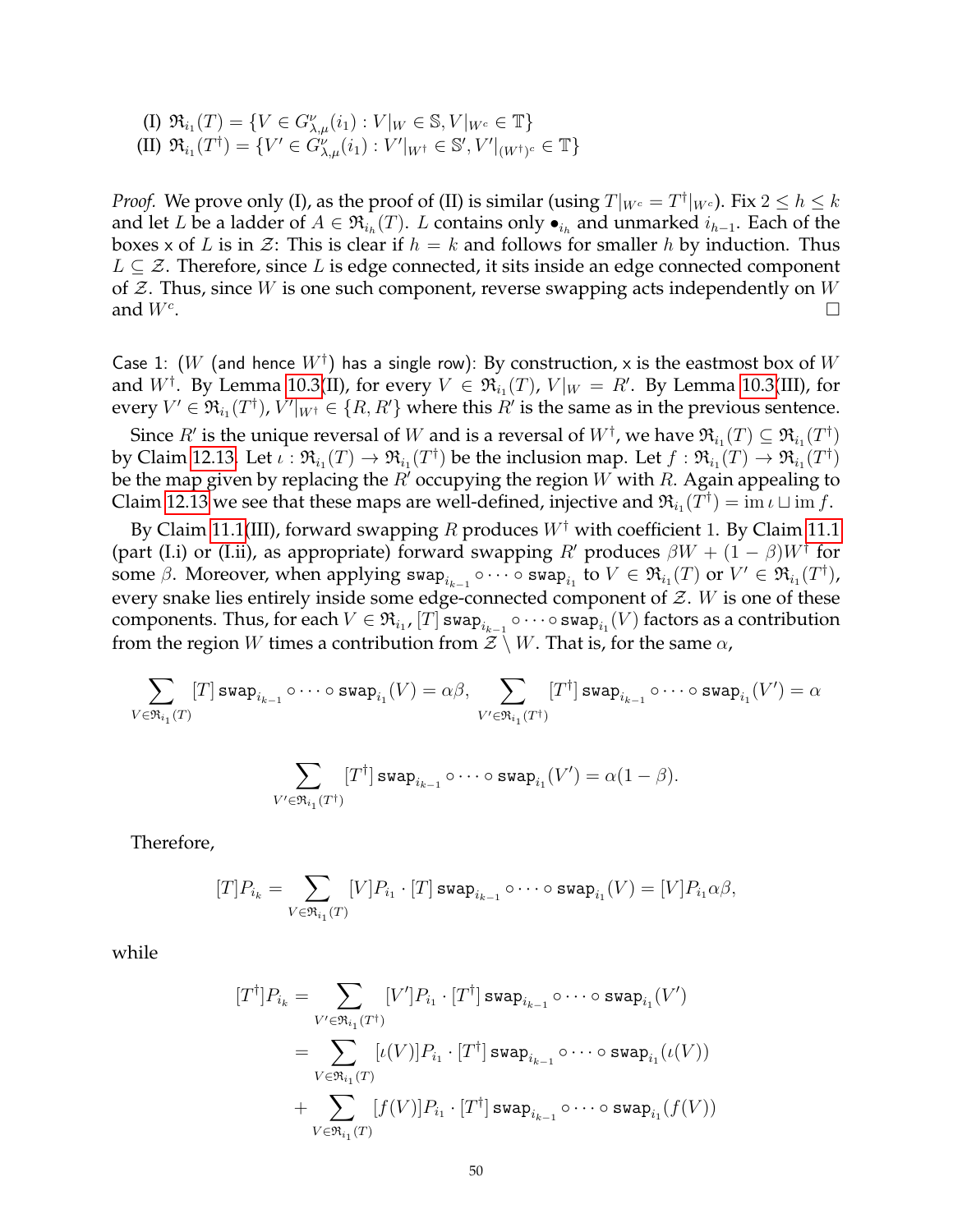(I) $\mathfrak{R}_{i_1}(T) = \{V \in G^{\nu}_{\lambda,\mu}(i_1) : V|_W \in \mathbb{S}, V|_{W^c} \in \mathbb{T}\}$
(II) $\mathfrak{R}_{i_1}(T^\dagger) = \{V' \in G^{\nu}_{\lambda,\mu}(i_1) : V'|_{W^\dagger} \in \mathbb{S}', V'|_{(W^\dagger)^c} \in \mathbb{T}\}$

*Proof.* We prove only (I), as the proof of (II) is similar (using $T|_{W^c} = T^\dagger|_{W^c}$). Fix $2 \leq h \leq k$ and let $L$ be a ladder of $A \in \mathfrak{R}_{i_h}(T)$. $L$ contains only $\bullet_{i_h}$ and unmarked $i_{h-1}$. Each of the boxes x of $L$ is in $\mathcal{Z}$: This is clear if $h = k$ and follows for smaller $h$ by induction. Thus $L \subseteq \mathcal{Z}$. Therefore, since $L$ is edge connected, it sits inside an edge connected component of $\mathcal{Z}$. Thus, since $W$ is one such component, reverse swapping acts independently on $W$ and $W^c$. $\square$

Case 1: ($W$ (and hence $W^\dagger$) has a single row): By construction, x is the eastmost box of $W$ and $W^\dagger$. By Lemma 10.3(II), for every $V \in \mathfrak{R}_{i_1}(T)$, $V|_W = R'$. By Lemma 10.3(III), for every $V' \in \mathfrak{R}_{i_1}(T^\dagger)$, $V'|_{W^\dagger} \in \{R, R'\}$ where this $R'$ is the same as in the previous sentence.

Since $R'$ is the unique reversal of $W$ and is a reversal of $W^\dagger$, we have $\mathfrak{R}_{i_1}(T) \subseteq \mathfrak{R}_{i_1}(T^\dagger)$ by Claim 12.13. Let $\iota : \mathfrak{R}_{i_1}(T) \to \mathfrak{R}_{i_1}(T^\dagger)$ be the inclusion map. Let $f : \mathfrak{R}_{i_1}(T) \to \mathfrak{R}_{i_1}(T^\dagger)$ be the map given by replacing the $R'$ occupying the region $W$ with $R$. Again appealing to Claim 12.13 we see that these maps are well-defined, injective and $\mathfrak{R}_{i_1}(T^\dagger) = \operatorname{im} \iota \sqcup \operatorname{im} f$.

By Claim 11.1(III), forward swapping $R$ produces $W^\dagger$ with coefficient 1. By Claim 11.1 (part (I.i) or (I.ii), as appropriate) forward swapping $R'$ produces $\beta W + (1-\beta)W^\dagger$ for some $\beta$. Moreover, when applying $\mathtt{swap}_{i_{k-1}} \circ \cdots \circ \mathtt{swap}_{i_1}$ to $V \in \mathfrak{R}_{i_1}(T)$ or $V' \in \mathfrak{R}_{i_1}(T^\dagger)$, every snake lies entirely inside some edge-connected component of $\mathcal{Z}$. $W$ is one of these components. Thus, for each $V \in \mathfrak{R}_{i_1}$, $[T]\,\mathtt{swap}_{i_{k-1}} \circ \cdots \circ \mathtt{swap}_{i_1}(V)$ factors as a contribution from the region $W$ times a contribution from $\mathcal{Z} \setminus W$. That is, for the same $\alpha$,

$$\sum_{V \in \mathfrak{R}_{i_1}(T)} [T]\,\mathtt{swap}_{i_{k-1}} \circ \cdots \circ \mathtt{swap}_{i_1}(V) = \alpha\beta, \quad \sum_{V' \in \mathfrak{R}_{i_1}(T^\dagger)} [T^\dagger]\,\mathtt{swap}_{i_{k-1}} \circ \cdots \circ \mathtt{swap}_{i_1}(V') = \alpha$$

$$\sum_{V' \in \mathfrak{R}_{i_1}(T^\dagger)} [T^\dagger]\,\mathtt{swap}_{i_{k-1}} \circ \cdots \circ \mathtt{swap}_{i_1}(V') = \alpha(1-\beta).$$

Therefore,

$$[T]P_{i_k} = \sum_{V \in \mathfrak{R}_{i_1}(T)} [V]P_{i_1} \cdot [T]\,\mathtt{swap}_{i_{k-1}} \circ \cdots \circ \mathtt{swap}_{i_1}(V) = [V]P_{i_1}\alpha\beta,$$

while

$$\begin{aligned}
[T^\dagger]P_{i_k} &= \sum_{V' \in \mathfrak{R}_{i_1}(T^\dagger)} [V']P_{i_1} \cdot [T^\dagger]\,\mathtt{swap}_{i_{k-1}} \circ \cdots \circ \mathtt{swap}_{i_1}(V') \\
&= \sum_{V \in \mathfrak{R}_{i_1}(T)} [\iota(V)]P_{i_1} \cdot [T^\dagger]\,\mathtt{swap}_{i_{k-1}} \circ \cdots \circ \mathtt{swap}_{i_1}(\iota(V)) \\
&\quad + \sum_{V \in \mathfrak{R}_{i_1}(T)} [f(V)]P_{i_1} \cdot [T^\dagger]\,\mathtt{swap}_{i_{k-1}} \circ \cdots \circ \mathtt{swap}_{i_1}(f(V))
\end{aligned}$$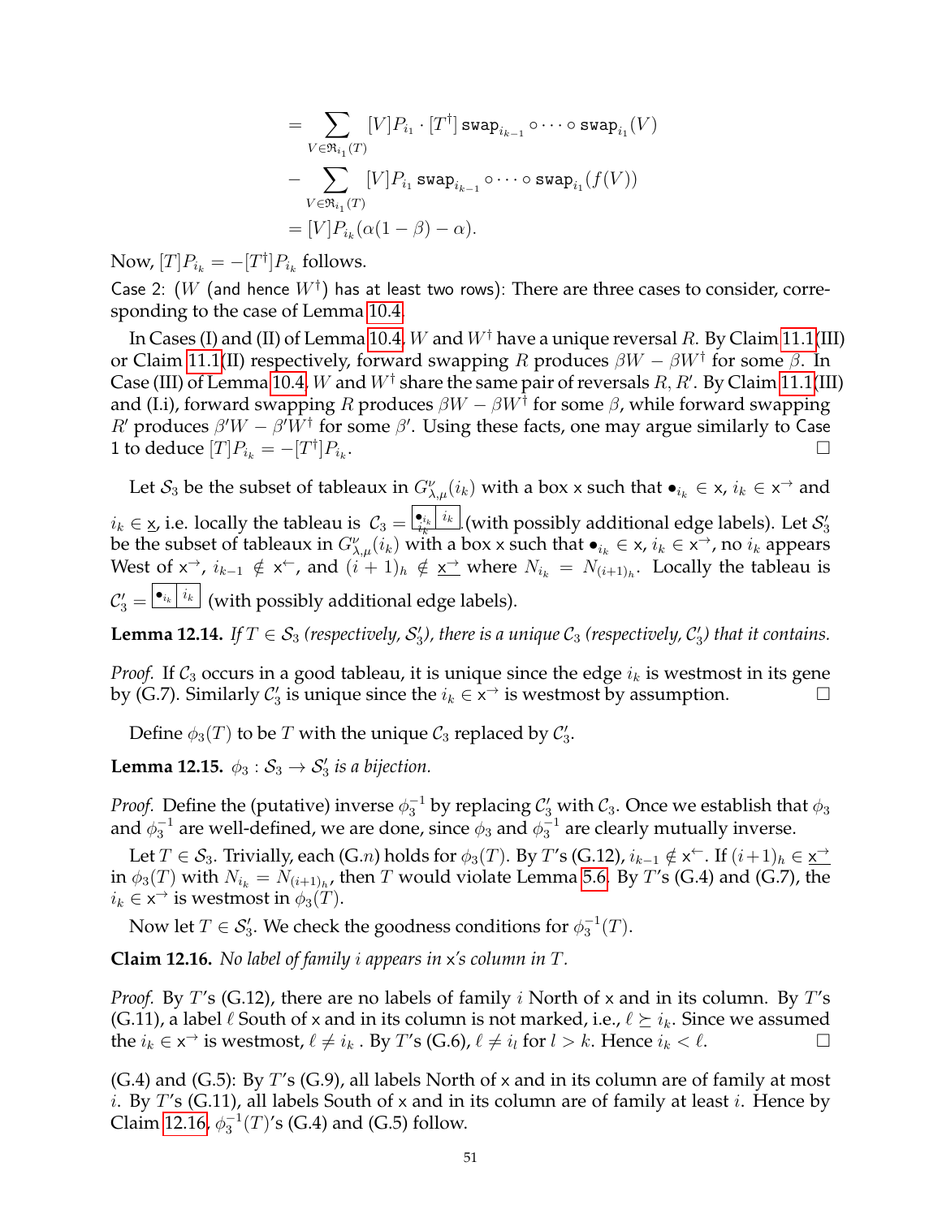$$= \sum_{V \in \mathfrak{R}_{i_1}(T)} [V]P_{i_1} \cdot [T^\dagger]\, \texttt{swap}_{i_{k-1}} \circ \cdots \circ \texttt{swap}_{i_1}(V)$$
$$- \sum_{V \in \mathfrak{R}_{i_1}(T)} [V]P_{i_1}\, \texttt{swap}_{i_{k-1}} \circ \cdots \circ \texttt{swap}_{i_1}(f(V))$$
$$= [V]P_{i_k}(\alpha(1-\beta) - \alpha).$$

Now, $[T]P_{i_k} = -[T^\dagger]P_{i_k}$ follows.

Case 2: ($W$ (and hence $W^\dagger$) has at least two rows): There are three cases to consider, corresponding to the case of Lemma 10.4.

In Cases (I) and (II) of Lemma 10.4, $W$ and $W^\dagger$ have a unique reversal $R$. By Claim 11.1(III) or Claim 11.1(II) respectively, forward swapping $R$ produces $\beta W - \beta W^\dagger$ for some $\beta$. In Case (III) of Lemma 10.4, $W$ and $W^\dagger$ share the same pair of reversals $R, R'$. By Claim 11.1(III) and (I.i), forward swapping $R$ produces $\beta W - \beta W^\dagger$ for some $\beta$, while forward swapping $R'$ produces $\beta' W - \beta' W^\dagger$ for some $\beta'$. Using these facts, one may argue similarly to Case 1 to deduce $[T]P_{i_k} = -[T^\dagger]P_{i_k}$. □

Let $\mathcal{S}_3$ be the subset of tableaux in $G^\nu_{\lambda,\mu}(i_k)$ with a box $\mathsf{x}$ such that $\bullet_{i_k} \in \mathsf{x}$, $i_k \in \mathsf{x}^\rightarrow$ and $i_k \in \underline{\mathsf{x}}$, i.e. locally the tableau is $\mathcal{C}_3 = \boxed{\bullet_{i_k}\ \underline{i_k}}\boxed{i_k}$ (with possibly additional edge labels). Let $\mathcal{S}'_3$ be the subset of tableaux in $G^\nu_{\lambda,\mu}(i_k)$ with a box $\mathsf{x}$ such that $\bullet_{i_k} \in \mathsf{x}$, $i_k \in \mathsf{x}^\rightarrow$, no $i_k$ appears West of $\mathsf{x}^\rightarrow$, $i_{k-1} \notin \mathsf{x}^\leftarrow$, and $(i+1)_h \notin \underline{\mathsf{x}^\rightarrow}$ where $N_{i_k} = N_{(i+1)_h}$. Locally the tableau is $\mathcal{C}'_3 = \boxed{\bullet_{i_k}}\boxed{i_k}$ (with possibly additional edge labels).

**Lemma 12.14.** *If $T \in \mathcal{S}_3$ (respectively, $\mathcal{S}'_3$), there is a unique $\mathcal{C}_3$ (respectively, $\mathcal{C}'_3$) that it contains.*

*Proof.* If $\mathcal{C}_3$ occurs in a good tableau, it is unique since the edge $i_k$ is westmost in its gene by (G.7). Similarly $\mathcal{C}'_3$ is unique since the $i_k \in \mathsf{x}^\rightarrow$ is westmost by assumption. □

Define $\phi_3(T)$ to be $T$ with the unique $\mathcal{C}_3$ replaced by $\mathcal{C}'_3$.

**Lemma 12.15.** *$\phi_3 : \mathcal{S}_3 \to \mathcal{S}'_3$ is a bijection.*

*Proof.* Define the (putative) inverse $\phi_3^{-1}$ by replacing $\mathcal{C}'_3$ with $\mathcal{C}_3$. Once we establish that $\phi_3$ and $\phi_3^{-1}$ are well-defined, we are done, since $\phi_3$ and $\phi_3^{-1}$ are clearly mutually inverse.

Let $T \in \mathcal{S}_3$. Trivially, each (G.$n$) holds for $\phi_3(T)$. By $T$'s (G.12), $i_{k-1} \notin \mathsf{x}^\leftarrow$. If $(i+1)_h \in \underline{\mathsf{x}^\rightarrow}$ in $\phi_3(T)$ with $N_{i_k} = N_{(i+1)_h}$, then $T$ would violate Lemma 5.6. By $T$'s (G.4) and (G.7), the $i_k \in \mathsf{x}^\rightarrow$ is westmost in $\phi_3(T)$.

Now let $T \in \mathcal{S}'_3$. We check the goodness conditions for $\phi_3^{-1}(T)$.

**Claim 12.16.** *No label of family $i$ appears in $\mathsf{x}$'s column in $T$.*

*Proof.* By $T$'s (G.12), there are no labels of family $i$ North of $\mathsf{x}$ and in its column. By $T$'s (G.11), a label $\ell$ South of $\mathsf{x}$ and in its column is not marked, i.e., $\ell \succeq i_k$. Since we assumed the $i_k \in \mathsf{x}^\rightarrow$ is westmost, $\ell \neq i_k$. By $T$'s (G.6), $\ell \neq i_l$ for $l > k$. Hence $i_k < \ell$. □

(G.4) and (G.5): By $T$'s (G.9), all labels North of $\mathsf{x}$ and in its column are of family at most $i$. By $T$'s (G.11), all labels South of $\mathsf{x}$ and in its column are of family at least $i$. Hence by Claim 12.16, $\phi_3^{-1}(T)$'s (G.4) and (G.5) follow.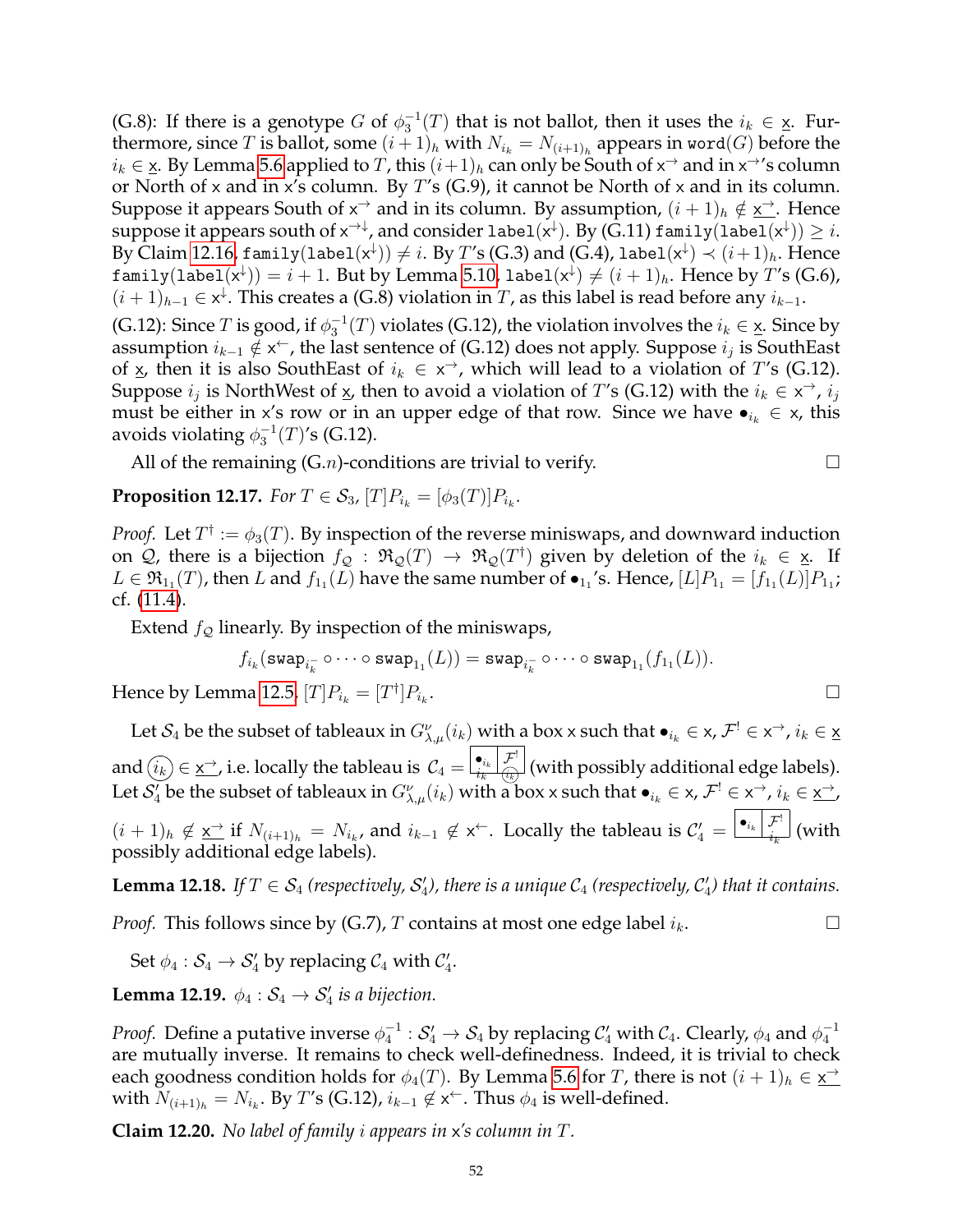(G.8): If there is a genotype $G$ of $\phi_3^{-1}(T)$ that is not ballot, then it uses the $i_k \in \underline{\mathsf{x}}$. Furthermore, since $T$ is ballot, some $(i+1)_h$ with $N_{i_k} = N_{(i+1)_h}$ appears in $\mathtt{word}(G)$ before the $i_k \in \underline{\mathsf{x}}$. By Lemma 5.6 applied to $T$, this $(i+1)_h$ can only be South of $\mathsf{x}^{\rightarrow}$ and in $\mathsf{x}^{\rightarrow}$'s column or North of $\mathsf{x}$ and in $\mathsf{x}$'s column. By $T$'s (G.9), it cannot be North of $\mathsf{x}$ and in its column. Suppose it appears South of $\mathsf{x}^{\rightarrow}$ and in its column. By assumption, $(i+1)_h \notin \underline{\mathsf{x}^{\rightarrow}}$. Hence suppose it appears south of $\mathsf{x}^{\rightarrow\downarrow}$, and consider $\mathtt{label}(\mathsf{x}^{\downarrow})$. By (G.11) $\mathtt{family}(\mathtt{label}(\mathsf{x}^{\downarrow})) \geq i$. By Claim 12.16, $\mathtt{family}(\mathtt{label}(\mathsf{x}^{\downarrow})) \neq i$. By $T$'s (G.3) and (G.4), $\mathtt{label}(\mathsf{x}^{\downarrow}) \prec (i+1)_h$. Hence $\mathtt{family}(\mathtt{label}(\mathsf{x}^{\downarrow})) = i+1$. But by Lemma 5.10, $\mathtt{label}(\mathsf{x}^{\downarrow}) \neq (i+1)_h$. Hence by $T$'s (G.6), $(i+1)_{h-1} \in \mathsf{x}^{\downarrow}$. This creates a (G.8) violation in $T$, as this label is read before any $i_{k-1}$.

(G.12): Since $T$ is good, if $\phi_3^{-1}(T)$ violates (G.12), the violation involves the $i_k \in \underline{\mathsf{x}}$. Since by assumption $i_{k-1} \notin \mathsf{x}^{\leftarrow}$, the last sentence of (G.12) does not apply. Suppose $i_j$ is SouthEast of $\underline{\mathsf{x}}$, then it is also SouthEast of $i_k \in \mathsf{x}^{\rightarrow}$, which will lead to a violation of $T$'s (G.12). Suppose $i_j$ is NorthWest of $\underline{\mathsf{x}}$, then to avoid a violation of $T$'s (G.12) with the $i_k \in \mathsf{x}^{\rightarrow}$, $i_j$ must be either in $\mathsf{x}$'s row or in an upper edge of that row. Since we have $\bullet_{i_k} \in \mathsf{x}$, this avoids violating $\phi_3^{-1}(T)$'s (G.12).

All of the remaining (G.$n$)-conditions are trivial to verify. □

**Proposition 12.17.** *For $T \in \mathcal{S}_3$, $[T]P_{i_k} = [\phi_3(T)]P_{i_k}$.*

*Proof.* Let $T^{\dagger} := \phi_3(T)$. By inspection of the reverse miniswaps, and downward induction on $\mathcal{Q}$, there is a bijection $f_{\mathcal{Q}} : \mathfrak{R}_{\mathcal{Q}}(T) \to \mathfrak{R}_{\mathcal{Q}}(T^{\dagger})$ given by deletion of the $i_k \in \underline{\mathsf{x}}$. If $L \in \mathfrak{R}_{1_1}(T)$, then $L$ and $f_{1_1}(L)$ have the same number of $\bullet_{1_1}$'s. Hence, $[L]P_{1_1} = [f_{1_1}(L)]P_{1_1}$; cf. (11.4).

Extend $f_{\mathcal{Q}}$ linearly. By inspection of the miniswaps,

$$f_{i_k}(\mathtt{swap}_{i_k^-} \circ \cdots \circ \mathtt{swap}_{1_1}(L)) = \mathtt{swap}_{i_k^-} \circ \cdots \circ \mathtt{swap}_{1_1}(f_{1_1}(L)).$$

Hence by Lemma 12.5, $[T]P_{i_k} = [T^{\dagger}]P_{i_k}$. □

Let $\mathcal{S}_4$ be the subset of tableaux in $G^{\nu}_{\lambda,\mu}(i_k)$ with a box $\mathsf{x}$ such that $\bullet_{i_k} \in \mathsf{x}$, $\mathcal{F}^! \in \mathsf{x}^{\rightarrow}$, $i_k \in \underline{\mathsf{x}}$ and $\textcircled{$i_k$} \in \underline{\mathsf{x}^{\rightarrow}}$, i.e. locally the tableau is $\mathcal{C}_4 =$ [box: $\bullet_{i_k}$ over $i_k$ | $\mathcal{F}^!$ over $\textcircled{$i_k$}$] (with possibly additional edge labels). Let $\mathcal{S}_4'$ be the subset of tableaux in $G^{\nu}_{\lambda,\mu}(i_k)$ with a box $\mathsf{x}$ such that $\bullet_{i_k} \in \mathsf{x}$, $\mathcal{F}^! \in \mathsf{x}^{\rightarrow}$, $i_k \in \underline{\mathsf{x}^{\rightarrow}}$, $(i+1)_h \notin \underline{\mathsf{x}^{\rightarrow}}$ if $N_{(i+1)_h} = N_{i_k}$, and $i_{k-1} \notin \mathsf{x}^{\leftarrow}$. Locally the tableau is $\mathcal{C}_4' =$ [box: $\bullet_{i_k}$ | $\mathcal{F}^!$ over $i_k$] (with possibly additional edge labels).

**Lemma 12.18.** *If $T \in \mathcal{S}_4$ (respectively, $\mathcal{S}_4'$), there is a unique $\mathcal{C}_4$ (respectively, $\mathcal{C}_4'$) that it contains.*

*Proof.* This follows since by (G.7), $T$ contains at most one edge label $i_k$. □

Set $\phi_4 : \mathcal{S}_4 \to \mathcal{S}_4'$ by replacing $\mathcal{C}_4$ with $\mathcal{C}_4'$.

**Lemma 12.19.** *$\phi_4 : \mathcal{S}_4 \to \mathcal{S}_4'$ is a bijection.*

*Proof.* Define a putative inverse $\phi_4^{-1} : \mathcal{S}_4' \to \mathcal{S}_4$ by replacing $\mathcal{C}_4'$ with $\mathcal{C}_4$. Clearly, $\phi_4$ and $\phi_4^{-1}$ are mutually inverse. It remains to check well-definedness. Indeed, it is trivial to check each goodness condition holds for $\phi_4(T)$. By Lemma 5.6 for $T$, there is not $(i+1)_h \in \underline{\mathsf{x}^{\rightarrow}}$ with $N_{(i+1)_h} = N_{i_k}$. By $T$'s (G.12), $i_{k-1} \notin \mathsf{x}^{\leftarrow}$. Thus $\phi_4$ is well-defined.

**Claim 12.20.** *No label of family $i$ appears in $\mathsf{x}$'s column in $T$.*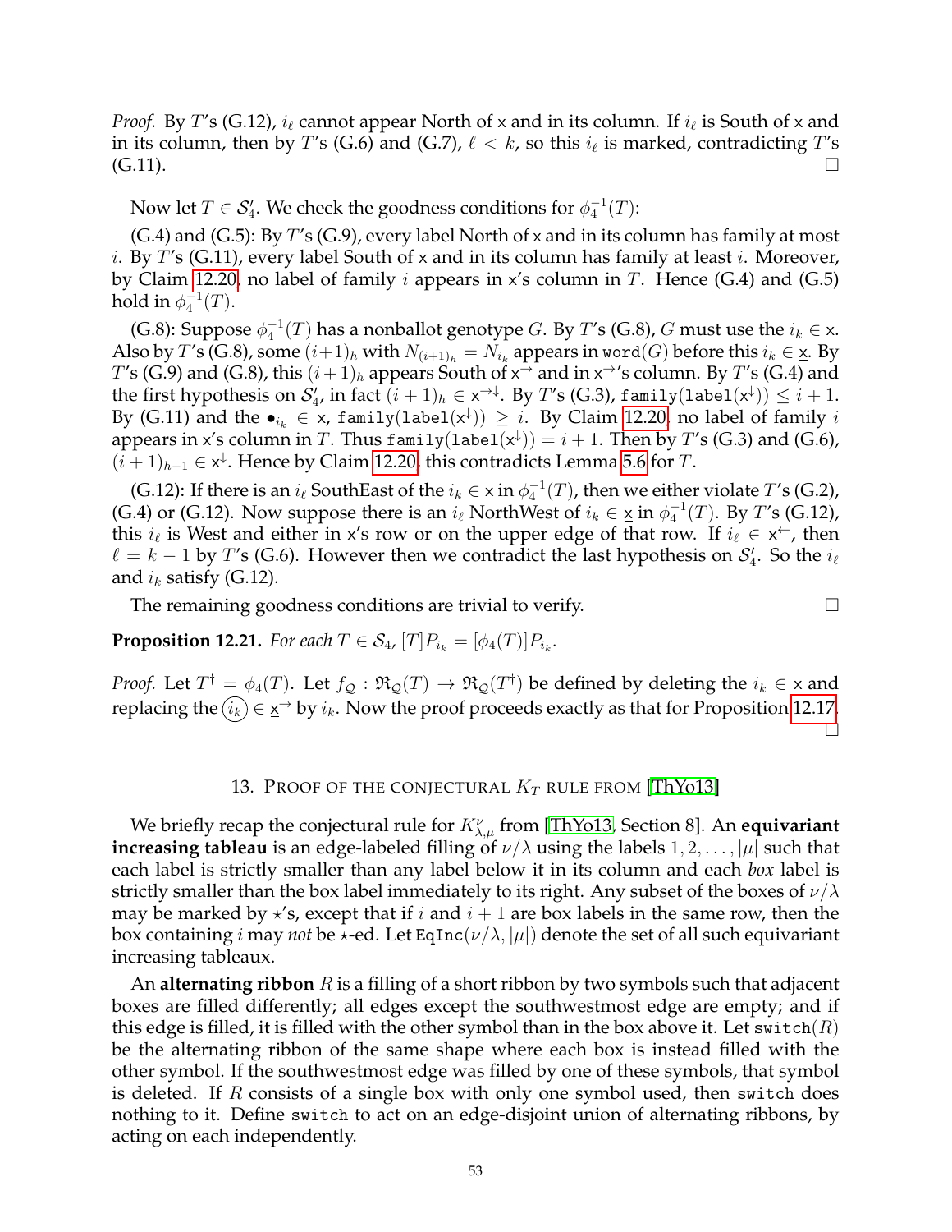*Proof.* By $T$'s (G.12), $i_\ell$ cannot appear North of $\mathsf{x}$ and in its column. If $i_\ell$ is South of $\mathsf{x}$ and in its column, then by $T$'s (G.6) and (G.7), $\ell < k$, so this $i_\ell$ is marked, contradicting $T$'s (G.11). □

Now let $T \in \mathcal{S}_4'$. We check the goodness conditions for $\phi_4^{-1}(T)$:

(G.4) and (G.5): By $T$'s (G.9), every label North of $\mathsf{x}$ and in its column has family at most $i$. By $T$'s (G.11), every label South of $\mathsf{x}$ and in its column has family at least $i$. Moreover, by Claim 12.20, no label of family $i$ appears in $\mathsf{x}$'s column in $T$. Hence (G.4) and (G.5) hold in $\phi_4^{-1}(T)$.

(G.8): Suppose $\phi_4^{-1}(T)$ has a nonballot genotype $G$. By $T$'s (G.8), $G$ must use the $i_k \in \underline{\mathsf{x}}$. Also by $T$'s (G.8), some $(i+1)_h$ with $N_{(i+1)_h} = N_{i_k}$ appears in $\mathtt{word}(G)$ before this $i_k \in \underline{\mathsf{x}}$. By $T$'s (G.9) and (G.8), this $(i+1)_h$ appears South of $\mathsf{x}^{\rightarrow}$ and in $\mathsf{x}^{\rightarrow}$'s column. By $T$'s (G.4) and the first hypothesis on $\mathcal{S}_4'$, in fact $(i+1)_h \in \mathsf{x}^{\rightarrow\downarrow}$. By $T$'s (G.3), $\mathtt{family}(\mathtt{label}(\mathsf{x}^{\downarrow})) \leq i+1$. By (G.11) and the $\bullet_{i_k} \in \mathsf{x}$, $\mathtt{family}(\mathtt{label}(\mathsf{x}^{\downarrow})) \geq i$. By Claim 12.20, no label of family $i$ appears in $\mathsf{x}$'s column in $T$. Thus $\mathtt{family}(\mathtt{label}(\mathsf{x}^{\downarrow})) = i+1$. Then by $T$'s (G.3) and (G.6), $(i+1)_{h-1} \in \mathsf{x}^{\downarrow}$. Hence by Claim 12.20, this contradicts Lemma 5.6 for $T$.

(G.12): If there is an $i_\ell$ SouthEast of the $i_k \in \underline{\mathsf{x}}$ in $\phi_4^{-1}(T)$, then we either violate $T$'s (G.2), (G.4) or (G.12). Now suppose there is an $i_\ell$ NorthWest of $i_k \in \underline{\mathsf{x}}$ in $\phi_4^{-1}(T)$. By $T$'s (G.12), this $i_\ell$ is West and either in $\mathsf{x}$'s row or on the upper edge of that row. If $i_\ell \in \mathsf{x}^{\leftarrow}$, then $\ell = k-1$ by $T$'s (G.6). However then we contradict the last hypothesis on $\mathcal{S}_4'$. So the $i_\ell$ and $i_k$ satisfy (G.12).

The remaining goodness conditions are trivial to verify. □

**Proposition 12.21.** *For each $T \in \mathcal{S}_4$, $[T]P_{i_k} = [\phi_4(T)]P_{i_k}$.*

*Proof.* Let $T^\dagger = \phi_4(T)$. Let $f_{\mathcal{Q}} : \mathfrak{R}_{\mathcal{Q}}(T) \to \mathfrak{R}_{\mathcal{Q}}(T^\dagger)$ be defined by deleting the $i_k \in \underline{\mathsf{x}}$ and replacing the $\textcircled{$i_k$} \in \underline{\mathsf{x}}^{\rightarrow}$ by $i_k$. Now the proof proceeds exactly as that for Proposition 12.17. □

## 13. Proof of the conjectural $K_T$ rule from [ThYo13]

We briefly recap the conjectural rule for $K_{\lambda,\mu}^{\nu}$ from [ThYo13, Section 8]. An **equivariant increasing tableau** is an edge-labeled filling of $\nu/\lambda$ using the labels $1, 2, \ldots, |\mu|$ such that each label is strictly smaller than any label below it in its column and each *box* label is strictly smaller than the box label immediately to its right. Any subset of the boxes of $\nu/\lambda$ may be marked by $\star$'s, except that if $i$ and $i+1$ are box labels in the same row, then the box containing $i$ may *not* be $\star$-ed. Let $\mathtt{EqInc}(\nu/\lambda, |\mu|)$ denote the set of all such equivariant increasing tableaux.

An **alternating ribbon** $R$ is a filling of a short ribbon by two symbols such that adjacent boxes are filled differently; all edges except the southwestmost edge are empty; and if this edge is filled, it is filled with the other symbol than in the box above it. Let $\mathtt{switch}(R)$ be the alternating ribbon of the same shape where each box is instead filled with the other symbol. If the southwestmost edge was filled by one of these symbols, that symbol is deleted. If $R$ consists of a single box with only one symbol used, then $\mathtt{switch}$ does nothing to it. Define $\mathtt{switch}$ to act on an edge-disjoint union of alternating ribbons, by acting on each independently.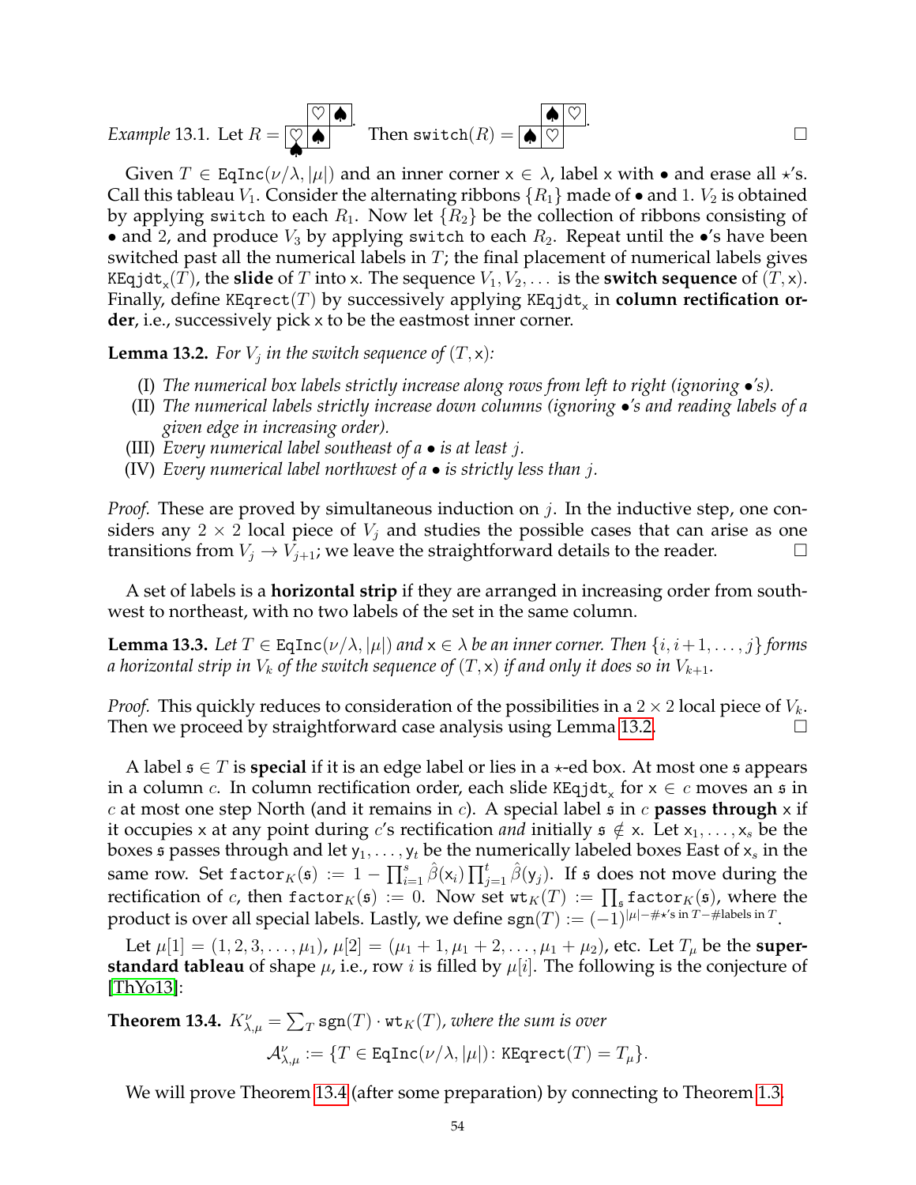*Example* 13.1. Let $R = $ [tableau with boxes: top row ♡ ♠; bottom row ♡ (with ♠ on its bottom edge) ♠]. Then $\texttt{switch}(R) = $ [tableau with boxes: top row ♠ ♡; bottom row ♠ ♡]. □

Given $T \in \texttt{EqInc}(\nu/\lambda, |\mu|)$ and an inner corner $\mathsf{x} \in \lambda$, label $\mathsf{x}$ with $\bullet$ and erase all $\star$'s. Call this tableau $V_1$. Consider the alternating ribbons $\{R_1\}$ made of $\bullet$ and 1. $V_2$ is obtained by applying switch to each $R_1$. Now let $\{R_2\}$ be the collection of ribbons consisting of $\bullet$ and 2, and produce $V_3$ by applying switch to each $R_2$. Repeat until the $\bullet$'s have been switched past all the numerical labels in $T$; the final placement of numerical labels gives $\texttt{KEqjdt}_{\mathsf{x}}(T)$, the **slide** of $T$ into $\mathsf{x}$. The sequence $V_1, V_2, \ldots$ is the **switch sequence** of $(T, \mathsf{x})$. Finally, define $\texttt{KEqrect}(T)$ by successively applying $\texttt{KEqjdt}_{\mathsf{x}}$ in **column rectification order**, i.e., successively pick $\mathsf{x}$ to be the eastmost inner corner.

**Lemma 13.2.** *For $V_j$ in the switch sequence of $(T, \mathsf{x})$:*

(I) *The numerical box labels strictly increase along rows from left to right (ignoring $\bullet$'s).*
(II) *The numerical labels strictly increase down columns (ignoring $\bullet$'s and reading labels of a given edge in increasing order).*
(III) *Every numerical label southeast of a $\bullet$ is at least $j$.*
(IV) *Every numerical label northwest of a $\bullet$ is strictly less than $j$.*

*Proof.* These are proved by simultaneous induction on $j$. In the inductive step, one considers any $2 \times 2$ local piece of $V_j$ and studies the possible cases that can arise as one transitions from $V_j \to V_{j+1}$; we leave the straightforward details to the reader. □

A set of labels is a **horizontal strip** if they are arranged in increasing order from southwest to northeast, with no two labels of the set in the same column.

**Lemma 13.3.** *Let $T \in \texttt{EqInc}(\nu/\lambda, |\mu|)$ and $\mathsf{x} \in \lambda$ be an inner corner. Then $\{i, i+1, \ldots, j\}$ forms a horizontal strip in $V_k$ of the switch sequence of $(T, \mathsf{x})$ if and only if it does so in $V_{k+1}$.*

*Proof.* This quickly reduces to consideration of the possibilities in a $2 \times 2$ local piece of $V_k$. Then we proceed by straightforward case analysis using Lemma 13.2. □

A label $\mathfrak{s} \in T$ is **special** if it is an edge label or lies in a $\star$-ed box. At most one $\mathfrak{s}$ appears in a column $c$. In column rectification order, each slide $\texttt{KEqjdt}_{\mathsf{x}}$ for $\mathsf{x} \in c$ moves an $\mathfrak{s}$ in $c$ at most one step North (and it remains in $c$). A special label $\mathfrak{s}$ in $c$ **passes through** $\mathsf{x}$ if it occupies $\mathsf{x}$ at any point during $c$'s rectification *and* initially $\mathfrak{s} \notin \mathsf{x}$. Let $\mathsf{x}_1, \ldots, \mathsf{x}_s$ be the boxes $\mathfrak{s}$ passes through and let $\mathsf{y}_1, \ldots, \mathsf{y}_t$ be the numerically labeled boxes East of $\mathsf{x}_s$ in the same row. Set $\texttt{factor}_K(\mathfrak{s}) := 1 - \prod_{i=1}^{s} \hat{\beta}(\mathsf{x}_i) \prod_{j=1}^{t} \hat{\beta}(\mathsf{y}_j)$. If $\mathfrak{s}$ does not move during the rectification of $c$, then $\texttt{factor}_K(\mathfrak{s}) := 0$. Now set $\texttt{wt}_K(T) := \prod_{\mathfrak{s}} \texttt{factor}_K(\mathfrak{s})$, where the product is over all special labels. Lastly, we define $\texttt{sgn}(T) := (-1)^{|\mu| - \#\star\text{'s in } T - \#\text{labels in } T}$.

Let $\mu[1] = (1, 2, 3, \ldots, \mu_1)$, $\mu[2] = (\mu_1 + 1, \mu_1 + 2, \ldots, \mu_1 + \mu_2)$, etc. Let $T_\mu$ be the **superstandard tableau** of shape $\mu$, i.e., row $i$ is filled by $\mu[i]$. The following is the conjecture of [ThYo13]:

**Theorem 13.4.** *$K_{\lambda,\mu}^{\nu} = \sum_T \texttt{sgn}(T) \cdot \texttt{wt}_K(T)$, where the sum is over*

$$\mathcal{A}_{\lambda,\mu}^{\nu} := \{T \in \texttt{EqInc}(\nu/\lambda, |\mu|) \colon \texttt{KEqrect}(T) = T_\mu\}.$$

We will prove Theorem 13.4 (after some preparation) by connecting to Theorem 1.3.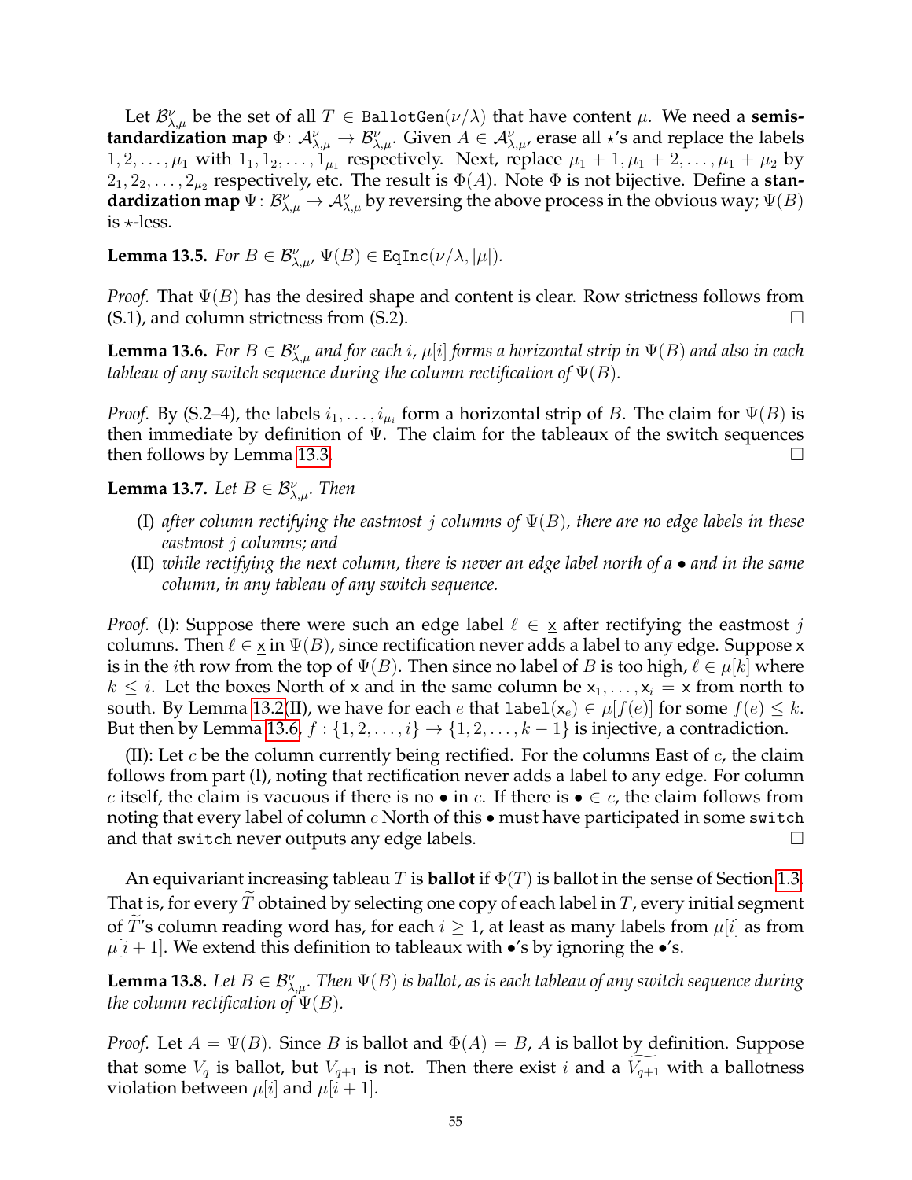Let $\mathcal{B}^{\nu}_{\lambda,\mu}$ be the set of all $T \in \texttt{BallotGen}(\nu/\lambda)$ that have content $\mu$. We need a **semistandardization map** $\Phi\colon \mathcal{A}^{\nu}_{\lambda,\mu} \to \mathcal{B}^{\nu}_{\lambda,\mu}$. Given $A \in \mathcal{A}^{\nu}_{\lambda,\mu}$, erase all $\star$'s and replace the labels $1, 2, \ldots, \mu_1$ with $1_1, 1_2, \ldots, 1_{\mu_1}$ respectively. Next, replace $\mu_1 + 1, \mu_1 + 2, \ldots, \mu_1 + \mu_2$ by $2_1, 2_2, \ldots, 2_{\mu_2}$ respectively, etc. The result is $\Phi(A)$. Note $\Phi$ is not bijective. Define a **standardization map** $\Psi\colon \mathcal{B}^{\nu}_{\lambda,\mu} \to \mathcal{A}^{\nu}_{\lambda,\mu}$ by reversing the above process in the obvious way; $\Psi(B)$ is $\star$-less.

**Lemma 13.5.** *For $B \in \mathcal{B}^{\nu}_{\lambda,\mu}$, $\Psi(B) \in \texttt{EqInc}(\nu/\lambda, |\mu|)$.*

*Proof.* That $\Psi(B)$ has the desired shape and content is clear. Row strictness follows from (S.1), and column strictness from (S.2). □

**Lemma 13.6.** *For $B \in \mathcal{B}^{\nu}_{\lambda,\mu}$ and for each $i$, $\mu[i]$ forms a horizontal strip in $\Psi(B)$ and also in each tableau of any switch sequence during the column rectification of $\Psi(B)$.*

*Proof.* By (S.2–4), the labels $i_1, \ldots, i_{\mu_i}$ form a horizontal strip of $B$. The claim for $\Psi(B)$ is then immediate by definition of $\Psi$. The claim for the tableaux of the switch sequences then follows by Lemma 13.3. □

**Lemma 13.7.** *Let $B \in \mathcal{B}^{\nu}_{\lambda,\mu}$. Then*

- (I) *after column rectifying the eastmost $j$ columns of $\Psi(B)$, there are no edge labels in these eastmost $j$ columns; and*
- (II) *while rectifying the next column, there is never an edge label north of a $\bullet$ and in the same column, in any tableau of any switch sequence.*

*Proof.* (I): Suppose there were such an edge label $\ell \in \underline{\mathsf{x}}$ after rectifying the eastmost $j$ columns. Then $\ell \in \underline{\mathsf{x}}$ in $\Psi(B)$, since rectification never adds a label to any edge. Suppose $\mathsf{x}$ is in the $i$th row from the top of $\Psi(B)$. Then since no label of $B$ is too high, $\ell \in \mu[k]$ where $k \leq i$. Let the boxes North of $\underline{\mathsf{x}}$ and in the same column be $\mathsf{x}_1, \ldots, \mathsf{x}_i = \mathsf{x}$ from north to south. By Lemma 13.2(II), we have for each $e$ that $\texttt{label}(\mathsf{x}_e) \in \mu[f(e)]$ for some $f(e) \leq k$. But then by Lemma 13.6, $f : \{1, 2, \ldots, i\} \to \{1, 2, \ldots, k-1\}$ is injective, a contradiction.

(II): Let $c$ be the column currently being rectified. For the columns East of $c$, the claim follows from part (I), noting that rectification never adds a label to any edge. For column $c$ itself, the claim is vacuous if there is no $\bullet$ in $c$. If there is $\bullet \in c$, the claim follows from noting that every label of column $c$ North of this $\bullet$ must have participated in some $\texttt{switch}$ and that $\texttt{switch}$ never outputs any edge labels. □

An equivariant increasing tableau $T$ is **ballot** if $\Phi(T)$ is ballot in the sense of Section 1.3. That is, for every $\widetilde{T}$ obtained by selecting one copy of each label in $T$, every initial segment of $\widetilde{T}$'s column reading word has, for each $i \geq 1$, at least as many labels from $\mu[i]$ as from $\mu[i+1]$. We extend this definition to tableaux with $\bullet$'s by ignoring the $\bullet$'s.

**Lemma 13.8.** *Let $B \in \mathcal{B}^{\nu}_{\lambda,\mu}$. Then $\Psi(B)$ is ballot, as is each tableau of any switch sequence during the column rectification of $\Psi(B)$.*

*Proof.* Let $A = \Psi(B)$. Since $B$ is ballot and $\Phi(A) = B$, $A$ is ballot by definition. Suppose that some $V_q$ is ballot, but $V_{q+1}$ is not. Then there exist $i$ and a $\widetilde{V_{q+1}}$ with a ballotness violation between $\mu[i]$ and $\mu[i+1]$.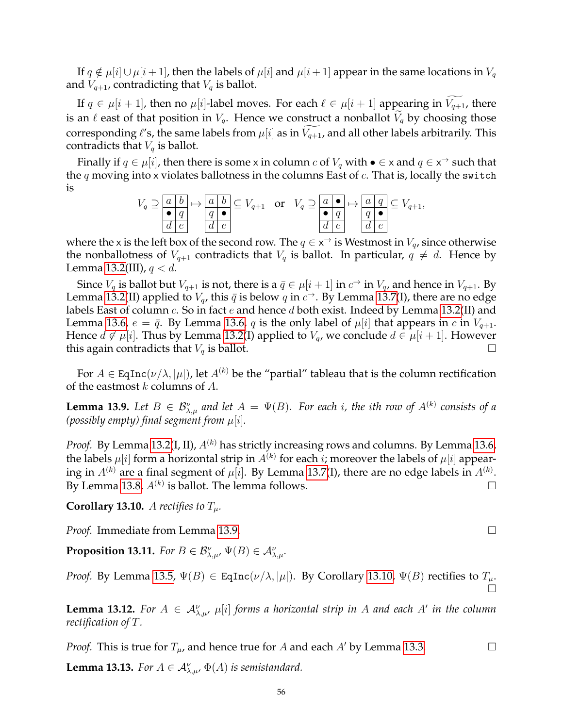If $q \notin \mu[i] \cup \mu[i+1]$, then the labels of $\mu[i]$ and $\mu[i+1]$ appear in the same locations in $V_q$ and $V_{q+1}$, contradicting that $V_q$ is ballot.

If $q \in \mu[i+1]$, then no $\mu[i]$-label moves. For each $\ell \in \mu[i+1]$ appearing in $\widetilde{V_{q+1}}$, there is an $\ell$ east of that position in $V_q$. Hence we construct a nonballot $\widetilde{V_q}$ by choosing those corresponding $\ell$'s, the same labels from $\mu[i]$ as in $\widetilde{V_{q+1}}$, and all other labels arbitrarily. This contradicts that $V_q$ is ballot.

Finally if $q \in \mu[i]$, then there is some $\mathsf{x}$ in column $c$ of $V_q$ with $\bullet \in \mathsf{x}$ and $q \in \mathsf{x}^{\rightarrow}$ such that the $q$ moving into $\mathsf{x}$ violates ballotness in the columns East of $c$. That is, locally the `switch` is

$$V_q \supseteq \begin{array}{|c|c|}\hline a & b \\ \hline \bullet & q \\ \hline d & e \\ \hline\end{array} \mapsto \begin{array}{|c|c|}\hline a & b \\ \hline q & \bullet \\ \hline d & e \\ \hline\end{array} \subseteq V_{q+1} \quad \text{or} \quad V_q \supseteq \begin{array}{|c|c|}\hline a & \bullet \\ \hline \bullet & q \\ \hline d & e \\ \hline\end{array} \mapsto \begin{array}{|c|c|}\hline a & q \\ \hline q & \bullet \\ \hline d & e \\ \hline\end{array} \subseteq V_{q+1},$$

where the $\mathsf{x}$ is the left box of the second row. The $q \in \mathsf{x}^{\rightarrow}$ is Westmost in $V_q$, since otherwise the nonballotness of $V_{q+1}$ contradicts that $V_q$ is ballot. In particular, $q \neq d$. Hence by Lemma 13.2(III), $q < d$.

Since $V_q$ is ballot but $V_{q+1}$ is not, there is a $\bar{q} \in \mu[i+1]$ in $c^{\rightarrow}$ in $V_q$, and hence in $V_{q+1}$. By Lemma 13.2(II) applied to $V_q$, this $\bar{q}$ is below $q$ in $c^{\rightarrow}$. By Lemma 13.7(I), there are no edge labels East of column $c$. So in fact $e$ and hence $d$ both exist. Indeed by Lemma 13.2(II) and Lemma 13.6, $e = \bar{q}$. By Lemma 13.6, $q$ is the only label of $\mu[i]$ that appears in $c$ in $V_{q+1}$. Hence $d \notin \mu[i]$. Thus by Lemma 13.2(I) applied to $V_q$, we conclude $d \in \mu[i+1]$. However this again contradicts that $V_q$ is ballot. $\square$

For $A \in \mathtt{EqInc}(\nu/\lambda, |\mu|)$, let $A^{(k)}$ be the "partial" tableau that is the column rectification of the eastmost $k$ columns of $A$.

**Lemma 13.9.** *Let $B \in \mathcal{B}^{\nu}_{\lambda,\mu}$ and let $A = \Psi(B)$. For each $i$, the $i$th row of $A^{(k)}$ consists of a (possibly empty) final segment from $\mu[i]$.*

*Proof.* By Lemma 13.2(I, II), $A^{(k)}$ has strictly increasing rows and columns. By Lemma 13.6, the labels $\mu[i]$ form a horizontal strip in $A^{(k)}$ for each $i$; moreover the labels of $\mu[i]$ appearing in $A^{(k)}$ are a final segment of $\mu[i]$. By Lemma 13.7(I), there are no edge labels in $A^{(k)}$. By Lemma 13.8, $A^{(k)}$ is ballot. The lemma follows. $\square$

**Corollary 13.10.** *$A$ rectifies to $T_\mu$.*

*Proof.* Immediate from Lemma 13.9. $\square$

**Proposition 13.11.** *For $B \in \mathcal{B}^{\nu}_{\lambda,\mu}$, $\Psi(B) \in \mathcal{A}^{\nu}_{\lambda,\mu}$.*

*Proof.* By Lemma 13.5, $\Psi(B) \in \mathtt{EqInc}(\nu/\lambda, |\mu|)$. By Corollary 13.10, $\Psi(B)$ rectifies to $T_\mu$. $\square$

**Lemma 13.12.** *For $A \in \mathcal{A}^{\nu}_{\lambda,\mu}$, $\mu[i]$ forms a horizontal strip in $A$ and each $A'$ in the column rectification of $T$.*

*Proof.* This is true for $T_\mu$, and hence true for $A$ and each $A'$ by Lemma 13.3. $\square$

**Lemma 13.13.** *For $A \in \mathcal{A}^{\nu}_{\lambda,\mu}$, $\Phi(A)$ is semistandard.*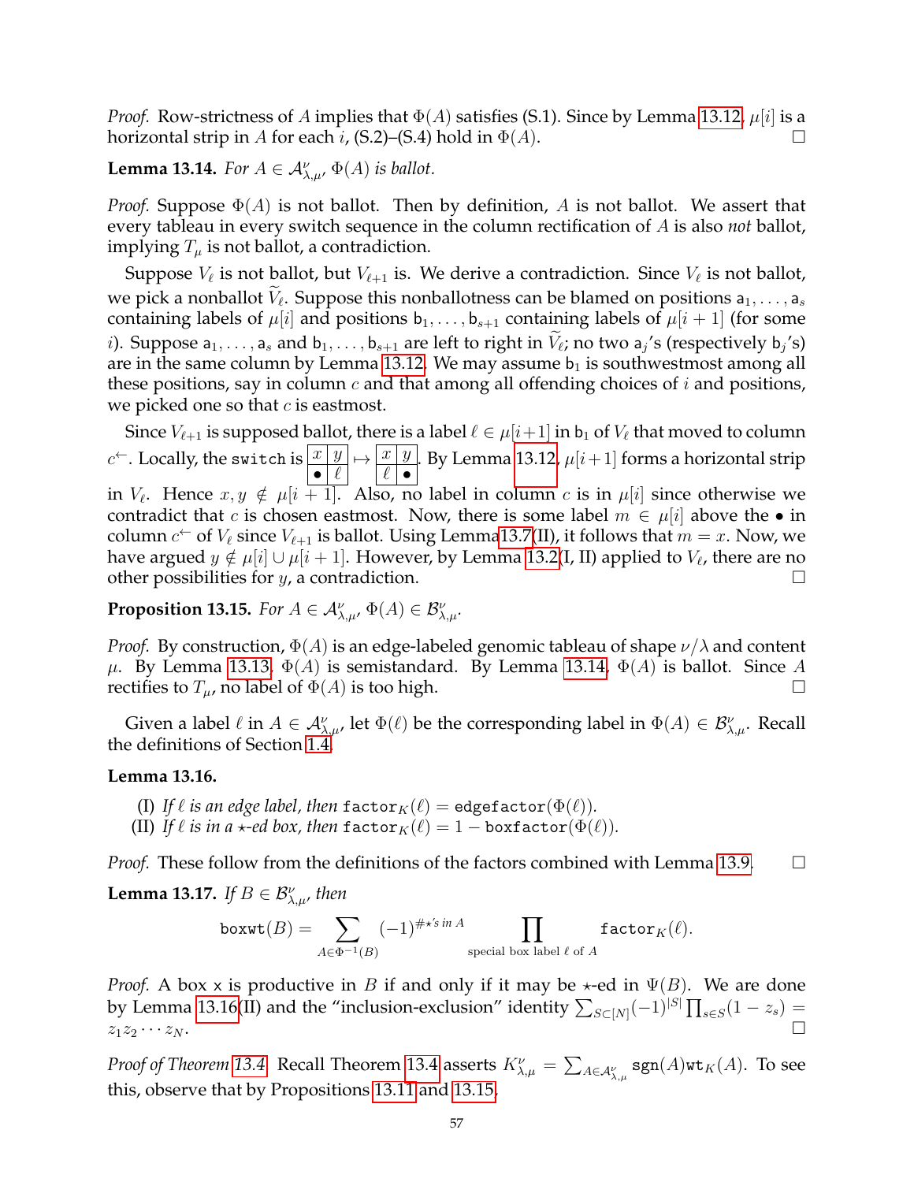*Proof.* Row-strictness of $A$ implies that $\Phi(A)$ satisfies (S.1). Since by Lemma 13.12, $\mu[i]$ is a horizontal strip in $A$ for each $i$, (S.2)–(S.4) hold in $\Phi(A)$. □

**Lemma 13.14.** *For $A \in \mathcal{A}^{\nu}_{\lambda,\mu}$, $\Phi(A)$ is ballot.*

*Proof.* Suppose $\Phi(A)$ is not ballot. Then by definition, $A$ is not ballot. We assert that every tableau in every switch sequence in the column rectification of $A$ is also *not* ballot, implying $T_\mu$ is not ballot, a contradiction.

Suppose $V_\ell$ is not ballot, but $V_{\ell+1}$ is. We derive a contradiction. Since $V_\ell$ is not ballot, we pick a nonballot $\widetilde{V}_\ell$. Suppose this nonballotness can be blamed on positions $\mathsf{a}_1, \ldots, \mathsf{a}_s$ containing labels of $\mu[i]$ and positions $\mathsf{b}_1, \ldots, \mathsf{b}_{s+1}$ containing labels of $\mu[i+1]$ (for some $i$). Suppose $\mathsf{a}_1, \ldots, \mathsf{a}_s$ and $\mathsf{b}_1, \ldots, \mathsf{b}_{s+1}$ are left to right in $\widetilde{V}_\ell$; no two $\mathsf{a}_j$'s (respectively $\mathsf{b}_j$'s) are in the same column by Lemma 13.12. We may assume $\mathsf{b}_1$ is southwestmost among all these positions, say in column $c$ and that among all offending choices of $i$ and positions, we picked one so that $c$ is eastmost.

Since $V_{\ell+1}$ is supposed ballot, there is a label $\ell \in \mu[i+1]$ in $\mathsf{b}_1$ of $V_\ell$ that moved to column $c^{\leftarrow}$. Locally, the `switch` is $\begin{array}{|c|c|}\hline x & y \\ \hline \bullet & \ell \\ \hline \end{array} \mapsto \begin{array}{|c|c|}\hline x & y \\ \hline \ell & \bullet \\ \hline \end{array}$. By Lemma 13.12, $\mu[i+1]$ forms a horizontal strip in $V_\ell$. Hence $x, y \notin \mu[i+1]$. Also, no label in column $c$ is in $\mu[i]$ since otherwise we contradict that $c$ is chosen eastmost. Now, there is some label $m \in \mu[i]$ above the $\bullet$ in column $c^{\leftarrow}$ of $V_\ell$ since $V_{\ell+1}$ is ballot. Using Lemma 13.7(II), it follows that $m = x$. Now, we have argued $y \notin \mu[i] \cup \mu[i+1]$. However, by Lemma 13.2(I, II) applied to $V_\ell$, there are no other possibilities for $y$, a contradiction. □

**Proposition 13.15.** *For $A \in \mathcal{A}^{\nu}_{\lambda,\mu}$, $\Phi(A) \in \mathcal{B}^{\nu}_{\lambda,\mu}$.*

*Proof.* By construction, $\Phi(A)$ is an edge-labeled genomic tableau of shape $\nu/\lambda$ and content $\mu$. By Lemma 13.13, $\Phi(A)$ is semistandard. By Lemma 13.14, $\Phi(A)$ is ballot. Since $A$ rectifies to $T_\mu$, no label of $\Phi(A)$ is too high. □

Given a label $\ell$ in $A \in \mathcal{A}^{\nu}_{\lambda,\mu}$, let $\Phi(\ell)$ be the corresponding label in $\Phi(A) \in \mathcal{B}^{\nu}_{\lambda,\mu}$. Recall the definitions of Section 1.4.

**Lemma 13.16.**

(I) *If $\ell$ is an edge label, then $\mathtt{factor}_K(\ell) = \mathtt{edgefactor}(\Phi(\ell))$.*
(II) *If $\ell$ is in a $\star$-ed box, then $\mathtt{factor}_K(\ell) = 1 - \mathtt{boxfactor}(\Phi(\ell))$.*

*Proof.* These follow from the definitions of the factors combined with Lemma 13.9. □

**Lemma 13.17.** *If $B \in \mathcal{B}^{\nu}_{\lambda,\mu}$, then*

$$\mathtt{boxwt}(B) = \sum_{A \in \Phi^{-1}(B)} (-1)^{\#\star\text{'s in } A} \prod_{\text{special box label } \ell \text{ of } A} \mathtt{factor}_K(\ell).$$

*Proof.* A box $\mathsf{x}$ is productive in $B$ if and only if it may be $\star$-ed in $\Psi(B)$. We are done by Lemma 13.16(II) and the "inclusion-exclusion" identity $\sum_{S \subset [N]} (-1)^{|S|} \prod_{s \in S}(1 - z_s) = z_1 z_2 \cdots z_N$. □

*Proof of Theorem 13.4.* Recall Theorem 13.4 asserts $K^{\nu}_{\lambda,\mu} = \sum_{A \in \mathcal{A}^{\nu}_{\lambda,\mu}} \mathtt{sgn}(A)\mathtt{wt}_K(A)$. To see this, observe that by Propositions 13.11 and 13.15,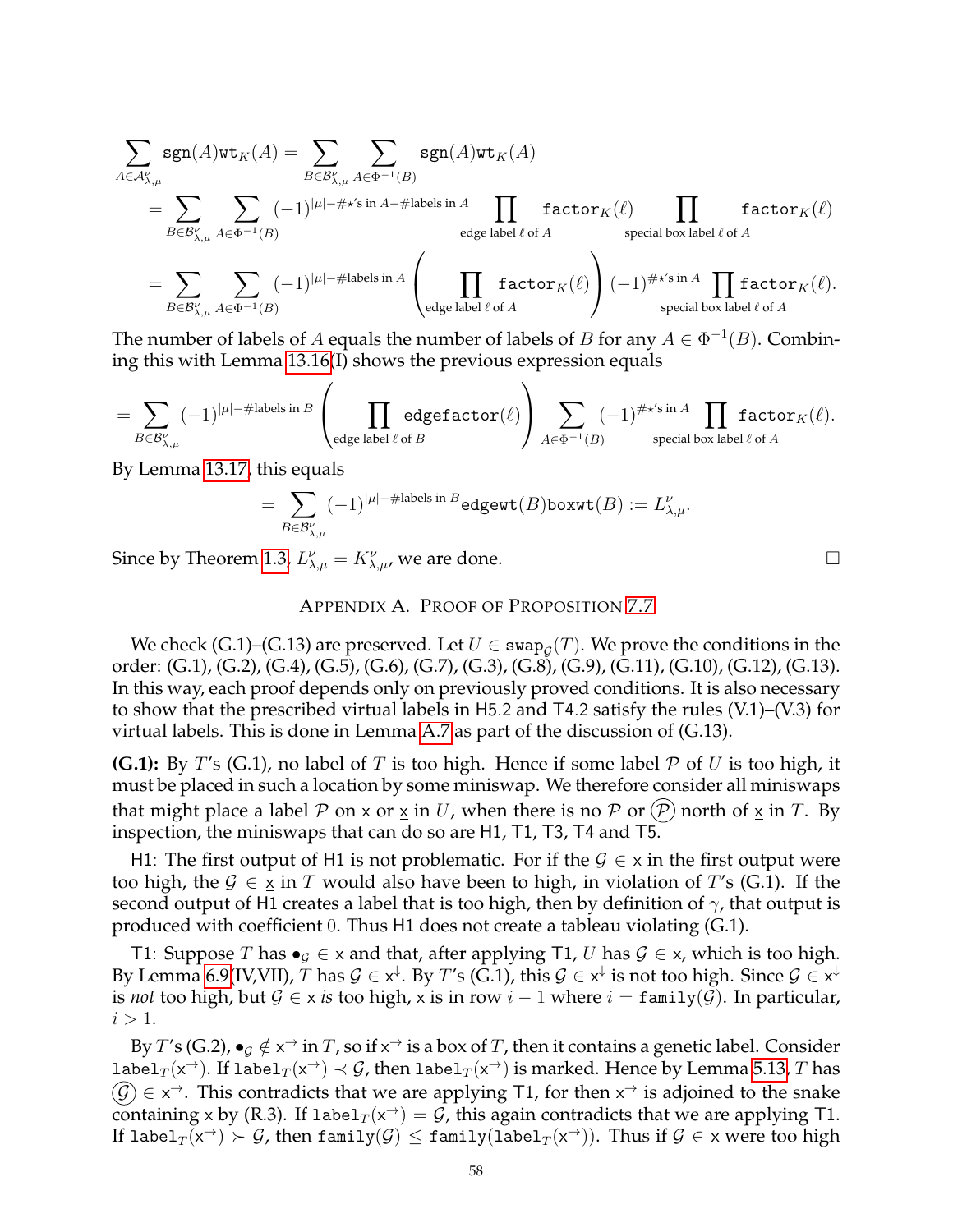$$\sum_{A\in\mathcal{A}^{\nu}_{\lambda,\mu}} \texttt{sgn}(A)\texttt{wt}_K(A) = \sum_{B\in\mathcal{B}^{\nu}_{\lambda,\mu}} \sum_{A\in\Phi^{-1}(B)} \texttt{sgn}(A)\texttt{wt}_K(A)$$

$$= \sum_{B\in\mathcal{B}^{\nu}_{\lambda,\mu}} \sum_{A\in\Phi^{-1}(B)} (-1)^{|\mu|-\#\star\text{'s in } A-\#\text{labels in } A} \prod_{\text{edge label } \ell \text{ of } A} \texttt{factor}_K(\ell) \prod_{\text{special box label } \ell \text{ of } A} \texttt{factor}_K(\ell)$$

$$= \sum_{B\in\mathcal{B}^{\nu}_{\lambda,\mu}} \sum_{A\in\Phi^{-1}(B)} (-1)^{|\mu|-\#\text{labels in } A} \left(\prod_{\text{edge label } \ell \text{ of } A} \texttt{factor}_K(\ell)\right) (-1)^{\#\star\text{'s in } A} \prod_{\text{special box label } \ell \text{ of } A} \texttt{factor}_K(\ell).$$

The number of labels of $A$ equals the number of labels of $B$ for any $A \in \Phi^{-1}(B)$. Combining this with Lemma 13.16(I) shows the previous expression equals

$$= \sum_{B\in\mathcal{B}^{\nu}_{\lambda,\mu}} (-1)^{|\mu|-\#\text{labels in } B} \left(\prod_{\text{edge label } \ell \text{ of } B} \texttt{edgefactor}(\ell)\right) \sum_{A\in\Phi^{-1}(B)} (-1)^{\#\star\text{'s in } A} \prod_{\text{special box label } \ell \text{ of } A} \texttt{factor}_K(\ell).$$

By Lemma 13.17, this equals

$$= \sum_{B\in\mathcal{B}^{\nu}_{\lambda,\mu}} (-1)^{|\mu|-\#\text{labels in } B} \texttt{edgewt}(B)\texttt{boxwt}(B) := L^{\nu}_{\lambda,\mu}.$$

Since by Theorem 1.3, $L^{\nu}_{\lambda,\mu} = K^{\nu}_{\lambda,\mu}$, we are done. □

## Appendix A. Proof of Proposition 7.7

We check (G.1)–(G.13) are preserved. Let $U \in \texttt{swap}_{\mathcal{G}}(T)$. We prove the conditions in the order: (G.1), (G.2), (G.4), (G.5), (G.6), (G.7), (G.3), (G.8), (G.9), (G.11), (G.10), (G.12), (G.13). In this way, each proof depends only on previously proved conditions. It is also necessary to show that the prescribed virtual labels in H5.2 and T4.2 satisfy the rules (V.1)–(V.3) for virtual labels. This is done in Lemma A.7 as part of the discussion of (G.13).

**(G.1):** By $T$'s (G.1), no label of $T$ is too high. Hence if some label $\mathcal{P}$ of $U$ is too high, it must be placed in such a location by some miniswap. We therefore consider all miniswaps that might place a label $\mathcal{P}$ on $\mathsf{x}$ or $\underline{\mathsf{x}}$ in $U$, when there is no $\mathcal{P}$ or $\textcircled{\mathcal{P}}$ north of $\underline{\mathsf{x}}$ in $T$. By inspection, the miniswaps that can do so are H1, T1, T3, T4 and T5.

H1: The first output of H1 is not problematic. For if the $\mathcal{G} \in \mathsf{x}$ in the first output were too high, the $\mathcal{G} \in \underline{\mathsf{x}}$ in $T$ would also have been to high, in violation of $T$'s (G.1). If the second output of H1 creates a label that is too high, then by definition of $\gamma$, that output is produced with coefficient 0. Thus H1 does not create a tableau violating (G.1).

T1: Suppose $T$ has $\bullet_{\mathcal{G}} \in \mathsf{x}$ and that, after applying T1, $U$ has $\mathcal{G} \in \mathsf{x}$, which is too high. By Lemma 6.9(IV,VII), $T$ has $\mathcal{G} \in \mathsf{x}^{\downarrow}$. By $T$'s (G.1), this $\mathcal{G} \in \mathsf{x}^{\downarrow}$ is not too high. Since $\mathcal{G} \in \mathsf{x}^{\downarrow}$ is *not* too high, but $\mathcal{G} \in \mathsf{x}$ *is* too high, $\mathsf{x}$ is in row $i-1$ where $i = \texttt{family}(\mathcal{G})$. In particular, $i > 1$.

By $T$'s (G.2), $\bullet_{\mathcal{G}} \notin \mathsf{x}^{\rightarrow}$ in $T$, so if $\mathsf{x}^{\rightarrow}$ is a box of $T$, then it contains a genetic label. Consider $\texttt{label}_T(\mathsf{x}^{\rightarrow})$. If $\texttt{label}_T(\mathsf{x}^{\rightarrow}) \prec \mathcal{G}$, then $\texttt{label}_T(\mathsf{x}^{\rightarrow})$ is marked. Hence by Lemma 5.13, $T$ has $\textcircled{\mathcal{G}} \in \underline{\mathsf{x}^{\rightarrow}}$. This contradicts that we are applying T1, for then $\mathsf{x}^{\rightarrow}$ is adjoined to the snake containing $\mathsf{x}$ by (R.3). If $\texttt{label}_T(\mathsf{x}^{\rightarrow}) = \mathcal{G}$, this again contradicts that we are applying T1. If $\texttt{label}_T(\mathsf{x}^{\rightarrow}) \succ \mathcal{G}$, then $\texttt{family}(\mathcal{G}) \leq \texttt{family}(\texttt{label}_T(\mathsf{x}^{\rightarrow}))$. Thus if $\mathcal{G} \in \mathsf{x}$ were too high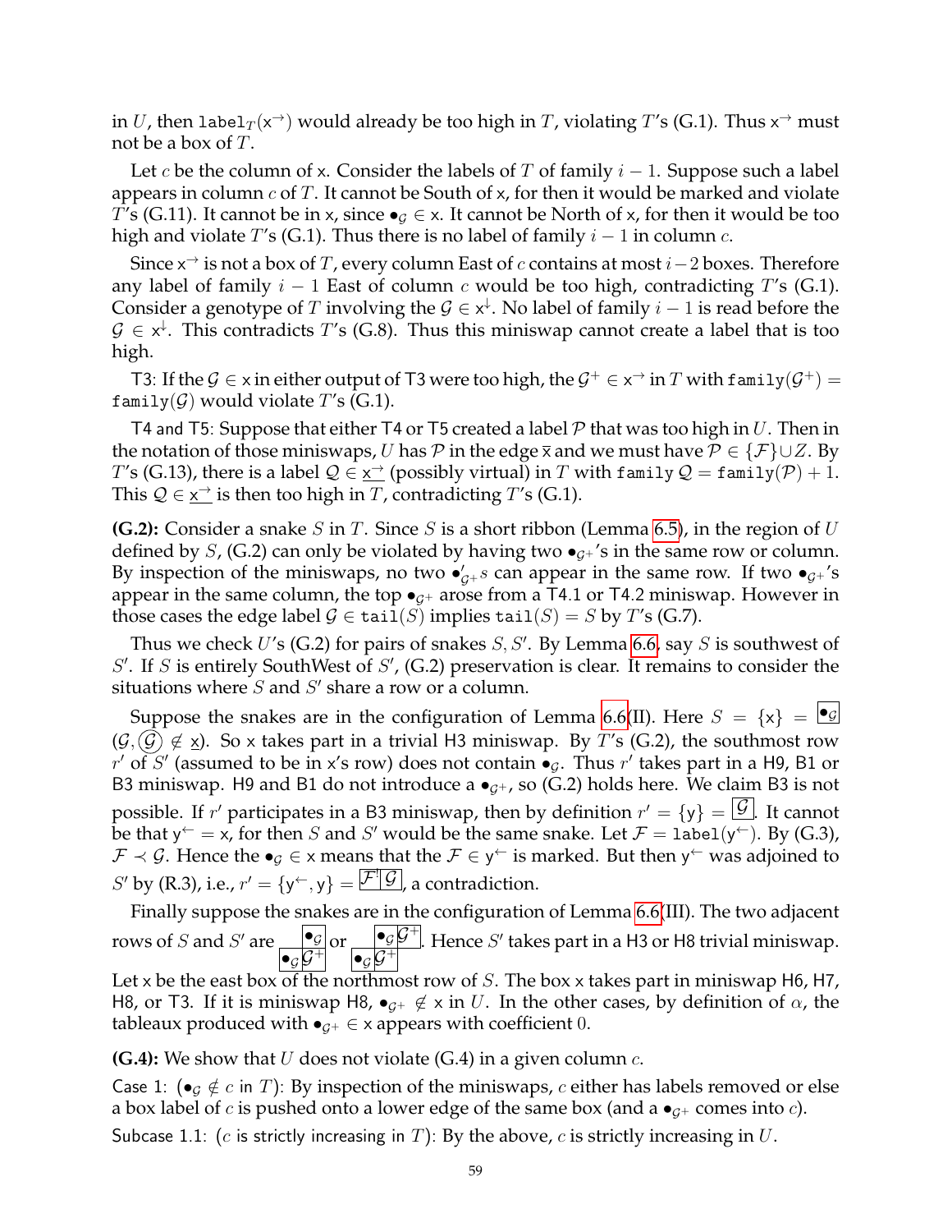in $U$, then $\texttt{label}_T(\mathsf{x}^{\rightarrow})$ would already be too high in $T$, violating $T$'s (G.1). Thus $\mathsf{x}^{\rightarrow}$ must not be a box of $T$.

Let $c$ be the column of $\mathsf{x}$. Consider the labels of $T$ of family $i-1$. Suppose such a label appears in column $c$ of $T$. It cannot be South of $\mathsf{x}$, for then it would be marked and violate $T$'s (G.11). It cannot be in $\mathsf{x}$, since $\bullet_{\mathcal{G}} \in \mathsf{x}$. It cannot be North of $\mathsf{x}$, for then it would be too high and violate $T$'s (G.1). Thus there is no label of family $i-1$ in column $c$.

Since $\mathsf{x}^{\rightarrow}$ is not a box of $T$, every column East of $c$ contains at most $i-2$ boxes. Therefore any label of family $i-1$ East of column $c$ would be too high, contradicting $T$'s (G.1). Consider a genotype of $T$ involving the $\mathcal{G} \in \mathsf{x}^{\downarrow}$. No label of family $i-1$ is read before the $\mathcal{G} \in \mathsf{x}^{\downarrow}$. This contradicts $T$'s (G.8). Thus this miniswap cannot create a label that is too high.

T3: If the $\mathcal{G} \in \mathsf{x}$ in either output of T3 were too high, the $\mathcal{G}^+ \in \mathsf{x}^{\rightarrow}$ in $T$ with $\texttt{family}(\mathcal{G}^+) = \texttt{family}(\mathcal{G})$ would violate $T$'s (G.1).

T4 and T5: Suppose that either T4 or T5 created a label $\mathcal{P}$ that was too high in $U$. Then in the notation of those miniswaps, $U$ has $\mathcal{P}$ in the edge $\overline{\mathsf{x}}$ and we must have $\mathcal{P} \in \{\mathcal{F}\} \cup Z$. By $T$'s (G.13), there is a label $\mathcal{Q} \in \underline{\mathsf{x}^{\rightarrow}}$ (possibly virtual) in $T$ with $\texttt{family}\ \mathcal{Q} = \texttt{family}(\mathcal{P}) + 1$. This $\mathcal{Q} \in \underline{\mathsf{x}^{\rightarrow}}$ is then too high in $T$, contradicting $T$'s (G.1).

**(G.2):** Consider a snake $S$ in $T$. Since $S$ is a short ribbon (Lemma 6.5), in the region of $U$ defined by $S$, (G.2) can only be violated by having two $\bullet_{\mathcal{G}^+}$'s in the same row or column. By inspection of the miniswaps, no two $\bullet'_{\mathcal{G}^+}s$ can appear in the same row. If two $\bullet_{\mathcal{G}^+}$'s appear in the same column, the top $\bullet_{\mathcal{G}^+}$ arose from a T4.1 or T4.2 miniswap. However in those cases the edge label $\mathcal{G} \in \texttt{tail}(S)$ implies $\texttt{tail}(S) = S$ by $T$'s (G.7).

Thus we check $U$'s (G.2) for pairs of snakes $S, S'$. By Lemma 6.6, say $S$ is southwest of $S'$. If $S$ is entirely SouthWest of $S'$, (G.2) preservation is clear. It remains to consider the situations where $S$ and $S'$ share a row or a column.

Suppose the snakes are in the configuration of Lemma 6.6(II). Here $S = \{\mathsf{x}\} = \boxed{\bullet_{\mathcal{G}}}$ ($\mathcal{G}, \textcircled{\mathcal{G}} \notin \underline{\mathsf{x}}$). So $\mathsf{x}$ takes part in a trivial H3 miniswap. By $T$'s (G.2), the southmost row $r'$ of $S'$ (assumed to be in $\mathsf{x}$'s row) does not contain $\bullet_{\mathcal{G}}$. Thus $r'$ takes part in a H9, B1 or B3 miniswap. H9 and B1 do not introduce a $\bullet_{\mathcal{G}^+}$, so (G.2) holds here. We claim B3 is not possible. If $r'$ participates in a B3 miniswap, then by definition $r' = \{\mathsf{y}\} = \boxed{\mathcal{G}}$. It cannot be that $\mathsf{y}^{\leftarrow} = \mathsf{x}$, for then $S$ and $S'$ would be the same snake. Let $\mathcal{F} = \texttt{label}(\mathsf{y}^{\leftarrow})$. By (G.3), $\mathcal{F} \prec \mathcal{G}$. Hence the $\bullet_{\mathcal{G}} \in \mathsf{x}$ means that the $\mathcal{F} \in \mathsf{y}^{\leftarrow}$ is marked. But then $\mathsf{y}^{\leftarrow}$ was adjoined to $S'$ by (R.3), i.e., $r' = \{\mathsf{y}^{\leftarrow}, \mathsf{y}\} = \boxed{\mathcal{F}}\boxed{\mathcal{G}}$, a contradiction.

Finally suppose the snakes are in the configuration of Lemma 6.6(III). The two adjacent rows of $S$ and $S'$ are $\begin{smallmatrix} & \boxed{\bullet_{\mathcal{G}}} \\ \boxed{\bullet_{\mathcal{G}}} & \boxed{\mathcal{G}^+} \end{smallmatrix}$ or $\begin{smallmatrix} & \boxed{\bullet_{\mathcal{G}}} & \boxed{\mathcal{G}^+} \\ \boxed{\bullet_{\mathcal{G}}} & \boxed{\mathcal{G}^+} & \end{smallmatrix}$. Hence $S'$ takes part in a H3 or H8 trivial miniswap. Let $\mathsf{x}$ be the east box of the northmost row of $S$. The box $\mathsf{x}$ takes part in miniswap H6, H7, H8, or T3. If it is miniswap H8, $\bullet_{\mathcal{G}^+} \notin \mathsf{x}$ in $U$. In the other cases, by definition of $\alpha$, the tableaux produced with $\bullet_{\mathcal{G}^+} \in \mathsf{x}$ appears with coefficient 0.

**(G.4):** We show that $U$ does not violate (G.4) in a given column $c$.

Case 1: ($\bullet_{\mathcal{G}} \notin c$ in $T$): By inspection of the miniswaps, $c$ either has labels removed or else a box label of $c$ is pushed onto a lower edge of the same box (and a $\bullet_{\mathcal{G}^+}$ comes into $c$).

Subcase 1.1: ($c$ is strictly increasing in $T$): By the above, $c$ is strictly increasing in $U$.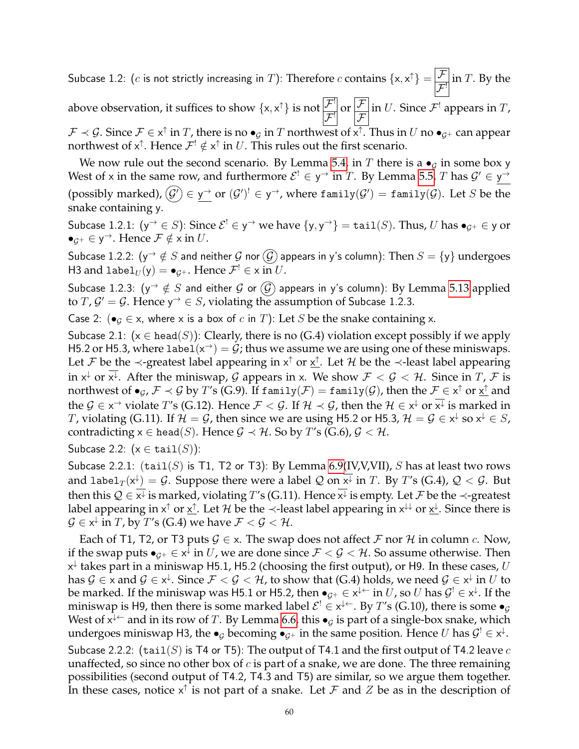Subcase 1.2: ($c$ is not strictly increasing in $T$): Therefore $c$ contains $\{\mathsf{x}, \mathsf{x}^{\uparrow}\} = \boxed{\begin{array}{c}\mathcal{F}\\ \hline \mathcal{F}^!\end{array}}$ in $T$. By the above observation, it suffices to show $\{\mathsf{x}, \mathsf{x}^{\uparrow}\}$ is not $\boxed{\begin{array}{c}\mathcal{F}^!\\ \hline \mathcal{F}^!\end{array}}$ or $\boxed{\begin{array}{c}\mathcal{F}\\ \hline \mathcal{F}\end{array}}$ in $U$. Since $\mathcal{F}^!$ appears in $T$, $\mathcal{F} \prec \mathcal{G}$. Since $\mathcal{F} \in \mathsf{x}^{\uparrow}$ in $T$, there is no $\bullet_{\mathcal{G}}$ in $T$ northwest of $\mathsf{x}^{\uparrow}$. Thus in $U$ no $\bullet_{\mathcal{G}^+}$ can appear northwest of $\mathsf{x}^{\uparrow}$. Hence $\mathcal{F}^! \notin \mathsf{x}^{\uparrow}$ in $U$. This rules out the first scenario.

We now rule out the second scenario. By Lemma 5.4, in $T$ there is a $\bullet_{\mathcal{G}}$ in some box $\mathsf{y}$ West of $\mathsf{x}$ in the same row, and furthermore $\mathcal{E}^! \in \mathsf{y}^{\rightarrow}$ in $T$. By Lemma 5.5, $T$ has $\mathcal{G}' \in \underline{\mathsf{y}^{\rightarrow}}$ (possibly marked), $\textcircled{$\mathcal{G}'$} \in \underline{\mathsf{y}^{\rightarrow}}$ or $(\mathcal{G}')^! \in \mathsf{y}^{\rightarrow}$, where $\mathtt{family}(\mathcal{G}') = \mathtt{family}(\mathcal{G})$. Let $S$ be the snake containing $\mathsf{y}$.

Subcase 1.2.1: ($\mathsf{y}^{\rightarrow} \in S$): Since $\mathcal{E}^! \in \mathsf{y}^{\rightarrow}$ we have $\{\mathsf{y}, \mathsf{y}^{\rightarrow}\} = \mathtt{tail}(S)$. Thus, $U$ has $\bullet_{\mathcal{G}^+} \in \mathsf{y}$ or $\bullet_{\mathcal{G}^+} \in \mathsf{y}^{\rightarrow}$. Hence $\mathcal{F} \notin \mathsf{x}$ in $U$.

Subcase 1.2.2: ($\mathsf{y}^{\rightarrow} \notin S$ and neither $\mathcal{G}$ nor $\textcircled{$\mathcal{G}$}$ appears in $\mathsf{y}$'s column): Then $S = \{\mathsf{y}\}$ undergoes H3 and $\mathtt{label}_U(\mathsf{y}) = \bullet_{\mathcal{G}^+}$. Hence $\mathcal{F}^! \in \mathsf{x}$ in $U$.

Subcase 1.2.3: ($\mathsf{y}^{\rightarrow} \notin S$ and either $\mathcal{G}$ or $\textcircled{$\mathcal{G}$}$ appears in $\mathsf{y}$'s column): By Lemma 5.13 applied to $T$, $\mathcal{G}' = \mathcal{G}$. Hence $\mathsf{y}^{\rightarrow} \in S$, violating the assumption of Subcase 1.2.3.

Case 2: ($\bullet_{\mathcal{G}} \in \mathsf{x}$, where $\mathsf{x}$ is a box of $c$ in $T$): Let $S$ be the snake containing $\mathsf{x}$.

Subcase 2.1: ($\mathsf{x} \in \mathtt{head}(S)$): Clearly, there is no (G.4) violation except possibly if we apply H5.2 or H5.3, where $\mathtt{label}(\mathsf{x}^{\rightarrow}) = \mathcal{G}$; thus we assume we are using one of these miniswaps. Let $\mathcal{F}$ be the $\prec$-greatest label appearing in $\mathsf{x}^{\uparrow}$ or $\underline{\mathsf{x}^{\uparrow}}$. Let $\mathcal{H}$ be the $\prec$-least label appearing in $\mathsf{x}^{\downarrow}$ or $\overline{\mathsf{x}^{\downarrow}}$. After the miniswap, $\mathcal{G}$ appears in $\mathsf{x}$. We show $\mathcal{F} < \mathcal{G} < \mathcal{H}$. Since in $T$, $\mathcal{F}$ is northwest of $\bullet_{\mathcal{G}}$, $\mathcal{F} \prec \mathcal{G}$ by $T$'s (G.9). If $\mathtt{family}(\mathcal{F}) = \mathtt{family}(\mathcal{G})$, then the $\mathcal{F} \in \mathsf{x}^{\uparrow}$ or $\underline{\mathsf{x}^{\uparrow}}$ and the $\mathcal{G} \in \mathsf{x}^{\rightarrow}$ violate $T$'s (G.12). Hence $\mathcal{F} < \mathcal{G}$. If $\mathcal{H} \prec \mathcal{G}$, then the $\mathcal{H} \in \mathsf{x}^{\downarrow}$ or $\overline{\mathsf{x}^{\downarrow}}$ is marked in $T$, violating (G.11). If $\mathcal{H} = \mathcal{G}$, then since we are using H5.2 or H5.3, $\mathcal{H} = \mathcal{G} \in \mathsf{x}^{\downarrow}$ so $\mathsf{x}^{\downarrow} \in S$, contradicting $\mathsf{x} \in \mathtt{head}(S)$. Hence $\mathcal{G} \prec \mathcal{H}$. So by $T$'s (G.6), $\mathcal{G} < \mathcal{H}$.

Subcase 2.2: ($\mathsf{x} \in \mathtt{tail}(S)$):

Subcase 2.2.1: ($\mathtt{tail}(S)$ is T1, T2 or T3): By Lemma 6.9(IV,V,VII), $S$ has at least two rows and $\mathtt{label}_T(\mathsf{x}^{\downarrow}) = \mathcal{G}$. Suppose there were a label $\mathcal{Q}$ on $\overline{\mathsf{x}^{\downarrow}}$ in $T$. By $T$'s (G.4), $\mathcal{Q} < \mathcal{G}$. But then this $\mathcal{Q} \in \overline{\mathsf{x}^{\downarrow}}$ is marked, violating $T$'s (G.11). Hence $\overline{\mathsf{x}^{\downarrow}}$ is empty. Let $\mathcal{F}$ be the $\prec$-greatest label appearing in $\mathsf{x}^{\uparrow}$ or $\underline{\mathsf{x}^{\uparrow}}$. Let $\mathcal{H}$ be the $\prec$-least label appearing in $\mathsf{x}^{\downarrow\downarrow}$ or $\underline{\mathsf{x}^{\downarrow}}$. Since there is $\mathcal{G} \in \mathsf{x}^{\downarrow}$ in $T$, by $T$'s (G.4) we have $\mathcal{F} < \mathcal{G} < \mathcal{H}$.

Each of T1, T2, or T3 puts $\mathcal{G} \in \mathsf{x}$. The swap does not affect $\mathcal{F}$ nor $\mathcal{H}$ in column $c$. Now, if the swap puts $\bullet_{\mathcal{G}^+} \in \mathsf{x}^{\downarrow}$ in $U$, we are done since $\mathcal{F} < \mathcal{G} < \mathcal{H}$. So assume otherwise. Then $\mathsf{x}^{\downarrow}$ takes part in a miniswap H5.1, H5.2 (choosing the first output), or H9. In these cases, $U$ has $\mathcal{G} \in \mathsf{x}$ and $\mathcal{G} \in \mathsf{x}^{\downarrow}$. Since $\mathcal{F} < \mathcal{G} < \mathcal{H}$, to show that (G.4) holds, we need $\mathcal{G} \in \mathsf{x}^{\downarrow}$ in $U$ to be marked. If the miniswap was H5.1 or H5.2, then $\bullet_{\mathcal{G}^+} \in \mathsf{x}^{\downarrow\leftarrow}$ in $U$, so $U$ has $\mathcal{G}^! \in \mathsf{x}^{\downarrow}$. If the miniswap is H9, then there is some marked label $\mathcal{E}^! \in \mathsf{x}^{\downarrow\leftarrow}$. By $T$'s (G.10), there is some $\bullet_{\mathcal{G}}$ West of $\mathsf{x}^{\downarrow\leftarrow}$ and in its row of $T$. By Lemma 6.6, this $\bullet_{\mathcal{G}}$ is part of a single-box snake, which undergoes miniswap H3, the $\bullet_{\mathcal{G}}$ becoming $\bullet_{\mathcal{G}^+}$ in the same position. Hence $U$ has $\mathcal{G}^! \in \mathsf{x}^{\downarrow}$.

Subcase 2.2.2: ($\mathtt{tail}(S)$ is T4 or T5): The output of T4.1 and the first output of T4.2 leave $c$ unaffected, so since no other box of $c$ is part of a snake, we are done. The three remaining possibilities (second output of T4.2, T4.3 and T5) are similar, so we argue them together. In these cases, notice $\mathsf{x}^{\uparrow}$ is not part of a snake. Let $\mathcal{F}$ and $Z$ be as in the description of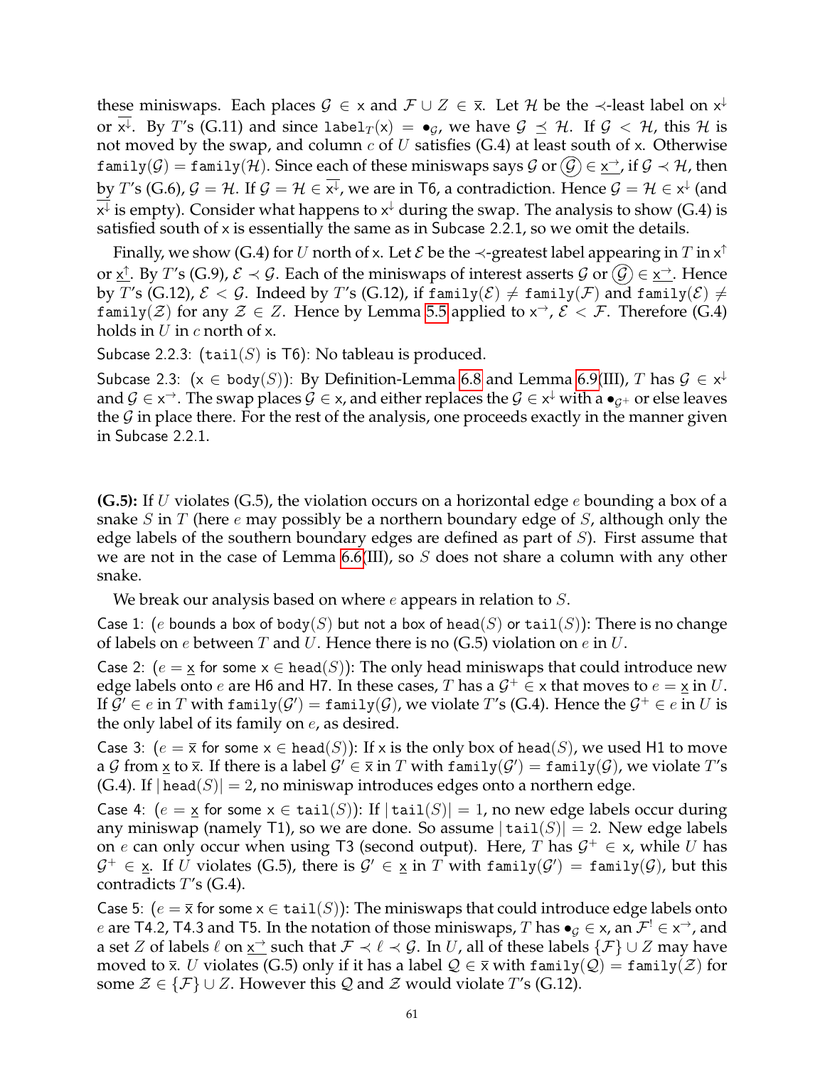these miniswaps. Each places $\mathcal{G} \in \mathsf{x}$ and $\mathcal{F} \cup Z \in \overline{\mathsf{x}}$. Let $\mathcal{H}$ be the $\prec$-least label on $\mathsf{x}^{\downarrow}$ or $\overline{\mathsf{x}^{\downarrow}}$. By $T$'s (G.11) and since $\mathtt{label}_T(\mathsf{x}) = \bullet_{\mathcal{G}}$, we have $\mathcal{G} \preceq \mathcal{H}$. If $\mathcal{G} < \mathcal{H}$, this $\mathcal{H}$ is not moved by the swap, and column $c$ of $U$ satisfies (G.4) at least south of $\mathsf{x}$. Otherwise $\mathtt{family}(\mathcal{G}) = \mathtt{family}(\mathcal{H})$. Since each of these miniswaps says $\mathcal{G}$ or $\textcircled{\mathcal{G}} \in \underline{\mathsf{x}^{\rightarrow}}$, if $\mathcal{G} \prec \mathcal{H}$, then by $T$'s (G.6), $\mathcal{G} = \mathcal{H}$. If $\mathcal{G} = \mathcal{H} \in \overline{\mathsf{x}^{\downarrow}}$, we are in T6, a contradiction. Hence $\mathcal{G} = \mathcal{H} \in \mathsf{x}^{\downarrow}$ (and $\overline{\mathsf{x}^{\downarrow}}$ is empty). Consider what happens to $\mathsf{x}^{\downarrow}$ during the swap. The analysis to show (G.4) is satisfied south of $\mathsf{x}$ is essentially the same as in Subcase 2.2.1, so we omit the details.

Finally, we show (G.4) for $U$ north of $\mathsf{x}$. Let $\mathcal{E}$ be the $\prec$-greatest label appearing in $T$ in $\mathsf{x}^{\uparrow}$ or $\underline{\mathsf{x}^{\uparrow}}$. By $T$'s (G.9), $\mathcal{E} \prec \mathcal{G}$. Each of the miniswaps of interest asserts $\mathcal{G}$ or $\textcircled{\mathcal{G}} \in \underline{\mathsf{x}^{\rightarrow}}$. Hence by $T$'s (G.12), $\mathcal{E} < \mathcal{G}$. Indeed by $T$'s (G.12), if $\mathtt{family}(\mathcal{E}) \neq \mathtt{family}(\mathcal{F})$ and $\mathtt{family}(\mathcal{E}) \neq \mathtt{family}(\mathcal{Z})$ for any $\mathcal{Z} \in Z$. Hence by Lemma 5.5 applied to $\mathsf{x}^{\rightarrow}$, $\mathcal{E} < \mathcal{F}$. Therefore (G.4) holds in $U$ in $c$ north of $\mathsf{x}$.

Subcase 2.2.3: ($\mathtt{tail}(S)$ is T6): No tableau is produced.

Subcase 2.3: ($\mathsf{x} \in \mathtt{body}(S)$): By Definition-Lemma 6.8 and Lemma 6.9(III), $T$ has $\mathcal{G} \in \mathsf{x}^{\downarrow}$ and $\mathcal{G} \in \mathsf{x}^{\rightarrow}$. The swap places $\mathcal{G} \in \mathsf{x}$, and either replaces the $\mathcal{G} \in \mathsf{x}^{\downarrow}$ with a $\bullet_{\mathcal{G}^+}$ or else leaves the $\mathcal{G}$ in place there. For the rest of the analysis, one proceeds exactly in the manner given in Subcase 2.2.1.

**(G.5):** If $U$ violates (G.5), the violation occurs on a horizontal edge $e$ bounding a box of a snake $S$ in $T$ (here $e$ may possibly be a northern boundary edge of $S$, although only the edge labels of the southern boundary edges are defined as part of $S$). First assume that we are not in the case of Lemma 6.6(III), so $S$ does not share a column with any other snake.

We break our analysis based on where $e$ appears in relation to $S$.

Case 1: ($e$ bounds a box of $\mathtt{body}(S)$ but not a box of $\mathtt{head}(S)$ or $\mathtt{tail}(S)$): There is no change of labels on $e$ between $T$ and $U$. Hence there is no (G.5) violation on $e$ in $U$.

Case 2: ($e = \underline{\mathsf{x}}$ for some $\mathsf{x} \in \mathtt{head}(S)$): The only head miniswaps that could introduce new edge labels onto $e$ are H6 and H7. In these cases, $T$ has a $\mathcal{G}^+ \in \mathsf{x}$ that moves to $e = \underline{\mathsf{x}}$ in $U$. If $\mathcal{G}' \in e$ in $T$ with $\mathtt{family}(\mathcal{G}') = \mathtt{family}(\mathcal{G})$, we violate $T$'s (G.4). Hence the $\mathcal{G}^+ \in e$ in $U$ is the only label of its family on $e$, as desired.

Case 3: ($e = \overline{\mathsf{x}}$ for some $\mathsf{x} \in \mathtt{head}(S)$): If $\mathsf{x}$ is the only box of $\mathtt{head}(S)$, we used H1 to move a $\mathcal{G}$ from $\underline{\mathsf{x}}$ to $\overline{\mathsf{x}}$. If there is a label $\mathcal{G}' \in \overline{\mathsf{x}}$ in $T$ with $\mathtt{family}(\mathcal{G}') = \mathtt{family}(\mathcal{G})$, we violate $T$'s (G.4). If $|\mathtt{head}(S)| = 2$, no miniswap introduces edges onto a northern edge.

Case 4: ($e = \underline{\mathsf{x}}$ for some $\mathsf{x} \in \mathtt{tail}(S)$): If $|\mathtt{tail}(S)| = 1$, no new edge labels occur during any miniswap (namely T1), so we are done. So assume $|\mathtt{tail}(S)| = 2$. New edge labels on $e$ can only occur when using T3 (second output). Here, $T$ has $\mathcal{G}^+ \in \mathsf{x}$, while $U$ has $\mathcal{G}^+ \in \underline{\mathsf{x}}$. If $U$ violates (G.5), there is $\mathcal{G}' \in \underline{\mathsf{x}}$ in $T$ with $\mathtt{family}(\mathcal{G}') = \mathtt{family}(\mathcal{G})$, but this contradicts $T$'s (G.4).

Case 5: ($e = \overline{\mathsf{x}}$ for some $\mathsf{x} \in \mathtt{tail}(S)$): The miniswaps that could introduce edge labels onto $e$ are T4.2, T4.3 and T5. In the notation of those miniswaps, $T$ has $\bullet_{\mathcal{G}} \in \mathsf{x}$, an $\mathcal{F}^! \in \mathsf{x}^{\rightarrow}$, and a set $Z$ of labels $\ell$ on $\underline{\mathsf{x}^{\rightarrow}}$ such that $\mathcal{F} \prec \ell \prec \mathcal{G}$. In $U$, all of these labels $\{\mathcal{F}\} \cup Z$ may have moved to $\overline{\mathsf{x}}$. $U$ violates (G.5) only if it has a label $\mathcal{Q} \in \overline{\mathsf{x}}$ with $\mathtt{family}(\mathcal{Q}) = \mathtt{family}(\mathcal{Z})$ for some $\mathcal{Z} \in \{\mathcal{F}\} \cup Z$. However this $\mathcal{Q}$ and $\mathcal{Z}$ would violate $T$'s (G.12).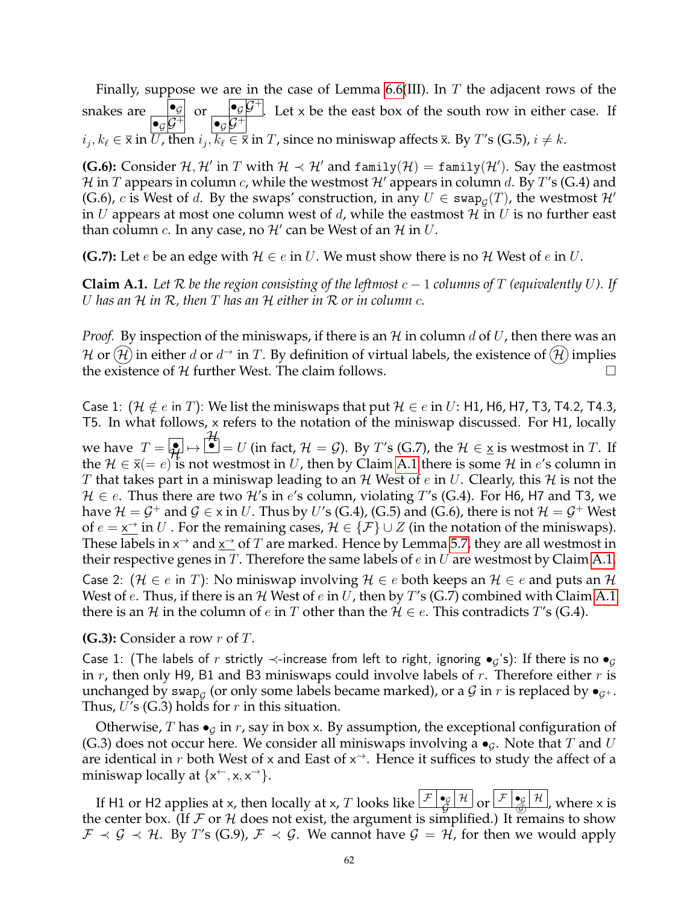Finally, suppose we are in the case of Lemma 6.6(III). In $T$ the adjacent rows of the snakes are $\begin{array}{|c|c|}\hline & \bullet_{\mathcal{G}} \\ \hline \bullet_{\mathcal{G}} & \mathcal{G}^+ \\ \hline\end{array}$ or $\begin{array}{|c|c|}\hline \bullet_{\mathcal{G}} & \mathcal{G}^+ \\ \hline \bullet_{\mathcal{G}} & \mathcal{G}^+ \\ \hline\end{array}$. Let $\mathsf{x}$ be the east box of the south row in either case. If $i_j, k_\ell \in \overline{\mathsf{x}}$ in $U$, then $i_j, k_\ell \in \overline{\mathsf{x}}$ in $T$, since no miniswap affects $\overline{\mathsf{x}}$. By $T$'s (G.5), $i \neq k$.

**(G.6):** Consider $\mathcal{H}, \mathcal{H}'$ in $T$ with $\mathcal{H} \prec \mathcal{H}'$ and $\texttt{family}(\mathcal{H}) = \texttt{family}(\mathcal{H}')$. Say the eastmost $\mathcal{H}$ in $T$ appears in column $c$, while the westmost $\mathcal{H}'$ appears in column $d$. By $T$'s (G.4) and (G.6), $c$ is West of $d$. By the swaps' construction, in any $U \in \texttt{swap}_{\mathcal{G}}(T)$, the westmost $\mathcal{H}'$ in $U$ appears at most one column west of $d$, while the eastmost $\mathcal{H}$ in $U$ is no further east than column $c$. In any case, no $\mathcal{H}'$ can be West of an $\mathcal{H}$ in $U$.

**(G.7):** Let $e$ be an edge with $\mathcal{H} \in e$ in $U$. We must show there is no $\mathcal{H}$ West of $e$ in $U$.

**Claim A.1.** *Let $\mathcal{R}$ be the region consisting of the leftmost $c-1$ columns of $T$ (equivalently $U$). If $U$ has an $\mathcal{H}$ in $\mathcal{R}$, then $T$ has an $\mathcal{H}$ either in $\mathcal{R}$ or in column $c$.*

*Proof.* By inspection of the miniswaps, if there is an $\mathcal{H}$ in column $d$ of $U$, then there was an $\mathcal{H}$ or $\textcircled{\mathcal{H}}$ in either $d$ or $d^{\rightarrow}$ in $T$. By definition of virtual labels, the existence of $\textcircled{\mathcal{H}}$ implies the existence of $\mathcal{H}$ further West. The claim follows. $\square$

Case 1: ($\mathcal{H} \notin e$ in $T$): We list the miniswaps that put $\mathcal{H} \in e$ in $U$: H1, H6, H7, T3, T4.2, T4.3, T5. In what follows, $\mathsf{x}$ refers to the notation of the miniswap discussed. For H1, locally we have $T = \underset{\mathcal{H}}{\boxed{\bullet}} \mapsto \overset{\mathcal{H}}{\boxed{\bullet}} = U$ (in fact, $\mathcal{H} = \mathcal{G}$). By $T$'s (G.7), the $\mathcal{H} \in \underline{\mathsf{x}}$ is westmost in $T$. If the $\mathcal{H} \in \overline{\mathsf{x}} (= e)$ is not westmost in $U$, then by Claim A.1 there is some $\mathcal{H}$ in $e$'s column in $T$ that takes part in a miniswap leading to an $\mathcal{H}$ West of $e$ in $U$. Clearly, this $\mathcal{H}$ is not the $\mathcal{H} \in e$. Thus there are two $\mathcal{H}$'s in $e$'s column, violating $T$'s (G.4). For H6, H7 and T3, we have $\mathcal{H} = \mathcal{G}^+$ and $\mathcal{G} \in \mathsf{x}$ in $U$. Thus by $U$'s (G.4), (G.5) and (G.6), there is not $\mathcal{H} = \mathcal{G}^+$ West of $e = \underline{\mathsf{x}^{\rightarrow}}$ in $U$. For the remaining cases, $\mathcal{H} \in \{\mathcal{F}\} \cup Z$ (in the notation of the miniswaps). These labels in $\mathsf{x}^{\rightarrow}$ and $\underline{\mathsf{x}^{\rightarrow}}$ of $T$ are marked. Hence by Lemma 5.7, they are all westmost in their respective genes in $T$. Therefore the same labels of $e$ in $U$ are westmost by Claim A.1.

Case 2: ($\mathcal{H} \in e$ in $T$): No miniswap involving $\mathcal{H} \in e$ both keeps an $\mathcal{H} \in e$ and puts an $\mathcal{H}$ West of $e$. Thus, if there is an $\mathcal{H}$ West of $e$ in $U$, then by $T$'s (G.7) combined with Claim A.1 there is an $\mathcal{H}$ in the column of $e$ in $T$ other than the $\mathcal{H} \in e$. This contradicts $T$'s (G.4).

**(G.3):** Consider a row $r$ of $T$.

Case 1: (The labels of $r$ strictly $\prec$-increase from left to right, ignoring $\bullet_{\mathcal{G}}$'s): If there is no $\bullet_{\mathcal{G}}$ in $r$, then only H9, B1 and B3 miniswaps could involve labels of $r$. Therefore either $r$ is unchanged by $\texttt{swap}_{\mathcal{G}}$ (or only some labels became marked), or a $\mathcal{G}$ in $r$ is replaced by $\bullet_{\mathcal{G}^+}$. Thus, $U$'s (G.3) holds for $r$ in this situation.

Otherwise, $T$ has $\bullet_{\mathcal{G}}$ in $r$, say in box $\mathsf{x}$. By assumption, the exceptional configuration of (G.3) does not occur here. We consider all miniswaps involving a $\bullet_{\mathcal{G}}$. Note that $T$ and $U$ are identical in $r$ both West of $\mathsf{x}$ and East of $\mathsf{x}^{\rightarrow}$. Hence it suffices to study the affect of a miniswap locally at $\{\mathsf{x}^{\leftarrow}, \mathsf{x}, \mathsf{x}^{\rightarrow}\}$.

If H1 or H2 applies at $\mathsf{x}$, then locally at $\mathsf{x}$, $T$ looks like $\begin{array}{|c|c|c|}\hline \mathcal{F} & \underset{\mathcal{G}}{\bullet_{\mathcal{G}}} & \mathcal{H} \\ \hline\end{array}$ or $\begin{array}{|c|c|c|}\hline \mathcal{F} & \underset{\textcircled{\mathcal{G}}}{\bullet_{\mathcal{G}}} & \mathcal{H} \\ \hline\end{array}$, where $\mathsf{x}$ is the center box. (If $\mathcal{F}$ or $\mathcal{H}$ does not exist, the argument is simplified.) It remains to show $\mathcal{F} \prec \mathcal{G} \prec \mathcal{H}$. By $T$'s (G.9), $\mathcal{F} \prec \mathcal{G}$. We cannot have $\mathcal{G} = \mathcal{H}$, for then we would apply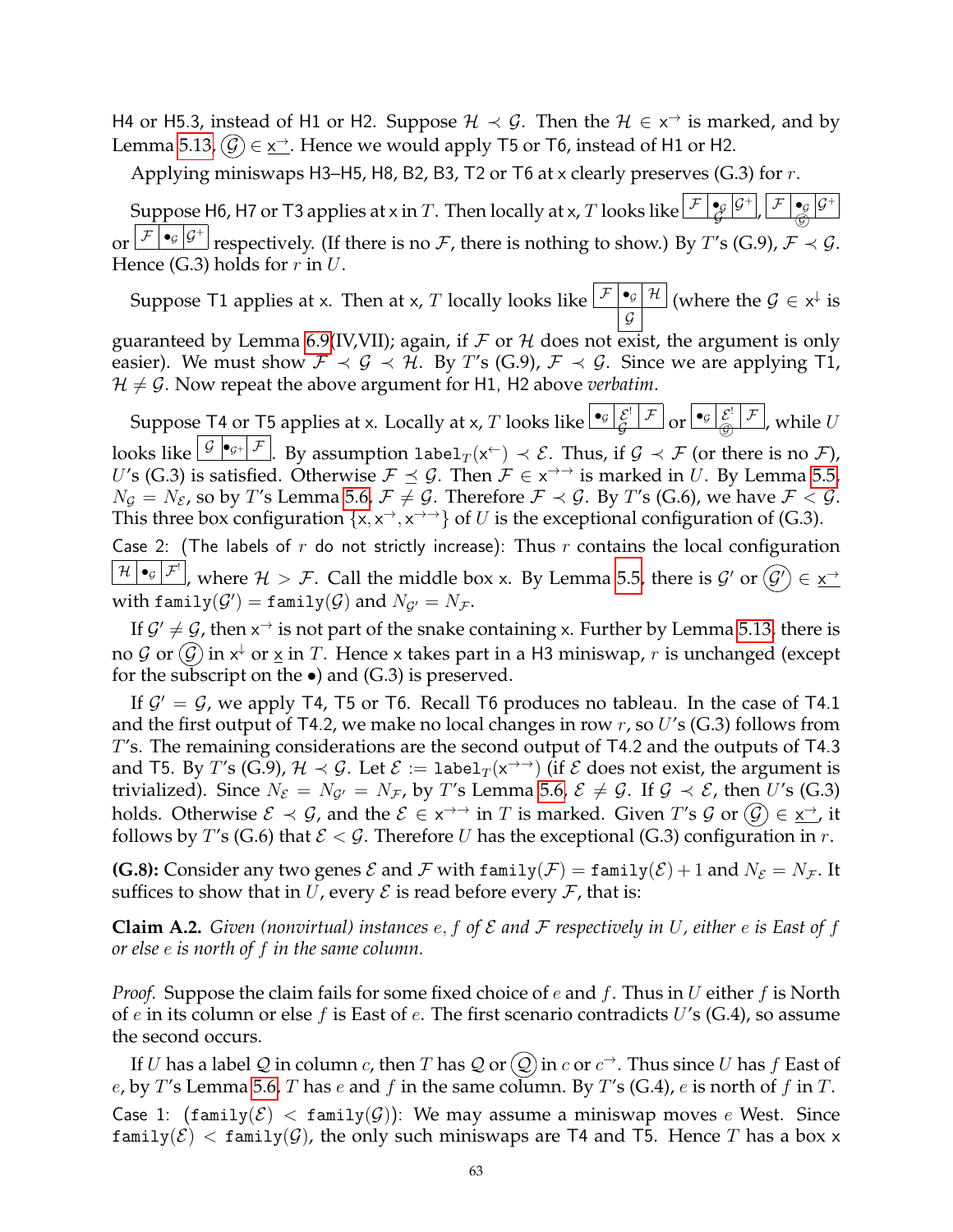H4 or H5.3, instead of H1 or H2. Suppose $\mathcal{H} \prec \mathcal{G}$. Then the $\mathcal{H} \in \mathsf{x}^{\rightarrow}$ is marked, and by Lemma 5.13, $\textcircled{\mathcal{G}} \in \underline{\mathsf{x}^{\rightarrow}}$. Hence we would apply T5 or T6, instead of H1 or H2.

Applying miniswaps H3–H5, H8, B2, B3, T2 or T6 at x clearly preserves (G.3) for $r$.

Suppose H6, H7 or T3 applies at x in $T$. Then locally at x, $T$ looks like $\boxed{\mathcal{F}}\boxed{\bullet_{\mathcal{G}}\ \mathcal{G}}\boxed{\mathcal{G}^+}$, $\boxed{\mathcal{F}}\boxed{\bullet_{\mathcal{G}}\ \textcircled{\mathcal{G}}}\boxed{\mathcal{G}^+}$ or $\boxed{\mathcal{F}}\boxed{\bullet_{\mathcal{G}}}\boxed{\mathcal{G}^+}$ respectively. (If there is no $\mathcal{F}$, there is nothing to show.) By $T$'s (G.9), $\mathcal{F} \prec \mathcal{G}$. Hence (G.3) holds for $r$ in $U$.

Suppose T1 applies at x. Then at x, $T$ locally looks like $\boxed{\mathcal{F}}\boxed{\bullet_{\mathcal{G}}}\boxed{\mathcal{H}}$ with $\boxed{\mathcal{G}}$ below (where the $\mathcal{G} \in \mathsf{x}^{\downarrow}$ is guaranteed by Lemma 6.9(IV,VII); again, if $\mathcal{F}$ or $\mathcal{H}$ does not exist, the argument is only easier). We must show $\mathcal{F} \prec \mathcal{G} \prec \mathcal{H}$. By $T$'s (G.9), $\mathcal{F} \prec \mathcal{G}$. Since we are applying T1, $\mathcal{H} \neq \mathcal{G}$. Now repeat the above argument for H1, H2 above *verbatim*.

Suppose T4 or T5 applies at x. Locally at x, $T$ looks like $\boxed{\bullet_{\mathcal{G}}}\boxed{\mathcal{E}^!\ \mathcal{G}}\boxed{\mathcal{F}}$ or $\boxed{\bullet_{\mathcal{G}}}\boxed{\mathcal{E}^!\ \textcircled{\mathcal{G}}}\boxed{\mathcal{F}}$, while $U$ looks like $\boxed{\mathcal{G}}\boxed{\bullet_{\mathcal{G}^+}}\boxed{\mathcal{F}}$. By assumption $\texttt{label}_T(\mathsf{x}^{\leftarrow}) \prec \mathcal{E}$. Thus, if $\mathcal{G} \prec \mathcal{F}$ (or there is no $\mathcal{F}$), $U$'s (G.3) is satisfied. Otherwise $\mathcal{F} \preceq \mathcal{G}$. Then $\mathcal{F} \in \mathsf{x}^{\rightarrow\rightarrow}$ is marked in $U$. By Lemma 5.5, $N_{\mathcal{G}} = N_{\mathcal{E}}$, so by $T$'s Lemma 5.6, $\mathcal{F} \neq \mathcal{G}$. Therefore $\mathcal{F} \prec \mathcal{G}$. By $T$'s (G.6), we have $\mathcal{F} < \mathcal{G}$. This three box configuration $\{\mathsf{x}, \mathsf{x}^{\rightarrow}, \mathsf{x}^{\rightarrow\rightarrow}\}$ of $U$ is the exceptional configuration of (G.3).

Case 2: (The labels of $r$ do not strictly increase): Thus $r$ contains the local configuration $\boxed{\mathcal{H}}\boxed{\bullet_{\mathcal{G}}}\boxed{\mathcal{F}^!}$, where $\mathcal{H} > \mathcal{F}$. Call the middle box x. By Lemma 5.5, there is $\mathcal{G}'$ or $\textcircled{\mathcal{G}'} \in \underline{\mathsf{x}^{\rightarrow}}$ with $\texttt{family}(\mathcal{G}') = \texttt{family}(\mathcal{G})$ and $N_{\mathcal{G}'} = N_{\mathcal{F}}$.

If $\mathcal{G}' \neq \mathcal{G}$, then $\mathsf{x}^{\rightarrow}$ is not part of the snake containing x. Further by Lemma 5.13, there is no $\mathcal{G}$ or $\textcircled{\mathcal{G}}$ in $\mathsf{x}^{\downarrow}$ or $\underline{\mathsf{x}}$ in $T$. Hence x takes part in a H3 miniswap, $r$ is unchanged (except for the subscript on the $\bullet$) and (G.3) is preserved.

If $\mathcal{G}' = \mathcal{G}$, we apply T4, T5 or T6. Recall T6 produces no tableau. In the case of T4.1 and the first output of T4.2, we make no local changes in row $r$, so $U$'s (G.3) follows from $T$'s. The remaining considerations are the second output of T4.2 and the outputs of T4.3 and T5. By $T$'s (G.9), $\mathcal{H} \prec \mathcal{G}$. Let $\mathcal{E} := \texttt{label}_T(\mathsf{x}^{\rightarrow\rightarrow})$ (if $\mathcal{E}$ does not exist, the argument is trivialized). Since $N_{\mathcal{E}} = N_{\mathcal{G}'} = N_{\mathcal{F}}$, by $T$'s Lemma 5.6, $\mathcal{E} \neq \mathcal{G}$. If $\mathcal{G} \prec \mathcal{E}$, then $U$'s (G.3) holds. Otherwise $\mathcal{E} \prec \mathcal{G}$, and the $\mathcal{E} \in \mathsf{x}^{\rightarrow\rightarrow}$ in $T$ is marked. Given $T$'s $\mathcal{G}$ or $\textcircled{\mathcal{G}} \in \underline{\mathsf{x}^{\rightarrow}}$, it follows by $T$'s (G.6) that $\mathcal{E} < \mathcal{G}$. Therefore $U$ has the exceptional (G.3) configuration in $r$.

**(G.8):** Consider any two genes $\mathcal{E}$ and $\mathcal{F}$ with $\texttt{family}(\mathcal{F}) = \texttt{family}(\mathcal{E}) + 1$ and $N_{\mathcal{E}} = N_{\mathcal{F}}$. It suffices to show that in $U$, every $\mathcal{E}$ is read before every $\mathcal{F}$, that is:

**Claim A.2.** *Given (nonvirtual) instances $e, f$ of $\mathcal{E}$ and $\mathcal{F}$ respectively in $U$, either $e$ is East of $f$ or else $e$ is north of $f$ in the same column.*

*Proof.* Suppose the claim fails for some fixed choice of $e$ and $f$. Thus in $U$ either $f$ is North of $e$ in its column or else $f$ is East of $e$. The first scenario contradicts $U$'s (G.4), so assume the second occurs.

If $U$ has a label $\mathcal{Q}$ in column $c$, then $T$ has $\mathcal{Q}$ or $\textcircled{\mathcal{Q}}$ in $c$ or $c^{\rightarrow}$. Thus since $U$ has $f$ East of $e$, by $T$'s Lemma 5.6, $T$ has $e$ and $f$ in the same column. By $T$'s (G.4), $e$ is north of $f$ in $T$.

Case 1: ($\texttt{family}(\mathcal{E}) < \texttt{family}(\mathcal{G})$): We may assume a miniswap moves $e$ West. Since $\texttt{family}(\mathcal{E}) < \texttt{family}(\mathcal{G})$, the only such miniswaps are T4 and T5. Hence $T$ has a box x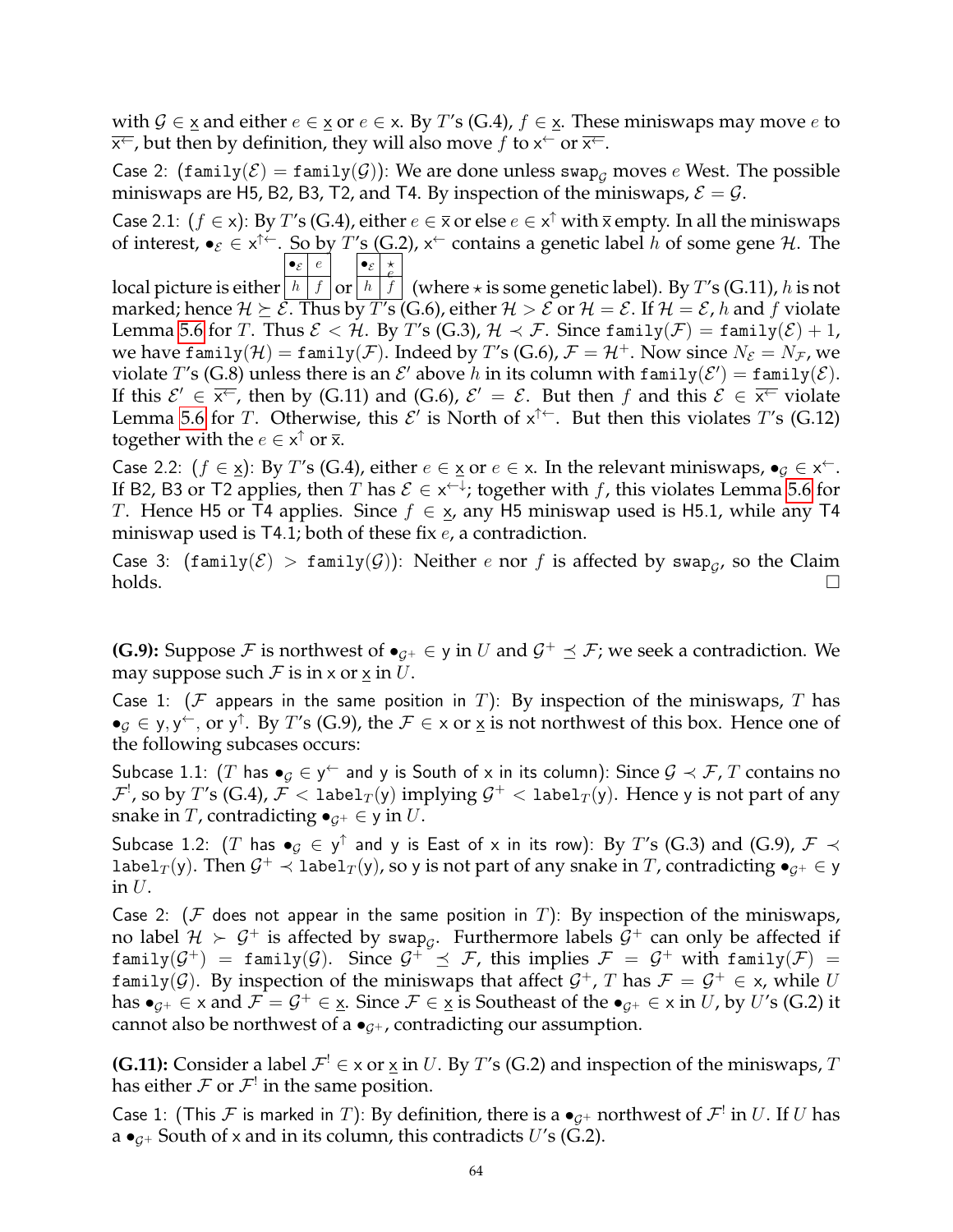with $\mathcal{G} \in \underline{\mathsf{x}}$ and either $e \in \underline{\mathsf{x}}$ or $e \in \mathsf{x}$. By $T$'s (G.4), $f \in \underline{\mathsf{x}}$. These miniswaps may move $e$ to $\overline{\mathsf{x}^{\leftarrow}}$, but then by definition, they will also move $f$ to $\mathsf{x}^{\leftarrow}$ or $\overline{\mathsf{x}^{\leftarrow}}$.

Case 2: ($\mathtt{family}(\mathcal{E}) = \mathtt{family}(\mathcal{G})$): We are done unless $\mathtt{swap}_{\mathcal{G}}$ moves $e$ West. The possible miniswaps are H5, B2, B3, T2, and T4. By inspection of the miniswaps, $\mathcal{E} = \mathcal{G}$.

Case 2.1: ($f \in \mathsf{x}$): By $T$'s (G.4), either $e \in \overline{\mathsf{x}}$ or else $e \in \mathsf{x}^{\uparrow}$ with $\overline{\mathsf{x}}$ empty. In all the miniswaps of interest, $\bullet_{\mathcal{E}} \in \mathsf{x}^{\uparrow\leftarrow}$. So by $T$'s (G.2), $\mathsf{x}^{\leftarrow}$ contains a genetic label $h$ of some gene $\mathcal{H}$. The local picture is either $\begin{array}{|c|c|}\hline \bullet_{\mathcal{E}} & e \\ \hline h & f \\ \hline\end{array}$ or $\begin{array}{|c|c|}\hline \bullet_{\mathcal{E}} & \star \\ & e \\ \hline h & f \\ \hline\end{array}$ (where $\star$ is some genetic label). By $T$'s (G.11), $h$ is not marked; hence $\mathcal{H} \succeq \mathcal{E}$. Thus by $T$'s (G.6), either $\mathcal{H} > \mathcal{E}$ or $\mathcal{H} = \mathcal{E}$. If $\mathcal{H} = \mathcal{E}$, $h$ and $f$ violate Lemma 5.6 for $T$. Thus $\mathcal{E} < \mathcal{H}$. By $T$'s (G.3), $\mathcal{H} \prec \mathcal{F}$. Since $\mathtt{family}(\mathcal{F}) = \mathtt{family}(\mathcal{E}) + 1$, we have $\mathtt{family}(\mathcal{H}) = \mathtt{family}(\mathcal{F})$. Indeed by $T$'s (G.6), $\mathcal{F} = \mathcal{H}^{+}$. Now since $N_{\mathcal{E}} = N_{\mathcal{F}}$, we violate $T$'s (G.8) unless there is an $\mathcal{E}'$ above $h$ in its column with $\mathtt{family}(\mathcal{E}') = \mathtt{family}(\mathcal{E})$. If this $\mathcal{E}' \in \overline{\mathsf{x}^{\leftarrow}}$, then by (G.11) and (G.6), $\mathcal{E}' = \mathcal{E}$. But then $f$ and this $\mathcal{E} \in \overline{\mathsf{x}^{\leftarrow}}$ violate Lemma 5.6 for $T$. Otherwise, this $\mathcal{E}'$ is North of $\mathsf{x}^{\uparrow\leftarrow}$. But then this violates $T$'s (G.12) together with the $e \in \mathsf{x}^{\uparrow}$ or $\overline{\mathsf{x}}$.

Case 2.2: ($f \in \underline{\mathsf{x}}$): By $T$'s (G.4), either $e \in \underline{\mathsf{x}}$ or $e \in \mathsf{x}$. In the relevant miniswaps, $\bullet_{\mathcal{G}} \in \mathsf{x}^{\leftarrow}$. If B2, B3 or T2 applies, then $T$ has $\mathcal{E} \in \mathsf{x}^{\leftarrow\downarrow}$; together with $f$, this violates Lemma 5.6 for $T$. Hence H5 or T4 applies. Since $f \in \underline{\mathsf{x}}$, any H5 miniswap used is H5.1, while any T4 miniswap used is T4.1; both of these fix $e$, a contradiction.

Case 3: ($\mathtt{family}(\mathcal{E}) > \mathtt{family}(\mathcal{G})$): Neither $e$ nor $f$ is affected by $\mathtt{swap}_{\mathcal{G}}$, so the Claim holds. □

**(G.9):** Suppose $\mathcal{F}$ is northwest of $\bullet_{\mathcal{G}^{+}} \in \mathsf{y}$ in $U$ and $\mathcal{G}^{+} \preceq \mathcal{F}$; we seek a contradiction. We may suppose such $\mathcal{F}$ is in $\mathsf{x}$ or $\underline{\mathsf{x}}$ in $U$.

Case 1: ($\mathcal{F}$ appears in the same position in $T$): By inspection of the miniswaps, $T$ has $\bullet_{\mathcal{G}} \in \mathsf{y}, \mathsf{y}^{\leftarrow}$, or $\mathsf{y}^{\uparrow}$. By $T$'s (G.9), the $\mathcal{F} \in \mathsf{x}$ or $\underline{\mathsf{x}}$ is not northwest of this box. Hence one of the following subcases occurs:

Subcase 1.1: ($T$ has $\bullet_{\mathcal{G}} \in \mathsf{y}^{\leftarrow}$ and $\mathsf{y}$ is South of $\mathsf{x}$ in its column): Since $\mathcal{G} \prec \mathcal{F}$, $T$ contains no $\mathcal{F}^{!}$, so by $T$'s (G.4), $\mathcal{F} < \mathtt{label}_T(\mathsf{y})$ implying $\mathcal{G}^{+} < \mathtt{label}_T(\mathsf{y})$. Hence $\mathsf{y}$ is not part of any snake in $T$, contradicting $\bullet_{\mathcal{G}^{+}} \in \mathsf{y}$ in $U$.

Subcase 1.2: ($T$ has $\bullet_{\mathcal{G}} \in \mathsf{y}^{\uparrow}$ and $\mathsf{y}$ is East of $\mathsf{x}$ in its row): By $T$'s (G.3) and (G.9), $\mathcal{F} \prec \mathtt{label}_T(\mathsf{y})$. Then $\mathcal{G}^{+} \prec \mathtt{label}_T(\mathsf{y})$, so $\mathsf{y}$ is not part of any snake in $T$, contradicting $\bullet_{\mathcal{G}^{+}} \in \mathsf{y}$ in $U$.

Case 2: ($\mathcal{F}$ does not appear in the same position in $T$): By inspection of the miniswaps, no label $\mathcal{H} \succ \mathcal{G}^{+}$ is affected by $\mathtt{swap}_{\mathcal{G}}$. Furthermore labels $\mathcal{G}^{+}$ can only be affected if $\mathtt{family}(\mathcal{G}^{+}) = \mathtt{family}(\mathcal{G})$. Since $\mathcal{G}^{+} \preceq \mathcal{F}$, this implies $\mathcal{F} = \mathcal{G}^{+}$ with $\mathtt{family}(\mathcal{F}) = \mathtt{family}(\mathcal{G})$. By inspection of the miniswaps that affect $\mathcal{G}^{+}$, $T$ has $\mathcal{F} = \mathcal{G}^{+} \in \mathsf{x}$, while $U$ has $\bullet_{\mathcal{G}^{+}} \in \mathsf{x}$ and $\mathcal{F} = \mathcal{G}^{+} \in \underline{\mathsf{x}}$. Since $\mathcal{F} \in \underline{\mathsf{x}}$ is Southeast of the $\bullet_{\mathcal{G}^{+}} \in \mathsf{x}$ in $U$, by $U$'s (G.2) it cannot also be northwest of a $\bullet_{\mathcal{G}^{+}}$, contradicting our assumption.

**(G.11):** Consider a label $\mathcal{F}^{!} \in \mathsf{x}$ or $\underline{\mathsf{x}}$ in $U$. By $T$'s (G.2) and inspection of the miniswaps, $T$ has either $\mathcal{F}$ or $\mathcal{F}^{!}$ in the same position.

Case 1: (This $\mathcal{F}$ is marked in $T$): By definition, there is a $\bullet_{\mathcal{G}^{+}}$ northwest of $\mathcal{F}^{!}$ in $U$. If $U$ has a $\bullet_{\mathcal{G}^{+}}$ South of $\mathsf{x}$ and in its column, this contradicts $U$'s (G.2).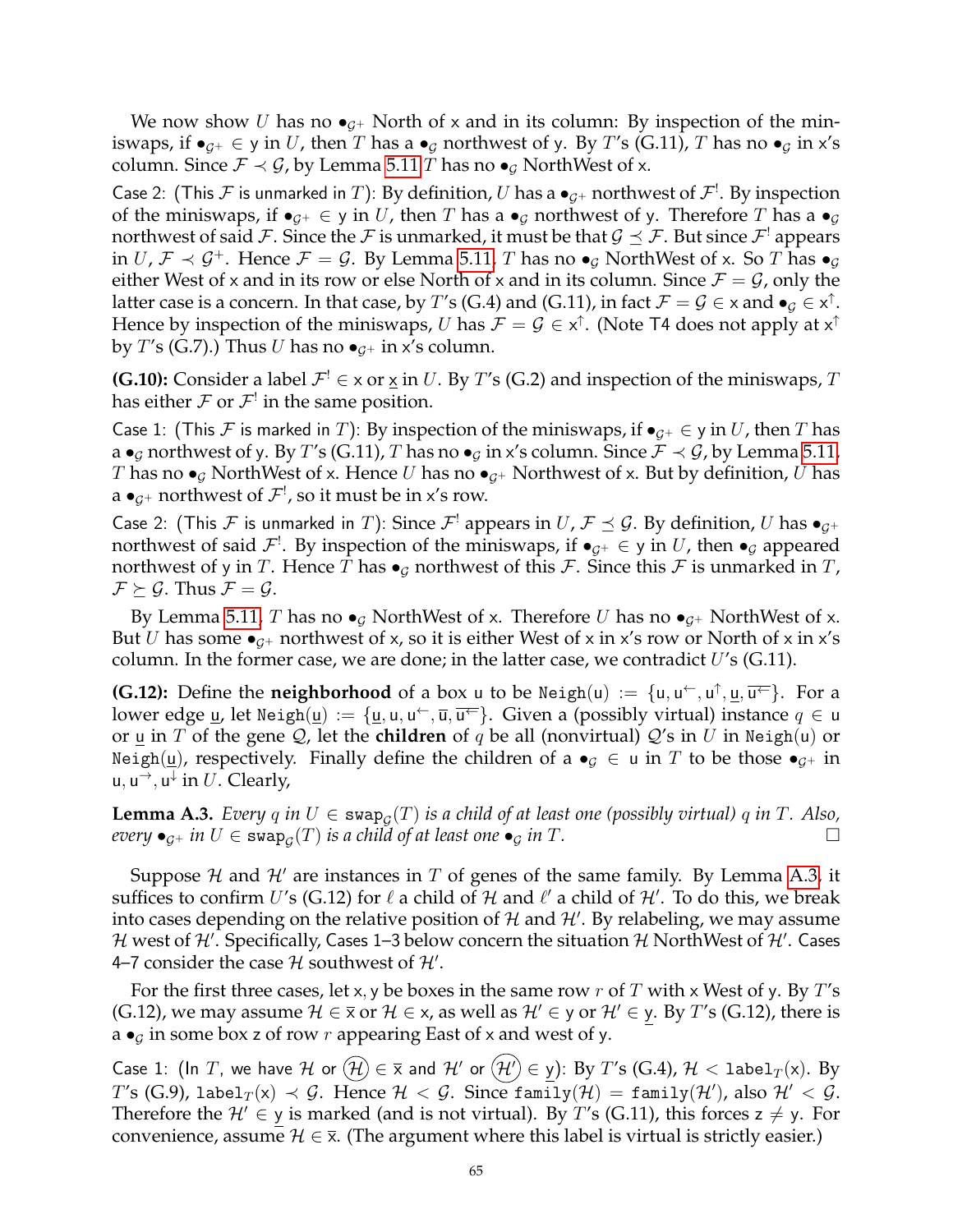We now show $U$ has no $\bullet_{\mathcal{G}^+}$ North of $\mathsf{x}$ and in its column: By inspection of the miniswaps, if $\bullet_{\mathcal{G}^+} \in \mathsf{y}$ in $U$, then $T$ has a $\bullet_{\mathcal{G}}$ northwest of $\mathsf{y}$. By $T$'s (G.11), $T$ has no $\bullet_{\mathcal{G}}$ in $\mathsf{x}$'s column. Since $\mathcal{F} \prec \mathcal{G}$, by Lemma 5.11 $T$ has no $\bullet_{\mathcal{G}}$ NorthWest of $\mathsf{x}$.

Case 2: (This $\mathcal{F}$ is unmarked in $T$): By definition, $U$ has a $\bullet_{\mathcal{G}^+}$ northwest of $\mathcal{F}^!$. By inspection of the miniswaps, if $\bullet_{\mathcal{G}^+} \in \mathsf{y}$ in $U$, then $T$ has a $\bullet_{\mathcal{G}}$ northwest of $\mathsf{y}$. Therefore $T$ has a $\bullet_{\mathcal{G}}$ northwest of said $\mathcal{F}$. Since the $\mathcal{F}$ is unmarked, it must be that $\mathcal{G} \preceq \mathcal{F}$. But since $\mathcal{F}^!$ appears in $U$, $\mathcal{F} \prec \mathcal{G}^+$. Hence $\mathcal{F} = \mathcal{G}$. By Lemma 5.11, $T$ has no $\bullet_{\mathcal{G}}$ NorthWest of $\mathsf{x}$. So $T$ has $\bullet_{\mathcal{G}}$ either West of $\mathsf{x}$ and in its row or else North of $\mathsf{x}$ and in its column. Since $\mathcal{F} = \mathcal{G}$, only the latter case is a concern. In that case, by $T$'s (G.4) and (G.11), in fact $\mathcal{F} = \mathcal{G} \in \mathsf{x}$ and $\bullet_{\mathcal{G}} \in \mathsf{x}^{\uparrow}$. Hence by inspection of the miniswaps, $U$ has $\mathcal{F} = \mathcal{G} \in \mathsf{x}^{\uparrow}$. (Note T4 does not apply at $\mathsf{x}^{\uparrow}$ by $T$'s (G.7).) Thus $U$ has no $\bullet_{\mathcal{G}^+}$ in $\mathsf{x}$'s column.

**(G.10):** Consider a label $\mathcal{F}^! \in \mathsf{x}$ or $\underline{\mathsf{x}}$ in $U$. By $T$'s (G.2) and inspection of the miniswaps, $T$ has either $\mathcal{F}$ or $\mathcal{F}^!$ in the same position.

Case 1: (This $\mathcal{F}$ is marked in $T$): By inspection of the miniswaps, if $\bullet_{\mathcal{G}^+} \in \mathsf{y}$ in $U$, then $T$ has a $\bullet_{\mathcal{G}}$ northwest of $\mathsf{y}$. By $T$'s (G.11), $T$ has no $\bullet_{\mathcal{G}}$ in $\mathsf{x}$'s column. Since $\mathcal{F} \prec \mathcal{G}$, by Lemma 5.11, $T$ has no $\bullet_{\mathcal{G}}$ NorthWest of $\mathsf{x}$. Hence $U$ has no $\bullet_{\mathcal{G}^+}$ Northwest of $\mathsf{x}$. But by definition, $U$ has a $\bullet_{\mathcal{G}^+}$ northwest of $\mathcal{F}^!$, so it must be in $\mathsf{x}$'s row.

Case 2: (This $\mathcal{F}$ is unmarked in $T$): Since $\mathcal{F}^!$ appears in $U$, $\mathcal{F} \preceq \mathcal{G}$. By definition, $U$ has $\bullet_{\mathcal{G}^+}$ northwest of said $\mathcal{F}^!$. By inspection of the miniswaps, if $\bullet_{\mathcal{G}^+} \in \mathsf{y}$ in $U$, then $\bullet_{\mathcal{G}}$ appeared northwest of $\mathsf{y}$ in $T$. Hence $T$ has $\bullet_{\mathcal{G}}$ northwest of this $\mathcal{F}$. Since this $\mathcal{F}$ is unmarked in $T$, $\mathcal{F} \succeq \mathcal{G}$. Thus $\mathcal{F} = \mathcal{G}$.

By Lemma 5.11, $T$ has no $\bullet_{\mathcal{G}}$ NorthWest of $\mathsf{x}$. Therefore $U$ has no $\bullet_{\mathcal{G}^+}$ NorthWest of $\mathsf{x}$. But $U$ has some $\bullet_{\mathcal{G}^+}$ northwest of $\mathsf{x}$, so it is either West of $\mathsf{x}$ in $\mathsf{x}$'s row or North of $\mathsf{x}$ in $\mathsf{x}$'s column. In the former case, we are done; in the latter case, we contradict $U$'s (G.11).

**(G.12):** Define the **neighborhood** of a box $\mathsf{u}$ to be $\texttt{Neigh}(\mathsf{u}) := \{\mathsf{u}, \mathsf{u}^{\leftarrow}, \mathsf{u}^{\uparrow}, \underline{\mathsf{u}}, \overline{\mathsf{u}^{\leftarrow}}\}$. For a lower edge $\underline{\mathsf{u}}$, let $\texttt{Neigh}(\underline{\mathsf{u}}) := \{\underline{\mathsf{u}}, \mathsf{u}, \mathsf{u}^{\leftarrow}, \overline{\mathsf{u}}, \overline{\mathsf{u}^{\leftarrow}}\}$. Given a (possibly virtual) instance $q \in \mathsf{u}$ or $\underline{\mathsf{u}}$ in $T$ of the gene $\mathcal{Q}$, let the **children** of $q$ be all (nonvirtual) $\mathcal{Q}$'s in $U$ in $\texttt{Neigh}(\mathsf{u})$ or $\texttt{Neigh}(\underline{\mathsf{u}})$, respectively. Finally define the children of a $\bullet_{\mathcal{G}} \in \mathsf{u}$ in $T$ to be those $\bullet_{\mathcal{G}^+}$ in $\mathsf{u}, \mathsf{u}^{\rightarrow}, \mathsf{u}^{\downarrow}$ in $U$. Clearly,

**Lemma A.3.** *Every $q$ in $U \in \texttt{swap}_{\mathcal{G}}(T)$ is a child of at least one (possibly virtual) $q$ in $T$. Also, every $\bullet_{\mathcal{G}^+}$ in $U \in \texttt{swap}_{\mathcal{G}}(T)$ is a child of at least one $\bullet_{\mathcal{G}}$ in $T$.* □

Suppose $\mathcal{H}$ and $\mathcal{H}'$ are instances in $T$ of genes of the same family. By Lemma A.3, it suffices to confirm $U$'s (G.12) for $\ell$ a child of $\mathcal{H}$ and $\ell'$ a child of $\mathcal{H}'$. To do this, we break into cases depending on the relative position of $\mathcal{H}$ and $\mathcal{H}'$. By relabeling, we may assume $\mathcal{H}$ west of $\mathcal{H}'$. Specifically, Cases 1–3 below concern the situation $\mathcal{H}$ NorthWest of $\mathcal{H}'$. Cases 4–7 consider the case $\mathcal{H}$ southwest of $\mathcal{H}'$.

For the first three cases, let $\mathsf{x}, \mathsf{y}$ be boxes in the same row $r$ of $T$ with $\mathsf{x}$ West of $\mathsf{y}$. By $T$'s (G.12), we may assume $\mathcal{H} \in \overline{\mathsf{x}}$ or $\mathcal{H} \in \mathsf{x}$, as well as $\mathcal{H}' \in \mathsf{y}$ or $\mathcal{H}' \in \underline{\mathsf{y}}$. By $T$'s (G.12), there is a $\bullet_{\mathcal{G}}$ in some box $\mathsf{z}$ of row $r$ appearing East of $\mathsf{x}$ and west of $\mathsf{y}$.

Case 1: (In $T$, we have $\mathcal{H}$ or $\textcircled{\mathcal{H}} \in \overline{\mathsf{x}}$ and $\mathcal{H}'$ or $\textcircled{\mathcal{H}'} \in \underline{\mathsf{y}}$): By $T$'s (G.4), $\mathcal{H} < \texttt{label}_T(\mathsf{x})$. By $T$'s (G.9), $\texttt{label}_T(\mathsf{x}) \prec \mathcal{G}$. Hence $\mathcal{H} < \mathcal{G}$. Since $\texttt{family}(\mathcal{H}) = \texttt{family}(\mathcal{H}')$, also $\mathcal{H}' < \mathcal{G}$. Therefore the $\mathcal{H}' \in \underline{\mathsf{y}}$ is marked (and is not virtual). By $T$'s (G.11), this forces $\mathsf{z} \neq \mathsf{y}$. For convenience, assume $\mathcal{H} \in \overline{\mathsf{x}}$. (The argument where this label is virtual is strictly easier.)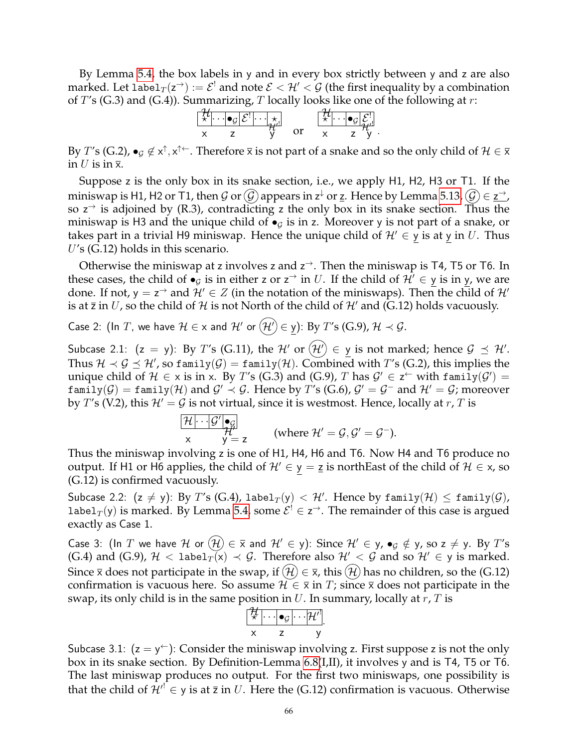By Lemma 5.4, the box labels in $\mathsf{y}$ and in every box strictly between $\mathsf{y}$ and $\mathsf{z}$ are also marked. Let $\texttt{label}_T(\mathsf{z}^{\rightarrow}) := \mathcal{E}^!$ and note $\mathcal{E} < \mathcal{H}' < \mathcal{G}$ (the first inequality by a combination of $T$'s (G.3) and (G.4)). Summarizing, $T$ locally looks like one of the following at $r$:

$$\underset{\mathsf{x}}{\overset{\mathcal{H}}{\boxed{\star}}}\boxed{\cdots}\underset{\mathsf{z}}{\boxed{\bullet_{\mathcal{G}}}}\boxed{\mathcal{E}^!}\boxed{\cdots}\underset{\mathsf{y}}{\boxed{\underset{\mathcal{H}'^!}{\star}}} \quad \text{or} \quad \underset{\mathsf{x}}{\overset{\mathcal{H}}{\boxed{\star}}}\boxed{\cdots}\underset{\mathsf{z}}{\boxed{\bullet_{\mathcal{G}}}}\underset{\mathsf{y}}{\boxed{\underset{\mathcal{H}'^!}{\mathcal{E}^!}}}.$$

By $T$'s (G.2), $\bullet_{\mathcal{G}} \notin \mathsf{x}^{\uparrow}, \mathsf{x}^{\uparrow\leftarrow}$. Therefore $\overline{\mathsf{x}}$ is not part of a snake and so the only child of $\mathcal{H} \in \overline{\mathsf{x}}$ in $U$ is in $\overline{\mathsf{x}}$.

Suppose $\mathsf{z}$ is the only box in its snake section, i.e., we apply H1, H2, H3 or T1. If the miniswap is H1, H2 or T1, then $\mathcal{G}$ or $\textcircled{\mathcal{G}}$ appears in $\mathsf{z}^{\downarrow}$ or $\underline{\mathsf{z}}$. Hence by Lemma 5.13, $\textcircled{\mathcal{G}} \in \underline{\mathsf{z}^{\rightarrow}}$, so $\mathsf{z}^{\rightarrow}$ is adjoined by (R.3), contradicting $\mathsf{z}$ the only box in its snake section. Thus the miniswap is H3 and the unique child of $\bullet_{\mathcal{G}}$ is in $\mathsf{z}$. Moreover $\mathsf{y}$ is not part of a snake, or takes part in a trivial H9 miniswap. Hence the unique child of $\mathcal{H}' \in \underline{\mathsf{y}}$ is at $\underline{\mathsf{y}}$ in $U$. Thus $U$'s (G.12) holds in this scenario.

Otherwise the miniswap at $\mathsf{z}$ involves $\mathsf{z}$ and $\mathsf{z}^{\rightarrow}$. Then the miniswap is T4, T5 or T6. In these cases, the child of $\bullet_{\mathcal{G}}$ is in either $\mathsf{z}$ or $\mathsf{z}^{\rightarrow}$ in $U$. If the child of $\mathcal{H}' \in \underline{\mathsf{y}}$ is in $\underline{\mathsf{y}}$, we are done. If not, $\mathsf{y} = \mathsf{z}^{\rightarrow}$ and $\mathcal{H}' \in Z$ (in the notation of the miniswaps). Then the child of $\mathcal{H}'$ is at $\overline{\mathsf{z}}$ in $U$, so the child of $\mathcal{H}$ is not North of the child of $\mathcal{H}'$ and (G.12) holds vacuously.

Case 2: (In $T$, we have $\mathcal{H} \in \mathsf{x}$ and $\mathcal{H}'$ or $\textcircled{\mathcal{H}'} \in \underline{\mathsf{y}}$): By $T$'s (G.9), $\mathcal{H} \prec \mathcal{G}$.

Subcase 2.1: ($\mathsf{z} = \mathsf{y}$): By $T$'s (G.11), the $\mathcal{H}'$ or $\textcircled{\mathcal{H}'} \in \underline{\mathsf{y}}$ is not marked; hence $\mathcal{G} \preceq \mathcal{H}'$. Thus $\mathcal{H} \prec \mathcal{G} \preceq \mathcal{H}'$, so $\texttt{family}(\mathcal{G}) = \texttt{family}(\mathcal{H})$. Combined with $T$'s (G.2), this implies the unique child of $\mathcal{H} \in \mathsf{x}$ is in $\mathsf{x}$. By $T$'s (G.3) and (G.9), $T$ has $\mathcal{G}' \in \mathsf{z}^{\leftarrow}$ with $\texttt{family}(\mathcal{G}') = \texttt{family}(\mathcal{G}) = \texttt{family}(\mathcal{H})$ and $\mathcal{G}' \prec \mathcal{G}$. Hence by $T$'s (G.6), $\mathcal{G}' = \mathcal{G}^-$ and $\mathcal{H}' = \mathcal{G}$; moreover by $T$'s (V.2), this $\mathcal{H}' = \mathcal{G}$ is not virtual, since it is westmost. Hence, locally at $r$, $T$ is

$$\underset{\mathsf{x}}{\boxed{\mathcal{H}}}\boxed{\cdots}\boxed{\mathcal{G}'}\underset{\mathsf{y}=\mathsf{z}}{\boxed{\underset{\mathcal{H}'}{\bullet_{\mathcal{G}}}}} \qquad (\text{where } \mathcal{H}' = \mathcal{G}, \mathcal{G}' = \mathcal{G}^-).$$

Thus the miniswap involving $\mathsf{z}$ is one of H1, H4, H6 and T6. Now H4 and T6 produce no output. If H1 or H6 applies, the child of $\mathcal{H}' \in \underline{\mathsf{y}} = \underline{\mathsf{z}}$ is northEast of the child of $\mathcal{H} \in \mathsf{x}$, so (G.12) is confirmed vacuously.

Subcase 2.2: ($\mathsf{z} \neq \mathsf{y}$): By $T$'s (G.4), $\texttt{label}_T(\mathsf{y}) < \mathcal{H}'$. Hence by $\texttt{family}(\mathcal{H}) \leq \texttt{family}(\mathcal{G})$, $\texttt{label}_T(\mathsf{y})$ is marked. By Lemma 5.4, some $\mathcal{E}^! \in \mathsf{z}^{\rightarrow}$. The remainder of this case is argued exactly as Case 1.

Case 3: (In $T$ we have $\mathcal{H}$ or $\textcircled{\mathcal{H}} \in \overline{\mathsf{x}}$ and $\mathcal{H}' \in \mathsf{y}$): Since $\mathcal{H}' \in \mathsf{y}$, $\bullet_{\mathcal{G}} \notin \mathsf{y}$, so $\mathsf{z} \neq \mathsf{y}$. By $T$'s (G.4) and (G.9), $\mathcal{H} < \texttt{label}_T(\mathsf{x}) \prec \mathcal{G}$. Therefore also $\mathcal{H}' < \mathcal{G}$ and so $\mathcal{H}' \in \mathsf{y}$ is marked. Since $\overline{\mathsf{x}}$ does not participate in the swap, if $\textcircled{\mathcal{H}} \in \overline{\mathsf{x}}$, this $\textcircled{\mathcal{H}}$ has no children, so the (G.12) confirmation is vacuous here. So assume $\mathcal{H} \in \overline{\mathsf{x}}$ in $T$; since $\overline{\mathsf{x}}$ does not participate in the swap, its only child is in the same position in $U$. In summary, locally at $r$, $T$ is

$$\underset{\mathsf{x}}{\overset{\mathcal{H}}{\boxed{\star}}}\boxed{\cdots}\underset{\mathsf{z}}{\boxed{\bullet_{\mathcal{G}}}}\boxed{\cdots}\underset{\mathsf{y}}{\boxed{\mathcal{H}'^!}}.$$

Subcase 3.1: ($\mathsf{z} = \mathsf{y}^{\leftarrow}$): Consider the miniswap involving $\mathsf{z}$. First suppose $\mathsf{z}$ is not the only box in its snake section. By Definition-Lemma 6.8(I,II), it involves $\mathsf{y}$ and is T4, T5 or T6. The last miniswap produces no output. For the first two miniswaps, one possibility is that the child of $\mathcal{H}'^! \in \mathsf{y}$ is at $\overline{\mathsf{z}}$ in $U$. Here the (G.12) confirmation is vacuous. Otherwise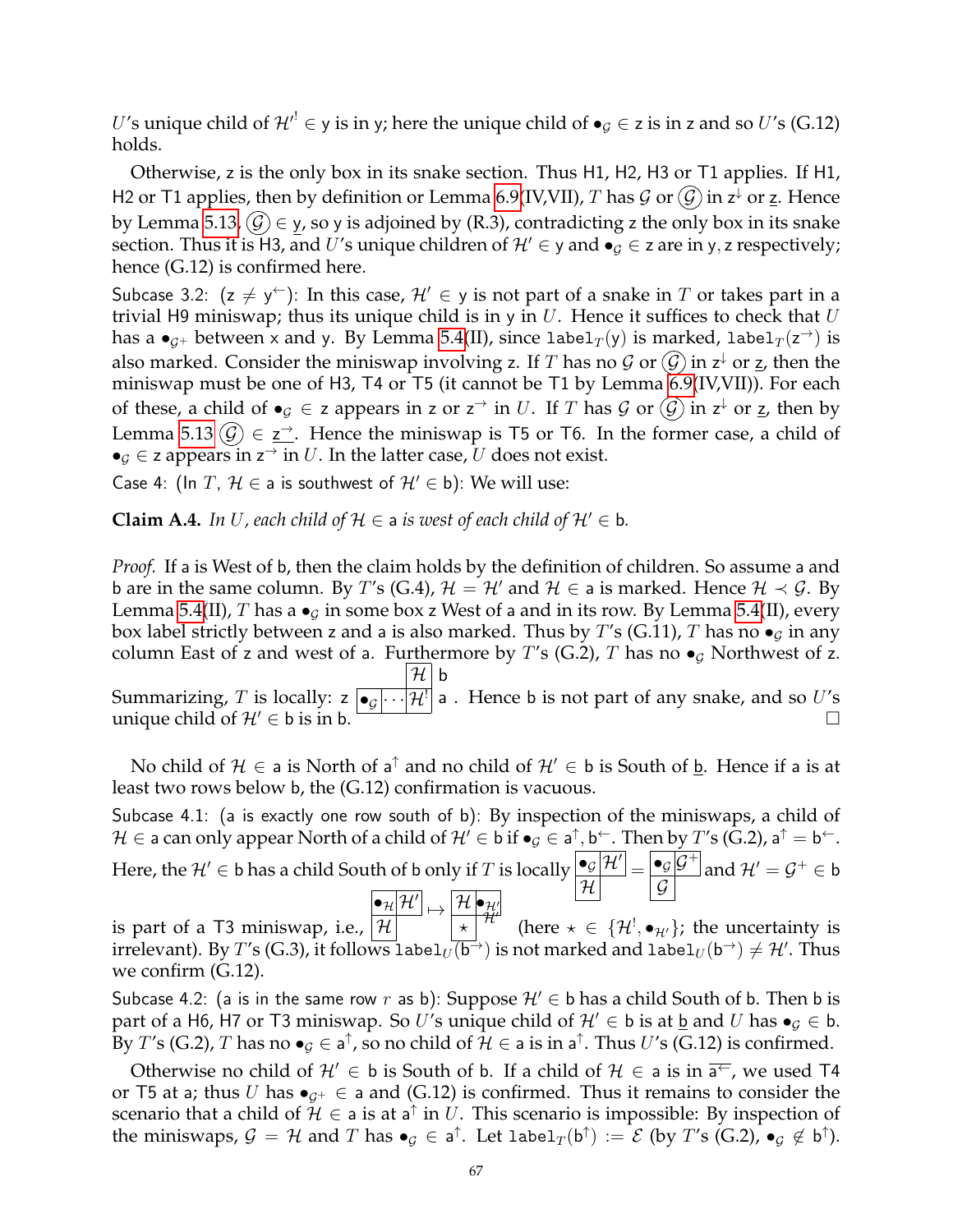$U$'s unique child of $\mathcal{H}'^! \in \mathsf{y}$ is in $\mathsf{y}$; here the unique child of $\bullet_{\mathcal{G}} \in \mathsf{z}$ is in $\mathsf{z}$ and so $U$'s (G.12) holds.

Otherwise, $\mathsf{z}$ is the only box in its snake section. Thus H1, H2, H3 or T1 applies. If H1, H2 or T1 applies, then by definition or Lemma 6.9(IV,VII), $T$ has $\mathcal{G}$ or $\textcircled{\mathcal{G}}$ in $\mathsf{z}^{\downarrow}$ or $\underline{\mathsf{z}}$. Hence by Lemma 5.13, $\textcircled{\mathcal{G}} \in \underline{\mathsf{y}}$, so $\mathsf{y}$ is adjoined by (R.3), contradicting $\mathsf{z}$ the only box in its snake section. Thus it is H3, and $U$'s unique children of $\mathcal{H}' \in \mathsf{y}$ and $\bullet_{\mathcal{G}} \in \mathsf{z}$ are in $\mathsf{y}, \mathsf{z}$ respectively; hence (G.12) is confirmed here.

Subcase 3.2: ($\mathsf{z} \neq \mathsf{y}^{\leftarrow}$): In this case, $\mathcal{H}' \in \mathsf{y}$ is not part of a snake in $T$ or takes part in a trivial H9 miniswap; thus its unique child is in $\mathsf{y}$ in $U$. Hence it suffices to check that $U$ has a $\bullet_{\mathcal{G}^+}$ between $\mathsf{x}$ and $\mathsf{y}$. By Lemma 5.4(II), since $\mathtt{label}_T(\mathsf{y})$ is marked, $\mathtt{label}_T(\mathsf{z}^{\rightarrow})$ is also marked. Consider the miniswap involving $\mathsf{z}$. If $T$ has no $\mathcal{G}$ or $\textcircled{\mathcal{G}}$ in $\mathsf{z}^{\downarrow}$ or $\underline{\mathsf{z}}$, then the miniswap must be one of H3, T4 or T5 (it cannot be T1 by Lemma 6.9(IV,VII)). For each of these, a child of $\bullet_{\mathcal{G}} \in \mathsf{z}$ appears in $\mathsf{z}$ or $\mathsf{z}^{\rightarrow}$ in $U$. If $T$ has $\mathcal{G}$ or $\textcircled{\mathcal{G}}$ in $\mathsf{z}^{\downarrow}$ or $\underline{\mathsf{z}}$, then by Lemma 5.13 $\textcircled{\mathcal{G}} \in \underline{\mathsf{z}^{\rightarrow}}$. Hence the miniswap is T5 or T6. In the former case, a child of $\bullet_{\mathcal{G}} \in \mathsf{z}$ appears in $\mathsf{z}^{\rightarrow}$ in $U$. In the latter case, $U$ does not exist.

Case 4: (In $T$, $\mathcal{H} \in \mathsf{a}$ is southwest of $\mathcal{H}' \in \mathsf{b}$): We will use:

**Claim A.4.** *In $U$, each child of $\mathcal{H} \in \mathsf{a}$ is west of each child of $\mathcal{H}' \in \mathsf{b}$.*

*Proof.* If $\mathsf{a}$ is West of $\mathsf{b}$, then the claim holds by the definition of children. So assume $\mathsf{a}$ and $\mathsf{b}$ are in the same column. By $T$'s (G.4), $\mathcal{H} = \mathcal{H}'$ and $\mathcal{H} \in \mathsf{a}$ is marked. Hence $\mathcal{H} \prec \mathcal{G}$. By Lemma 5.4(II), $T$ has a $\bullet_{\mathcal{G}}$ in some box $\mathsf{z}$ West of $\mathsf{a}$ and in its row. By Lemma 5.4(II), every box label strictly between $\mathsf{z}$ and $\mathsf{a}$ is also marked. Thus by $T$'s (G.11), $T$ has no $\bullet_{\mathcal{G}}$ in any column East of $\mathsf{z}$ and west of $\mathsf{a}$. Furthermore by $T$'s (G.2), $T$ has no $\bullet_{\mathcal{G}}$ Northwest of $\mathsf{z}$.

Summarizing, $T$ is locally: $\begin{array}{r|c|c|c|l} \multicolumn{3}{c|}{} & \mathcal{H} & \mathsf{b} \\ \cline{2-4} \mathsf{z} & \bullet_{\mathcal{G}} & \cdots & \mathcal{H}^! & \mathsf{a} \\ \cline{2-4} \end{array}$. Hence $\mathsf{b}$ is not part of any snake, and so $U$'s unique child of $\mathcal{H}' \in \mathsf{b}$ is in $\mathsf{b}$. $\square$

No child of $\mathcal{H} \in \mathsf{a}$ is North of $\mathsf{a}^{\uparrow}$ and no child of $\mathcal{H}' \in \mathsf{b}$ is South of $\underline{\mathsf{b}}$. Hence if $\mathsf{a}$ is at least two rows below $\mathsf{b}$, the (G.12) confirmation is vacuous.

Subcase 4.1: ($\mathsf{a}$ is exactly one row south of $\mathsf{b}$): By inspection of the miniswaps, a child of $\mathcal{H} \in \mathsf{a}$ can only appear North of a child of $\mathcal{H}' \in \mathsf{b}$ if $\bullet_{\mathcal{G}} \in \mathsf{a}^{\uparrow}, \mathsf{b}^{\leftarrow}$. Then by $T$'s (G.2), $\mathsf{a}^{\uparrow} = \mathsf{b}^{\leftarrow}$. Here, the $\mathcal{H}' \in \mathsf{b}$ has a child South of $\mathsf{b}$ only if $T$ is locally $\begin{array}{|c|c|} \hline \bullet_{\mathcal{G}} & \mathcal{H}' \\ \hline \mathcal{H} \\ \cline{1-1} \end{array} = \begin{array}{|c|c|} \hline \bullet_{\mathcal{G}} & \mathcal{G}^+ \\ \hline \mathcal{G} \\ \cline{1-1} \end{array}$ and $\mathcal{H}' = \mathcal{G}^+ \in \mathsf{b}$ is part of a T3 miniswap, i.e., $\begin{array}{|c|c|} \hline \bullet_{\mathcal{H}} & \mathcal{H}' \\ \hline \mathcal{H} \\ \cline{1-1} \end{array} \mapsto \begin{array}{|c|c|} \hline \mathcal{H} & \bullet_{\mathcal{H}'} \\ \hline \star & \multicolumn{1}{c}{\mathcal{H}'} \\ \cline{1-1} \end{array}$ (here $\star \in \{\mathcal{H}^!, \bullet_{\mathcal{H}'}\}$; the uncertainty is irrelevant). By $T$'s (G.3), it follows $\mathtt{label}_U(\mathsf{b}^{\rightarrow})$ is not marked and $\mathtt{label}_U(\mathsf{b}^{\rightarrow}) \neq \mathcal{H}'$. Thus we confirm (G.12).

Subcase 4.2: ($\mathsf{a}$ is in the same row $r$ as $\mathsf{b}$): Suppose $\mathcal{H}' \in \mathsf{b}$ has a child South of $\mathsf{b}$. Then $\mathsf{b}$ is part of a H6, H7 or T3 miniswap. So $U$'s unique child of $\mathcal{H}' \in \mathsf{b}$ is at $\underline{\mathsf{b}}$ and $U$ has $\bullet_{\mathcal{G}} \in \mathsf{b}$. By $T$'s (G.2), $T$ has no $\bullet_{\mathcal{G}} \in \mathsf{a}^{\uparrow}$, so no child of $\mathcal{H} \in \mathsf{a}$ is in $\mathsf{a}^{\uparrow}$. Thus $U$'s (G.12) is confirmed.

Otherwise no child of $\mathcal{H}' \in \mathsf{b}$ is South of $\mathsf{b}$. If a child of $\mathcal{H} \in \mathsf{a}$ is in $\overline{\mathsf{a}^{\leftarrow}}$, we used T4 or T5 at $\mathsf{a}$; thus $U$ has $\bullet_{\mathcal{G}^+} \in \mathsf{a}$ and (G.12) is confirmed. Thus it remains to consider the scenario that a child of $\mathcal{H} \in \mathsf{a}$ is at $\mathsf{a}^{\uparrow}$ in $U$. This scenario is impossible: By inspection of the miniswaps, $\mathcal{G} = \mathcal{H}$ and $T$ has $\bullet_{\mathcal{G}} \in \mathsf{a}^{\uparrow}$. Let $\mathtt{label}_T(\mathsf{b}^{\uparrow}) := \mathcal{E}$ (by $T$'s (G.2), $\bullet_{\mathcal{G}} \notin \mathsf{b}^{\uparrow}$).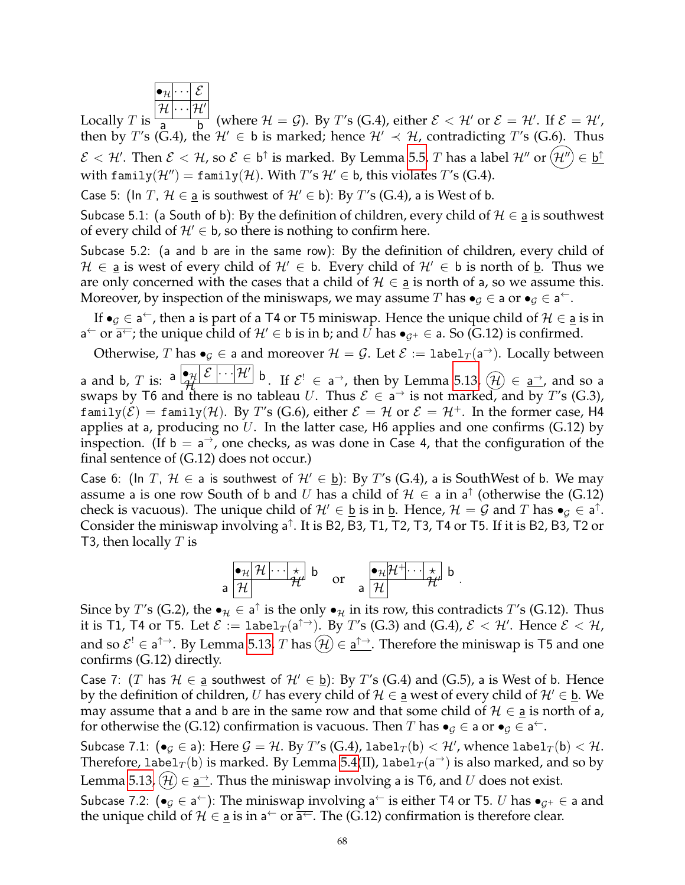Locally $T$ is

| $\bullet_{\mathcal{H}}$ | $\cdots$ | $\mathcal{E}$ |
|---|---|---|
| $\mathcal{H}$ | $\cdots$ | $\mathcal{H}'$ |
| a | | b |

(where $\mathcal{H} = \mathcal{G}$). By $T$'s (G.4), either $\mathcal{E} < \mathcal{H}'$ or $\mathcal{E} = \mathcal{H}'$. If $\mathcal{E} = \mathcal{H}'$, then by $T$'s (G.4), the $\mathcal{H}' \in \mathsf{b}$ is marked; hence $\mathcal{H}' \prec \mathcal{H}$, contradicting $T$'s (G.6). Thus $\mathcal{E} < \mathcal{H}'$. Then $\mathcal{E} < \mathcal{H}$, so $\mathcal{E} \in \mathsf{b}^{\uparrow}$ is marked. By Lemma 5.5, $T$ has a label $\mathcal{H}''$ or $\textcircled{\mathcal{H}''} \in \underline{\mathsf{b}^{\uparrow}}$ with $\mathtt{family}(\mathcal{H}'') = \mathtt{family}(\mathcal{H})$. With $T$'s $\mathcal{H}' \in \mathsf{b}$, this violates $T$'s (G.4).

Case 5: (In $T$, $\mathcal{H} \in \underline{\mathsf{a}}$ is southwest of $\mathcal{H}' \in \mathsf{b}$): By $T$'s (G.4), a is West of b.

Subcase 5.1: (a South of b): By the definition of children, every child of $\mathcal{H} \in \underline{\mathsf{a}}$ is southwest of every child of $\mathcal{H}' \in \mathsf{b}$, so there is nothing to confirm here.

Subcase 5.2: (a and b are in the same row): By the definition of children, every child of $\mathcal{H} \in \underline{\mathsf{a}}$ is west of every child of $\mathcal{H}' \in \mathsf{b}$. Every child of $\mathcal{H}' \in \mathsf{b}$ is north of $\underline{\mathsf{b}}$. Thus we are only concerned with the cases that a child of $\mathcal{H} \in \underline{\mathsf{a}}$ is north of a, so we assume this. Moreover, by inspection of the miniswaps, we may assume $T$ has $\bullet_{\mathcal{G}} \in \mathsf{a}$ or $\bullet_{\mathcal{G}} \in \mathsf{a}^{\leftarrow}$.

If $\bullet_{\mathcal{G}} \in \mathsf{a}^{\leftarrow}$, then a is part of a T4 or T5 miniswap. Hence the unique child of $\mathcal{H} \in \underline{\mathsf{a}}$ is in $\mathsf{a}^{\leftarrow}$ or $\overline{\mathsf{a}^{\leftarrow}}$; the unique child of $\mathcal{H}' \in \mathsf{b}$ is in b; and $U$ has $\bullet_{\mathcal{G}^+} \in \mathsf{a}$. So (G.12) is confirmed.

Otherwise, $T$ has $\bullet_{\mathcal{G}} \in \mathsf{a}$ and moreover $\mathcal{H} = \mathcal{G}$. Let $\mathcal{E} := \mathtt{label}_T(\mathsf{a}^{\rightarrow})$. Locally between a and b, $T$ is: a $\boxed{\bullet_{\mathcal{H}} / \mathcal{H}}\boxed{\mathcal{E}}\boxed{\cdots}\boxed{\mathcal{H}'}$ b. If $\mathcal{E}^! \in \mathsf{a}^{\rightarrow}$, then by Lemma 5.13, $\textcircled{\mathcal{H}} \in \underline{\mathsf{a}^{\rightarrow}}$, and so a swaps by T6 and there is no tableau $U$. Thus $\mathcal{E} \in \mathsf{a}^{\rightarrow}$ is not marked, and by $T$'s (G.3), $\mathtt{family}(\mathcal{E}) = \mathtt{family}(\mathcal{H})$. By $T$'s (G.6), either $\mathcal{E} = \mathcal{H}$ or $\mathcal{E} = \mathcal{H}^+$. In the former case, H4 applies at a, producing no $U$. In the latter case, H6 applies and one confirms (G.12) by inspection. (If $\mathsf{b} = \mathsf{a}^{\rightarrow}$, one checks, as was done in Case 4, that the configuration of the final sentence of (G.12) does not occur.)

Case 6: (In $T$, $\mathcal{H} \in \mathsf{a}$ is southwest of $\mathcal{H}' \in \underline{\mathsf{b}}$): By $T$'s (G.4), a is SouthWest of b. We may assume a is one row South of b and $U$ has a child of $\mathcal{H} \in \mathsf{a}$ in $\mathsf{a}^{\uparrow}$ (otherwise the (G.12) check is vacuous). The unique child of $\mathcal{H}' \in \underline{\mathsf{b}}$ is in $\underline{\mathsf{b}}$. Hence, $\mathcal{H} = \mathcal{G}$ and $T$ has $\bullet_{\mathcal{G}} \in \mathsf{a}^{\uparrow}$. Consider the miniswap involving $\mathsf{a}^{\uparrow}$. It is B2, B3, T1, T2, T3, T4 or T5. If it is B2, B3, T2 or T3, then locally $T$ is

| | $\bullet_{\mathcal{H}}$ | $\mathcal{H}$ | $\cdots$ | $\star$ / $\mathcal{H}'$ | b |
|---|---|---|---|---|---|
| a | $\mathcal{H}$ | | | | |

or

| | $\bullet_{\mathcal{H}}$ | $\mathcal{H}^+$ | $\cdots$ | $\star$ / $\mathcal{H}'$ | b |
|---|---|---|---|---|---|
| a | $\mathcal{H}$ | | | | |

Since by $T$'s (G.2), the $\bullet_{\mathcal{H}} \in \mathsf{a}^{\uparrow}$ is the only $\bullet_{\mathcal{H}}$ in its row, this contradicts $T$'s (G.12). Thus it is T1, T4 or T5. Let $\mathcal{E} := \mathtt{label}_T(\mathsf{a}^{\uparrow\rightarrow})$. By $T$'s (G.3) and (G.4), $\mathcal{E} < \mathcal{H}'$. Hence $\mathcal{E} < \mathcal{H}$, and so $\mathcal{E}^! \in \mathsf{a}^{\uparrow\rightarrow}$. By Lemma 5.13, $T$ has $\textcircled{\mathcal{H}} \in \underline{\mathsf{a}^{\uparrow\rightarrow}}$. Therefore the miniswap is T5 and one confirms (G.12) directly.

Case 7: ($T$ has $\mathcal{H} \in \underline{\mathsf{a}}$ southwest of $\mathcal{H}' \in \underline{\mathsf{b}}$): By $T$'s (G.4) and (G.5), a is West of b. Hence by the definition of children, $U$ has every child of $\mathcal{H} \in \underline{\mathsf{a}}$ west of every child of $\mathcal{H}' \in \underline{\mathsf{b}}$. We may assume that a and b are in the same row and that some child of $\mathcal{H} \in \underline{\mathsf{a}}$ is north of a, for otherwise the (G.12) confirmation is vacuous. Then $T$ has $\bullet_{\mathcal{G}} \in \mathsf{a}$ or $\bullet_{\mathcal{G}} \in \mathsf{a}^{\leftarrow}$.

Subcase 7.1: ($\bullet_{\mathcal{G}} \in \mathsf{a}$): Here $\mathcal{G} = \mathcal{H}$. By $T$'s (G.4), $\mathtt{label}_T(\mathsf{b}) < \mathcal{H}'$, whence $\mathtt{label}_T(\mathsf{b}) < \mathcal{H}$. Therefore, $\mathtt{label}_T(\mathsf{b})$ is marked. By Lemma 5.4(II), $\mathtt{label}_T(\mathsf{a}^{\rightarrow})$ is also marked, and so by Lemma 5.13, $\textcircled{\mathcal{H}} \in \underline{\mathsf{a}^{\rightarrow}}$. Thus the miniswap involving a is T6, and $U$ does not exist.

Subcase 7.2: ($\bullet_{\mathcal{G}} \in \mathsf{a}^{\leftarrow}$): The miniswap involving $\mathsf{a}^{\leftarrow}$ is either T4 or T5. $U$ has $\bullet_{\mathcal{G}^+} \in \mathsf{a}$ and the unique child of $\mathcal{H} \in \underline{\mathsf{a}}$ is in $\mathsf{a}^{\leftarrow}$ or $\overline{\mathsf{a}^{\leftarrow}}$. The (G.12) confirmation is therefore clear.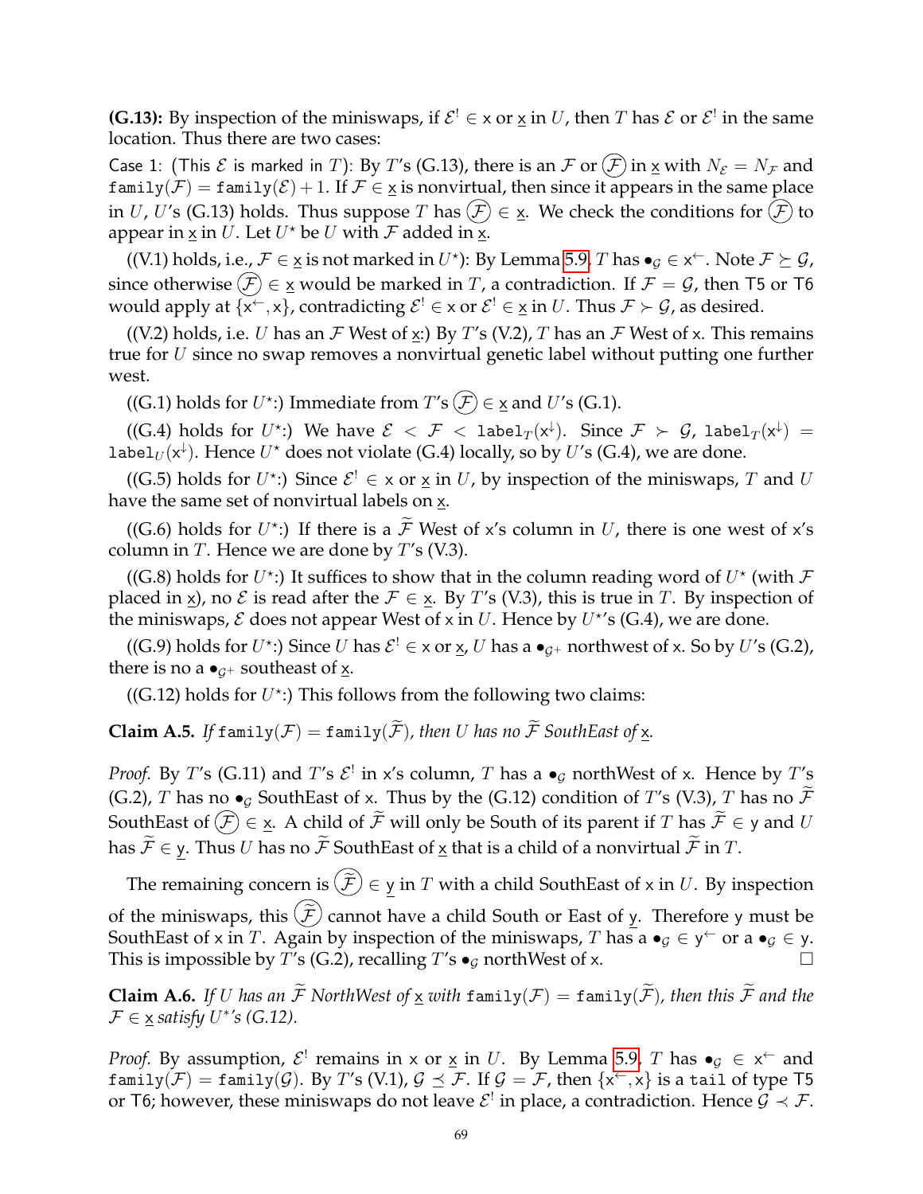**(G.13):** By inspection of the miniswaps, if $\mathcal{E}^! \in \mathsf{x}$ or $\underline{\mathsf{x}}$ in $U$, then $T$ has $\mathcal{E}$ or $\mathcal{E}^!$ in the same location. Thus there are two cases:

Case 1: (This $\mathcal{E}$ is marked in $T$): By $T$'s (G.13), there is an $\mathcal{F}$ or $\textcircled{\mathcal{F}}$ in $\underline{\mathsf{x}}$ with $N_{\mathcal{E}} = N_{\mathcal{F}}$ and $\mathtt{family}(\mathcal{F}) = \mathtt{family}(\mathcal{E}) + 1$. If $\mathcal{F} \in \underline{\mathsf{x}}$ is nonvirtual, then since it appears in the same place in $U$, $U$'s (G.13) holds. Thus suppose $T$ has $\textcircled{\mathcal{F}} \in \underline{\mathsf{x}}$. We check the conditions for $\textcircled{\mathcal{F}}$ to appear in $\underline{\mathsf{x}}$ in $U$. Let $U^\star$ be $U$ with $\mathcal{F}$ added in $\underline{\mathsf{x}}$.

((V.1) holds, i.e., $\mathcal{F} \in \underline{\mathsf{x}}$ is not marked in $U^\star$): By Lemma 5.9, $T$ has $\bullet_{\mathcal{G}} \in \mathsf{x}^{\leftarrow}$. Note $\mathcal{F} \succeq \mathcal{G}$, since otherwise $\textcircled{\mathcal{F}} \in \underline{\mathsf{x}}$ would be marked in $T$, a contradiction. If $\mathcal{F} = \mathcal{G}$, then T5 or T6 would apply at $\{\mathsf{x}^{\leftarrow}, \mathsf{x}\}$, contradicting $\mathcal{E}^! \in \mathsf{x}$ or $\mathcal{E}^! \in \underline{\mathsf{x}}$ in $U$. Thus $\mathcal{F} \succ \mathcal{G}$, as desired.

((V.2) holds, i.e. $U$ has an $\mathcal{F}$ West of $\underline{\mathsf{x}}$:) By $T$'s (V.2), $T$ has an $\mathcal{F}$ West of $\mathsf{x}$. This remains true for $U$ since no swap removes a nonvirtual genetic label without putting one further west.

((G.1) holds for $U^\star$:) Immediate from $T$'s $\textcircled{\mathcal{F}} \in \underline{\mathsf{x}}$ and $U$'s (G.1).

((G.4) holds for $U^\star$:) We have $\mathcal{E} < \mathcal{F} < \mathtt{label}_T(\mathsf{x}^{\downarrow})$. Since $\mathcal{F} \succ \mathcal{G}$, $\mathtt{label}_T(\mathsf{x}^{\downarrow}) = \mathtt{label}_U(\mathsf{x}^{\downarrow})$. Hence $U^\star$ does not violate (G.4) locally, so by $U$'s (G.4), we are done.

((G.5) holds for $U^\star$:) Since $\mathcal{E}^! \in \mathsf{x}$ or $\underline{\mathsf{x}}$ in $U$, by inspection of the miniswaps, $T$ and $U$ have the same set of nonvirtual labels on $\underline{\mathsf{x}}$.

((G.6) holds for $U^\star$:) If there is a $\widetilde{\mathcal{F}}$ West of $\mathsf{x}$'s column in $U$, there is one west of $\mathsf{x}$'s column in $T$. Hence we are done by $T$'s (V.3).

((G.8) holds for $U^\star$:) It suffices to show that in the column reading word of $U^\star$ (with $\mathcal{F}$ placed in $\underline{\mathsf{x}}$), no $\mathcal{E}$ is read after the $\mathcal{F} \in \underline{\mathsf{x}}$. By $T$'s (V.3), this is true in $T$. By inspection of the miniswaps, $\mathcal{E}$ does not appear West of $\mathsf{x}$ in $U$. Hence by $U^\star$'s (G.4), we are done.

((G.9) holds for $U^\star$:) Since $U$ has $\mathcal{E}^! \in \mathsf{x}$ or $\underline{\mathsf{x}}$, $U$ has a $\bullet_{\mathcal{G}^+}$ northwest of $\mathsf{x}$. So by $U$'s (G.2), there is no a $\bullet_{\mathcal{G}^+}$ southeast of $\underline{\mathsf{x}}$.

((G.12) holds for $U^\star$:) This follows from the following two claims:

**Claim A.5.** *If $\mathtt{family}(\mathcal{F}) = \mathtt{family}(\widetilde{\mathcal{F}})$, then $U$ has no $\widetilde{\mathcal{F}}$ SouthEast of $\underline{\mathsf{x}}$.*

*Proof.* By $T$'s (G.11) and $T$'s $\mathcal{E}^!$ in $\mathsf{x}$'s column, $T$ has a $\bullet_{\mathcal{G}}$ northWest of $\mathsf{x}$. Hence by $T$'s (G.2), $T$ has no $\bullet_{\mathcal{G}}$ SouthEast of $\mathsf{x}$. Thus by the (G.12) condition of $T$'s (V.3), $T$ has no $\widetilde{\mathcal{F}}$ SouthEast of $\textcircled{\mathcal{F}} \in \underline{\mathsf{x}}$. A child of $\widetilde{\mathcal{F}}$ will only be South of its parent if $T$ has $\widetilde{\mathcal{F}} \in \mathsf{y}$ and $U$ has $\widetilde{\mathcal{F}} \in \underline{\mathsf{y}}$. Thus $U$ has no $\widetilde{\mathcal{F}}$ SouthEast of $\underline{\mathsf{x}}$ that is a child of a nonvirtual $\widetilde{\mathcal{F}}$ in $T$.

The remaining concern is $\textcircled{\widetilde{\mathcal{F}}} \in \underline{\mathsf{y}}$ in $T$ with a child SouthEast of $\mathsf{x}$ in $U$. By inspection of the miniswaps, this $\textcircled{\widetilde{\mathcal{F}}}$ cannot have a child South or East of $\underline{\mathsf{y}}$. Therefore $\mathsf{y}$ must be SouthEast of $\mathsf{x}$ in $T$. Again by inspection of the miniswaps, $T$ has a $\bullet_{\mathcal{G}} \in \mathsf{y}^{\leftarrow}$ or a $\bullet_{\mathcal{G}} \in \mathsf{y}$. This is impossible by $T$'s (G.2), recalling $T$'s $\bullet_{\mathcal{G}}$ northWest of $\mathsf{x}$. □

**Claim A.6.** *If $U$ has an $\widetilde{\mathcal{F}}$ NorthWest of $\underline{\mathsf{x}}$ with $\mathtt{family}(\mathcal{F}) = \mathtt{family}(\widetilde{\mathcal{F}})$, then this $\widetilde{\mathcal{F}}$ and the $\mathcal{F} \in \underline{\mathsf{x}}$ satisfy $U^*$'s (G.12).*

*Proof.* By assumption, $\mathcal{E}^!$ remains in $\mathsf{x}$ or $\underline{\mathsf{x}}$ in $U$. By Lemma 5.9, $T$ has $\bullet_{\mathcal{G}} \in \mathsf{x}^{\leftarrow}$ and $\mathtt{family}(\mathcal{F}) = \mathtt{family}(\mathcal{G})$. By $T$'s (V.1), $\mathcal{G} \preceq \mathcal{F}$. If $\mathcal{G} = \mathcal{F}$, then $\{\mathsf{x}^{\leftarrow}, \mathsf{x}\}$ is a $\mathtt{tail}$ of type T5 or T6; however, these miniswaps do not leave $\mathcal{E}^!$ in place, a contradiction. Hence $\mathcal{G} \prec \mathcal{F}$.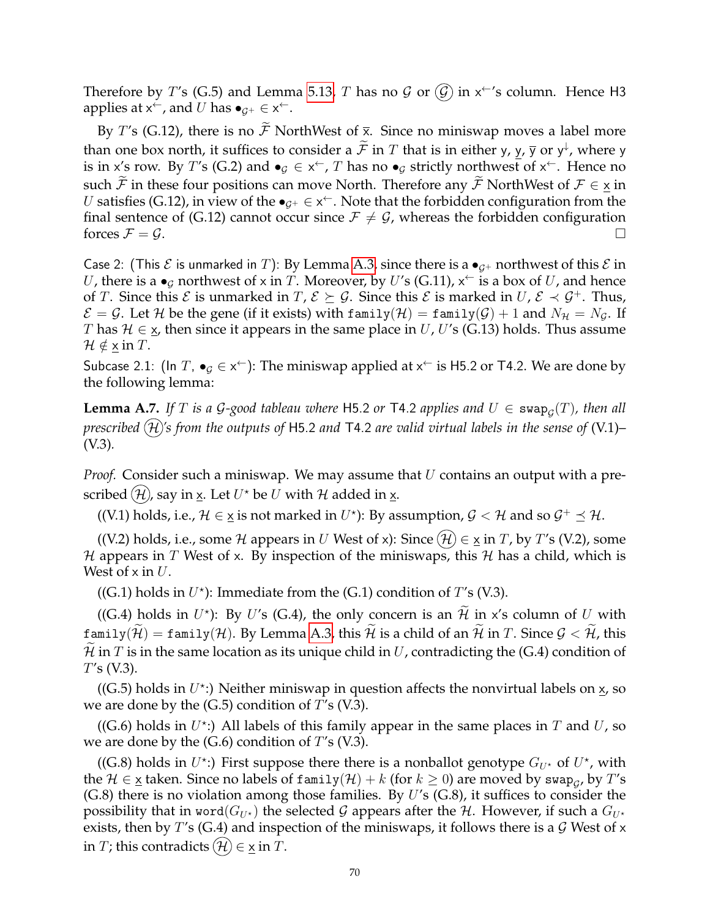Therefore by $T$'s (G.5) and Lemma 5.13, $T$ has no $\mathcal{G}$ or $\textcircled{\mathcal{G}}$ in $\mathsf{x}^{\leftarrow}$'s column. Hence H3 applies at $\mathsf{x}^{\leftarrow}$, and $U$ has $\bullet_{\mathcal{G}^+} \in \mathsf{x}^{\leftarrow}$.

By $T$'s (G.12), there is no $\widetilde{\mathcal{F}}$ NorthWest of $\overline{\mathsf{x}}$. Since no miniswap moves a label more than one box north, it suffices to consider a $\widetilde{\mathcal{F}}$ in $T$ that is in either $\mathsf{y}$, $\underline{\mathsf{y}}$, $\overline{\mathsf{y}}$ or $\mathsf{y}^{\downarrow}$, where $\mathsf{y}$ is in $\mathsf{x}$'s row. By $T$'s (G.2) and $\bullet_{\mathcal{G}} \in \mathsf{x}^{\leftarrow}$, $T$ has no $\bullet_{\mathcal{G}}$ strictly northwest of $\mathsf{x}^{\leftarrow}$. Hence no such $\widetilde{\mathcal{F}}$ in these four positions can move North. Therefore any $\widetilde{\mathcal{F}}$ NorthWest of $\mathcal{F} \in \underline{\mathsf{x}}$ in $U$ satisfies (G.12), in view of the $\bullet_{\mathcal{G}^+} \in \mathsf{x}^{\leftarrow}$. Note that the forbidden configuration from the final sentence of (G.12) cannot occur since $\mathcal{F} \neq \mathcal{G}$, whereas the forbidden configuration forces $\mathcal{F} = \mathcal{G}$. □

Case 2: (This $\mathcal{E}$ is unmarked in $T$): By Lemma A.3, since there is a $\bullet_{\mathcal{G}^+}$ northwest of this $\mathcal{E}$ in $U$, there is a $\bullet_{\mathcal{G}}$ northwest of $\mathsf{x}$ in $T$. Moreover, by $U$'s (G.11), $\mathsf{x}^{\leftarrow}$ is a box of $U$, and hence of $T$. Since this $\mathcal{E}$ is unmarked in $T$, $\mathcal{E} \succeq \mathcal{G}$. Since this $\mathcal{E}$ is marked in $U$, $\mathcal{E} \prec \mathcal{G}^+$. Thus, $\mathcal{E} = \mathcal{G}$. Let $\mathcal{H}$ be the gene (if it exists) with $\mathtt{family}(\mathcal{H}) = \mathtt{family}(\mathcal{G}) + 1$ and $N_{\mathcal{H}} = N_{\mathcal{G}}$. If $T$ has $\mathcal{H} \in \underline{\mathsf{x}}$, then since it appears in the same place in $U$, $U$'s (G.13) holds. Thus assume $\mathcal{H} \notin \underline{\mathsf{x}}$ in $T$.

Subcase 2.1: (In $T$, $\bullet_{\mathcal{G}} \in \mathsf{x}^{\leftarrow}$): The miniswap applied at $\mathsf{x}^{\leftarrow}$ is H5.2 or T4.2. We are done by the following lemma:

**Lemma A.7.** *If $T$ is a $\mathcal{G}$-good tableau where* H5.2 *or* T4.2 *applies and $U \in \mathtt{swap}_{\mathcal{G}}(T)$, then all prescribed $\textcircled{\mathcal{H}}$'s from the outputs of* H5.2 *and* T4.2 *are valid virtual labels in the sense of* (V.1)–(V.3).

*Proof.* Consider such a miniswap. We may assume that $U$ contains an output with a prescribed $\textcircled{\mathcal{H}}$, say in $\underline{\mathsf{x}}$. Let $U^{\star}$ be $U$ with $\mathcal{H}$ added in $\underline{\mathsf{x}}$.

((V.1) holds, i.e., $\mathcal{H} \in \underline{\mathsf{x}}$ is not marked in $U^{\star}$): By assumption, $\mathcal{G} < \mathcal{H}$ and so $\mathcal{G}^+ \preceq \mathcal{H}$.

((V.2) holds, i.e., some $\mathcal{H}$ appears in $U$ West of $\mathsf{x}$): Since $\textcircled{\mathcal{H}} \in \underline{\mathsf{x}}$ in $T$, by $T$'s (V.2), some $\mathcal{H}$ appears in $T$ West of $\mathsf{x}$. By inspection of the miniswaps, this $\mathcal{H}$ has a child, which is West of $\mathsf{x}$ in $U$.

((G.1) holds in $U^{\star}$): Immediate from the (G.1) condition of $T$'s (V.3).

((G.4) holds in $U^{\star}$): By $U$'s (G.4), the only concern is an $\widetilde{\mathcal{H}}$ in $\mathsf{x}$'s column of $U$ with $\mathtt{family}(\widetilde{\mathcal{H}}) = \mathtt{family}(\mathcal{H})$. By Lemma A.3, this $\widetilde{\mathcal{H}}$ is a child of an $\widetilde{\mathcal{H}}$ in $T$. Since $\mathcal{G} < \widetilde{\mathcal{H}}$, this $\widetilde{\mathcal{H}}$ in $T$ is in the same location as its unique child in $U$, contradicting the (G.4) condition of $T$'s (V.3).

((G.5) holds in $U^{\star}$:) Neither miniswap in question affects the nonvirtual labels on $\underline{\mathsf{x}}$, so we are done by the (G.5) condition of $T$'s (V.3).

((G.6) holds in $U^{\star}$:) All labels of this family appear in the same places in $T$ and $U$, so we are done by the (G.6) condition of $T$'s (V.3).

((G.8) holds in $U^{\star}$:) First suppose there there is a nonballot genotype $G_{U^{\star}}$ of $U^{\star}$, with the $\mathcal{H} \in \underline{\mathsf{x}}$ taken. Since no labels of $\mathtt{family}(\mathcal{H}) + k$ (for $k \geq 0$) are moved by $\mathtt{swap}_{\mathcal{G}}$, by $T$'s (G.8) there is no violation among those families. By $U$'s (G.8), it suffices to consider the possibility that in $\mathtt{word}(G_{U^{\star}})$ the selected $\mathcal{G}$ appears after the $\mathcal{H}$. However, if such a $G_{U^{\star}}$ exists, then by $T$'s (G.4) and inspection of the miniswaps, it follows there is a $\mathcal{G}$ West of $\mathsf{x}$ in $T$; this contradicts $\textcircled{\mathcal{H}} \in \underline{\mathsf{x}}$ in $T$.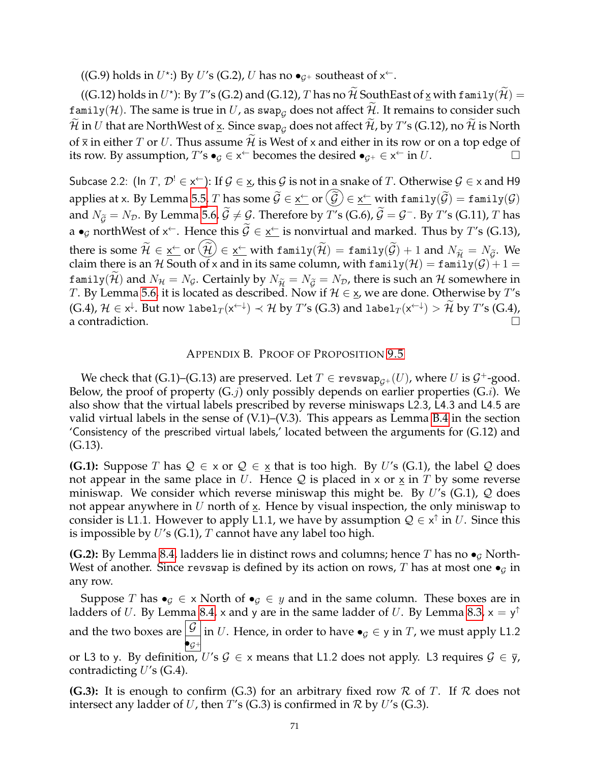((G.9) holds in $U^\star$:) By $U$'s (G.2), $U$ has no $\bullet_{\mathcal{G}^+}$ southeast of $\mathsf{x}^{\leftarrow}$.

((G.12) holds in $U^\star$): By $T$'s (G.2) and (G.12), $T$ has no $\widetilde{\mathcal{H}}$ SouthEast of $\underline{\mathsf{x}}$ with $\mathtt{family}(\widetilde{\mathcal{H}}) = \mathtt{family}(\mathcal{H})$. The same is true in $U$, as $\mathtt{swap}_{\mathcal{G}}$ does not affect $\widetilde{\mathcal{H}}$. It remains to consider such $\widetilde{\mathcal{H}}$ in $U$ that are NorthWest of $\underline{\mathsf{x}}$. Since $\mathtt{swap}_{\mathcal{G}}$ does not affect $\widetilde{\mathcal{H}}$, by $T$'s (G.12), no $\widetilde{\mathcal{H}}$ is North of $\overline{\mathsf{x}}$ in either $T$ or $U$. Thus assume $\widetilde{\mathcal{H}}$ is West of $\mathsf{x}$ and either in its row or on a top edge of its row. By assumption, $T$'s $\bullet_{\mathcal{G}} \in \mathsf{x}^{\leftarrow}$ becomes the desired $\bullet_{\mathcal{G}^+} \in \mathsf{x}^{\leftarrow}$ in $U$. □

Subcase 2.2: (In $T$, $\mathcal{D}^! \in \mathsf{x}^{\leftarrow}$): If $\mathcal{G} \in \underline{\mathsf{x}}$, this $\mathcal{G}$ is not in a snake of $T$. Otherwise $\mathcal{G} \in \mathsf{x}$ and H9 applies at $\mathsf{x}$. By Lemma 5.5, $T$ has some $\widetilde{\mathcal{G}} \in \underline{\mathsf{x}^{\leftarrow}}$ or $\textcircled{\widetilde{\mathcal{G}}} \in \underline{\mathsf{x}^{\leftarrow}}$ with $\mathtt{family}(\widetilde{\mathcal{G}}) = \mathtt{family}(\mathcal{G})$ and $N_{\widetilde{\mathcal{G}}} = N_{\mathcal{D}}$. By Lemma 5.6, $\widetilde{\mathcal{G}} \neq \mathcal{G}$. Therefore by $T$'s (G.6), $\widetilde{\mathcal{G}} = \mathcal{G}^-$. By $T$'s (G.11), $T$ has a $\bullet_{\mathcal{G}}$ northWest of $\mathsf{x}^{\leftarrow}$. Hence this $\widetilde{\mathcal{G}} \in \underline{\mathsf{x}^{\leftarrow}}$ is nonvirtual and marked. Thus by $T$'s (G.13), there is some $\widetilde{\mathcal{H}} \in \underline{\mathsf{x}^{\leftarrow}}$ or $\textcircled{\widetilde{\mathcal{H}}} \in \underline{\mathsf{x}^{\leftarrow}}$ with $\mathtt{family}(\widetilde{\mathcal{H}}) = \mathtt{family}(\widetilde{\mathcal{G}}) + 1$ and $N_{\widetilde{\mathcal{H}}} = N_{\widetilde{\mathcal{G}}}$. We claim there is an $\mathcal{H}$ South of $\mathsf{x}$ and in its same column, with $\mathtt{family}(\mathcal{H}) = \mathtt{family}(\mathcal{G}) + 1 = \mathtt{family}(\widetilde{\mathcal{H}})$ and $N_{\mathcal{H}} = N_{\mathcal{G}}$. Certainly by $N_{\widetilde{\mathcal{H}}} = N_{\widetilde{\mathcal{G}}} = N_{\mathcal{D}}$, there is such an $\mathcal{H}$ somewhere in $T$. By Lemma 5.6, it is located as described. Now if $\mathcal{H} \in \underline{\mathsf{x}}$, we are done. Otherwise by $T$'s (G.4), $\mathcal{H} \in \mathsf{x}^{\downarrow}$. But now $\mathtt{label}_T(\mathsf{x}^{\leftarrow\downarrow}) \prec \mathcal{H}$ by $T$'s (G.3) and $\mathtt{label}_T(\mathsf{x}^{\leftarrow\downarrow}) > \widetilde{\mathcal{H}}$ by $T$'s (G.4), a contradiction. □

## Appendix B. Proof of Proposition 9.5

We check that (G.1)–(G.13) are preserved. Let $T \in \mathtt{revswap}_{\mathcal{G}^+}(U)$, where $U$ is $\mathcal{G}^+$-good. Below, the proof of property (G.$j$) only possibly depends on earlier properties (G.$i$). We also show that the virtual labels prescribed by reverse miniswaps L2.3, L4.3 and L4.5 are valid virtual labels in the sense of (V.1)–(V.3). This appears as Lemma B.4 in the section 'Consistency of the prescribed virtual labels,' located between the arguments for (G.12) and (G.13).

**(G.1):** Suppose $T$ has $\mathcal{Q} \in \mathsf{x}$ or $\mathcal{Q} \in \underline{\mathsf{x}}$ that is too high. By $U$'s (G.1), the label $\mathcal{Q}$ does not appear in the same place in $U$. Hence $\mathcal{Q}$ is placed in $\mathsf{x}$ or $\underline{\mathsf{x}}$ in $T$ by some reverse miniswap. We consider which reverse miniswap this might be. By $U$'s (G.1), $\mathcal{Q}$ does not appear anywhere in $U$ north of $\underline{\mathsf{x}}$. Hence by visual inspection, the only miniswap to consider is L1.1. However to apply L1.1, we have by assumption $\mathcal{Q} \in \mathsf{x}^{\uparrow}$ in $U$. Since this is impossible by $U$'s (G.1), $T$ cannot have any label too high.

**(G.2):** By Lemma 8.4, ladders lie in distinct rows and columns; hence $T$ has no $\bullet_{\mathcal{G}}$ NorthWest of another. Since $\mathtt{revswap}$ is defined by its action on rows, $T$ has at most one $\bullet_{\mathcal{G}}$ in any row.

Suppose $T$ has $\bullet_{\mathcal{G}} \in \mathsf{x}$ North of $\bullet_{\mathcal{G}} \in y$ and in the same column. These boxes are in ladders of $U$. By Lemma 8.4, $\mathsf{x}$ and $\mathsf{y}$ are in the same ladder of $U$. By Lemma 8.3, $\mathsf{x} = \mathsf{y}^{\uparrow}$ and the two boxes are $\begin{array}{|c|}\hline \mathcal{G} \\ \hline \bullet_{\mathcal{G}^+} \\ \hline \end{array}$ in $U$. Hence, in order to have $\bullet_{\mathcal{G}} \in \mathsf{y}$ in $T$, we must apply L1.2 or L3 to $\mathsf{y}$. By definition, $U$'s $\mathcal{G} \in \mathsf{x}$ means that L1.2 does not apply. L3 requires $\mathcal{G} \in \overline{\mathsf{y}}$, contradicting $U$'s (G.4).

**(G.3):** It is enough to confirm (G.3) for an arbitrary fixed row $\mathcal{R}$ of $T$. If $\mathcal{R}$ does not intersect any ladder of $U$, then $T$'s (G.3) is confirmed in $\mathcal{R}$ by $U$'s (G.3).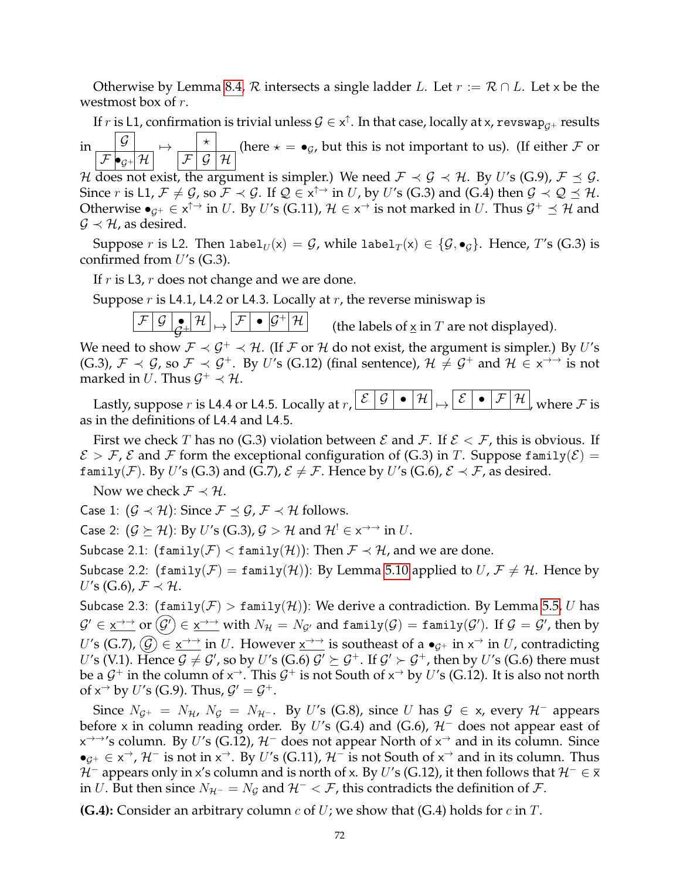Otherwise by Lemma 8.4, $\mathcal{R}$ intersects a single ladder $L$. Let $r := \mathcal{R} \cap L$. Let $\mathsf{x}$ be the westmost box of $r$.

If $r$ is L1, confirmation is trivial unless $\mathcal{G} \in \mathsf{x}^{\uparrow}$. In that case, locally at $\mathsf{x}$, $\texttt{revswap}_{\mathcal{G}^+}$ results in $\begin{array}{|c|c|c|} \hline & \mathcal{G} & \\ \hline \mathcal{F} & \bullet_{\mathcal{G}^+} & \mathcal{H} \\ \hline \end{array} \mapsto \begin{array}{|c|c|c|} \hline & \star & \\ \hline \mathcal{F} & \mathcal{G} & \mathcal{H} \\ \hline \end{array}$ (here $\star = \bullet_{\mathcal{G}}$, but this is not important to us). (If either $\mathcal{F}$ or $\mathcal{H}$ does not exist, the argument is simpler.) We need $\mathcal{F} \prec \mathcal{G} \prec \mathcal{H}$. By $U$'s (G.9), $\mathcal{F} \preceq \mathcal{G}$. Since $r$ is L1, $\mathcal{F} \neq \mathcal{G}$, so $\mathcal{F} \prec \mathcal{G}$. If $\mathcal{Q} \in \mathsf{x}^{\uparrow\rightarrow}$ in $U$, by $U$'s (G.3) and (G.4) then $\mathcal{G} \prec \mathcal{Q} \preceq \mathcal{H}$. Otherwise $\bullet_{\mathcal{G}^+} \in \mathsf{x}^{\uparrow\rightarrow}$ in $U$. By $U$'s (G.11), $\mathcal{H} \in \mathsf{x}^{\rightarrow}$ is not marked in $U$. Thus $\mathcal{G}^+ \preceq \mathcal{H}$ and $\mathcal{G} \prec \mathcal{H}$, as desired.

Suppose $r$ is L2. Then $\texttt{label}_U(\mathsf{x}) = \mathcal{G}$, while $\texttt{label}_T(\mathsf{x}) \in \{\mathcal{G}, \bullet_{\mathcal{G}}\}$. Hence, $T$'s (G.3) is confirmed from $U$'s (G.3).

If $r$ is L3, $r$ does not change and we are done.

Suppose $r$ is L4.1, L4.2 or L4.3. Locally at $r$, the reverse miniswap is

$$\begin{array}{|c|c|c|c|} \hline \mathcal{F} & \mathcal{G} & \underset{\mathcal{G}^+}{\bullet} & \mathcal{H} \\ \hline \end{array} \mapsto \begin{array}{|c|c|c|c|} \hline \mathcal{F} & \bullet & \mathcal{G}^+ & \mathcal{H} \\ \hline \end{array} \quad \text{(the labels of } \underline{\mathsf{x}} \text{ in } T \text{ are not displayed).}$$

We need to show $\mathcal{F} \prec \mathcal{G}^+ \prec \mathcal{H}$. (If $\mathcal{F}$ or $\mathcal{H}$ do not exist, the argument is simpler.) By $U$'s (G.3), $\mathcal{F} \prec \mathcal{G}$, so $\mathcal{F} \prec \mathcal{G}^+$. By $U$'s (G.12) (final sentence), $\mathcal{H} \neq \mathcal{G}^+$ and $\mathcal{H} \in \mathsf{x}^{\rightarrow\rightarrow}$ is not marked in $U$. Thus $\mathcal{G}^+ \prec \mathcal{H}$.

Lastly, suppose $r$ is L4.4 or L4.5. Locally at $r$, $\begin{array}{|c|c|c|c|} \hline \mathcal{E} & \mathcal{G} & \bullet & \mathcal{H} \\ \hline \end{array} \mapsto \begin{array}{|c|c|c|c|} \hline \mathcal{E} & \bullet & \mathcal{F} & \mathcal{H} \\ \hline \end{array}$, where $\mathcal{F}$ is as in the definitions of L4.4 and L4.5.

First we check $T$ has no (G.3) violation between $\mathcal{E}$ and $\mathcal{F}$. If $\mathcal{E} < \mathcal{F}$, this is obvious. If $\mathcal{E} > \mathcal{F}$, $\mathcal{E}$ and $\mathcal{F}$ form the exceptional configuration of (G.3) in $T$. Suppose $\texttt{family}(\mathcal{E}) = \texttt{family}(\mathcal{F})$. By $U$'s (G.3) and (G.7), $\mathcal{E} \neq \mathcal{F}$. Hence by $U$'s (G.6), $\mathcal{E} \prec \mathcal{F}$, as desired.

Now we check $\mathcal{F} \prec \mathcal{H}$.

Case 1: ($\mathcal{G} \prec \mathcal{H}$): Since $\mathcal{F} \preceq \mathcal{G}$, $\mathcal{F} \prec \mathcal{H}$ follows.

Case 2: ($\mathcal{G} \succeq \mathcal{H}$): By $U$'s (G.3), $\mathcal{G} > \mathcal{H}$ and $\mathcal{H}^! \in \mathsf{x}^{\rightarrow\rightarrow}$ in $U$.

Subcase 2.1: ($\texttt{family}(\mathcal{F}) < \texttt{family}(\mathcal{H})$): Then $\mathcal{F} \prec \mathcal{H}$, and we are done.

Subcase 2.2: ($\texttt{family}(\mathcal{F}) = \texttt{family}(\mathcal{H})$): By Lemma 5.10 applied to $U$, $\mathcal{F} \neq \mathcal{H}$. Hence by $U$'s (G.6), $\mathcal{F} \prec \mathcal{H}$.

Subcase 2.3: ($\texttt{family}(\mathcal{F}) > \texttt{family}(\mathcal{H})$): We derive a contradiction. By Lemma 5.5, $U$ has $\mathcal{G}' \in \underline{\mathsf{x}^{\rightarrow\rightarrow}}$ or $\textcircled{\mathcal{G}'} \in \underline{\mathsf{x}^{\rightarrow\rightarrow}}$ with $N_{\mathcal{H}} = N_{\mathcal{G}'}$ and $\texttt{family}(\mathcal{G}) = \texttt{family}(\mathcal{G}')$. If $\mathcal{G} = \mathcal{G}'$, then by $U$'s (G.7), $\textcircled{\mathcal{G}} \in \underline{\mathsf{x}^{\rightarrow\rightarrow}}$ in $U$. However $\underline{\mathsf{x}^{\rightarrow\rightarrow}}$ is southeast of a $\bullet_{\mathcal{G}^+}$ in $\mathsf{x}^{\rightarrow}$ in $U$, contradicting $U$'s (V.1). Hence $\mathcal{G} \neq \mathcal{G}'$, so by $U$'s (G.6) $\mathcal{G}' \succeq \mathcal{G}^+$. If $\mathcal{G}' \succ \mathcal{G}^+$, then by $U$'s (G.6) there must be a $\mathcal{G}^+$ in the column of $\mathsf{x}^{\rightarrow}$. This $\mathcal{G}^+$ is not South of $\mathsf{x}^{\rightarrow}$ by $U$'s (G.12). It is also not north of $\mathsf{x}^{\rightarrow}$ by $U$'s (G.9). Thus, $\mathcal{G}' = \mathcal{G}^+$.

Since $N_{\mathcal{G}^+} = N_{\mathcal{H}}$, $N_{\mathcal{G}} = N_{\mathcal{H}^-}$. By $U$'s (G.8), since $U$ has $\mathcal{G} \in \mathsf{x}$, every $\mathcal{H}^-$ appears before $\mathsf{x}$ in column reading order. By $U$'s (G.4) and (G.6), $\mathcal{H}^-$ does not appear east of $\mathsf{x}^{\rightarrow\rightarrow}$'s column. By $U$'s (G.12), $\mathcal{H}^-$ does not appear North of $\mathsf{x}^{\rightarrow}$ and in its column. Since $\bullet_{\mathcal{G}^+} \in \mathsf{x}^{\rightarrow}$, $\mathcal{H}^-$ is not in $\mathsf{x}^{\rightarrow}$. By $U$'s (G.11), $\mathcal{H}^-$ is not South of $\mathsf{x}^{\rightarrow}$ and in its column. Thus $\mathcal{H}^-$ appears only in $\mathsf{x}$'s column and is north of $\mathsf{x}$. By $U$'s (G.12), it then follows that $\mathcal{H}^- \in \overline{\mathsf{x}}$ in $U$. But then since $N_{\mathcal{H}^-} = N_{\mathcal{G}}$ and $\mathcal{H}^- < \mathcal{F}$, this contradicts the definition of $\mathcal{F}$.

**(G.4):** Consider an arbitrary column $c$ of $U$; we show that (G.4) holds for $c$ in $T$.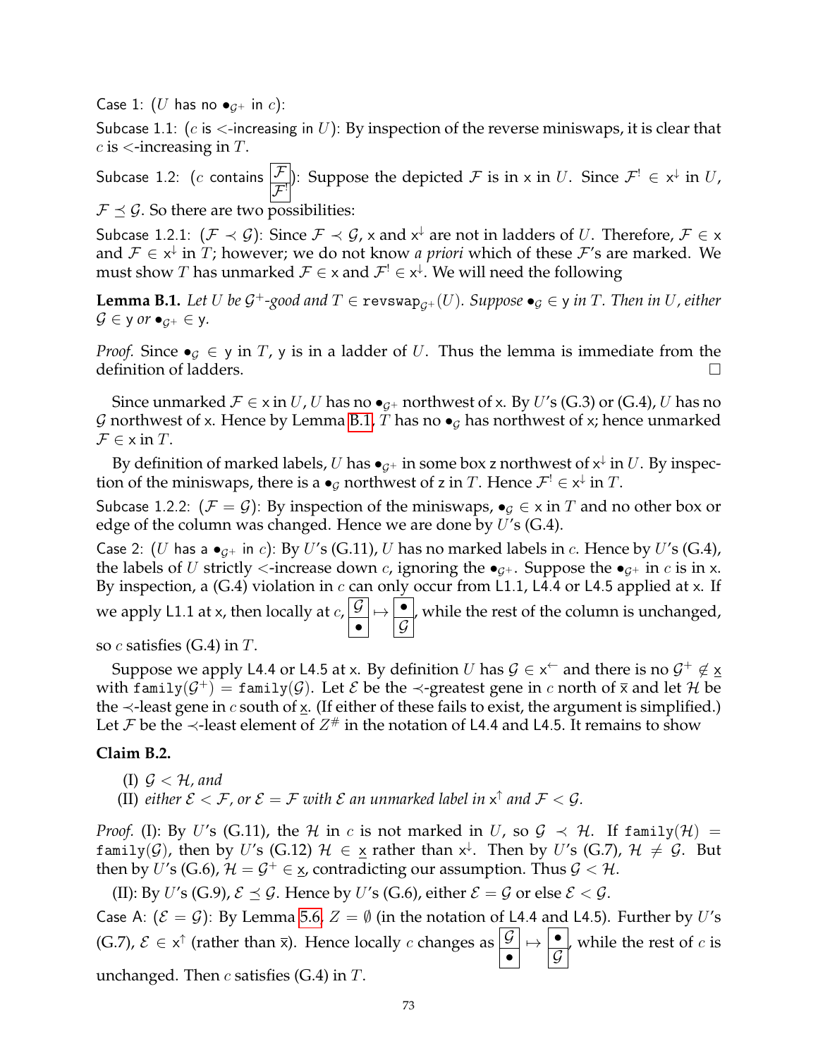Case 1: ($U$ has no $\bullet_{\mathcal{G}^+}$ in $c$):

Subcase 1.1: ($c$ is $<$-increasing in $U$): By inspection of the reverse miniswaps, it is clear that $c$ is $<$-increasing in $T$.

Subcase 1.2: ($c$ contains $\begin{array}{|c|}\hline \mathcal{F} \\ \hline \mathcal{F}^! \\ \hline \end{array}$): Suppose the depicted $\mathcal{F}$ is in $\mathsf{x}$ in $U$. Since $\mathcal{F}^! \in \mathsf{x}^\downarrow$ in $U$, $\mathcal{F} \preceq \mathcal{G}$. So there are two possibilities:

Subcase 1.2.1: ($\mathcal{F} \prec \mathcal{G}$): Since $\mathcal{F} \prec \mathcal{G}$, $\mathsf{x}$ and $\mathsf{x}^\downarrow$ are not in ladders of $U$. Therefore, $\mathcal{F} \in \mathsf{x}$ and $\mathcal{F} \in \mathsf{x}^\downarrow$ in $T$; however, we do not know *a priori* which of these $\mathcal{F}$'s are marked. We must show $T$ has unmarked $\mathcal{F} \in \mathsf{x}$ and $\mathcal{F}^! \in \mathsf{x}^\downarrow$. We will need the following

**Lemma B.1.** *Let $U$ be $\mathcal{G}^+$-good and $T \in \mathtt{revswap}_{\mathcal{G}^+}(U)$. Suppose $\bullet_{\mathcal{G}} \in \mathsf{y}$ in $T$. Then in $U$, either $\mathcal{G} \in \mathsf{y}$ or $\bullet_{\mathcal{G}^+} \in \mathsf{y}$.*

*Proof.* Since $\bullet_{\mathcal{G}} \in \mathsf{y}$ in $T$, $\mathsf{y}$ is in a ladder of $U$. Thus the lemma is immediate from the definition of ladders. □

Since unmarked $\mathcal{F} \in \mathsf{x}$ in $U$, $U$ has no $\bullet_{\mathcal{G}^+}$ northwest of $\mathsf{x}$. By $U$'s (G.3) or (G.4), $U$ has no $\mathcal{G}$ northwest of $\mathsf{x}$. Hence by Lemma B.1, $T$ has no $\bullet_{\mathcal{G}}$ has northwest of $\mathsf{x}$; hence unmarked $\mathcal{F} \in \mathsf{x}$ in $T$.

By definition of marked labels, $U$ has $\bullet_{\mathcal{G}^+}$ in some box $\mathsf{z}$ northwest of $\mathsf{x}^\downarrow$ in $U$. By inspection of the miniswaps, there is a $\bullet_{\mathcal{G}}$ northwest of $\mathsf{z}$ in $T$. Hence $\mathcal{F}^! \in \mathsf{x}^\downarrow$ in $T$.

Subcase 1.2.2: ($\mathcal{F} = \mathcal{G}$): By inspection of the miniswaps, $\bullet_{\mathcal{G}} \in \mathsf{x}$ in $T$ and no other box or edge of the column was changed. Hence we are done by $U$'s (G.4).

Case 2: ($U$ has a $\bullet_{\mathcal{G}^+}$ in $c$): By $U$'s (G.11), $U$ has no marked labels in $c$. Hence by $U$'s (G.4), the labels of $U$ strictly $<$-increase down $c$, ignoring the $\bullet_{\mathcal{G}^+}$. Suppose the $\bullet_{\mathcal{G}^+}$ in $c$ is in $\mathsf{x}$. By inspection, a (G.4) violation in $c$ can only occur from L1.1, L4.4 or L4.5 applied at $\mathsf{x}$. If we apply L1.1 at $\mathsf{x}$, then locally at $c$, $\begin{array}{|c|}\hline \mathcal{G} \\ \hline \bullet \\ \hline \end{array} \mapsto \begin{array}{|c|}\hline \bullet \\ \hline \mathcal{G} \\ \hline \end{array}$, while the rest of the column is unchanged, so $c$ satisfies (G.4) in $T$.

Suppose we apply L4.4 or L4.5 at $\mathsf{x}$. By definition $U$ has $\mathcal{G} \in \mathsf{x}^\leftarrow$ and there is no $\mathcal{G}^+ \notin \underline{\mathsf{x}}$ with $\mathtt{family}(\mathcal{G}^+) = \mathtt{family}(\mathcal{G})$. Let $\mathcal{E}$ be the $\prec$-greatest gene in $c$ north of $\overline{\mathsf{x}}$ and let $\mathcal{H}$ be the $\prec$-least gene in $c$ south of $\underline{\mathsf{x}}$. (If either of these fails to exist, the argument is simplified.) Let $\mathcal{F}$ be the $\prec$-least element of $Z^\#$ in the notation of L4.4 and L4.5. It remains to show

**Claim B.2.**

(I) *$\mathcal{G} < \mathcal{H}$, and*
(II) *either $\mathcal{E} < \mathcal{F}$, or $\mathcal{E} = \mathcal{F}$ with $\mathcal{E}$ an unmarked label in $\mathsf{x}^\uparrow$ and $\mathcal{F} < \mathcal{G}$.*

*Proof.* (I): By $U$'s (G.11), the $\mathcal{H}$ in $c$ is not marked in $U$, so $\mathcal{G} \prec \mathcal{H}$. If $\mathtt{family}(\mathcal{H}) = \mathtt{family}(\mathcal{G})$, then by $U$'s (G.12) $\mathcal{H} \in \underline{\mathsf{x}}$ rather than $\mathsf{x}^\downarrow$. Then by $U$'s (G.7), $\mathcal{H} \neq \mathcal{G}$. But then by $U$'s (G.6), $\mathcal{H} = \mathcal{G}^+ \in \underline{\mathsf{x}}$, contradicting our assumption. Thus $\mathcal{G} < \mathcal{H}$.

(II): By $U$'s (G.9), $\mathcal{E} \preceq \mathcal{G}$. Hence by $U$'s (G.6), either $\mathcal{E} = \mathcal{G}$ or else $\mathcal{E} < \mathcal{G}$.

Case A: ($\mathcal{E} = \mathcal{G}$): By Lemma 5.6, $Z = \emptyset$ (in the notation of L4.4 and L4.5). Further by $U$'s (G.7), $\mathcal{E} \in \mathsf{x}^\uparrow$ (rather than $\overline{\mathsf{x}}$). Hence locally $c$ changes as $\begin{array}{|c|}\hline \mathcal{G} \\ \hline \bullet \\ \hline \end{array} \mapsto \begin{array}{|c|}\hline \bullet \\ \hline \mathcal{G} \\ \hline \end{array}$, while the rest of $c$ is unchanged. Then $c$ satisfies (G.4) in $T$.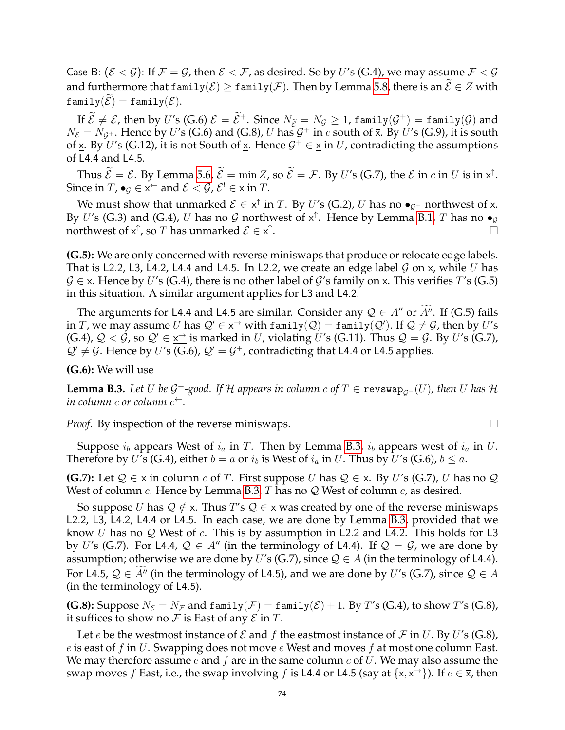Case B: ($\mathcal{E} < \mathcal{G}$): If $\mathcal{F} = \mathcal{G}$, then $\mathcal{E} < \mathcal{F}$, as desired. So by $U$'s (G.4), we may assume $\mathcal{F} < \mathcal{G}$ and furthermore that $\texttt{family}(\mathcal{E}) \geq \texttt{family}(\mathcal{F})$. Then by Lemma 5.8, there is an $\widetilde{\mathcal{E}} \in Z$ with $\texttt{family}(\widetilde{\mathcal{E}}) = \texttt{family}(\mathcal{E})$.

If $\widetilde{\mathcal{E}} \neq \mathcal{E}$, then by $U$'s (G.6) $\mathcal{E} = \widetilde{\mathcal{E}}^+$. Since $N_{\widetilde{\mathcal{E}}} = N_{\mathcal{G}} \geq 1$, $\texttt{family}(\mathcal{G}^+) = \texttt{family}(\mathcal{G})$ and $N_{\mathcal{E}} = N_{\mathcal{G}^+}$. Hence by $U$'s (G.6) and (G.8), $U$ has $\mathcal{G}^+$ in $c$ south of $\bar{\mathsf{x}}$. By $U$'s (G.9), it is south of $\underline{\mathsf{x}}$. By $U$'s (G.12), it is not South of $\underline{\mathsf{x}}$. Hence $\mathcal{G}^+ \in \underline{\mathsf{x}}$ in $U$, contradicting the assumptions of L4.4 and L4.5.

Thus $\widetilde{\mathcal{E}} = \mathcal{E}$. By Lemma 5.6, $\widetilde{\mathcal{E}} = \min Z$, so $\widetilde{\mathcal{E}} = \mathcal{F}$. By $U$'s (G.7), the $\mathcal{E}$ in $c$ in $U$ is in $\mathsf{x}^{\uparrow}$. Since in $T$, $\bullet_{\mathcal{G}} \in \mathsf{x}^{\leftarrow}$ and $\mathcal{E} < \mathcal{G}$, $\mathcal{E}^! \in \mathsf{x}$ in $T$.

We must show that unmarked $\mathcal{E} \in \mathsf{x}^{\uparrow}$ in $T$. By $U$'s (G.2), $U$ has no $\bullet_{\mathcal{G}^+}$ northwest of $\mathsf{x}$. By $U$'s (G.3) and (G.4), $U$ has no $\mathcal{G}$ northwest of $\mathsf{x}^{\uparrow}$. Hence by Lemma B.1, $T$ has no $\bullet_{\mathcal{G}}$ northwest of $\mathsf{x}^{\uparrow}$, so $T$ has unmarked $\mathcal{E} \in \mathsf{x}^{\uparrow}$. $\square$

**(G.5):** We are only concerned with reverse miniswaps that produce or relocate edge labels. That is L2.2, L3, L4.2, L4.4 and L4.5. In L2.2, we create an edge label $\mathcal{G}$ on $\underline{\mathsf{x}}$, while $U$ has $\mathcal{G} \in \mathsf{x}$. Hence by $U$'s (G.4), there is no other label of $\mathcal{G}$'s family on $\underline{\mathsf{x}}$. This verifies $T$'s (G.5) in this situation. A similar argument applies for L3 and L4.2.

The arguments for L4.4 and L4.5 are similar. Consider any $\mathcal{Q} \in A''$ or $\widetilde{A''}$. If (G.5) fails in $T$, we may assume $U$ has $\mathcal{Q}' \in \underline{\mathsf{x}^{\rightarrow}}$ with $\texttt{family}(\mathcal{Q}) = \texttt{family}(\mathcal{Q}')$. If $\mathcal{Q} \neq \mathcal{G}$, then by $U$'s (G.4), $\mathcal{Q} < \mathcal{G}$, so $\mathcal{Q}' \in \underline{\mathsf{x}^{\rightarrow}}$ is marked in $U$, violating $U$'s (G.11). Thus $\mathcal{Q} = \mathcal{G}$. By $U$'s (G.7), $\mathcal{Q}' \neq \mathcal{G}$. Hence by $U$'s (G.6), $\mathcal{Q}' = \mathcal{G}^+$, contradicting that L4.4 or L4.5 applies.

**(G.6):** We will use

**Lemma B.3.** *Let $U$ be $\mathcal{G}^+$-good. If $\mathcal{H}$ appears in column $c$ of $T \in \texttt{revswap}_{\mathcal{G}^+}(U)$, then $U$ has $\mathcal{H}$ in column $c$ or column $c^{\leftarrow}$.*

*Proof.* By inspection of the reverse miniswaps. $\square$

Suppose $i_b$ appears West of $i_a$ in $T$. Then by Lemma B.3, $i_b$ appears west of $i_a$ in $U$. Therefore by $U$'s (G.4), either $b = a$ or $i_b$ is West of $i_a$ in $U$. Thus by $U$'s (G.6), $b \leq a$.

**(G.7):** Let $\mathcal{Q} \in \underline{\mathsf{x}}$ in column $c$ of $T$. First suppose $U$ has $\mathcal{Q} \in \underline{\mathsf{x}}$. By $U$'s (G.7), $U$ has no $\mathcal{Q}$ West of column $c$. Hence by Lemma B.3, $T$ has no $\mathcal{Q}$ West of column $c$, as desired.

So suppose $U$ has $\mathcal{Q} \notin \underline{\mathsf{x}}$. Thus $T$'s $\mathcal{Q} \in \underline{\mathsf{x}}$ was created by one of the reverse miniswaps L2.2, L3, L4.2, L4.4 or L4.5. In each case, we are done by Lemma B.3, provided that we know $U$ has no $\mathcal{Q}$ West of $c$. This is by assumption in L2.2 and L4.2. This holds for L3 by $U$'s (G.7). For L4.4, $\mathcal{Q} \in A''$ (in the terminology of L4.4). If $\mathcal{Q} = \mathcal{G}$, we are done by assumption; otherwise we are done by $U$'s (G.7), since $\mathcal{Q} \in A$ (in the terminology of L4.4). For L4.5, $\mathcal{Q} \in \widetilde{A''}$ (in the terminology of L4.5), and we are done by $U$'s (G.7), since $\mathcal{Q} \in A$ (in the terminology of L4.5).

**(G.8):** Suppose $N_{\mathcal{E}} = N_{\mathcal{F}}$ and $\texttt{family}(\mathcal{F}) = \texttt{family}(\mathcal{E}) + 1$. By $T$'s (G.4), to show $T$'s (G.8), it suffices to show no $\mathcal{F}$ is East of any $\mathcal{E}$ in $T$.

Let $e$ be the westmost instance of $\mathcal{E}$ and $f$ the eastmost instance of $\mathcal{F}$ in $U$. By $U$'s (G.8), $e$ is east of $f$ in $U$. Swapping does not move $e$ West and moves $f$ at most one column East. We may therefore assume $e$ and $f$ are in the same column $c$ of $U$. We may also assume the swap moves $f$ East, i.e., the swap involving $f$ is L4.4 or L4.5 (say at $\{\mathsf{x}, \mathsf{x}^{\rightarrow}\}$). If $e \in \bar{\mathsf{x}}$, then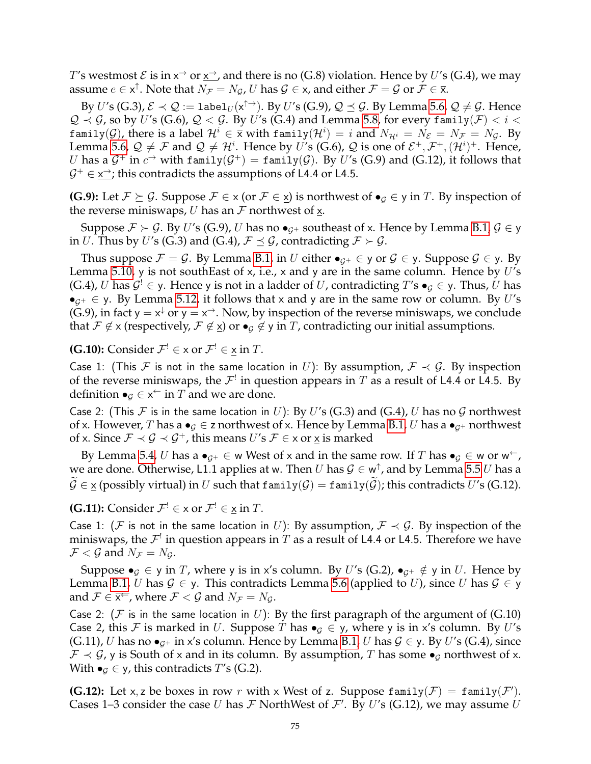$T$'s westmost $\mathcal{E}$ is in $\mathsf{x}^{\rightarrow}$ or $\underline{\mathsf{x}^{\rightarrow}}$, and there is no (G.8) violation. Hence by $U$'s (G.4), we may assume $e \in \mathsf{x}^{\uparrow}$. Note that $N_{\mathcal{F}} = N_{\mathcal{G}}$, $U$ has $\mathcal{G} \in \mathsf{x}$, and either $\mathcal{F} = \mathcal{G}$ or $\mathcal{F} \in \bar{\mathsf{x}}$.

By $U$'s (G.3), $\mathcal{E} \prec \mathcal{Q} := \mathtt{label}_U(\mathsf{x}^{\uparrow\rightarrow})$. By $U$'s (G.9), $\mathcal{Q} \preceq \mathcal{G}$. By Lemma 5.6, $\mathcal{Q} \neq \mathcal{G}$. Hence $\mathcal{Q} \prec \mathcal{G}$, so by $U$'s (G.6), $\mathcal{Q} < \mathcal{G}$. By $U$'s (G.4) and Lemma 5.8, for every $\mathtt{family}(\mathcal{F}) < i < \mathtt{family}(\mathcal{G})$, there is a label $\mathcal{H}^i \in \bar{\mathsf{x}}$ with $\mathtt{family}(\mathcal{H}^i) = i$ and $N_{\mathcal{H}^i} = N_{\mathcal{E}} = N_{\mathcal{F}} = N_{\mathcal{G}}$. By Lemma 5.6, $\mathcal{Q} \neq \mathcal{F}$ and $\mathcal{Q} \neq \mathcal{H}^i$. Hence by $U$'s (G.6), $\mathcal{Q}$ is one of $\mathcal{E}^+, \mathcal{F}^+, (\mathcal{H}^i)^+$. Hence, $U$ has a $\mathcal{G}^+$ in $c^{\rightarrow}$ with $\mathtt{family}(\mathcal{G}^+) = \mathtt{family}(\mathcal{G})$. By $U$'s (G.9) and (G.12), it follows that $\mathcal{G}^+ \in \underline{\mathsf{x}^{\rightarrow}}$; this contradicts the assumptions of L4.4 or L4.5.

**(G.9):** Let $\mathcal{F} \succeq \mathcal{G}$. Suppose $\mathcal{F} \in \mathsf{x}$ (or $\mathcal{F} \in \underline{\mathsf{x}}$) is northwest of $\bullet_{\mathcal{G}} \in \mathsf{y}$ in $T$. By inspection of the reverse miniswaps, $U$ has an $\mathcal{F}$ northwest of $\underline{\mathsf{x}}$.

Suppose $\mathcal{F} \succ \mathcal{G}$. By $U$'s (G.9), $U$ has no $\bullet_{\mathcal{G}^+}$ southeast of $\mathsf{x}$. Hence by Lemma B.1, $\mathcal{G} \in \mathsf{y}$ in $U$. Thus by $U$'s (G.3) and (G.4), $\mathcal{F} \preceq \mathcal{G}$, contradicting $\mathcal{F} \succ \mathcal{G}$.

Thus suppose $\mathcal{F} = \mathcal{G}$. By Lemma B.1, in $U$ either $\bullet_{\mathcal{G}^+} \in \mathsf{y}$ or $\mathcal{G} \in \mathsf{y}$. Suppose $\mathcal{G} \in \mathsf{y}$. By Lemma 5.10, $\mathsf{y}$ is not southEast of $\mathsf{x}$, i.e., $\mathsf{x}$ and $\mathsf{y}$ are in the same column. Hence by $U$'s (G.4), $U$ has $\mathcal{G}^! \in \mathsf{y}$. Hence $\mathsf{y}$ is not in a ladder of $U$, contradicting $T$'s $\bullet_{\mathcal{G}} \in \mathsf{y}$. Thus, $U$ has $\bullet_{\mathcal{G}^+} \in \mathsf{y}$. By Lemma 5.12, it follows that $\mathsf{x}$ and $\mathsf{y}$ are in the same row or column. By $U$'s (G.9), in fact $\mathsf{y} = \mathsf{x}^{\downarrow}$ or $\mathsf{y} = \mathsf{x}^{\rightarrow}$. Now, by inspection of the reverse miniswaps, we conclude that $\mathcal{F} \notin \mathsf{x}$ (respectively, $\mathcal{F} \notin \underline{\mathsf{x}}$) or $\bullet_{\mathcal{G}} \notin \mathsf{y}$ in $T$, contradicting our initial assumptions.

**(G.10):** Consider $\mathcal{F}^! \in \mathsf{x}$ or $\mathcal{F}^! \in \underline{\mathsf{x}}$ in $T$.

Case 1: (This $\mathcal{F}$ is not in the same location in $U$): By assumption, $\mathcal{F} \prec \mathcal{G}$. By inspection of the reverse miniswaps, the $\mathcal{F}^!$ in question appears in $T$ as a result of L4.4 or L4.5. By definition $\bullet_{\mathcal{G}} \in \mathsf{x}^{\leftarrow}$ in $T$ and we are done.

Case 2: (This $\mathcal{F}$ is in the same location in $U$): By $U$'s (G.3) and (G.4), $U$ has no $\mathcal{G}$ northwest of $\mathsf{x}$. However, $T$ has a $\bullet_{\mathcal{G}} \in \mathsf{z}$ northwest of $\mathsf{x}$. Hence by Lemma B.1, $U$ has a $\bullet_{\mathcal{G}^+}$ northwest of $\mathsf{x}$. Since $\mathcal{F} \prec \mathcal{G} \prec \mathcal{G}^+$, this means $U$'s $\mathcal{F} \in \mathsf{x}$ or $\underline{\mathsf{x}}$ is marked

By Lemma 5.4, $U$ has a $\bullet_{\mathcal{G}^+} \in \mathsf{w}$ West of $\mathsf{x}$ and in the same row. If $T$ has $\bullet_{\mathcal{G}} \in \mathsf{w}$ or $\mathsf{w}^{\leftarrow}$, we are done. Otherwise, L1.1 applies at $\mathsf{w}$. Then $U$ has $\mathcal{G} \in \mathsf{w}^{\uparrow}$, and by Lemma 5.5 $U$ has a $\widetilde{\mathcal{G}} \in \underline{\mathsf{x}}$ (possibly virtual) in $U$ such that $\mathtt{family}(\mathcal{G}) = \mathtt{family}(\widetilde{\mathcal{G}})$; this contradicts $U$'s (G.12).

**(G.11):** Consider $\mathcal{F}^! \in \mathsf{x}$ or $\mathcal{F}^! \in \underline{\mathsf{x}}$ in $T$.

Case 1: ($\mathcal{F}$ is not in the same location in $U$): By assumption, $\mathcal{F} \prec \mathcal{G}$. By inspection of the miniswaps, the $\mathcal{F}^!$ in question appears in $T$ as a result of L4.4 or L4.5. Therefore we have $\mathcal{F} < \mathcal{G}$ and $N_{\mathcal{F}} = N_{\mathcal{G}}$.

Suppose $\bullet_{\mathcal{G}} \in \mathsf{y}$ in $T$, where $\mathsf{y}$ is in $\mathsf{x}$'s column. By $U$'s (G.2), $\bullet_{\mathcal{G}^+} \notin \mathsf{y}$ in $U$. Hence by Lemma B.1, $U$ has $\mathcal{G} \in \mathsf{y}$. This contradicts Lemma 5.6 (applied to $U$), since $U$ has $\mathcal{G} \in \mathsf{y}$ and $\mathcal{F} \in \overline{\mathsf{x}^{\leftarrow}}$, where $\mathcal{F} < \mathcal{G}$ and $N_{\mathcal{F}} = N_{\mathcal{G}}$.

Case 2: ($\mathcal{F}$ is in the same location in $U$): By the first paragraph of the argument of (G.10) Case 2, this $\mathcal{F}$ is marked in $U$. Suppose $T$ has $\bullet_{\mathcal{G}} \in \mathsf{y}$, where $\mathsf{y}$ is in $\mathsf{x}$'s column. By $U$'s (G.11), $U$ has no $\bullet_{\mathcal{G}^+}$ in $\mathsf{x}$'s column. Hence by Lemma B.1, $U$ has $\mathcal{G} \in \mathsf{y}$. By $U$'s (G.4), since $\mathcal{F} \prec \mathcal{G}$, $\mathsf{y}$ is South of $\mathsf{x}$ and in its column. By assumption, $T$ has some $\bullet_{\mathcal{G}}$ northwest of $\mathsf{x}$. With $\bullet_{\mathcal{G}} \in \mathsf{y}$, this contradicts $T$'s (G.2).

**(G.12):** Let $\mathsf{x}, \mathsf{z}$ be boxes in row $r$ with $\mathsf{x}$ West of $\mathsf{z}$. Suppose $\mathtt{family}(\mathcal{F}) = \mathtt{family}(\mathcal{F}')$. Cases 1–3 consider the case $U$ has $\mathcal{F}$ NorthWest of $\mathcal{F}'$. By $U$'s (G.12), we may assume $U$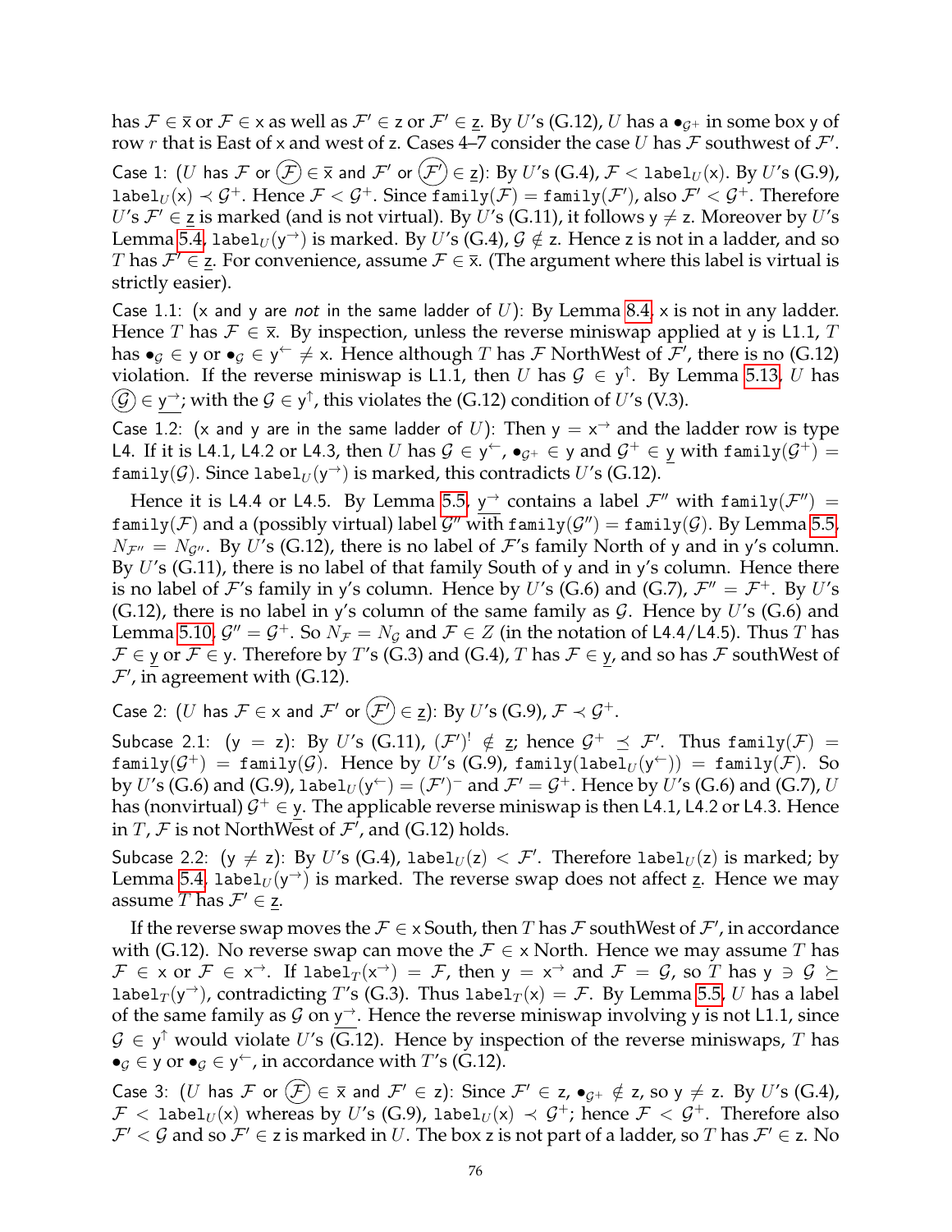has $\mathcal{F} \in \overline{\mathsf{x}}$ or $\mathcal{F} \in \mathsf{x}$ as well as $\mathcal{F}' \in \mathsf{z}$ or $\mathcal{F}' \in \underline{\mathsf{z}}$. By $U$'s (G.12), $U$ has a $\bullet_{\mathcal{G}^+}$ in some box $\mathsf{y}$ of row $r$ that is East of $\mathsf{x}$ and west of $\mathsf{z}$. Cases 4–7 consider the case $U$ has $\mathcal{F}$ southwest of $\mathcal{F}'$.

Case 1: ($U$ has $\mathcal{F}$ or $\textcircled{\mathcal{F}} \in \overline{\mathsf{x}}$ and $\mathcal{F}'$ or $\textcircled{\mathcal{F}'} \in \underline{\mathsf{z}}$): By $U$'s (G.4), $\mathcal{F} < \mathtt{label}_U(\mathsf{x})$. By $U$'s (G.9), $\mathtt{label}_U(\mathsf{x}) \prec \mathcal{G}^+$. Hence $\mathcal{F} < \mathcal{G}^+$. Since $\mathtt{family}(\mathcal{F}) = \mathtt{family}(\mathcal{F}')$, also $\mathcal{F}' < \mathcal{G}^+$. Therefore $U$'s $\mathcal{F}' \in \underline{\mathsf{z}}$ is marked (and is not virtual). By $U$'s (G.11), it follows $\mathsf{y} \neq \mathsf{z}$. Moreover by $U$'s Lemma 5.4, $\mathtt{label}_U(\mathsf{y}^{\rightarrow})$ is marked. By $U$'s (G.4), $\mathcal{G} \notin \mathsf{z}$. Hence $\mathsf{z}$ is not in a ladder, and so $T$ has $\mathcal{F}' \in \underline{\mathsf{z}}$. For convenience, assume $\mathcal{F} \in \overline{\mathsf{x}}$. (The argument where this label is virtual is strictly easier).

Case 1.1: ($\mathsf{x}$ and $\mathsf{y}$ are *not* in the same ladder of $U$): By Lemma 8.4, $\mathsf{x}$ is not in any ladder. Hence $T$ has $\mathcal{F} \in \overline{\mathsf{x}}$. By inspection, unless the reverse miniswap applied at $\mathsf{y}$ is L1.1, $T$ has $\bullet_{\mathcal{G}} \in \mathsf{y}$ or $\bullet_{\mathcal{G}} \in \mathsf{y}^{\leftarrow} \neq \mathsf{x}$. Hence although $T$ has $\mathcal{F}$ NorthWest of $\mathcal{F}'$, there is no (G.12) violation. If the reverse miniswap is L1.1, then $U$ has $\mathcal{G} \in \mathsf{y}^{\uparrow}$. By Lemma 5.13, $U$ has $\textcircled{\mathcal{G}} \in \underline{\mathsf{y}^{\rightarrow}}$; with the $\mathcal{G} \in \mathsf{y}^{\uparrow}$, this violates the (G.12) condition of $U$'s (V.3).

Case 1.2: ($\mathsf{x}$ and $\mathsf{y}$ are in the same ladder of $U$): Then $\mathsf{y} = \mathsf{x}^{\rightarrow}$ and the ladder row is type L4. If it is L4.1, L4.2 or L4.3, then $U$ has $\mathcal{G} \in \mathsf{y}^{\leftarrow}$, $\bullet_{\mathcal{G}^+} \in \mathsf{y}$ and $\mathcal{G}^+ \in \underline{\mathsf{y}}$ with $\mathtt{family}(\mathcal{G}^+) = \mathtt{family}(\mathcal{G})$. Since $\mathtt{label}_U(\mathsf{y}^{\rightarrow})$ is marked, this contradicts $U$'s (G.12).

Hence it is L4.4 or L4.5. By Lemma 5.5, $\underline{\mathsf{y}^{\rightarrow}}$ contains a label $\mathcal{F}''$ with $\mathtt{family}(\mathcal{F}'') = \mathtt{family}(\mathcal{F})$ and a (possibly virtual) label $\mathcal{G}''$ with $\mathtt{family}(\mathcal{G}'') = \mathtt{family}(\mathcal{G})$. By Lemma 5.5, $N_{\mathcal{F}''} = N_{\mathcal{G}''}$. By $U$'s (G.12), there is no label of $\mathcal{F}$'s family North of $\mathsf{y}$ and in $\mathsf{y}$'s column. By $U$'s (G.11), there is no label of that family South of $\mathsf{y}$ and in $\mathsf{y}$'s column. Hence there is no label of $\mathcal{F}$'s family in $\mathsf{y}$'s column. Hence by $U$'s (G.6) and (G.7), $\mathcal{F}'' = \mathcal{F}^+$. By $U$'s (G.12), there is no label in $\mathsf{y}$'s column of the same family as $\mathcal{G}$. Hence by $U$'s (G.6) and Lemma 5.10, $\mathcal{G}'' = \mathcal{G}^+$. So $N_{\mathcal{F}} = N_{\mathcal{G}}$ and $\mathcal{F} \in Z$ (in the notation of L4.4/L4.5). Thus $T$ has $\mathcal{F} \in \underline{\mathsf{y}}$ or $\mathcal{F} \in \mathsf{y}$. Therefore by $T$'s (G.3) and (G.4), $T$ has $\mathcal{F} \in \underline{\mathsf{y}}$, and so has $\mathcal{F}$ southWest of $\mathcal{F}'$, in agreement with (G.12).

Case 2: ($U$ has $\mathcal{F} \in \mathsf{x}$ and $\mathcal{F}'$ or $\textcircled{\mathcal{F}'} \in \underline{\mathsf{z}}$): By $U$'s (G.9), $\mathcal{F} \prec \mathcal{G}^+$.

Subcase 2.1: ($\mathsf{y} = \mathsf{z}$): By $U$'s (G.11), $(\mathcal{F}')^! \notin \underline{\mathsf{z}}$; hence $\mathcal{G}^+ \preceq \mathcal{F}'$. Thus $\mathtt{family}(\mathcal{F}) = \mathtt{family}(\mathcal{G}^+) = \mathtt{family}(\mathcal{G})$. Hence by $U$'s (G.9), $\mathtt{family}(\mathtt{label}_U(\mathsf{y}^{\leftarrow})) = \mathtt{family}(\mathcal{F})$. So by $U$'s (G.6) and (G.9), $\mathtt{label}_U(\mathsf{y}^{\leftarrow}) = (\mathcal{F}')^-$ and $\mathcal{F}' = \mathcal{G}^+$. Hence by $U$'s (G.6) and (G.7), $U$ has (nonvirtual) $\mathcal{G}^+ \in \underline{\mathsf{y}}$. The applicable reverse miniswap is then L4.1, L4.2 or L4.3. Hence in $T$, $\mathcal{F}$ is not NorthWest of $\mathcal{F}'$, and (G.12) holds.

Subcase 2.2: ($\mathsf{y} \neq \mathsf{z}$): By $U$'s (G.4), $\mathtt{label}_U(\mathsf{z}) < \mathcal{F}'$. Therefore $\mathtt{label}_U(\mathsf{z})$ is marked; by Lemma 5.4, $\mathtt{label}_U(\mathsf{y}^{\rightarrow})$ is marked. The reverse swap does not affect $\underline{\mathsf{z}}$. Hence we may assume $T$ has $\mathcal{F}' \in \underline{\mathsf{z}}$.

If the reverse swap moves the $\mathcal{F} \in \mathsf{x}$ South, then $T$ has $\mathcal{F}$ southWest of $\mathcal{F}'$, in accordance with (G.12). No reverse swap can move the $\mathcal{F} \in \mathsf{x}$ North. Hence we may assume $T$ has $\mathcal{F} \in \mathsf{x}$ or $\mathcal{F} \in \mathsf{x}^{\rightarrow}$. If $\mathtt{label}_T(\mathsf{x}^{\rightarrow}) = \mathcal{F}$, then $\mathsf{y} = \mathsf{x}^{\rightarrow}$ and $\mathcal{F} = \mathcal{G}$, so $T$ has $\mathsf{y} \ni \mathcal{G} \succeq \mathtt{label}_T(\mathsf{y}^{\rightarrow})$, contradicting $T$'s (G.3). Thus $\mathtt{label}_T(\mathsf{x}) = \mathcal{F}$. By Lemma 5.5, $U$ has a label of the same family as $\mathcal{G}$ on $\underline{\mathsf{y}^{\rightarrow}}$. Hence the reverse miniswap involving $\mathsf{y}$ is not L1.1, since $\mathcal{G} \in \mathsf{y}^{\uparrow}$ would violate $U$'s (G.12). Hence by inspection of the reverse miniswaps, $T$ has $\bullet_{\mathcal{G}} \in \mathsf{y}$ or $\bullet_{\mathcal{G}} \in \mathsf{y}^{\leftarrow}$, in accordance with $T$'s (G.12).

Case 3: ($U$ has $\mathcal{F}$ or $\textcircled{\mathcal{F}} \in \overline{\mathsf{x}}$ and $\mathcal{F}' \in \mathsf{z}$): Since $\mathcal{F}' \in \mathsf{z}$, $\bullet_{\mathcal{G}^+} \notin \mathsf{z}$, so $\mathsf{y} \neq \mathsf{z}$. By $U$'s (G.4), $\mathcal{F} < \mathtt{label}_U(\mathsf{x})$ whereas by $U$'s (G.9), $\mathtt{label}_U(\mathsf{x}) \prec \mathcal{G}^+$; hence $\mathcal{F} < \mathcal{G}^+$. Therefore also $\mathcal{F}' < \mathcal{G}$ and so $\mathcal{F}' \in \mathsf{z}$ is marked in $U$. The box $\mathsf{z}$ is not part of a ladder, so $T$ has $\mathcal{F}' \in \mathsf{z}$. No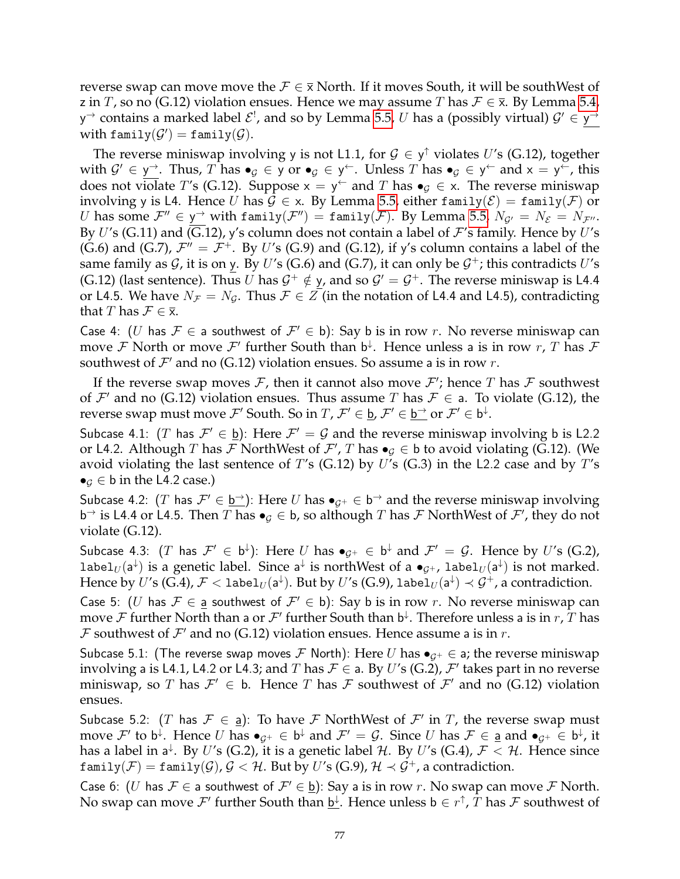reverse swap can move move the $\mathcal{F} \in \overline{\mathsf{x}}$ North. If it moves South, it will be southWest of $\mathsf{z}$ in $T$, so no (G.12) violation ensues. Hence we may assume $T$ has $\mathcal{F} \in \overline{\mathsf{x}}$. By Lemma 5.4, $\mathsf{y}^{\rightarrow}$ contains a marked label $\mathcal{E}^!$, and so by Lemma 5.5, $U$ has a (possibly virtual) $\mathcal{G}' \in \underline{\mathsf{y}^{\rightarrow}}$ with $\mathtt{family}(\mathcal{G}') = \mathtt{family}(\mathcal{G})$.

The reverse miniswap involving $\mathsf{y}$ is not L1.1, for $\mathcal{G} \in \mathsf{y}^{\uparrow}$ violates $U$'s (G.12), together with $\mathcal{G}' \in \underline{\mathsf{y}^{\rightarrow}}$. Thus, $T$ has $\bullet_{\mathcal{G}} \in \mathsf{y}$ or $\bullet_{\mathcal{G}} \in \mathsf{y}^{\leftarrow}$. Unless $T$ has $\bullet_{\mathcal{G}} \in \mathsf{y}^{\leftarrow}$ and $\mathsf{x} = \mathsf{y}^{\leftarrow}$, this does not violate $T$'s (G.12). Suppose $\mathsf{x} = \mathsf{y}^{\leftarrow}$ and $T$ has $\bullet_{\mathcal{G}} \in \mathsf{x}$. The reverse miniswap involving $\mathsf{y}$ is L4. Hence $U$ has $\mathcal{G} \in \mathsf{x}$. By Lemma 5.5, either $\mathtt{family}(\mathcal{E}) = \mathtt{family}(\mathcal{F})$ or $U$ has some $\mathcal{F}'' \in \underline{\mathsf{y}^{\rightarrow}}$ with $\mathtt{family}(\mathcal{F}'') = \mathtt{family}(\mathcal{F})$. By Lemma 5.5, $N_{\mathcal{G}'} = N_{\mathcal{E}} = N_{\mathcal{F}''}$. By $U$'s (G.11) and $\overline{\text{(G.12)}}$, $\mathsf{y}$'s column does not contain a label of $\mathcal{F}$'s family. Hence by $U$'s (G.6) and (G.7), $\mathcal{F}'' = \mathcal{F}^+$. By $U$'s (G.9) and (G.12), if $\mathsf{y}$'s column contains a label of the same family as $\mathcal{G}$, it is on $\underline{\mathsf{y}}$. By $U$'s (G.6) and (G.7), it can only be $\mathcal{G}^+$; this contradicts $U$'s (G.12) (last sentence). Thus $U$ has $\mathcal{G}^+ \notin \underline{\mathsf{y}}$, and so $\mathcal{G}' = \mathcal{G}^+$. The reverse miniswap is L4.4 or L4.5. We have $N_{\mathcal{F}} = N_{\mathcal{G}}$. Thus $\mathcal{F} \in Z$ (in the notation of L4.4 and L4.5), contradicting that $T$ has $\mathcal{F} \in \overline{\mathsf{x}}$.

Case 4: ($U$ has $\mathcal{F} \in \mathsf{a}$ southwest of $\mathcal{F}' \in \mathsf{b}$): Say $\mathsf{b}$ is in row $r$. No reverse miniswap can move $\mathcal{F}$ North or move $\mathcal{F}'$ further South than $\mathsf{b}^{\downarrow}$. Hence unless $\mathsf{a}$ is in row $r$, $T$ has $\mathcal{F}$ southwest of $\mathcal{F}'$ and no (G.12) violation ensues. So assume $\mathsf{a}$ is in row $r$.

If the reverse swap moves $\mathcal{F}$, then it cannot also move $\mathcal{F}'$; hence $T$ has $\mathcal{F}$ southwest of $\mathcal{F}'$ and no (G.12) violation ensues. Thus assume $T$ has $\mathcal{F} \in \mathsf{a}$. To violate (G.12), the reverse swap must move $\mathcal{F}'$ South. So in $T$, $\mathcal{F}' \in \underline{\mathsf{b}}$, $\mathcal{F}' \in \underline{\mathsf{b}^{\rightarrow}}$ or $\mathcal{F}' \in \mathsf{b}^{\downarrow}$.

Subcase 4.1: ($T$ has $\mathcal{F}' \in \underline{\mathsf{b}}$): Here $\mathcal{F}' = \mathcal{G}$ and the reverse miniswap involving $\mathsf{b}$ is L2.2 or L4.2. Although $T$ has $\mathcal{F}$ NorthWest of $\mathcal{F}'$, $T$ has $\bullet_{\mathcal{G}} \in \mathsf{b}$ to avoid violating (G.12). (We avoid violating the last sentence of $T$'s (G.12) by $U$'s (G.3) in the L2.2 case and by $T$'s $\bullet_{\mathcal{G}} \in \mathsf{b}$ in the L4.2 case.)

Subcase 4.2: ($T$ has $\mathcal{F}' \in \underline{\mathsf{b}^{\rightarrow}}$): Here $U$ has $\bullet_{\mathcal{G}^+} \in \mathsf{b}^{\rightarrow}$ and the reverse miniswap involving $\mathsf{b}^{\rightarrow}$ is L4.4 or L4.5. Then $T$ has $\bullet_{\mathcal{G}} \in \mathsf{b}$, so although $T$ has $\mathcal{F}$ NorthWest of $\mathcal{F}'$, they do not violate (G.12).

Subcase 4.3: ($T$ has $\mathcal{F}' \in \mathsf{b}^{\downarrow}$): Here $U$ has $\bullet_{\mathcal{G}^+} \in \mathsf{b}^{\downarrow}$ and $\mathcal{F}' = \mathcal{G}$. Hence by $U$'s (G.2), $\mathtt{label}_U(\mathsf{a}^{\downarrow})$ is a genetic label. Since $\mathsf{a}^{\downarrow}$ is northWest of a $\bullet_{\mathcal{G}^+}$, $\mathtt{label}_U(\mathsf{a}^{\downarrow})$ is not marked. Hence by $U$'s (G.4), $\mathcal{F} < \mathtt{label}_U(\mathsf{a}^{\downarrow})$. But by $U$'s (G.9), $\mathtt{label}_U(\mathsf{a}^{\downarrow}) \prec \mathcal{G}^+$, a contradiction.

Case 5: ($U$ has $\mathcal{F} \in \underline{\mathsf{a}}$ southwest of $\mathcal{F}' \in \mathsf{b}$): Say $\mathsf{b}$ is in row $r$. No reverse miniswap can move $\mathcal{F}$ further North than $\mathsf{a}$ or $\mathcal{F}'$ further South than $\mathsf{b}^{\downarrow}$. Therefore unless $\mathsf{a}$ is in $r$, $T$ has $\mathcal{F}$ southwest of $\mathcal{F}'$ and no (G.12) violation ensues. Hence assume $\mathsf{a}$ is in $r$.

Subcase 5.1: (The reverse swap moves $\mathcal{F}$ North): Here $U$ has $\bullet_{\mathcal{G}^+} \in \mathsf{a}$; the reverse miniswap involving $\mathsf{a}$ is L4.1, L4.2 or L4.3; and $T$ has $\mathcal{F} \in \mathsf{a}$. By $U$'s (G.2), $\mathcal{F}'$ takes part in no reverse miniswap, so $T$ has $\mathcal{F}' \in \mathsf{b}$. Hence $T$ has $\mathcal{F}$ southwest of $\mathcal{F}'$ and no (G.12) violation ensues.

Subcase 5.2: ($T$ has $\mathcal{F} \in \underline{\mathsf{a}}$): To have $\mathcal{F}$ NorthWest of $\mathcal{F}'$ in $T$, the reverse swap must move $\mathcal{F}'$ to $\mathsf{b}^{\downarrow}$. Hence $U$ has $\bullet_{\mathcal{G}^+} \in \mathsf{b}^{\downarrow}$ and $\mathcal{F}' = \mathcal{G}$. Since $U$ has $\mathcal{F} \in \underline{\mathsf{a}}$ and $\bullet_{\mathcal{G}^+} \in \mathsf{b}^{\downarrow}$, it has a label in $\mathsf{a}^{\downarrow}$. By $U$'s (G.2), it is a genetic label $\mathcal{H}$. By $U$'s (G.4), $\mathcal{F} < \mathcal{H}$. Hence since $\mathtt{family}(\mathcal{F}) = \mathtt{family}(\mathcal{G})$, $\mathcal{G} < \mathcal{H}$. But by $U$'s (G.9), $\mathcal{H} \prec \mathcal{G}^+$, a contradiction.

Case 6: ($U$ has $\mathcal{F} \in \mathsf{a}$ southwest of $\mathcal{F}' \in \underline{\mathsf{b}}$): Say $\mathsf{a}$ is in row $r$. No swap can move $\mathcal{F}$ North. No swap can move $\mathcal{F}'$ further South than $\underline{\mathsf{b}^{\downarrow}}$. Hence unless $\mathsf{b} \in r^{\uparrow}$, $T$ has $\mathcal{F}$ southwest of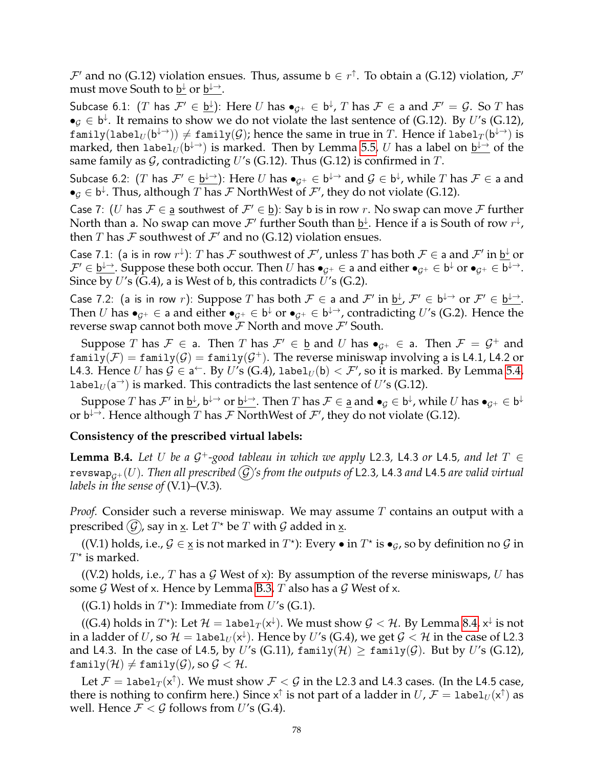$\mathcal{F}'$ and no (G.12) violation ensues. Thus, assume $\mathsf{b} \in r^{\uparrow}$. To obtain a (G.12) violation, $\mathcal{F}'$ must move South to $\underline{\mathsf{b}^{\downarrow}}$ or $\underline{\mathsf{b}^{\downarrow\rightarrow}}$.

Subcase 6.1: ($T$ has $\mathcal{F}' \in \underline{\mathsf{b}^{\downarrow}}$): Here $U$ has $\bullet_{\mathcal{G}^+} \in \mathsf{b}^{\downarrow}$, $T$ has $\mathcal{F} \in \mathsf{a}$ and $\mathcal{F}' = \mathcal{G}$. So $T$ has $\bullet_{\mathcal{G}} \in \mathsf{b}^{\downarrow}$. It remains to show we do not violate the last sentence of (G.12). By $U$'s (G.12), $\mathtt{family}(\mathtt{label}_U(\mathsf{b}^{\downarrow\rightarrow})) \neq \mathtt{family}(\mathcal{G})$; hence the same in true in $T$. Hence if $\mathtt{label}_T(\mathsf{b}^{\downarrow\rightarrow})$ is marked, then $\mathtt{label}_U(\mathsf{b}^{\downarrow\rightarrow})$ is marked. Then by Lemma 5.5, $U$ has a label on $\underline{\mathsf{b}^{\downarrow\rightarrow}}$ of the same family as $\mathcal{G}$, contradicting $U$'s (G.12). Thus (G.12) is confirmed in $T$.

Subcase 6.2: ($T$ has $\mathcal{F}' \in \underline{\mathsf{b}^{\downarrow\rightarrow}}$): Here $U$ has $\bullet_{\mathcal{G}^+} \in \mathsf{b}^{\downarrow\rightarrow}$ and $\mathcal{G} \in \mathsf{b}^{\downarrow}$, while $T$ has $\mathcal{F} \in \mathsf{a}$ and $\bullet_{\mathcal{G}} \in \mathsf{b}^{\downarrow}$. Thus, although $T$ has $\mathcal{F}$ NorthWest of $\mathcal{F}'$, they do not violate (G.12).

Case 7: ($U$ has $\mathcal{F} \in \underline{\mathsf{a}}$ southwest of $\mathcal{F}' \in \underline{\mathsf{b}}$): Say $\mathsf{b}$ is in row $r$. No swap can move $\mathcal{F}$ further North than $\mathsf{a}$. No swap can move $\mathcal{F}'$ further South than $\underline{\mathsf{b}^{\downarrow}}$. Hence if $\mathsf{a}$ is South of row $r^{\downarrow}$, then $T$ has $\mathcal{F}$ southwest of $\mathcal{F}'$ and no (G.12) violation ensues.

Case 7.1: ($\mathsf{a}$ is in row $r^{\downarrow}$): $T$ has $\mathcal{F}$ southwest of $\mathcal{F}'$, unless $T$ has both $\mathcal{F} \in \mathsf{a}$ and $\mathcal{F}'$ in $\underline{\mathsf{b}^{\downarrow}}$ or $\mathcal{F}' \in \underline{\mathsf{b}^{\downarrow\rightarrow}}$. Suppose these both occur. Then $U$ has $\bullet_{\mathcal{G}^+} \in \mathsf{a}$ and either $\bullet_{\mathcal{G}^+} \in \mathsf{b}^{\downarrow}$ or $\bullet_{\mathcal{G}^+} \in \mathsf{b}^{\downarrow\rightarrow}$. Since by $U$'s (G.4), $\mathsf{a}$ is West of $\mathsf{b}$, this contradicts $U$'s (G.2).

Case 7.2: ($\mathsf{a}$ is in row $r$): Suppose $T$ has both $\mathcal{F} \in \mathsf{a}$ and $\mathcal{F}'$ in $\underline{\mathsf{b}^{\downarrow}}$, $\mathcal{F}' \in \mathsf{b}^{\downarrow\rightarrow}$ or $\mathcal{F}' \in \underline{\mathsf{b}^{\downarrow\rightarrow}}$. Then $U$ has $\bullet_{\mathcal{G}^+} \in \mathsf{a}$ and either $\bullet_{\mathcal{G}^+} \in \mathsf{b}^{\downarrow}$ or $\bullet_{\mathcal{G}^+} \in \mathsf{b}^{\downarrow\rightarrow}$, contradicting $U$'s (G.2). Hence the reverse swap cannot both move $\mathcal{F}$ North and move $\mathcal{F}'$ South.

Suppose $T$ has $\mathcal{F} \in \mathsf{a}$. Then $T$ has $\mathcal{F}' \in \underline{\mathsf{b}}$ and $U$ has $\bullet_{\mathcal{G}^+} \in \mathsf{a}$. Then $\mathcal{F} = \mathcal{G}^+$ and $\mathtt{family}(\mathcal{F}) = \mathtt{family}(\mathcal{G}) = \mathtt{family}(\mathcal{G}^+)$. The reverse miniswap involving $\mathsf{a}$ is L4.1, L4.2 or L4.3. Hence $U$ has $\mathcal{G} \in \mathsf{a}^{\leftarrow}$. By $U$'s (G.4), $\mathtt{label}_U(\mathsf{b}) < \mathcal{F}'$, so it is marked. By Lemma 5.4, $\mathtt{label}_U(\mathsf{a}^{\rightarrow})$ is marked. This contradicts the last sentence of $U$'s (G.12).

Suppose $T$ has $\mathcal{F}'$ in $\underline{\mathsf{b}^{\downarrow}}$, $\mathsf{b}^{\downarrow\rightarrow}$ or $\underline{\mathsf{b}^{\downarrow\rightarrow}}$. Then $T$ has $\mathcal{F} \in \underline{\mathsf{a}}$ and $\bullet_{\mathcal{G}} \in \mathsf{b}^{\downarrow}$, while $U$ has $\bullet_{\mathcal{G}^+} \in \mathsf{b}^{\downarrow}$ or $\mathsf{b}^{\downarrow\rightarrow}$. Hence although $T$ has $\mathcal{F}$ NorthWest of $\mathcal{F}'$, they do not violate (G.12).

**Consistency of the prescribed virtual labels:**

**Lemma B.4.** *Let $U$ be a $\mathcal{G}^+$-good tableau in which we apply* L2.3*,* L4.3 *or* L4.5*, and let $T \in \mathtt{revswap}_{\mathcal{G}^+}(U)$. Then all prescribed $\textcircled{\mathcal{G}}$'s from the outputs of* L2.3*,* L4.3 *and* L4.5 *are valid virtual labels in the sense of* (V.1)–(V.3)*.*

*Proof.* Consider such a reverse miniswap. We may assume $T$ contains an output with a prescribed $\textcircled{\mathcal{G}}$, say in $\underline{\mathsf{x}}$. Let $T^{\star}$ be $T$ with $\mathcal{G}$ added in $\underline{\mathsf{x}}$.

((V.1) holds, i.e., $\mathcal{G} \in \underline{\mathsf{x}}$ is not marked in $T^{\star}$): Every $\bullet$ in $T^{\star}$ is $\bullet_{\mathcal{G}}$, so by definition no $\mathcal{G}$ in $T^{\star}$ is marked.

((V.2) holds, i.e., $T$ has a $\mathcal{G}$ West of $\mathsf{x}$): By assumption of the reverse miniswaps, $U$ has some $\mathcal{G}$ West of $\mathsf{x}$. Hence by Lemma B.3, $T$ also has a $\mathcal{G}$ West of $\mathsf{x}$.

((G.1) holds in $T^{\star}$): Immediate from $U$'s (G.1).

((G.4) holds in $T^{\star}$): Let $\mathcal{H} = \mathtt{label}_T(\mathsf{x}^{\downarrow})$. We must show $\mathcal{G} < \mathcal{H}$. By Lemma 8.4, $\mathsf{x}^{\downarrow}$ is not in a ladder of $U$, so $\mathcal{H} = \mathtt{label}_U(\mathsf{x}^{\downarrow})$. Hence by $U$'s (G.4), we get $\mathcal{G} < \mathcal{H}$ in the case of L2.3 and L4.3. In the case of L4.5, by $U$'s (G.11), $\mathtt{family}(\mathcal{H}) \geq \mathtt{family}(\mathcal{G})$. But by $U$'s (G.12), $\mathtt{family}(\mathcal{H}) \neq \mathtt{family}(\mathcal{G})$, so $\mathcal{G} < \mathcal{H}$.

Let $\mathcal{F} = \mathtt{label}_T(\mathsf{x}^{\uparrow})$. We must show $\mathcal{F} < \mathcal{G}$ in the L2.3 and L4.3 cases. (In the L4.5 case, there is nothing to confirm here.) Since $\mathsf{x}^{\uparrow}$ is not part of a ladder in $U$, $\mathcal{F} = \mathtt{label}_U(\mathsf{x}^{\uparrow})$ as well. Hence $\mathcal{F} < \mathcal{G}$ follows from $U$'s (G.4).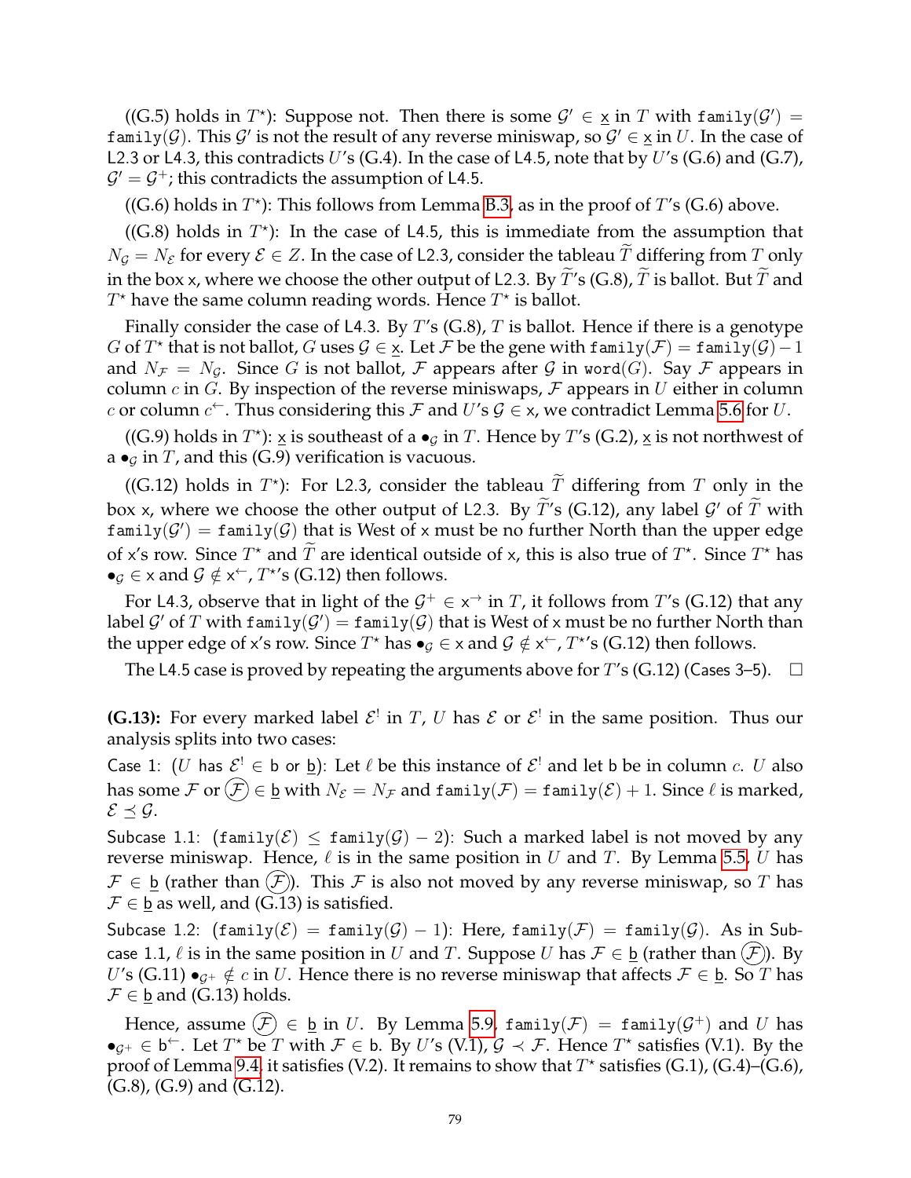((G.5) holds in $T^\star$): Suppose not. Then there is some $\mathcal{G}' \in \underline{\mathsf{x}}$ in $T$ with $\mathtt{family}(\mathcal{G}') = \mathtt{family}(\mathcal{G})$. This $\mathcal{G}'$ is not the result of any reverse miniswap, so $\mathcal{G}' \in \underline{\mathsf{x}}$ in $U$. In the case of L2.3 or L4.3, this contradicts $U$'s (G.4). In the case of L4.5, note that by $U$'s (G.6) and (G.7), $\mathcal{G}' = \mathcal{G}^+$; this contradicts the assumption of L4.5.

((G.6) holds in $T^\star$): This follows from Lemma B.3, as in the proof of $T$'s (G.6) above.

((G.8) holds in $T^\star$): In the case of L4.5, this is immediate from the assumption that $N_\mathcal{G} = N_\mathcal{E}$ for every $\mathcal{E} \in Z$. In the case of L2.3, consider the tableau $\widetilde{T}$ differing from $T$ only in the box $\mathsf{x}$, where we choose the other output of L2.3. By $\widetilde{T}$'s (G.8), $\widetilde{T}$ is ballot. But $\widetilde{T}$ and $T^\star$ have the same column reading words. Hence $T^\star$ is ballot.

Finally consider the case of L4.3. By $T$'s (G.8), $T$ is ballot. Hence if there is a genotype $G$ of $T^\star$ that is not ballot, $G$ uses $\mathcal{G} \in \underline{\mathsf{x}}$. Let $\mathcal{F}$ be the gene with $\mathtt{family}(\mathcal{F}) = \mathtt{family}(\mathcal{G}) - 1$ and $N_\mathcal{F} = N_\mathcal{G}$. Since $G$ is not ballot, $\mathcal{F}$ appears after $\mathcal{G}$ in $\mathtt{word}(G)$. Say $\mathcal{F}$ appears in column $c$ in $G$. By inspection of the reverse miniswaps, $\mathcal{F}$ appears in $U$ either in column $c$ or column $c^\leftarrow$. Thus considering this $\mathcal{F}$ and $U$'s $\mathcal{G} \in \mathsf{x}$, we contradict Lemma 5.6 for $U$.

((G.9) holds in $T^\star$): $\underline{\mathsf{x}}$ is southeast of a $\bullet_\mathcal{G}$ in $T$. Hence by $T$'s (G.2), $\underline{\mathsf{x}}$ is not northwest of a $\bullet_\mathcal{G}$ in $T$, and this (G.9) verification is vacuous.

((G.12) holds in $T^\star$): For L2.3, consider the tableau $\widetilde{T}$ differing from $T$ only in the box $\mathsf{x}$, where we choose the other output of L2.3. By $\widetilde{T}$'s (G.12), any label $\mathcal{G}'$ of $\widetilde{T}$ with $\mathtt{family}(\mathcal{G}') = \mathtt{family}(\mathcal{G})$ that is West of $\mathsf{x}$ must be no further North than the upper edge of $\mathsf{x}$'s row. Since $T^\star$ and $\widetilde{T}$ are identical outside of $\mathsf{x}$, this is also true of $T^\star$. Since $T^\star$ has $\bullet_\mathcal{G} \in \mathsf{x}$ and $\mathcal{G} \notin \mathsf{x}^\leftarrow$, $T^\star$'s (G.12) then follows.

For L4.3, observe that in light of the $\mathcal{G}^+ \in \mathsf{x}^\rightarrow$ in $T$, it follows from $T$'s (G.12) that any label $\mathcal{G}'$ of $T$ with $\mathtt{family}(\mathcal{G}') = \mathtt{family}(\mathcal{G})$ that is West of $\mathsf{x}$ must be no further North than the upper edge of $\mathsf{x}$'s row. Since $T^\star$ has $\bullet_\mathcal{G} \in \mathsf{x}$ and $\mathcal{G} \notin \mathsf{x}^\leftarrow$, $T^\star$'s (G.12) then follows.

The L4.5 case is proved by repeating the arguments above for $T$'s (G.12) (Cases 3–5). $\square$

**(G.13):** For every marked label $\mathcal{E}^!$ in $T$, $U$ has $\mathcal{E}$ or $\mathcal{E}^!$ in the same position. Thus our analysis splits into two cases:

Case 1: ($U$ has $\mathcal{E}^! \in \mathsf{b}$ or $\underline{\mathsf{b}}$): Let $\ell$ be this instance of $\mathcal{E}^!$ and let $\mathsf{b}$ be in column $c$. $U$ also has some $\mathcal{F}$ or $\textcircled{\mathcal{F}} \in \underline{\mathsf{b}}$ with $N_\mathcal{E} = N_\mathcal{F}$ and $\mathtt{family}(\mathcal{F}) = \mathtt{family}(\mathcal{E}) + 1$. Since $\ell$ is marked, $\mathcal{E} \preceq \mathcal{G}$.

Subcase 1.1: ($\mathtt{family}(\mathcal{E}) \leq \mathtt{family}(\mathcal{G}) - 2$): Such a marked label is not moved by any reverse miniswap. Hence, $\ell$ is in the same position in $U$ and $T$. By Lemma 5.5, $U$ has $\mathcal{F} \in \underline{\mathsf{b}}$ (rather than $\textcircled{\mathcal{F}}$). This $\mathcal{F}$ is also not moved by any reverse miniswap, so $T$ has $\mathcal{F} \in \underline{\mathsf{b}}$ as well, and (G.13) is satisfied.

Subcase 1.2: ($\mathtt{family}(\mathcal{E}) = \mathtt{family}(\mathcal{G}) - 1$): Here, $\mathtt{family}(\mathcal{F}) = \mathtt{family}(\mathcal{G})$. As in Subcase 1.1, $\ell$ is in the same position in $U$ and $T$. Suppose $U$ has $\mathcal{F} \in \underline{\mathsf{b}}$ (rather than $\textcircled{\mathcal{F}}$). By $U$'s (G.11) $\bullet_{\mathcal{G}^+} \notin c$ in $U$. Hence there is no reverse miniswap that affects $\mathcal{F} \in \underline{\mathsf{b}}$. So $T$ has $\mathcal{F} \in \underline{\mathsf{b}}$ and (G.13) holds.

Hence, assume $\textcircled{\mathcal{F}} \in \underline{\mathsf{b}}$ in $U$. By Lemma 5.9, $\mathtt{family}(\mathcal{F}) = \mathtt{family}(\mathcal{G}^+)$ and $U$ has $\bullet_{\mathcal{G}^+} \in \mathsf{b}^\leftarrow$. Let $T^\star$ be $T$ with $\mathcal{F} \in \mathsf{b}$. By $U$'s (V.1), $\mathcal{G} \prec \mathcal{F}$. Hence $T^\star$ satisfies (V.1). By the proof of Lemma 9.4, it satisfies (V.2). It remains to show that $T^\star$ satisfies (G.1), (G.4)–(G.6), (G.8), (G.9) and (G.12).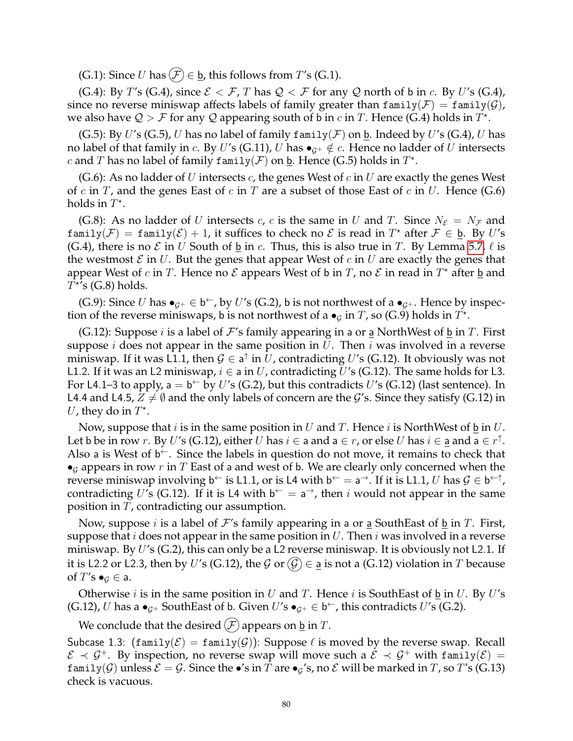(G.1): Since $U$ has $\textcircled{\mathcal{F}} \in \underline{\mathsf{b}}$, this follows from $T$'s (G.1).

(G.4): By $T$'s (G.4), since $\mathcal{E} < \mathcal{F}$, $T$ has $\mathcal{Q} < \mathcal{F}$ for any $\mathcal{Q}$ north of $\mathsf{b}$ in $c$. By $U$'s (G.4), since no reverse miniswap affects labels of family greater than $\mathtt{family}(\mathcal{F}) = \mathtt{family}(\mathcal{G})$, we also have $\mathcal{Q} > \mathcal{F}$ for any $\mathcal{Q}$ appearing south of $\mathsf{b}$ in $c$ in $T$. Hence (G.4) holds in $T^{\star}$.

(G.5): By $U$'s (G.5), $U$ has no label of family $\mathtt{family}(\mathcal{F})$ on $\underline{\mathsf{b}}$. Indeed by $U$'s (G.4), $U$ has no label of that family in $c$. By $U$'s (G.11), $U$ has $\bullet_{\mathcal{G}^+} \notin c$. Hence no ladder of $U$ intersects $c$ and $T$ has no label of family $\mathtt{family}(\mathcal{F})$ on $\underline{\mathsf{b}}$. Hence (G.5) holds in $T^{\star}$.

(G.6): As no ladder of $U$ intersects $c$, the genes West of $c$ in $U$ are exactly the genes West of $c$ in $T$, and the genes East of $c$ in $T$ are a subset of those East of $c$ in $U$. Hence (G.6) holds in $T^{\star}$.

(G.8): As no ladder of $U$ intersects $c$, $c$ is the same in $U$ and $T$. Since $N_{\mathcal{E}} = N_{\mathcal{F}}$ and $\mathtt{family}(\mathcal{F}) = \mathtt{family}(\mathcal{E}) + 1$, it suffices to check no $\mathcal{E}$ is read in $T^{\star}$ after $\mathcal{F} \in \underline{\mathsf{b}}$. By $U$'s (G.4), there is no $\mathcal{E}$ in $U$ South of $\underline{\mathsf{b}}$ in $c$. Thus, this is also true in $T$. By Lemma 5.7, $\ell$ is the westmost $\mathcal{E}$ in $U$. But the genes that appear West of $c$ in $U$ are exactly the genes that appear West of $c$ in $T$. Hence no $\mathcal{E}$ appears West of $\mathsf{b}$ in $T$, no $\mathcal{E}$ in read in $T^{\star}$ after $\underline{\mathsf{b}}$ and $T^{\star}$'s (G.8) holds.

(G.9): Since $U$ has $\bullet_{\mathcal{G}^+} \in \mathsf{b}^{\leftarrow}$, by $U$'s (G.2), $\mathsf{b}$ is not northwest of a $\bullet_{\mathcal{G}^+}$. Hence by inspection of the reverse miniswaps, $\mathsf{b}$ is not northwest of a $\bullet_{\mathcal{G}}$ in $T$, so (G.9) holds in $T^{\star}$.

(G.12): Suppose $i$ is a label of $\mathcal{F}$'s family appearing in $\mathsf{a}$ or $\underline{\mathsf{a}}$ NorthWest of $\underline{\mathsf{b}}$ in $T$. First suppose $i$ does not appear in the same position in $U$. Then $i$ was involved in a reverse miniswap. If it was L1.1, then $\mathcal{G} \in \mathsf{a}^{\uparrow}$ in $U$, contradicting $U$'s (G.12). It obviously was not L1.2. If it was an L2 miniswap, $i \in \mathsf{a}$ in $U$, contradicting $U$'s (G.12). The same holds for L3. For L4.1–3 to apply, $\mathsf{a} = \mathsf{b}^{\leftarrow}$ by $U$'s (G.2), but this contradicts $U$'s (G.12) (last sentence). In L4.4 and L4.5, $Z \neq \emptyset$ and the only labels of concern are the $\mathcal{G}$'s. Since they satisfy (G.12) in $U$, they do in $T^{\star}$.

Now, suppose that $i$ is in the same position in $U$ and $T$. Hence $i$ is NorthWest of $\underline{\mathsf{b}}$ in $U$. Let $\mathsf{b}$ be in row $r$. By $U$'s (G.12), either $U$ has $i \in \mathsf{a}$ and $\mathsf{a} \in r$, or else $U$ has $i \in \underline{\mathsf{a}}$ and $\mathsf{a} \in r^{\uparrow}$. Also $\mathsf{a}$ is West of $\mathsf{b}^{\leftarrow}$. Since the labels in question do not move, it remains to check that $\bullet_{\mathcal{G}}$ appears in row $r$ in $T$ East of $\mathsf{a}$ and west of $\mathsf{b}$. We are clearly only concerned when the reverse miniswap involving $\mathsf{b}^{\leftarrow}$ is L1.1, or is L4 with $\mathsf{b}^{\leftarrow} = \mathsf{a}^{\rightarrow}$. If it is L1.1, $U$ has $\mathcal{G} \in \mathsf{b}^{\leftarrow\uparrow}$, contradicting $U$'s (G.12). If it is L4 with $\mathsf{b}^{\leftarrow} = \mathsf{a}^{\rightarrow}$, then $i$ would not appear in the same position in $T$, contradicting our assumption.

Now, suppose $i$ is a label of $\mathcal{F}$'s family appearing in $\mathsf{a}$ or $\underline{\mathsf{a}}$ SouthEast of $\underline{\mathsf{b}}$ in $T$. First, suppose that $i$ does not appear in the same position in $U$. Then $i$ was involved in a reverse miniswap. By $U$'s (G.2), this can only be a L2 reverse miniswap. It is obviously not L2.1. If it is L2.2 or L2.3, then by $U$'s (G.12), the $\mathcal{G}$ or $\textcircled{\mathcal{G}} \in \underline{\mathsf{a}}$ is not a (G.12) violation in $T$ because of $T$'s $\bullet_{\mathcal{G}} \in \mathsf{a}$.

Otherwise $i$ is in the same position in $U$ and $T$. Hence $i$ is SouthEast of $\underline{\mathsf{b}}$ in $U$. By $U$'s (G.12), $U$ has a $\bullet_{\mathcal{G}^+}$ SouthEast of $\mathsf{b}$. Given $U$'s $\bullet_{\mathcal{G}^+} \in \mathsf{b}^{\leftarrow}$, this contradicts $U$'s (G.2).

We conclude that the desired $\textcircled{\mathcal{F}}$ appears on $\underline{\mathsf{b}}$ in $T$.

Subcase 1.3: ($\mathtt{family}(\mathcal{E}) = \mathtt{family}(\mathcal{G})$): Suppose $\ell$ is moved by the reverse swap. Recall $\mathcal{E} \prec \mathcal{G}^+$. By inspection, no reverse swap will move such a $\mathcal{E} \prec \mathcal{G}^+$ with $\mathtt{family}(\mathcal{E}) = \mathtt{family}(\mathcal{G})$ unless $\mathcal{E} = \mathcal{G}$. Since the $\bullet$'s in $T$ are $\bullet_{\mathcal{G}}$'s, no $\mathcal{E}$ will be marked in $T$, so $T$'s (G.13) check is vacuous.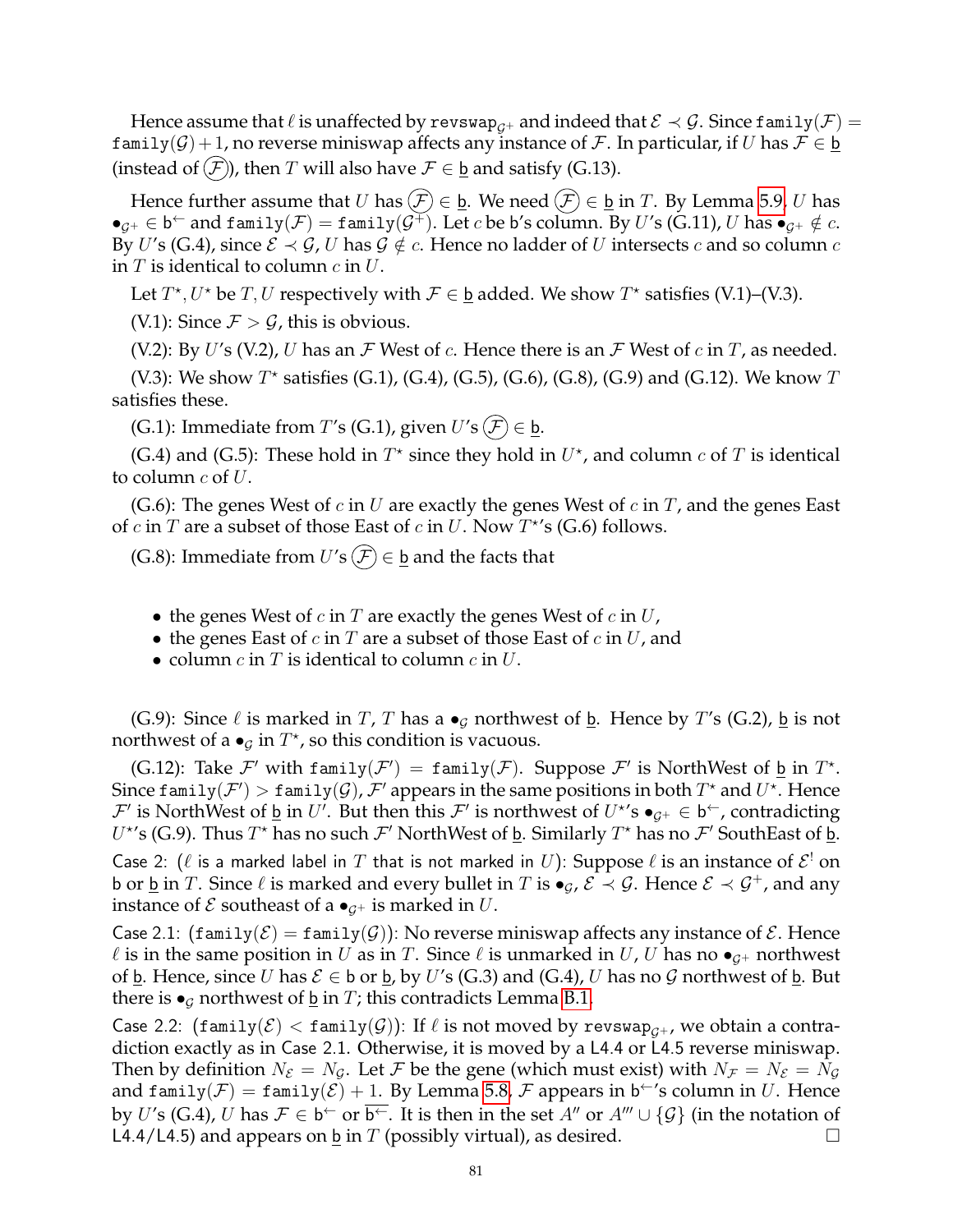Hence assume that $\ell$ is unaffected by $\texttt{revswap}_{\mathcal{G}^+}$ and indeed that $\mathcal{E} \prec \mathcal{G}$. Since $\texttt{family}(\mathcal{F}) = \texttt{family}(\mathcal{G})+1$, no reverse miniswap affects any instance of $\mathcal{F}$. In particular, if $U$ has $\mathcal{F} \in \underline{\mathsf{b}}$ (instead of $\textcircled{\mathcal{F}}$), then $T$ will also have $\mathcal{F} \in \underline{\mathsf{b}}$ and satisfy (G.13).

Hence further assume that $U$ has $\textcircled{\mathcal{F}} \in \underline{\mathsf{b}}$. We need $\textcircled{\mathcal{F}} \in \underline{\mathsf{b}}$ in $T$. By Lemma 5.9, $U$ has $\bullet_{\mathcal{G}^+} \in \mathsf{b}^{\leftarrow}$ and $\texttt{family}(\mathcal{F}) = \texttt{family}(\mathcal{G}^+)$. Let $c$ be $\mathsf{b}$'s column. By $U$'s (G.11), $U$ has $\bullet_{\mathcal{G}^+} \notin c$. By $U$'s (G.4), since $\mathcal{E} \prec \mathcal{G}$, $U$ has $\mathcal{G} \notin c$. Hence no ladder of $U$ intersects $c$ and so column $c$ in $T$ is identical to column $c$ in $U$.

Let $T^\star, U^\star$ be $T, U$ respectively with $\mathcal{F} \in \underline{\mathsf{b}}$ added. We show $T^\star$ satisfies (V.1)–(V.3).

(V.1): Since $\mathcal{F} > \mathcal{G}$, this is obvious.

(V.2): By $U$'s (V.2), $U$ has an $\mathcal{F}$ West of $c$. Hence there is an $\mathcal{F}$ West of $c$ in $T$, as needed.

(V.3): We show $T^\star$ satisfies (G.1), (G.4), (G.5), (G.6), (G.8), (G.9) and (G.12). We know $T$ satisfies these.

(G.1): Immediate from $T$'s (G.1), given $U$'s $\textcircled{\mathcal{F}} \in \underline{\mathsf{b}}$.

(G.4) and (G.5): These hold in $T^\star$ since they hold in $U^\star$, and column $c$ of $T$ is identical to column $c$ of $U$.

(G.6): The genes West of $c$ in $U$ are exactly the genes West of $c$ in $T$, and the genes East of $c$ in $T$ are a subset of those East of $c$ in $U$. Now $T^\star$'s (G.6) follows.

(G.8): Immediate from $U$'s $\textcircled{\mathcal{F}} \in \underline{\mathsf{b}}$ and the facts that

- the genes West of $c$ in $T$ are exactly the genes West of $c$ in $U$,
- the genes East of $c$ in $T$ are a subset of those East of $c$ in $U$, and
- column $c$ in $T$ is identical to column $c$ in $U$.

(G.9): Since $\ell$ is marked in $T$, $T$ has a $\bullet_{\mathcal{G}}$ northwest of $\underline{\mathsf{b}}$. Hence by $T$'s (G.2), $\underline{\mathsf{b}}$ is not northwest of a $\bullet_{\mathcal{G}}$ in $T^\star$, so this condition is vacuous.

(G.12): Take $\mathcal{F}'$ with $\texttt{family}(\mathcal{F}') = \texttt{family}(\mathcal{F})$. Suppose $\mathcal{F}'$ is NorthWest of $\underline{\mathsf{b}}$ in $T^\star$. Since $\texttt{family}(\mathcal{F}') > \texttt{family}(\mathcal{G})$, $\mathcal{F}'$ appears in the same positions in both $T^\star$ and $U^\star$. Hence $\mathcal{F}'$ is NorthWest of $\underline{\mathsf{b}}$ in $U'$. But then this $\mathcal{F}'$ is northwest of $U^\star$'s $\bullet_{\mathcal{G}^+} \in \mathsf{b}^{\leftarrow}$, contradicting $U^\star$'s (G.9). Thus $T^\star$ has no such $\mathcal{F}'$ NorthWest of $\underline{\mathsf{b}}$. Similarly $T^\star$ has no $\mathcal{F}'$ SouthEast of $\underline{\mathsf{b}}$.

Case 2: ($\ell$ is a marked label in $T$ that is not marked in $U$): Suppose $\ell$ is an instance of $\mathcal{E}^!$ on $\mathsf{b}$ or $\underline{\mathsf{b}}$ in $T$. Since $\ell$ is marked and every bullet in $T$ is $\bullet_{\mathcal{G}}$, $\mathcal{E} \prec \mathcal{G}$. Hence $\mathcal{E} \prec \mathcal{G}^+$, and any instance of $\mathcal{E}$ southeast of a $\bullet_{\mathcal{G}^+}$ is marked in $U$.

Case 2.1: ($\texttt{family}(\mathcal{E}) = \texttt{family}(\mathcal{G})$): No reverse miniswap affects any instance of $\mathcal{E}$. Hence $\ell$ is in the same position in $U$ as in $T$. Since $\ell$ is unmarked in $U$, $U$ has no $\bullet_{\mathcal{G}^+}$ northwest of $\underline{\mathsf{b}}$. Hence, since $U$ has $\mathcal{E} \in \mathsf{b}$ or $\underline{\mathsf{b}}$, by $U$'s (G.3) and (G.4), $U$ has no $\mathcal{G}$ northwest of $\underline{\mathsf{b}}$. But there is $\bullet_{\mathcal{G}}$ northwest of $\underline{\mathsf{b}}$ in $T$; this contradicts Lemma B.1.

Case 2.2: ($\texttt{family}(\mathcal{E}) < \texttt{family}(\mathcal{G})$): If $\ell$ is not moved by $\texttt{revswap}_{\mathcal{G}^+}$, we obtain a contradiction exactly as in Case 2.1. Otherwise, it is moved by a L4.4 or L4.5 reverse miniswap. Then by definition $N_{\mathcal{E}} = N_{\mathcal{G}}$. Let $\mathcal{F}$ be the gene (which must exist) with $N_{\mathcal{F}} = N_{\mathcal{E}} = N_{\mathcal{G}}$ and $\texttt{family}(\mathcal{F}) = \texttt{family}(\mathcal{E}) + 1$. By Lemma 5.8, $\mathcal{F}$ appears in $\mathsf{b}^{\leftarrow}$'s column in $U$. Hence by $U$'s (G.4), $U$ has $\mathcal{F} \in \mathsf{b}^{\leftarrow}$ or $\underline{\mathsf{b}^{\leftarrow}}$. It is then in the set $A''$ or $A''' \cup \{\mathcal{G}\}$ (in the notation of L4.4/L4.5) and appears on $\underline{\mathsf{b}}$ in $T$ (possibly virtual), as desired. $\square$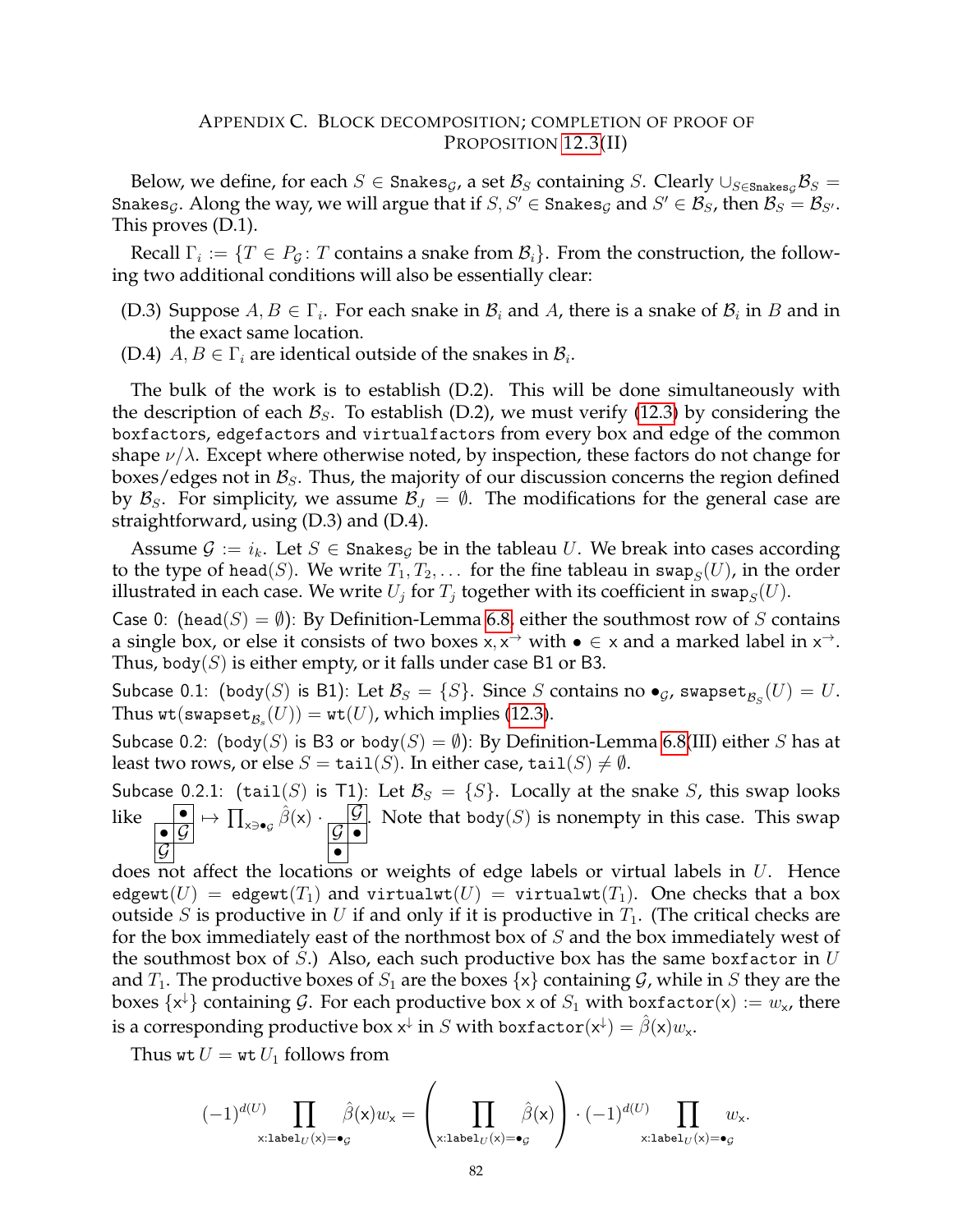## Appendix C. Block decomposition; completion of proof of Proposition 12.3(II)

Below, we define, for each $S \in \texttt{Snakes}_{\mathcal{G}}$, a set $\mathcal{B}_S$ containing $S$. Clearly $\cup_{S\in\texttt{Snakes}_{\mathcal{G}}}\mathcal{B}_S = \texttt{Snakes}_{\mathcal{G}}$. Along the way, we will argue that if $S, S' \in \texttt{Snakes}_{\mathcal{G}}$ and $S' \in \mathcal{B}_S$, then $\mathcal{B}_S = \mathcal{B}_{S'}$. This proves (D.1).

Recall $\Gamma_i := \{T \in P_{\mathcal{G}} : T \text{ contains a snake from } \mathcal{B}_i\}$. From the construction, the following two additional conditions will also be essentially clear:

- (D.3) Suppose $A, B \in \Gamma_i$. For each snake in $\mathcal{B}_i$ and $A$, there is a snake of $\mathcal{B}_i$ in $B$ and in the exact same location.
- (D.4) $A, B \in \Gamma_i$ are identical outside of the snakes in $\mathcal{B}_i$.

The bulk of the work is to establish (D.2). This will be done simultaneously with the description of each $\mathcal{B}_S$. To establish (D.2), we must verify (12.3) by considering the `boxfactors`, `edgefactors` and `virtualfactors` from every box and edge of the common shape $\nu/\lambda$. Except where otherwise noted, by inspection, these factors do not change for boxes/edges not in $\mathcal{B}_S$. Thus, the majority of our discussion concerns the region defined by $\mathcal{B}_S$. For simplicity, we assume $\mathcal{B}_J = \emptyset$. The modifications for the general case are straightforward, using (D.3) and (D.4).

Assume $\mathcal{G} := i_k$. Let $S \in \texttt{Snakes}_{\mathcal{G}}$ be in the tableau $U$. We break into cases according to the type of $\texttt{head}(S)$. We write $T_1, T_2, \ldots$ for the fine tableau in $\texttt{swap}_S(U)$, in the order illustrated in each case. We write $U_j$ for $T_j$ together with its coefficient in $\texttt{swap}_S(U)$.

Case 0: ($\texttt{head}(S) = \emptyset$): By Definition-Lemma 6.8, either the southmost row of $S$ contains a single box, or else it consists of two boxes $\mathsf{x}, \mathsf{x}^{\rightarrow}$ with $\bullet \in \mathsf{x}$ and a marked label in $\mathsf{x}^{\rightarrow}$. Thus, $\texttt{body}(S)$ is either empty, or it falls under case B1 or B3.

Subcase 0.1: ($\texttt{body}(S)$ is B1): Let $\mathcal{B}_S = \{S\}$. Since $S$ contains no $\bullet_{\mathcal{G}}$, $\texttt{swapset}_{\mathcal{B}_S}(U) = U$. Thus $\texttt{wt}(\texttt{swapset}_{\mathcal{B}_s}(U)) = \texttt{wt}(U)$, which implies (12.3).

Subcase 0.2: ($\texttt{body}(S)$ is B3 or $\texttt{body}(S) = \emptyset$): By Definition-Lemma 6.8(III) either $S$ has at least two rows, or else $S = \texttt{tail}(S)$. In either case, $\texttt{tail}(S) \neq \emptyset$.

Subcase 0.2.1: ($\texttt{tail}(S)$ is T1): Let $\mathcal{B}_S = \{S\}$. Locally at the snake $S$, this swap looks like [tableau: row 1: (blank), $\bullet$; row 2: $\bullet$, $\mathcal{G}$; row 3: $\mathcal{G}$] $\mapsto \prod_{\mathsf{x}\ni\bullet_{\mathcal{G}}} \hat{\beta}(\mathsf{x}) \cdot$ [tableau: row 1: (blank), $\mathcal{G}$; row 2: $\mathcal{G}$, $\bullet$; row 3: $\bullet$]. Note that $\texttt{body}(S)$ is nonempty in this case. This swap does not affect the locations or weights of edge labels or virtual labels in $U$. Hence $\texttt{edgewt}(U) = \texttt{edgewt}(T_1)$ and $\texttt{virtualwt}(U) = \texttt{virtualwt}(T_1)$. One checks that a box outside $S$ is productive in $U$ if and only if it is productive in $T_1$. (The critical checks are for the box immediately east of the northmost box of $S$ and the box immediately west of the southmost box of $S$.) Also, each such productive box has the same `boxfactor` in $U$ and $T_1$. The productive boxes of $S_1$ are the boxes $\{\mathsf{x}\}$ containing $\mathcal{G}$, while in $S$ they are the boxes $\{\mathsf{x}^{\downarrow}\}$ containing $\mathcal{G}$. For each productive box $\mathsf{x}$ of $S_1$ with $\texttt{boxfactor}(\mathsf{x}) := w_{\mathsf{x}}$, there is a corresponding productive box $\mathsf{x}^{\downarrow}$ in $S$ with $\texttt{boxfactor}(\mathsf{x}^{\downarrow}) = \hat{\beta}(\mathsf{x})w_{\mathsf{x}}$.

Thus $\texttt{wt}\, U = \texttt{wt}\, U_1$ follows from

$$(-1)^{d(U)} \prod_{\mathsf{x}:\texttt{label}_U(\mathsf{x})=\bullet_{\mathcal{G}}} \hat{\beta}(\mathsf{x}) w_{\mathsf{x}} = \left( \prod_{\mathsf{x}:\texttt{label}_U(\mathsf{x})=\bullet_{\mathcal{G}}} \hat{\beta}(\mathsf{x}) \right) \cdot (-1)^{d(U)} \prod_{\mathsf{x}:\texttt{label}_U(\mathsf{x})=\bullet_{\mathcal{G}}} w_{\mathsf{x}}.$$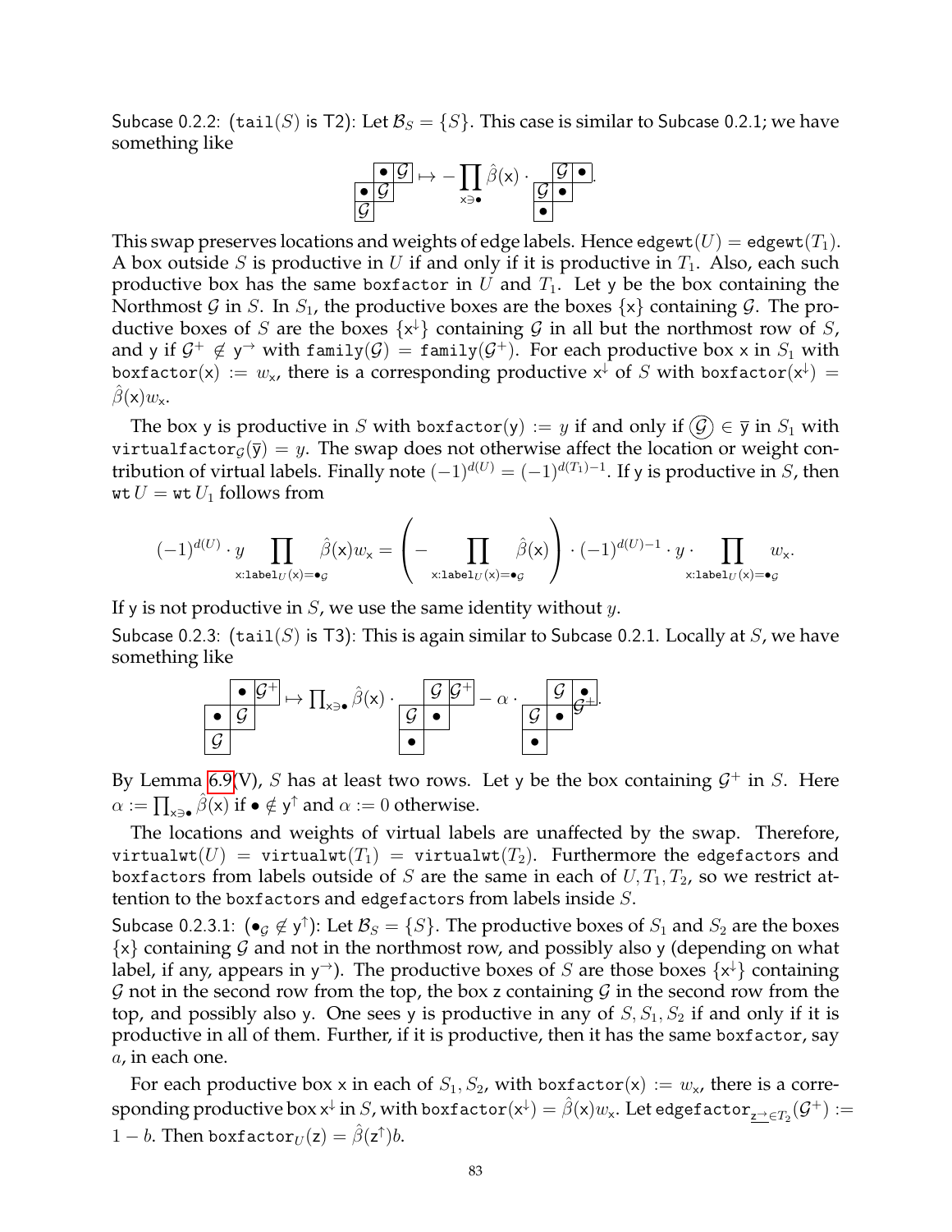Subcase 0.2.2: ($\texttt{tail}(S)$ is T2): Let $\mathcal{B}_S = \{S\}$. This case is similar to Subcase 0.2.1; we have something like

$$\begin{array}{|c|c|}\hline & \bullet \ \mathcal{G} \\ \hline \bullet & \mathcal{G} \\ \hline \mathcal{G} & \\ \hline \end{array} \mapsto -\prod_{\mathsf{x}\ni\bullet} \hat{\beta}(\mathsf{x}) \cdot \begin{array}{|c|c|}\hline & \mathcal{G}\ \bullet \\ \hline \mathcal{G} & \bullet \\ \hline \bullet & \\ \hline \end{array}.$$

This swap preserves locations and weights of edge labels. Hence $\texttt{edgewt}(U) = \texttt{edgewt}(T_1)$. A box outside $S$ is productive in $U$ if and only if it is productive in $T_1$. Also, each such productive box has the same $\texttt{boxfactor}$ in $U$ and $T_1$. Let $\mathsf{y}$ be the box containing the Northmost $\mathcal{G}$ in $S$. In $S_1$, the productive boxes are the boxes $\{\mathsf{x}\}$ containing $\mathcal{G}$. The productive boxes of $S$ are the boxes $\{\mathsf{x}^{\downarrow}\}$ containing $\mathcal{G}$ in all but the northmost row of $S$, and $\mathsf{y}$ if $\mathcal{G}^+ \notin \mathsf{y}^{\rightarrow}$ with $\texttt{family}(\mathcal{G}) = \texttt{family}(\mathcal{G}^+)$. For each productive box $\mathsf{x}$ in $S_1$ with $\texttt{boxfactor}(\mathsf{x}) := w_{\mathsf{x}}$, there is a corresponding productive $\mathsf{x}^{\downarrow}$ of $S$ with $\texttt{boxfactor}(\mathsf{x}^{\downarrow}) = \hat{\beta}(\mathsf{x})w_{\mathsf{x}}$.

The box $\mathsf{y}$ is productive in $S$ with $\texttt{boxfactor}(\mathsf{y}) := y$ if and only if $\textcircled{\mathcal{G}} \in \overline{\mathsf{y}}$ in $S_1$ with $\texttt{virtualfactor}_{\mathcal{G}}(\overline{\mathsf{y}}) = y$. The swap does not otherwise affect the location or weight contribution of virtual labels. Finally note $(-1)^{d(U)} = (-1)^{d(T_1)-1}$. If $\mathsf{y}$ is productive in $S$, then $\texttt{wt}\, U = \texttt{wt}\, U_1$ follows from

$$(-1)^{d(U)} \cdot y \prod_{\mathsf{x}:\texttt{label}_U(\mathsf{x})=\bullet_{\mathcal{G}}} \hat{\beta}(\mathsf{x})w_{\mathsf{x}} = \left( -\prod_{\mathsf{x}:\texttt{label}_U(\mathsf{x})=\bullet_{\mathcal{G}}} \hat{\beta}(\mathsf{x}) \right) \cdot (-1)^{d(U)-1} \cdot y \cdot \prod_{\mathsf{x}:\texttt{label}_U(\mathsf{x})=\bullet_{\mathcal{G}}} w_{\mathsf{x}}.$$

If $\mathsf{y}$ is not productive in $S$, we use the same identity without $y$.

Subcase 0.2.3: ($\texttt{tail}(S)$ is T3): This is again similar to Subcase 0.2.1. Locally at $S$, we have something like

$$\begin{array}{|c|c|}\hline & \bullet \ \mathcal{G}^+ \\ \hline \bullet & \mathcal{G} \\ \hline \mathcal{G} & \\ \hline \end{array} \mapsto \prod_{\mathsf{x}\ni\bullet} \hat{\beta}(\mathsf{x}) \cdot \begin{array}{|c|c|}\hline & \mathcal{G}\ \mathcal{G}^+ \\ \hline \mathcal{G} & \bullet \\ \hline \bullet & \\ \hline \end{array} - \alpha \cdot \begin{array}{|c|c|}\hline & \mathcal{G}\ \bullet_{\mathcal{G}^+} \\ \hline \mathcal{G} & \bullet \\ \hline \bullet & \\ \hline \end{array}.$$

By Lemma 6.9(V), $S$ has at least two rows. Let $\mathsf{y}$ be the box containing $\mathcal{G}^+$ in $S$. Here $\alpha := \prod_{\mathsf{x}\ni\bullet} \hat{\beta}(\mathsf{x})$ if $\bullet \notin \mathsf{y}^{\uparrow}$ and $\alpha := 0$ otherwise.

The locations and weights of virtual labels are unaffected by the swap. Therefore, $\texttt{virtualwt}(U) = \texttt{virtualwt}(T_1) = \texttt{virtualwt}(T_2)$. Furthermore the $\texttt{edgefactor}$s and $\texttt{boxfactor}$s from labels outside of $S$ are the same in each of $U, T_1, T_2$, so we restrict attention to the $\texttt{boxfactor}$s and $\texttt{edgefactor}$s from labels inside $S$.

Subcase 0.2.3.1: ($\bullet_{\mathcal{G}} \notin \mathsf{y}^{\uparrow}$): Let $\mathcal{B}_S = \{S\}$. The productive boxes of $S_1$ and $S_2$ are the boxes $\{\mathsf{x}\}$ containing $\mathcal{G}$ and not in the northmost row, and possibly also $\mathsf{y}$ (depending on what label, if any, appears in $\mathsf{y}^{\rightarrow}$). The productive boxes of $S$ are those boxes $\{\mathsf{x}^{\downarrow}\}$ containing $\mathcal{G}$ not in the second row from the top, the box $\mathsf{z}$ containing $\mathcal{G}$ in the second row from the top, and possibly also $\mathsf{y}$. One sees $\mathsf{y}$ is productive in any of $S, S_1, S_2$ if and only if it is productive in all of them. Further, if it is productive, then it has the same $\texttt{boxfactor}$, say $a$, in each one.

For each productive box $\mathsf{x}$ in each of $S_1, S_2$, with $\texttt{boxfactor}(\mathsf{x}) := w_{\mathsf{x}}$, there is a corresponding productive box $\mathsf{x}^{\downarrow}$ in $S$, with $\texttt{boxfactor}(\mathsf{x}^{\downarrow}) = \hat{\beta}(\mathsf{x})w_{\mathsf{x}}$. Let $\texttt{edgefactor}_{\underline{\mathsf{z}^{\rightarrow}}\in T_2}(\mathcal{G}^+) := 1 - b$. Then $\texttt{boxfactor}_U(\mathsf{z}) = \hat{\beta}(\mathsf{z}^{\uparrow})b$.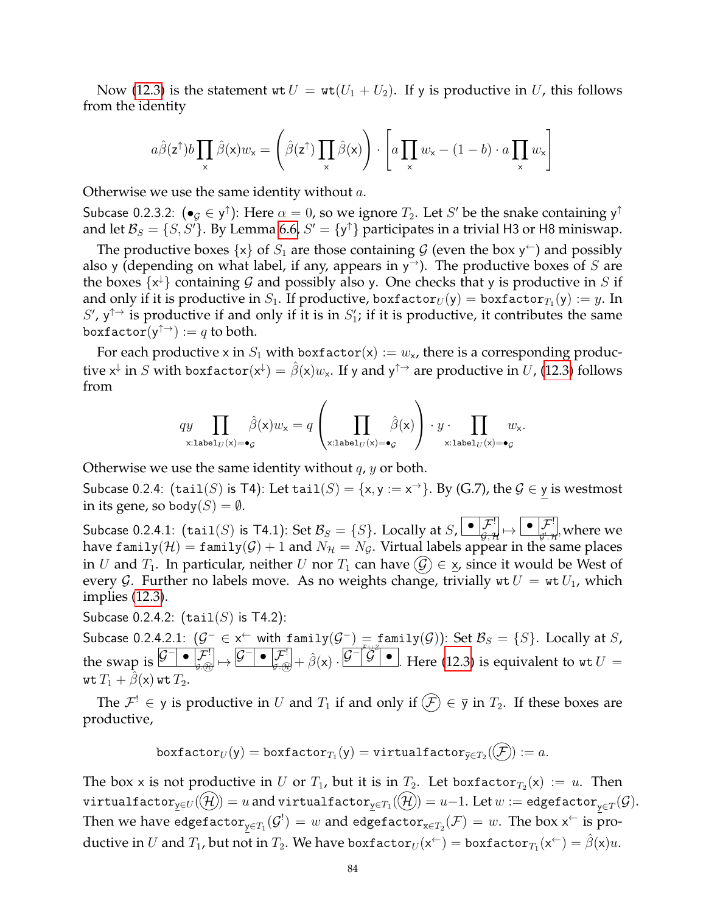Now (12.3) is the statement $\mathtt{wt}\, U = \mathtt{wt}(U_1 + U_2)$. If $\mathsf{y}$ is productive in $U$, this follows from the identity

$$a\hat{\beta}(\mathsf{z}^{\uparrow})b\prod_{\mathsf{x}}\hat{\beta}(\mathsf{x})w_{\mathsf{x}} = \left(\hat{\beta}(\mathsf{z}^{\uparrow})\prod_{\mathsf{x}}\hat{\beta}(\mathsf{x})\right)\cdot\left[a\prod_{\mathsf{x}}w_{\mathsf{x}} - (1-b)\cdot a\prod_{\mathsf{x}}w_{\mathsf{x}}\right]$$

Otherwise we use the same identity without $a$.

Subcase 0.2.3.2: ($\bullet_{\mathcal{G}} \in \mathsf{y}^{\uparrow}$): Here $\alpha = 0$, so we ignore $T_2$. Let $S'$ be the snake containing $\mathsf{y}^{\uparrow}$ and let $\mathcal{B}_S = \{S, S'\}$. By Lemma 6.6, $S' = \{\mathsf{y}^{\uparrow}\}$ participates in a trivial H3 or H8 miniswap.

The productive boxes $\{\mathsf{x}\}$ of $S_1$ are those containing $\mathcal{G}$ (even the box $\mathsf{y}^{\leftarrow}$) and possibly also $\mathsf{y}$ (depending on what label, if any, appears in $\mathsf{y}^{\rightarrow}$). The productive boxes of $S$ are the boxes $\{\mathsf{x}^{\downarrow}\}$ containing $\mathcal{G}$ and possibly also $\mathsf{y}$. One checks that $\mathsf{y}$ is productive in $S$ if and only if it is productive in $S_1$. If productive, $\mathtt{boxfactor}_U(\mathsf{y}) = \mathtt{boxfactor}_{T_1}(\mathsf{y}) := y$. In $S'$, $\mathsf{y}^{\uparrow\rightarrow}$ is productive if and only if it is in $S_1'$; if it is productive, it contributes the same $\mathtt{boxfactor}(\mathsf{y}^{\uparrow\rightarrow}) := q$ to both.

For each productive $\mathsf{x}$ in $S_1$ with $\mathtt{boxfactor}(\mathsf{x}) := w_{\mathsf{x}}$, there is a corresponding productive $\mathsf{x}^{\downarrow}$ in $S$ with $\mathtt{boxfactor}(\mathsf{x}^{\downarrow}) = \hat{\beta}(\mathsf{x})w_{\mathsf{x}}$. If $\mathsf{y}$ and $\mathsf{y}^{\uparrow\rightarrow}$ are productive in $U$, (12.3) follows from

$$qy\prod_{\mathsf{x}:\mathtt{label}_U(\mathsf{x})=\bullet_{\mathcal{G}}}\hat{\beta}(\mathsf{x})w_{\mathsf{x}} = q\left(\prod_{\mathsf{x}:\mathtt{label}_U(\mathsf{x})=\bullet_{\mathcal{G}}}\hat{\beta}(\mathsf{x})\right)\cdot y\cdot\prod_{\mathsf{x}:\mathtt{label}_U(\mathsf{x})=\bullet_{\mathcal{G}}}w_{\mathsf{x}}.$$

Otherwise we use the same identity without $q$, $y$ or both.

Subcase 0.2.4: ($\mathtt{tail}(S)$ is T4): Let $\mathtt{tail}(S) = \{\mathsf{x}, \mathsf{y} := \mathsf{x}^{\rightarrow}\}$. By (G.7), the $\mathcal{G} \in \underline{\mathsf{y}}$ is westmost in its gene, so $\mathtt{body}(S) = \emptyset$.

Subcase 0.2.4.1: ($\mathtt{tail}(S)$ is T4.1): Set $\mathcal{B}_S = \{S\}$. Locally at $S$, $\boxed{\bullet}\boxed{\mathcal{F}^!_{\mathcal{G},\mathcal{H}}} \mapsto \boxed{\bullet}\boxed{\mathcal{F}^!_{\mathcal{G},\mathcal{H}}}$, where we have $\mathtt{family}(\mathcal{H}) = \mathtt{family}(\mathcal{G}) + 1$ and $N_{\mathcal{H}} = N_{\mathcal{G}}$. Virtual labels appear in the same places in $U$ and $T_1$. In particular, neither $U$ nor $T_1$ can have $\textcircled{\mathcal{G}} \in \underline{\mathsf{x}}$, since it would be West of every $\mathcal{G}$. Further no labels move. As no weights change, trivially $\mathtt{wt}\, U = \mathtt{wt}\, U_1$, which implies (12.3).

Subcase 0.2.4.2: ($\mathtt{tail}(S)$ is T4.2):

Subcase 0.2.4.2.1: ($\mathcal{G}^- \in \mathsf{x}^{\leftarrow}$ with $\mathtt{family}(\mathcal{G}^-) = \mathtt{family}(\mathcal{G})$): Set $\mathcal{B}_S = \{S\}$. Locally at $S$, the swap is $\boxed{\mathcal{G}^-}\boxed{\bullet}\boxed{\mathcal{F}^!_{\mathcal{G},\textcircled{\mathcal{H}}}} \mapsto \boxed{\mathcal{G}^-}\boxed{\bullet}\boxed{\mathcal{F}^!_{\mathcal{G}',\textcircled{\mathcal{H}}}} + \hat{\beta}(\mathsf{x})\cdot\boxed{\mathcal{G}^-}\boxed{\overset{\mathcal{F}\mid\mathcal{Z}}{\mathcal{G}^!}}\boxed{\bullet}$. Here (12.3) is equivalent to $\mathtt{wt}\, U = \mathtt{wt}\, T_1 + \hat{\beta}(\mathsf{x})\,\mathtt{wt}\, T_2$.

The $\mathcal{F}^! \in \mathsf{y}$ is productive in $U$ and $T_1$ if and only if $\textcircled{\mathcal{F}} \in \overline{\mathsf{y}}$ in $T_2$. If these boxes are productive,

$$\mathtt{boxfactor}_U(\mathsf{y}) = \mathtt{boxfactor}_{T_1}(\mathsf{y}) = \mathtt{virtualfactor}_{\overline{\mathsf{y}}\in T_2}(\textcircled{\mathcal{F}}) := a.$$

The box $\mathsf{x}$ is not productive in $U$ or $T_1$, but it is in $T_2$. Let $\mathtt{boxfactor}_{T_2}(\mathsf{x}) := u$. Then $\mathtt{virtualfactor}_{\underline{\mathsf{y}}\in U}(\textcircled{\mathcal{H}}) = u$ and $\mathtt{virtualfactor}_{\underline{\mathsf{y}}\in T_1}(\textcircled{\mathcal{H}}) = u{-}1$. Let $w := \mathtt{edgefactor}_{\underline{\mathsf{y}}\in T}(\mathcal{G})$. Then we have $\mathtt{edgefactor}_{\underline{\mathsf{y}}\in T_1}(\mathcal{G}^!) = w$ and $\mathtt{edgefactor}_{\overline{\mathsf{x}}\in T_2}(\mathcal{F}) = w$. The box $\mathsf{x}^{\leftarrow}$ is productive in $U$ and $T_1$, but not in $T_2$. We have $\mathtt{boxfactor}_U(\mathsf{x}^{\leftarrow}) = \mathtt{boxfactor}_{T_1}(\mathsf{x}^{\leftarrow}) = \hat{\beta}(\mathsf{x})u$.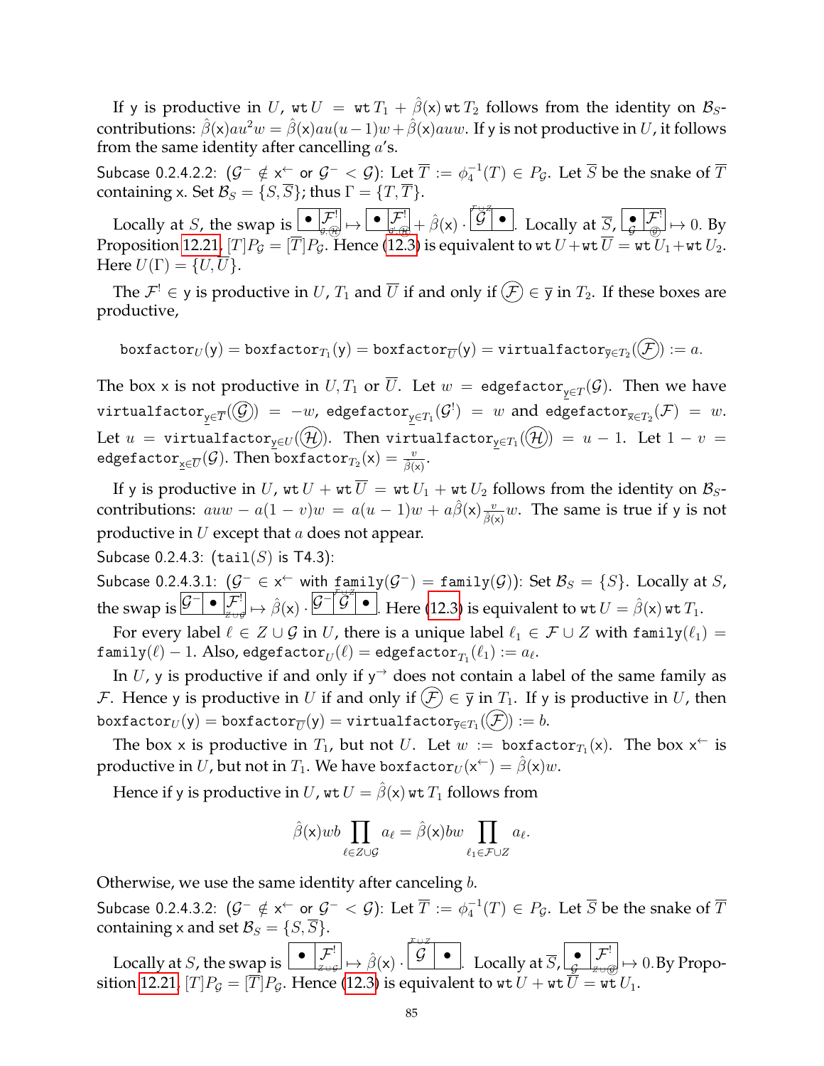If y is productive in $U$, $\mathtt{wt}\, U = \mathtt{wt}\, T_1 + \hat{\beta}(\mathsf{x})\,\mathtt{wt}\, T_2$ follows from the identity on $\mathcal{B}_S$-contributions: $\hat{\beta}(\mathsf{x})au^2w = \hat{\beta}(\mathsf{x})au(u-1)w + \hat{\beta}(\mathsf{x})auw$. If y is not productive in $U$, it follows from the same identity after cancelling $a$'s.

Subcase 0.2.4.2.2: ($\mathcal{G}^- \notin \mathsf{x}^{\leftarrow}$ or $\mathcal{G}^- < \mathcal{G}$): Let $\overline{T} := \phi_4^{-1}(T) \in P_{\mathcal{G}}$. Let $\overline{S}$ be the snake of $\overline{T}$ containing x. Set $\mathcal{B}_S = \{S, \overline{S}\}$; thus $\Gamma = \{T, \overline{T}\}$.

Locally at $S$, the swap is $\boxed{\bullet}\boxed{\mathcal{F}^!_{\mathcal{G},\mathcal{H}}} \mapsto \boxed{\bullet}\boxed{\mathcal{F}^!_{\mathcal{G},\mathcal{H}}} + \hat{\beta}(\mathsf{x}) \cdot \boxed{\mathcal{G}^{\mathcal{F}\cup Z}}\boxed{\bullet}$. Locally at $\overline{S}$, $\boxed{\bullet_{\mathcal{G}}}\boxed{\mathcal{F}^!_{\mathcal{G}}} \mapsto 0$. By Proposition 12.21, $[T]P_{\mathcal{G}} = [\overline{T}]P_{\mathcal{G}}$. Hence (12.3) is equivalent to $\mathtt{wt}\, U + \mathtt{wt}\, \overline{U} = \mathtt{wt}\, U_1 + \mathtt{wt}\, U_2$. Here $U(\Gamma) = \{U, \overline{U}\}$.

The $\mathcal{F}^! \in \mathsf{y}$ is productive in $U$, $T_1$ and $\overline{U}$ if and only if $\textcircled{\mathcal{F}} \in \overline{\mathsf{y}}$ in $T_2$. If these boxes are productive,

$$\mathtt{boxfactor}_U(\mathsf{y}) = \mathtt{boxfactor}_{T_1}(\mathsf{y}) = \mathtt{boxfactor}_{\overline{U}}(\mathsf{y}) = \mathtt{virtualfactor}_{\overline{\mathsf{y}}\in T_2}(\textcircled{\mathcal{F}}) := a.$$

The box x is not productive in $U, T_1$ or $\overline{U}$. Let $w = \mathtt{edgefactor}_{\underline{\mathsf{y}}\in T}(\mathcal{G})$. Then we have $\mathtt{virtualfactor}_{\underline{\mathsf{y}}\in\overline{T}}(\textcircled{\mathcal{G}}) = -w$, $\mathtt{edgefactor}_{\underline{\mathsf{y}}\in T_1}(\mathcal{G}^!) = w$ and $\mathtt{edgefactor}_{\overline{\mathsf{x}}\in T_2}(\mathcal{F}) = w$. Let $u = \mathtt{virtualfactor}_{\underline{\mathsf{y}}\in U}(\textcircled{\mathcal{H}})$. Then $\mathtt{virtualfactor}_{\underline{\mathsf{y}}\in T_1}(\textcircled{\mathcal{H}}) = u - 1$. Let $1 - v = \mathtt{edgefactor}_{\underline{\mathsf{x}}\in\overline{U}}(\mathcal{G})$. Then $\mathtt{boxfactor}_{T_2}(\mathsf{x}) = \frac{v}{\hat{\beta}(\mathsf{x})}$.

If y is productive in $U$, $\mathtt{wt}\, U + \mathtt{wt}\, \overline{U} = \mathtt{wt}\, U_1 + \mathtt{wt}\, U_2$ follows from the identity on $\mathcal{B}_S$-contributions: $auw - a(1-v)w = a(u-1)w + a\hat{\beta}(\mathsf{x})\frac{v}{\hat{\beta}(\mathsf{x})}w$. The same is true if y is not productive in $U$ except that $a$ does not appear.

Subcase 0.2.4.3: ($\mathtt{tail}(S)$ is T4.3):

Subcase 0.2.4.3.1: ($\mathcal{G}^- \in \mathsf{x}^{\leftarrow}$ with $\mathtt{family}(\mathcal{G}^-) = \mathtt{family}(\mathcal{G})$): Set $\mathcal{B}_S = \{S\}$. Locally at $S$, the swap is $\boxed{\mathcal{G}^-}\boxed{\bullet}\boxed{\mathcal{F}^!_{Z\cup\mathcal{G}}} \mapsto \hat{\beta}(\mathsf{x}) \cdot \boxed{\mathcal{G}^-}\boxed{\mathcal{G}^{\mathcal{F}\cup Z}}\boxed{\bullet}$. Here (12.3) is equivalent to $\mathtt{wt}\, U = \hat{\beta}(\mathsf{x})\,\mathtt{wt}\, T_1$.

For every label $\ell \in Z \cup \mathcal{G}$ in $U$, there is a unique label $\ell_1 \in \mathcal{F} \cup Z$ with $\mathtt{family}(\ell_1) = \mathtt{family}(\ell) - 1$. Also, $\mathtt{edgefactor}_U(\ell) = \mathtt{edgefactor}_{T_1}(\ell_1) := a_\ell$.

In $U$, y is productive if and only if $\mathsf{y}^{\rightarrow}$ does not contain a label of the same family as $\mathcal{F}$. Hence y is productive in $U$ if and only if $\textcircled{\mathcal{F}} \in \overline{\mathsf{y}}$ in $T_1$. If y is productive in $U$, then $\mathtt{boxfactor}_U(\mathsf{y}) = \mathtt{boxfactor}_{\overline{U}}(\mathsf{y}) = \mathtt{virtualfactor}_{\overline{\mathsf{y}}\in T_1}(\textcircled{\mathcal{F}}) := b$.

The box x is productive in $T_1$, but not $U$. Let $w := \mathtt{boxfactor}_{T_1}(\mathsf{x})$. The box $\mathsf{x}^{\leftarrow}$ is productive in $U$, but not in $T_1$. We have $\mathtt{boxfactor}_U(\mathsf{x}^{\leftarrow}) = \hat{\beta}(\mathsf{x})w$.

Hence if y is productive in $U$, $\mathtt{wt}\, U = \hat{\beta}(\mathsf{x})\,\mathtt{wt}\, T_1$ follows from

$$\hat{\beta}(\mathsf{x})wb \prod_{\ell\in Z\cup\mathcal{G}} a_\ell = \hat{\beta}(\mathsf{x})bw \prod_{\ell_1\in\mathcal{F}\cup Z} a_\ell.$$

Otherwise, we use the same identity after canceling $b$.

Subcase 0.2.4.3.2: ($\mathcal{G}^- \notin \mathsf{x}^{\leftarrow}$ or $\mathcal{G}^- < \mathcal{G}$): Let $\overline{T} := \phi_4^{-1}(T) \in P_{\mathcal{G}}$. Let $\overline{S}$ be the snake of $\overline{T}$ containing x and set $\mathcal{B}_S = \{S, \overline{S}\}$.

Locally at $S$, the swap is $\boxed{\bullet}\boxed{\mathcal{F}^!_{Z\cup\mathcal{G}}} \mapsto \hat{\beta}(\mathsf{x}) \cdot \boxed{\mathcal{G}^{\mathcal{F}\cup Z}}\boxed{\bullet}$. Locally at $\overline{S}$, $\boxed{\bullet_{\mathcal{G}}}\boxed{\mathcal{F}^!_{Z\cup\mathcal{G}}} \mapsto 0$. By Proposition 12.21, $[T]P_{\mathcal{G}} = [\overline{T}]P_{\mathcal{G}}$. Hence (12.3) is equivalent to $\mathtt{wt}\, U + \mathtt{wt}\, \overline{U} = \mathtt{wt}\, U_1$.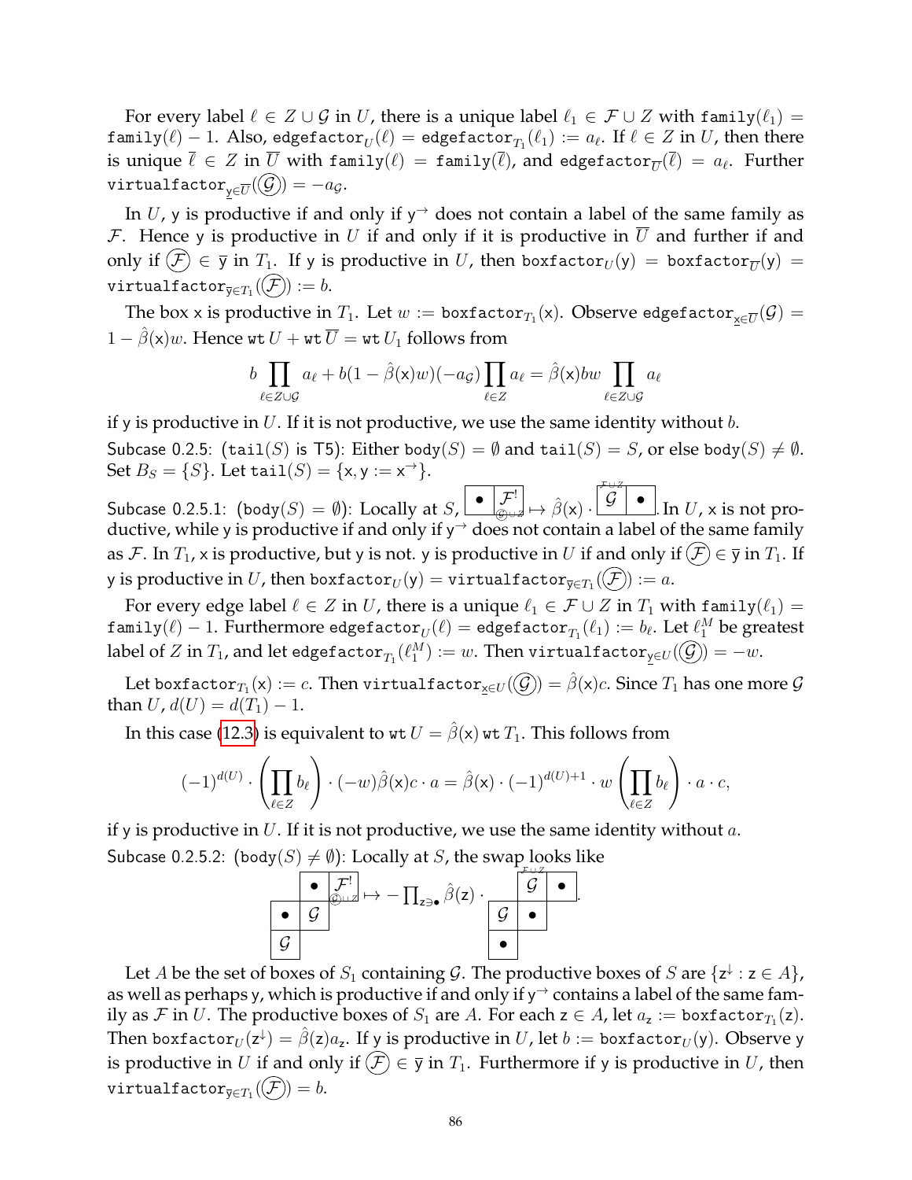For every label $\ell \in Z \cup \mathcal{G}$ in $U$, there is a unique label $\ell_1 \in \mathcal{F} \cup Z$ with $\texttt{family}(\ell_1) = \texttt{family}(\ell) - 1$. Also, $\texttt{edgefactor}_U(\ell) = \texttt{edgefactor}_{T_1}(\ell_1) := a_\ell$. If $\ell \in Z$ in $U$, then there is unique $\overline{\ell} \in Z$ in $\overline{U}$ with $\texttt{family}(\ell) = \texttt{family}(\overline{\ell})$, and $\texttt{edgefactor}_{\overline{U}}(\overline{\ell}) = a_\ell$. Further $\texttt{virtualfactor}_{\underline{\mathsf{y}} \in \overline{U}}(\textcircled{\mathcal{G}}) = -a_{\mathcal{G}}$.

In $U$, $\mathsf{y}$ is productive if and only if $\mathsf{y}^{\rightarrow}$ does not contain a label of the same family as $\mathcal{F}$. Hence $\mathsf{y}$ is productive in $U$ if and only if it is productive in $\overline{U}$ and further if and only if $\textcircled{\mathcal{F}} \in \overline{\mathsf{y}}$ in $T_1$. If $\mathsf{y}$ is productive in $U$, then $\texttt{boxfactor}_U(\mathsf{y}) = \texttt{boxfactor}_{\overline{U}}(\mathsf{y}) = \texttt{virtualfactor}_{\overline{\mathsf{y}} \in T_1}(\textcircled{\mathcal{F}}) := b$.

The box $\mathsf{x}$ is productive in $T_1$. Let $w := \texttt{boxfactor}_{T_1}(\mathsf{x})$. Observe $\texttt{edgefactor}_{\underline{\mathsf{x}} \in \overline{U}}(\mathcal{G}) = 1 - \hat{\beta}(\mathsf{x})w$. Hence $\texttt{wt}\, U + \texttt{wt}\, \overline{U} = \texttt{wt}\, U_1$ follows from

$$b \prod_{\ell \in Z \cup \mathcal{G}} a_\ell + b(1 - \hat{\beta}(\mathsf{x})w)(-a_{\mathcal{G}}) \prod_{\ell \in Z} a_\ell = \hat{\beta}(\mathsf{x}) b w \prod_{\ell \in Z \cup \mathcal{G}} a_\ell$$

if $\mathsf{y}$ is productive in $U$. If it is not productive, we use the same identity without $b$.

Subcase 0.2.5: ($\texttt{tail}(S)$ is T5): Either $\texttt{body}(S) = \emptyset$ and $\texttt{tail}(S) = S$, or else $\texttt{body}(S) \neq \emptyset$. Set $B_S = \{S\}$. Let $\texttt{tail}(S) = \{\mathsf{x}, \mathsf{y} := \mathsf{x}^{\rightarrow}\}$.

Subcase 0.2.5.1: ($\texttt{body}(S) = \emptyset$): Locally at $S$, $\boxed{\bullet}\boxed{\mathcal{F}^!_{\textcircled{\mathcal{G}} \cup Z}} \mapsto \hat{\beta}(\mathsf{x}) \cdot \boxed{\overset{\mathcal{F} \cup Z}{\mathcal{G}}}\boxed{\bullet}$. In $U$, $\mathsf{x}$ is not productive, while $\mathsf{y}$ is productive if and only if $\mathsf{y}^{\rightarrow}$ does not contain a label of the same family as $\mathcal{F}$. In $T_1$, $\mathsf{x}$ is productive, but $\mathsf{y}$ is not. $\mathsf{y}$ is productive in $U$ if and only if $\textcircled{\mathcal{F}} \in \overline{\mathsf{y}}$ in $T_1$. If $\mathsf{y}$ is productive in $U$, then $\texttt{boxfactor}_U(\mathsf{y}) = \texttt{virtualfactor}_{\overline{\mathsf{y}} \in T_1}(\textcircled{\mathcal{F}}) := a$.

For every edge label $\ell \in Z$ in $U$, there is a unique $\ell_1 \in \mathcal{F} \cup Z$ in $T_1$ with $\texttt{family}(\ell_1) = \texttt{family}(\ell) - 1$. Furthermore $\texttt{edgefactor}_U(\ell) = \texttt{edgefactor}_{T_1}(\ell_1) := b_\ell$. Let $\ell_1^M$ be greatest label of $Z$ in $T_1$, and let $\texttt{edgefactor}_{T_1}(\ell_1^M) := w$. Then $\texttt{virtualfactor}_{\underline{\mathsf{y}} \in U}(\textcircled{\mathcal{G}}) = -w$.

Let $\texttt{boxfactor}_{T_1}(\mathsf{x}) := c$. Then $\texttt{virtualfactor}_{\underline{\mathsf{x}} \in U}(\textcircled{\mathcal{G}}) = \hat{\beta}(\mathsf{x})c$. Since $T_1$ has one more $\mathcal{G}$ than $U$, $d(U) = d(T_1) - 1$.

In this case (12.3) is equivalent to $\texttt{wt}\, U = \hat{\beta}(\mathsf{x})\, \texttt{wt}\, T_1$. This follows from

$$(-1)^{d(U)} \cdot \left( \prod_{\ell \in Z} b_\ell \right) \cdot (-w) \hat{\beta}(\mathsf{x}) c \cdot a = \hat{\beta}(\mathsf{x}) \cdot (-1)^{d(U)+1} \cdot w \left( \prod_{\ell \in Z} b_\ell \right) \cdot a \cdot c,$$

if $\mathsf{y}$ is productive in $U$. If it is not productive, we use the same identity without $a$.

Subcase 0.2.5.2: ($\texttt{body}(S) \neq \emptyset$): Locally at $S$, the swap looks like

$$\begin{array}{|c|c|c|}\hline & \bullet & \mathcal{F}^!_{\textcircled{\mathcal{G}} \cup Z} \\ \hline \bullet & \mathcal{G} & \\ \hline \mathcal{G} & & \\ \hline \end{array} \mapsto -\prod_{\mathsf{z} \ni \bullet} \hat{\beta}(\mathsf{z}) \cdot \begin{array}{|c|c|c|}\hline & \overset{\mathcal{F} \cup Z}{\mathcal{G}} & \bullet \\ \hline \mathcal{G} & \bullet & \\ \hline \bullet & & \\ \hline \end{array}.$$

Let $A$ be the set of boxes of $S_1$ containing $\mathcal{G}$. The productive boxes of $S$ are $\{\mathsf{z}^{\downarrow} : \mathsf{z} \in A\}$, as well as perhaps $\mathsf{y}$, which is productive if and only if $\mathsf{y}^{\rightarrow}$ contains a label of the same family as $\mathcal{F}$ in $U$. The productive boxes of $S_1$ are $A$. For each $\mathsf{z} \in A$, let $a_{\mathsf{z}} := \texttt{boxfactor}_{T_1}(\mathsf{z})$. Then $\texttt{boxfactor}_U(\mathsf{z}^{\downarrow}) = \hat{\beta}(\mathsf{z}) a_{\mathsf{z}}$. If $\mathsf{y}$ is productive in $U$, let $b := \texttt{boxfactor}_U(\mathsf{y})$. Observe $\mathsf{y}$ is productive in $U$ if and only if $\textcircled{\mathcal{F}} \in \overline{\mathsf{y}}$ in $T_1$. Furthermore if $\mathsf{y}$ is productive in $U$, then $\texttt{virtualfactor}_{\overline{\mathsf{y}} \in T_1}(\textcircled{\mathcal{F}}) = b$.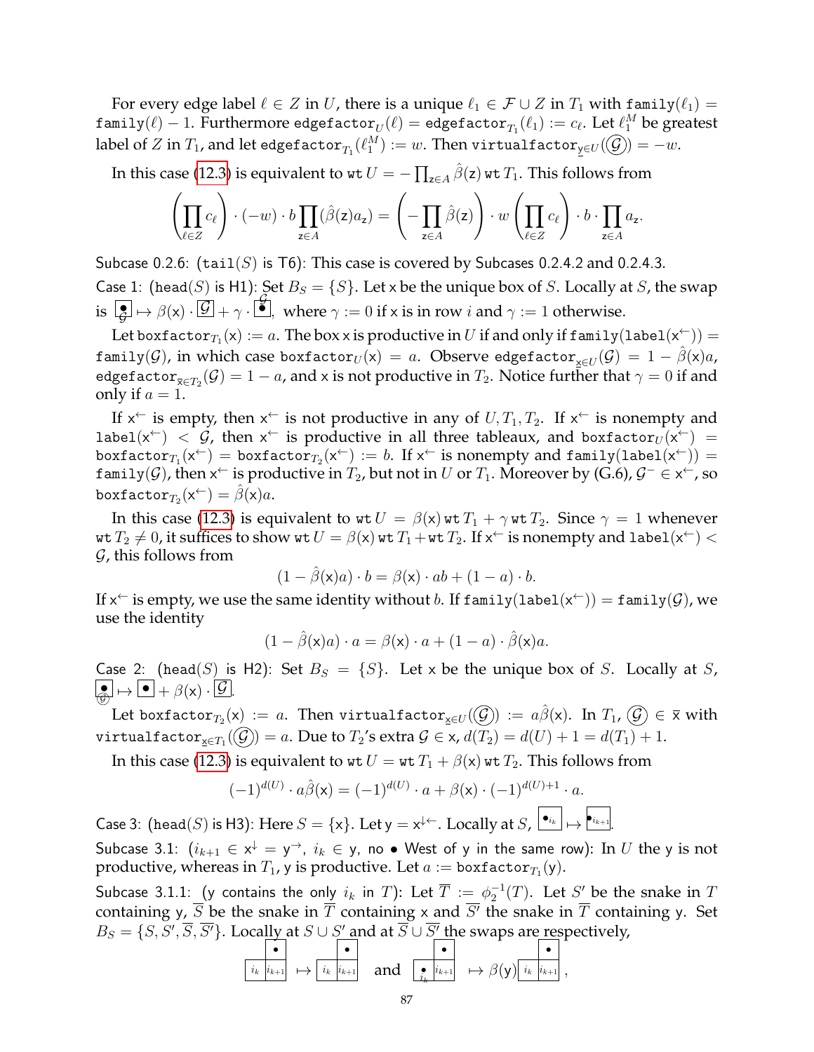For every edge label $\ell \in Z$ in $U$, there is a unique $\ell_1 \in \mathcal{F} \cup Z$ in $T_1$ with $\texttt{family}(\ell_1) = \texttt{family}(\ell) - 1$. Furthermore $\texttt{edgefactor}_U(\ell) = \texttt{edgefactor}_{T_1}(\ell_1) := c_\ell$. Let $\ell_1^M$ be greatest label of $Z$ in $T_1$, and let $\texttt{edgefactor}_{T_1}(\ell_1^M) := w$. Then $\texttt{virtualfactor}_{\underline{\mathsf{y}} \in U}(\textcircled{\mathcal{G}}) = -w$.

In this case (12.3) is equivalent to $\texttt{wt}\, U = -\prod_{\mathsf{z} \in A} \hat{\beta}(\mathsf{z})\, \texttt{wt}\, T_1$. This follows from

$$\left(\prod_{\ell \in Z} c_\ell\right) \cdot (-w) \cdot b \prod_{\mathsf{z} \in A} (\hat{\beta}(\mathsf{z}) a_{\mathsf{z}}) = \left(-\prod_{\mathsf{z} \in A} \hat{\beta}(\mathsf{z})\right) \cdot w \left(\prod_{\ell \in Z} c_\ell\right) \cdot b \cdot \prod_{\mathsf{z} \in A} a_{\mathsf{z}}.$$

Subcase 0.2.6: ($\texttt{tail}(S)$ is T6): This case is covered by Subcases 0.2.4.2 and 0.2.4.3.

Case 1: ($\texttt{head}(S)$ is H1): Set $B_S = \{S\}$. Let $\mathsf{x}$ be the unique box of $S$. Locally at $S$, the swap is $\boxed{\bullet_{\mathcal{G}}} \mapsto \beta(\mathsf{x}) \cdot \boxed{\mathcal{G}} + \gamma \cdot \boxed{\overset{\mathcal{G}}{\bullet}}$, where $\gamma := 0$ if $\mathsf{x}$ is in row $i$ and $\gamma := 1$ otherwise.

Let $\texttt{boxfactor}_{T_1}(\mathsf{x}) := a$. The box $\mathsf{x}$ is productive in $U$ if and only if $\texttt{family}(\texttt{label}(\mathsf{x}^{\leftarrow})) = \texttt{family}(\mathcal{G})$, in which case $\texttt{boxfactor}_U(\mathsf{x}) = a$. Observe $\texttt{edgefactor}_{\underline{\mathsf{x}} \in U}(\mathcal{G}) = 1 - \hat{\beta}(\mathsf{x})a$, $\texttt{edgefactor}_{\overline{\mathsf{x}} \in T_2}(\mathcal{G}) = 1 - a$, and $\mathsf{x}$ is not productive in $T_2$. Notice further that $\gamma = 0$ if and only if $a = 1$.

If $\mathsf{x}^{\leftarrow}$ is empty, then $\mathsf{x}^{\leftarrow}$ is not productive in any of $U, T_1, T_2$. If $\mathsf{x}^{\leftarrow}$ is nonempty and $\texttt{label}(\mathsf{x}^{\leftarrow}) < \mathcal{G}$, then $\mathsf{x}^{\leftarrow}$ is productive in all three tableaux, and $\texttt{boxfactor}_U(\mathsf{x}^{\leftarrow}) = \texttt{boxfactor}_{T_1}(\mathsf{x}^{\leftarrow}) = \texttt{boxfactor}_{T_2}(\mathsf{x}^{\leftarrow}) := b$. If $\mathsf{x}^{\leftarrow}$ is nonempty and $\texttt{family}(\texttt{label}(\mathsf{x}^{\leftarrow})) = \texttt{family}(\mathcal{G})$, then $\mathsf{x}^{\leftarrow}$ is productive in $T_2$, but not in $U$ or $T_1$. Moreover by (G.6), $\mathcal{G}^- \in \mathsf{x}^{\leftarrow}$, so $\texttt{boxfactor}_{T_2}(\mathsf{x}^{\leftarrow}) = \hat{\beta}(\mathsf{x})a$.

In this case (12.3) is equivalent to $\texttt{wt}\, U = \beta(\mathsf{x})\, \texttt{wt}\, T_1 + \gamma\, \texttt{wt}\, T_2$. Since $\gamma = 1$ whenever $\texttt{wt}\, T_2 \neq 0$, it suffices to show $\texttt{wt}\, U = \beta(\mathsf{x})\, \texttt{wt}\, T_1 + \texttt{wt}\, T_2$. If $\mathsf{x}^{\leftarrow}$ is nonempty and $\texttt{label}(\mathsf{x}^{\leftarrow}) < \mathcal{G}$, this follows from

$$(1 - \hat{\beta}(\mathsf{x})a) \cdot b = \beta(\mathsf{x}) \cdot ab + (1 - a) \cdot b.$$

If $\mathsf{x}^{\leftarrow}$ is empty, we use the same identity without $b$. If $\texttt{family}(\texttt{label}(\mathsf{x}^{\leftarrow})) = \texttt{family}(\mathcal{G})$, we use the identity

$$(1 - \hat{\beta}(\mathsf{x})a) \cdot a = \beta(\mathsf{x}) \cdot a + (1 - a) \cdot \hat{\beta}(\mathsf{x})a.$$

Case 2: ($\texttt{head}(S)$ is H2): Set $B_S = \{S\}$. Let $\mathsf{x}$ be the unique box of $S$. Locally at $S$, $\boxed{\bullet_{\textcircled{\mathcal{G}}}} \mapsto \boxed{\bullet} + \beta(\mathsf{x}) \cdot \boxed{\mathcal{G}}$.

Let $\texttt{boxfactor}_{T_2}(\mathsf{x}) := a$. Then $\texttt{virtualfactor}_{\underline{\mathsf{x}} \in U}(\textcircled{\mathcal{G}}) := a\hat{\beta}(\mathsf{x})$. In $T_1$, $\textcircled{\mathcal{G}} \in \overline{\mathsf{x}}$ with $\texttt{virtualfactor}_{\overline{\mathsf{x}} \in T_1}(\textcircled{\mathcal{G}}) = a$. Due to $T_2$'s extra $\mathcal{G} \in \mathsf{x}$, $d(T_2) = d(U) + 1 = d(T_1) + 1$.

In this case (12.3) is equivalent to $\texttt{wt}\, U = \texttt{wt}\, T_1 + \beta(\mathsf{x})\, \texttt{wt}\, T_2$. This follows from

$$(-1)^{d(U)} \cdot a\hat{\beta}(\mathsf{x}) = (-1)^{d(U)} \cdot a + \beta(\mathsf{x}) \cdot (-1)^{d(U)+1} \cdot a.$$

Case 3: ($\texttt{head}(S)$ is H3): Here $S = \{\mathsf{x}\}$. Let $\mathsf{y} = \mathsf{x}^{\downarrow\leftarrow}$. Locally at $S$, $\boxed{\bullet_{i_k}} \mapsto \boxed{\bullet_{i_{k+1}}}$.

Subcase 3.1: ($i_{k+1} \in \mathsf{x}^{\downarrow} = \mathsf{y}^{\rightarrow}$, $i_k \in \mathsf{y}$, no $\bullet$ West of $\mathsf{y}$ in the same row): In $U$ the $\mathsf{y}$ is not productive, whereas in $T_1$, $\mathsf{y}$ is productive. Let $a := \texttt{boxfactor}_{T_1}(\mathsf{y})$.

Subcase 3.1.1: ($\mathsf{y}$ contains the only $i_k$ in $T$): Let $\overline{T} := \phi_2^{-1}(T)$. Let $S'$ be the snake in $T$ containing $\mathsf{y}$, $\overline{S}$ be the snake in $\overline{T}$ containing $\mathsf{x}$ and $\overline{S'}$ the snake in $\overline{T}$ containing $\mathsf{y}$. Set $B_S = \{S, S', \overline{S}, \overline{S'}\}$. Locally at $S \cup S'$ and at $\overline{S} \cup \overline{S'}$ the swaps are respectively,

$$\begin{array}{|c|c|}\hline & \bullet \\ \hline i_k & i_{k+1} \\ \hline\end{array} \mapsto \begin{array}{|c|c|}\hline & \bullet \\ \hline i_k & i_{k+1} \\ \hline\end{array} \quad \text{and} \quad \begin{array}{|c|c|}\hline & \bullet \\ \hline \bullet_{i_k} & i_{k+1} \\ \hline\end{array} \mapsto \beta(\mathsf{y}) \begin{array}{|c|c|}\hline & \bullet \\ \hline i_k & i_{k+1} \\ \hline\end{array},$$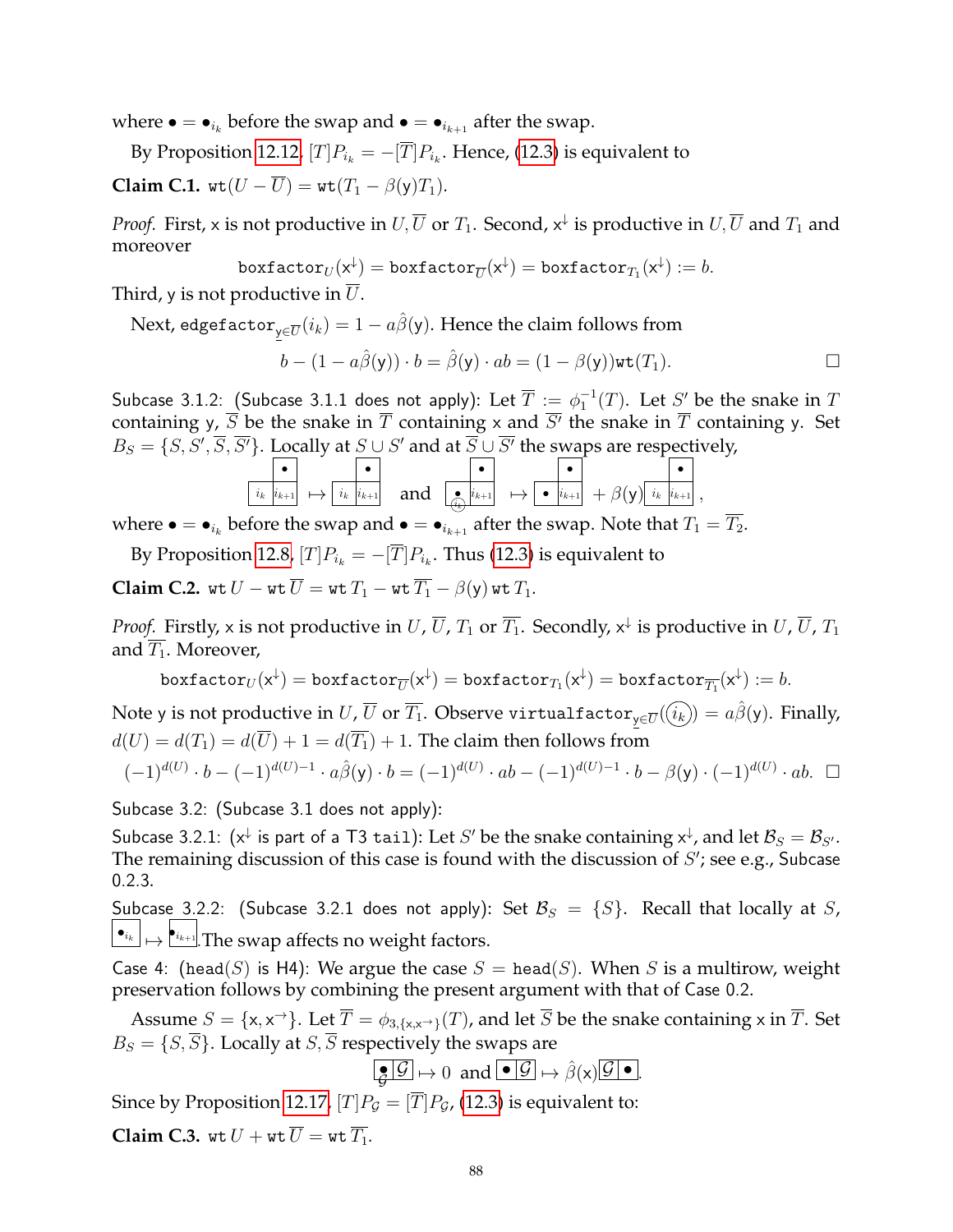where $\bullet = \bullet_{i_k}$ before the swap and $\bullet = \bullet_{i_{k+1}}$ after the swap.

By Proposition 12.12, $[T]P_{i_k} = -[\overline{T}]P_{i_k}$. Hence, (12.3) is equivalent to

**Claim C.1.** $\mathtt{wt}(U - \overline{U}) = \mathtt{wt}(T_1 - \beta(\mathsf{y})T_1)$.

*Proof.* First, $\mathsf{x}$ is not productive in $U, \overline{U}$ or $T_1$. Second, $\mathsf{x}^{\downarrow}$ is productive in $U, \overline{U}$ and $T_1$ and moreover

$$\mathtt{boxfactor}_U(\mathsf{x}^{\downarrow}) = \mathtt{boxfactor}_{\overline{U}}(\mathsf{x}^{\downarrow}) = \mathtt{boxfactor}_{T_1}(\mathsf{x}^{\downarrow}) := b.$$

Third, $\mathsf{y}$ is not productive in $\overline{U}$.

Next, $\mathtt{edgefactor}_{\underline{\mathsf{y}}\in\overline{U}}(i_k) = 1 - a\hat{\beta}(\mathsf{y})$. Hence the claim follows from

$$b - (1 - a\hat{\beta}(\mathsf{y}))\cdot b = \hat{\beta}(\mathsf{y})\cdot ab = (1-\beta(\mathsf{y}))\mathtt{wt}(T_1).$$ □

Subcase 3.1.2: (Subcase 3.1.1 does not apply): Let $\overline{T} := \phi_1^{-1}(T)$. Let $S'$ be the snake in $T$ containing $\mathsf{y}$, $\overline{S}$ be the snake in $\overline{T}$ containing $\mathsf{x}$ and $\overline{S'}$ the snake in $\overline{T}$ containing $\mathsf{y}$. Set $B_S = \{S, S', \overline{S}, \overline{S'}\}$. Locally at $S \cup S'$ and at $\overline{S} \cup \overline{S'}$ the swaps are respectively,

$$\begin{array}{|c|c|}\hline & \bullet \\ \hline i_k & i_{k+1} \\ \hline\end{array} \mapsto \begin{array}{|c|c|}\hline & \bullet \\ \hline i_k & i_{k+1} \\ \hline\end{array} \quad\text{and}\quad \begin{array}{|c|c|}\hline & \bullet \\ \hline \underset{(i_k)}{\bullet} & i_{k+1} \\ \hline\end{array} \mapsto \begin{array}{|c|c|}\hline & \bullet \\ \hline \bullet & i_{k+1} \\ \hline\end{array} + \beta(\mathsf{y})\begin{array}{|c|c|}\hline & \bullet \\ \hline i_k & i_{k+1} \\ \hline\end{array},$$

where $\bullet = \bullet_{i_k}$ before the swap and $\bullet = \bullet_{i_{k+1}}$ after the swap. Note that $T_1 = \overline{T_2}$.

By Proposition 12.8, $[T]P_{i_k} = -[\overline{T}]P_{i_k}$. Thus (12.3) is equivalent to

**Claim C.2.** $\mathtt{wt}\, U - \mathtt{wt}\, \overline{U} = \mathtt{wt}\, T_1 - \mathtt{wt}\, \overline{T_1} - \beta(\mathsf{y})\, \mathtt{wt}\, T_1$.

*Proof.* Firstly, $\mathsf{x}$ is not productive in $U$, $\overline{U}$, $T_1$ or $\overline{T_1}$. Secondly, $\mathsf{x}^{\downarrow}$ is productive in $U$, $\overline{U}$, $T_1$ and $\overline{T_1}$. Moreover,

$$\mathtt{boxfactor}_U(\mathsf{x}^{\downarrow}) = \mathtt{boxfactor}_{\overline{U}}(\mathsf{x}^{\downarrow}) = \mathtt{boxfactor}_{T_1}(\mathsf{x}^{\downarrow}) = \mathtt{boxfactor}_{\overline{T_1}}(\mathsf{x}^{\downarrow}) := b.$$

Note $\mathsf{y}$ is not productive in $U$, $\overline{U}$ or $\overline{T_1}$. Observe $\mathtt{virtualfactor}_{\underline{\mathsf{y}}\in\overline{U}}(\textcircled{i_k}) = a\hat{\beta}(\mathsf{y})$. Finally, $d(U) = d(T_1) = d(\overline{U}) + 1 = d(\overline{T_1}) + 1$. The claim then follows from

$$(-1)^{d(U)}\cdot b - (-1)^{d(U)-1}\cdot a\hat{\beta}(\mathsf{y})\cdot b = (-1)^{d(U)}\cdot ab - (-1)^{d(U)-1}\cdot b - \beta(\mathsf{y})\cdot(-1)^{d(U)}\cdot ab.$$ □

Subcase 3.2: (Subcase 3.1 does not apply):

Subcase 3.2.1: ($\mathsf{x}^{\downarrow}$ is part of a T3 $\mathtt{tail}$): Let $S'$ be the snake containing $\mathsf{x}^{\downarrow}$, and let $\mathcal{B}_S = \mathcal{B}_{S'}$. The remaining discussion of this case is found with the discussion of $S'$; see e.g., Subcase 0.2.3.

Subcase 3.2.2: (Subcase 3.2.1 does not apply): Set $\mathcal{B}_S = \{S\}$. Recall that locally at $S$, $\boxed{\bullet_{i_k}} \mapsto \boxed{\bullet_{i_{k+1}}}$. The swap affects no weight factors.

Case 4: ($\mathtt{head}(S)$ is H4): We argue the case $S = \mathtt{head}(S)$. When $S$ is a multirow, weight preservation follows by combining the present argument with that of Case 0.2.

Assume $S = \{\mathsf{x}, \mathsf{x}^{\rightarrow}\}$. Let $\overline{T} = \phi_{3,\{\mathsf{x},\mathsf{x}^{\rightarrow}\}}(T)$, and let $\overline{S}$ be the snake containing $\mathsf{x}$ in $\overline{T}$. Set $B_S = \{S, \overline{S}\}$. Locally at $S, \overline{S}$ respectively the swaps are

$$\begin{array}{|c|c|}\hline \underset{\mathcal{G}}{\bullet} & \mathcal{G} \\ \hline\end{array} \mapsto 0 \quad\text{and}\quad \begin{array}{|c|c|}\hline \bullet & \mathcal{G} \\ \hline\end{array} \mapsto \hat{\beta}(\mathsf{x})\begin{array}{|c|c|}\hline \mathcal{G} & \bullet \\ \hline\end{array}.$$

Since by Proposition 12.17, $[T]P_{\mathcal{G}} = [\overline{T}]P_{\mathcal{G}}$, (12.3) is equivalent to:

**Claim C.3.** $\mathtt{wt}\, U + \mathtt{wt}\, \overline{U} = \mathtt{wt}\, \overline{T_1}$.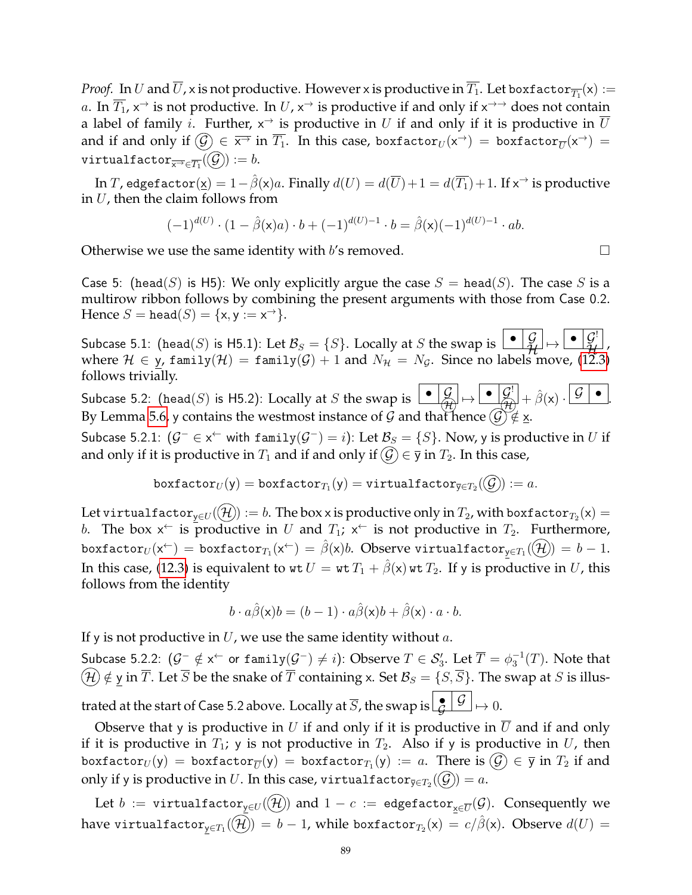*Proof.* In $U$ and $\overline{U}$, $\mathsf{x}$ is not productive. However $\mathsf{x}$ is productive in $\overline{T_1}$. Let $\texttt{boxfactor}_{\overline{T_1}}(\mathsf{x}) := a$. In $\overline{T_1}$, $\mathsf{x}^{\rightarrow}$ is not productive. In $U$, $\mathsf{x}^{\rightarrow}$ is productive if and only if $\mathsf{x}^{\rightarrow\rightarrow}$ does not contain a label of family $i$. Further, $\mathsf{x}^{\rightarrow}$ is productive in $U$ if and only if it is productive in $\overline{U}$ and if and only if $\textcircled{\mathcal{G}} \in \overline{\mathsf{x}^{\rightarrow}}$ in $\overline{T_1}$. In this case, $\texttt{boxfactor}_U(\mathsf{x}^{\rightarrow}) = \texttt{boxfactor}_{\overline{U}}(\mathsf{x}^{\rightarrow}) = \texttt{virtualfactor}_{\overline{\mathsf{x}^{\rightarrow}} \in \overline{T_1}}(\textcircled{\mathcal{G}}) := b$.

In $T$, $\texttt{edgefactor}(\underline{\mathsf{x}}) = 1 - \hat{\beta}(\mathsf{x})a$. Finally $d(U) = d(\overline{U}) + 1 = d(\overline{T_1}) + 1$. If $\mathsf{x}^{\rightarrow}$ is productive in $U$, then the claim follows from

$$(-1)^{d(U)} \cdot (1 - \hat{\beta}(\mathsf{x})a) \cdot b + (-1)^{d(U)-1} \cdot b = \hat{\beta}(\mathsf{x})(-1)^{d(U)-1} \cdot ab.$$

Otherwise we use the same identity with $b$'s removed. □

Case 5: ($\texttt{head}(S)$ is H5): We only explicitly argue the case $S = \texttt{head}(S)$. The case $S$ is a multirow ribbon follows by combining the present arguments with those from Case 0.2. Hence $S = \texttt{head}(S) = \{\mathsf{x}, \mathsf{y} := \mathsf{x}^{\rightarrow}\}$.

Subcase 5.1: ($\texttt{head}(S)$ is H5.1): Let $\mathcal{B}_S = \{S\}$. Locally at $S$ the swap is $\boxed{\bullet}\boxed{\mathcal{G}\ \mathcal{H}} \mapsto \boxed{\bullet}\boxed{\mathcal{G}^!\ \mathcal{H}}$, where $\mathcal{H} \in \underline{\mathsf{y}}$, $\texttt{family}(\mathcal{H}) = \texttt{family}(\mathcal{G}) + 1$ and $N_{\mathcal{H}} = N_{\mathcal{G}}$. Since no labels move, (12.3) follows trivially.

Subcase 5.2: ($\texttt{head}(S)$ is H5.2): Locally at $S$ the swap is $\boxed{\bullet}\boxed{\mathcal{G}\ \textcircled{\mathcal{H}}} \mapsto \boxed{\bullet}\boxed{\mathcal{G}^!\ \textcircled{\mathcal{H}}} + \hat{\beta}(\mathsf{x}) \cdot \boxed{\mathcal{G}}\boxed{\bullet}$. By Lemma 5.6, $\mathsf{y}$ contains the westmost instance of $\mathcal{G}$ and that hence $\textcircled{\mathcal{G}} \notin \underline{\mathsf{x}}$.

Subcase 5.2.1: ($\mathcal{G}^- \in \mathsf{x}^{\leftarrow}$ with $\texttt{family}(\mathcal{G}^-) = i$): Let $\mathcal{B}_S = \{S\}$. Now, $\mathsf{y}$ is productive in $U$ if and only if it is productive in $T_1$ and if and only if $\textcircled{\mathcal{G}} \in \overline{\mathsf{y}}$ in $T_2$. In this case,

$$\texttt{boxfactor}_U(\mathsf{y}) = \texttt{boxfactor}_{T_1}(\mathsf{y}) = \texttt{virtualfactor}_{\overline{\mathsf{y}} \in T_2}(\textcircled{\mathcal{G}}) := a.$$

Let $\texttt{virtualfactor}_{\underline{\mathsf{y}} \in U}(\textcircled{\mathcal{H}}) := b$. The box $\mathsf{x}$ is productive only in $T_2$, with $\texttt{boxfactor}_{T_2}(\mathsf{x}) = b$. The box $\mathsf{x}^{\leftarrow}$ is productive in $U$ and $T_1$; $\mathsf{x}^{\leftarrow}$ is not productive in $T_2$. Furthermore, $\texttt{boxfactor}_U(\mathsf{x}^{\leftarrow}) = \texttt{boxfactor}_{T_1}(\mathsf{x}^{\leftarrow}) = \hat{\beta}(\mathsf{x})b$. Observe $\texttt{virtualfactor}_{\underline{\mathsf{y}} \in T_1}(\textcircled{\mathcal{H}}) = b - 1$. In this case, (12.3) is equivalent to $\texttt{wt}\, U = \texttt{wt}\, T_1 + \hat{\beta}(\mathsf{x})\, \texttt{wt}\, T_2$. If $\mathsf{y}$ is productive in $U$, this follows from the identity

$$b \cdot a\hat{\beta}(\mathsf{x})b = (b-1) \cdot a\hat{\beta}(\mathsf{x})b + \hat{\beta}(\mathsf{x}) \cdot a \cdot b.$$

If $\mathsf{y}$ is not productive in $U$, we use the same identity without $a$.

Subcase 5.2.2: ($\mathcal{G}^- \notin \mathsf{x}^{\leftarrow}$ or $\texttt{family}(\mathcal{G}^-) \neq i$): Observe $T \in \mathcal{S}'_3$. Let $\overline{T} = \phi_3^{-1}(T)$. Note that $\textcircled{\mathcal{H}} \notin \underline{\mathsf{y}}$ in $\overline{T}$. Let $\overline{S}$ be the snake of $\overline{T}$ containing $\mathsf{x}$. Set $\mathcal{B}_S = \{S, \overline{S}\}$. The swap at $S$ is illustrated at the start of Case 5.2 above. Locally at $\overline{S}$, the swap is $\boxed{\bullet\ \mathcal{G}}\boxed{\mathcal{G}} \mapsto 0$.

Observe that $\mathsf{y}$ is productive in $U$ if and only if it is productive in $\overline{U}$ and if and only if it is productive in $T_1$; $\mathsf{y}$ is not productive in $T_2$. Also if $\mathsf{y}$ is productive in $U$, then $\texttt{boxfactor}_U(\mathsf{y}) = \texttt{boxfactor}_{\overline{U}}(\mathsf{y}) = \texttt{boxfactor}_{T_1}(\mathsf{y}) := a$. There is $\textcircled{\mathcal{G}} \in \overline{\mathsf{y}}$ in $T_2$ if and only if $\mathsf{y}$ is productive in $U$. In this case, $\texttt{virtualfactor}_{\overline{\mathsf{y}} \in T_2}(\textcircled{\mathcal{G}}) = a$.

Let $b := \texttt{virtualfactor}_{\underline{\mathsf{y}} \in U}(\textcircled{\mathcal{H}})$ and $1 - c := \texttt{edgefactor}_{\underline{\mathsf{x}} \in \overline{U}}(\mathcal{G})$. Consequently we have $\texttt{virtualfactor}_{\underline{\mathsf{y}} \in T_1}(\textcircled{\mathcal{H}}) = b - 1$, while $\texttt{boxfactor}_{T_2}(\mathsf{x}) = c/\hat{\beta}(\mathsf{x})$. Observe $d(U) =$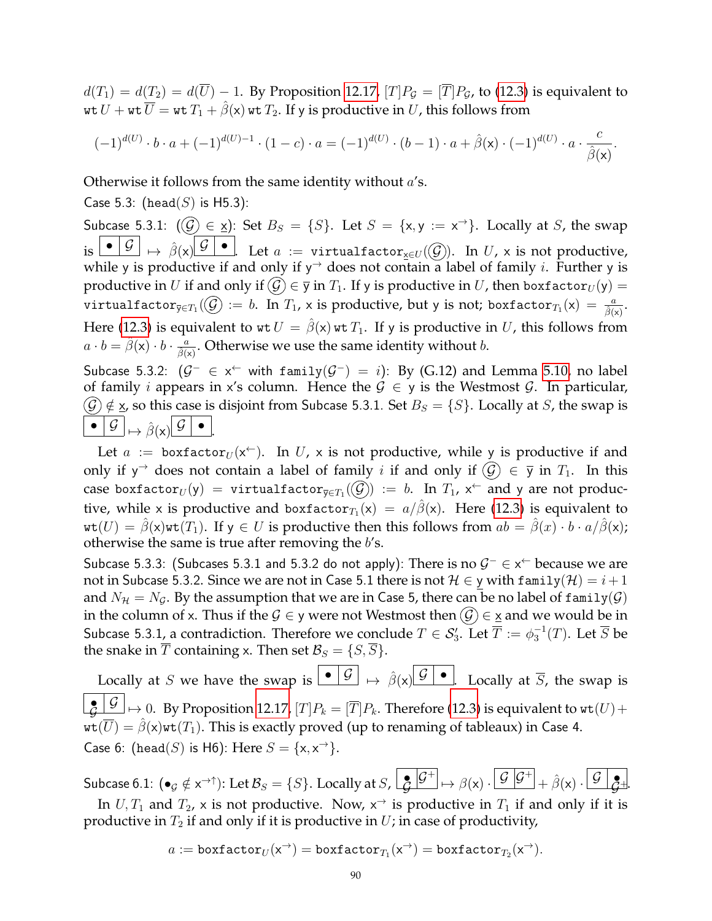$d(T_1) = d(T_2) = d(\overline{U}) - 1$. By Proposition 12.17, $[T]P_{\mathcal{G}} = [\overline{T}]P_{\mathcal{G}}$, to (12.3) is equivalent to $\mathtt{wt}\, U + \mathtt{wt}\, \overline{U} = \mathtt{wt}\, T_1 + \hat{\beta}(\mathsf{x})\, \mathtt{wt}\, T_2$. If $\mathsf{y}$ is productive in $U$, this follows from

$$(-1)^{d(U)} \cdot b \cdot a + (-1)^{d(U)-1} \cdot (1-c) \cdot a = (-1)^{d(U)} \cdot (b-1) \cdot a + \hat{\beta}(\mathsf{x}) \cdot (-1)^{d(U)} \cdot a \cdot \frac{c}{\hat{\beta}(\mathsf{x})}.$$

Otherwise it follows from the same identity without $a$'s.

Case 5.3: ($\mathtt{head}(S)$ is H5.3):

Subcase 5.3.1: ($\circled{\mathcal{G}} \in \underline{\mathsf{x}}$): Set $B_S = \{S\}$. Let $S = \{\mathsf{x}, \mathsf{y} := \mathsf{x}^{\rightarrow}\}$. Locally at $S$, the swap is $\boxed{\bullet \mid \mathcal{G}} \mapsto \hat{\beta}(\mathsf{x})\boxed{\mathcal{G} \mid \bullet}$. Let $a := \mathtt{virtualfactor}_{\underline{\mathsf{x}} \in U}(\circled{\mathcal{G}})$. In $U$, $\mathsf{x}$ is not productive, while $\mathsf{y}$ is productive if and only if $\mathsf{y}^{\rightarrow}$ does not contain a label of family $i$. Further $\mathsf{y}$ is productive in $U$ if and only if $\circled{\mathcal{G}} \in \overline{\mathsf{y}}$ in $T_1$. If $\mathsf{y}$ is productive in $U$, then $\mathtt{boxfactor}_U(\mathsf{y}) = \mathtt{virtualfactor}_{\overline{\mathsf{y}} \in T_1}(\circled{\mathcal{G}}) := b$. In $T_1$, $\mathsf{x}$ is productive, but $\mathsf{y}$ is not; $\mathtt{boxfactor}_{T_1}(\mathsf{x}) = \frac{a}{\hat{\beta}(\mathsf{x})}$. Here (12.3) is equivalent to $\mathtt{wt}\, U = \hat{\beta}(\mathsf{x})\, \mathtt{wt}\, T_1$. If $\mathsf{y}$ is productive in $U$, this follows from $a \cdot b = \hat{\beta}(\mathsf{x}) \cdot b \cdot \frac{a}{\hat{\beta}(\mathsf{x})}$. Otherwise we use the same identity without $b$.

Subcase 5.3.2: ($\mathcal{G}^- \in \mathsf{x}^{\leftarrow}$ with $\mathtt{family}(\mathcal{G}^-) = i$): By (G.12) and Lemma 5.10, no label of family $i$ appears in $\mathsf{x}$'s column. Hence the $\mathcal{G} \in \mathsf{y}$ is the Westmost $\mathcal{G}$. In particular, $\circled{\mathcal{G}} \notin \underline{\mathsf{x}}$, so this case is disjoint from Subcase 5.3.1. Set $B_S = \{S\}$. Locally at $S$, the swap is $\boxed{\bullet \mid \mathcal{G}} \mapsto \hat{\beta}(\mathsf{x})\boxed{\mathcal{G} \mid \bullet}$.

Let $a := \mathtt{boxfactor}_U(\mathsf{x}^{\leftarrow})$. In $U$, $\mathsf{x}$ is not productive, while $\mathsf{y}$ is productive if and only if $\mathsf{y}^{\rightarrow}$ does not contain a label of family $i$ if and only if $\circled{\mathcal{G}} \in \overline{\mathsf{y}}$ in $T_1$. In this case $\mathtt{boxfactor}_U(\mathsf{y}) = \mathtt{virtualfactor}_{\overline{\mathsf{y}} \in T_1}(\circled{\mathcal{G}}) := b$. In $T_1$, $\mathsf{x}^{\leftarrow}$ and $\mathsf{y}$ are not productive, while $\mathsf{x}$ is productive and $\mathtt{boxfactor}_{T_1}(\mathsf{x}) = a/\hat{\beta}(\mathsf{x})$. Here (12.3) is equivalent to $\mathtt{wt}(U) = \hat{\beta}(\mathsf{x})\mathtt{wt}(T_1)$. If $\mathsf{y} \in U$ is productive then this follows from $ab = \hat{\beta}(x) \cdot b \cdot a/\hat{\beta}(\mathsf{x})$; otherwise the same is true after removing the $b$'s.

Subcase 5.3.3: (Subcases 5.3.1 and 5.3.2 do not apply): There is no $\mathcal{G}^- \in \mathsf{x}^{\leftarrow}$ because we are not in Subcase 5.3.2. Since we are not in Case 5.1 there is not $\mathcal{H} \in \underline{\mathsf{y}}$ with $\mathtt{family}(\mathcal{H}) = i+1$ and $N_{\mathcal{H}} = N_{\mathcal{G}}$. By the assumption that we are in Case 5, there can be no label of $\mathtt{family}(\mathcal{G})$ in the column of $\mathsf{x}$. Thus if the $\mathcal{G} \in \mathsf{y}$ were not Westmost then $\circled{\mathcal{G}} \in \underline{\mathsf{x}}$ and we would be in Subcase 5.3.1, a contradiction. Therefore we conclude $T \in \mathcal{S}_3'$. Let $\overline{T} := \phi_3^{-1}(T)$. Let $\overline{S}$ be the snake in $\overline{T}$ containing $\mathsf{x}$. Then set $\mathcal{B}_S = \{S, \overline{S}\}$.

Locally at $S$ we have the swap is $\boxed{\bullet \mid \mathcal{G}} \mapsto \hat{\beta}(\mathsf{x})\boxed{\mathcal{G} \mid \bullet}$. Locally at $\overline{S}$, the swap is $\boxed{\overset{\bullet}{\mathcal{G}} \mid \mathcal{G}} \mapsto 0$. By Proposition 12.17, $[T]P_k = [\overline{T}]P_k$. Therefore (12.3) is equivalent to $\mathtt{wt}(U) + \mathtt{wt}(\overline{U}) = \hat{\beta}(\mathsf{x})\mathtt{wt}(T_1)$. This is exactly proved (up to renaming of tableaux) in Case 4.

Case 6: ($\mathtt{head}(S)$ is H6): Here $S = \{\mathsf{x}, \mathsf{x}^{\rightarrow}\}$.

Subcase 6.1: ($\bullet_{\mathcal{G}} \notin \mathsf{x}^{\rightarrow\uparrow}$): Let $\mathcal{B}_S = \{S\}$. Locally at $S$, $\boxed{\overset{\bullet}{\mathcal{G}} \mid \mathcal{G}^+} \mapsto \beta(\mathsf{x}) \cdot \boxed{\mathcal{G} \mid \mathcal{G}^+} + \hat{\beta}(\mathsf{x}) \cdot \boxed{\mathcal{G} \mid \overset{\bullet}{\mathcal{G}^+}}$.

In $U, T_1$ and $T_2$, $\mathsf{x}$ is not productive. Now, $\mathsf{x}^{\rightarrow}$ is productive in $T_1$ if and only if it is productive in $T_2$ if and only if it is productive in $U$; in case of productivity,

$$a := \mathtt{boxfactor}_U(\mathsf{x}^{\rightarrow}) = \mathtt{boxfactor}_{T_1}(\mathsf{x}^{\rightarrow}) = \mathtt{boxfactor}_{T_2}(\mathsf{x}^{\rightarrow}).$$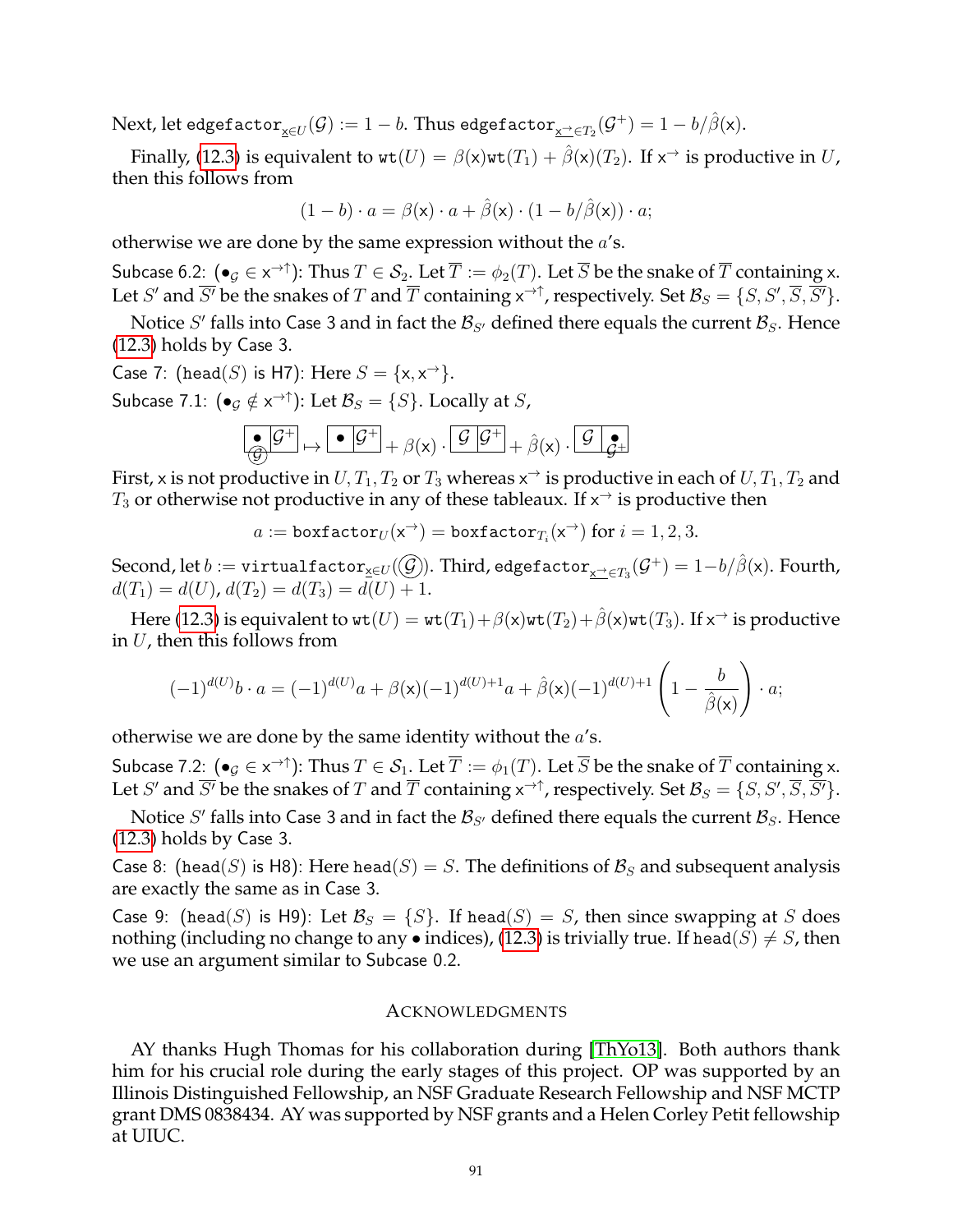Next, let $\texttt{edgefactor}_{\underline{\mathsf{x}}\in U}(\mathcal{G}) := 1 - b$. Thus $\texttt{edgefactor}_{\underline{\mathsf{x}^{\rightarrow}}\in T_2}(\mathcal{G}^+) = 1 - b/\hat{\beta}(\mathsf{x})$.

Finally, (12.3) is equivalent to $\texttt{wt}(U) = \beta(\mathsf{x})\texttt{wt}(T_1) + \hat{\beta}(\mathsf{x})(T_2)$. If $\mathsf{x}^{\rightarrow}$ is productive in $U$, then this follows from

$$(1-b)\cdot a = \beta(\mathsf{x})\cdot a + \hat{\beta}(\mathsf{x})\cdot(1 - b/\hat{\beta}(\mathsf{x}))\cdot a;$$

otherwise we are done by the same expression without the $a$'s.

Subcase 6.2: ($\bullet_{\mathcal{G}} \in \mathsf{x}^{\rightarrow\uparrow}$): Thus $T \in \mathcal{S}_2$. Let $\overline{T} := \phi_2(T)$. Let $\overline{S}$ be the snake of $\overline{T}$ containing $\mathsf{x}$. Let $S'$ and $\overline{S'}$ be the snakes of $T$ and $\overline{T}$ containing $\mathsf{x}^{\rightarrow\uparrow}$, respectively. Set $\mathcal{B}_S = \{S, S', \overline{S}, \overline{S'}\}$.

Notice $S'$ falls into Case 3 and in fact the $\mathcal{B}_{S'}$ defined there equals the current $\mathcal{B}_S$. Hence (12.3) holds by Case 3.

Case 7: ($\texttt{head}(S)$ is H7): Here $S = \{\mathsf{x}, \mathsf{x}^{\rightarrow}\}$.

Subcase 7.1: ($\bullet_{\mathcal{G}} \notin \mathsf{x}^{\rightarrow\uparrow}$): Let $\mathcal{B}_S = \{S\}$. Locally at $S$,

$$\boxed{\bullet \atop \textcircled{\scriptsize$\mathcal{G}$}}\boxed{\mathcal{G}^+} \mapsto \boxed{\bullet}\boxed{\mathcal{G}^+} + \beta(\mathsf{x})\cdot\boxed{\mathcal{G}}\boxed{\mathcal{G}^+} + \hat{\beta}(\mathsf{x})\cdot\boxed{\mathcal{G}}\boxed{\bullet \atop \underline{\mathcal{G}^+}}$$

First, $\mathsf{x}$ is not productive in $U, T_1, T_2$ or $T_3$ whereas $\mathsf{x}^{\rightarrow}$ is productive in each of $U, T_1, T_2$ and $T_3$ or otherwise not productive in any of these tableaux. If $\mathsf{x}^{\rightarrow}$ is productive then

$$a := \texttt{boxfactor}_U(\mathsf{x}^{\rightarrow}) = \texttt{boxfactor}_{T_i}(\mathsf{x}^{\rightarrow}) \text{ for } i = 1,2,3.$$

Second, let $b := \texttt{virtualfactor}_{\mathsf{x}\in U}(\textcircled{\scriptsize$\mathcal{G}$})$. Third, $\texttt{edgefactor}_{\underline{\mathsf{x}^{\rightarrow}}\in T_3}(\mathcal{G}^+) = 1 - b/\hat{\beta}(\mathsf{x})$. Fourth, $d(T_1) = d(U)$, $d(T_2) = d(T_3) = d(U) + 1$.

Here (12.3) is equivalent to $\texttt{wt}(U) = \texttt{wt}(T_1) + \beta(\mathsf{x})\texttt{wt}(T_2) + \hat{\beta}(\mathsf{x})\texttt{wt}(T_3)$. If $\mathsf{x}^{\rightarrow}$ is productive in $U$, then this follows from

$$(-1)^{d(U)}b\cdot a = (-1)^{d(U)}a + \beta(\mathsf{x})(-1)^{d(U)+1}a + \hat{\beta}(\mathsf{x})(-1)^{d(U)+1}\left(1 - \frac{b}{\hat{\beta}(\mathsf{x})}\right)\cdot a;$$

otherwise we are done by the same identity without the $a$'s.

Subcase 7.2: ($\bullet_{\mathcal{G}} \in \mathsf{x}^{\rightarrow\uparrow}$): Thus $T \in \mathcal{S}_1$. Let $\overline{T} := \phi_1(T)$. Let $\overline{S}$ be the snake of $\overline{T}$ containing $\mathsf{x}$. Let $S'$ and $\overline{S'}$ be the snakes of $T$ and $\overline{T}$ containing $\mathsf{x}^{\rightarrow\uparrow}$, respectively. Set $\mathcal{B}_S = \{S, S', \overline{S}, \overline{S'}\}$.

Notice $S'$ falls into Case 3 and in fact the $\mathcal{B}_{S'}$ defined there equals the current $\mathcal{B}_S$. Hence (12.3) holds by Case 3.

Case 8: ($\texttt{head}(S)$ is H8): Here $\texttt{head}(S) = S$. The definitions of $\mathcal{B}_S$ and subsequent analysis are exactly the same as in Case 3.

Case 9: ($\texttt{head}(S)$ is H9): Let $\mathcal{B}_S = \{S\}$. If $\texttt{head}(S) = S$, then since swapping at $S$ does nothing (including no change to any $\bullet$ indices), (12.3) is trivially true. If $\texttt{head}(S) \neq S$, then we use an argument similar to Subcase 0.2.

## Acknowledgments

AY thanks Hugh Thomas for his collaboration during [ThYo13]. Both authors thank him for his crucial role during the early stages of this project. OP was supported by an Illinois Distinguished Fellowship, an NSF Graduate Research Fellowship and NSF MCTP grant DMS 0838434. AY was supported by NSF grants and a Helen Corley Petit fellowship at UIUC.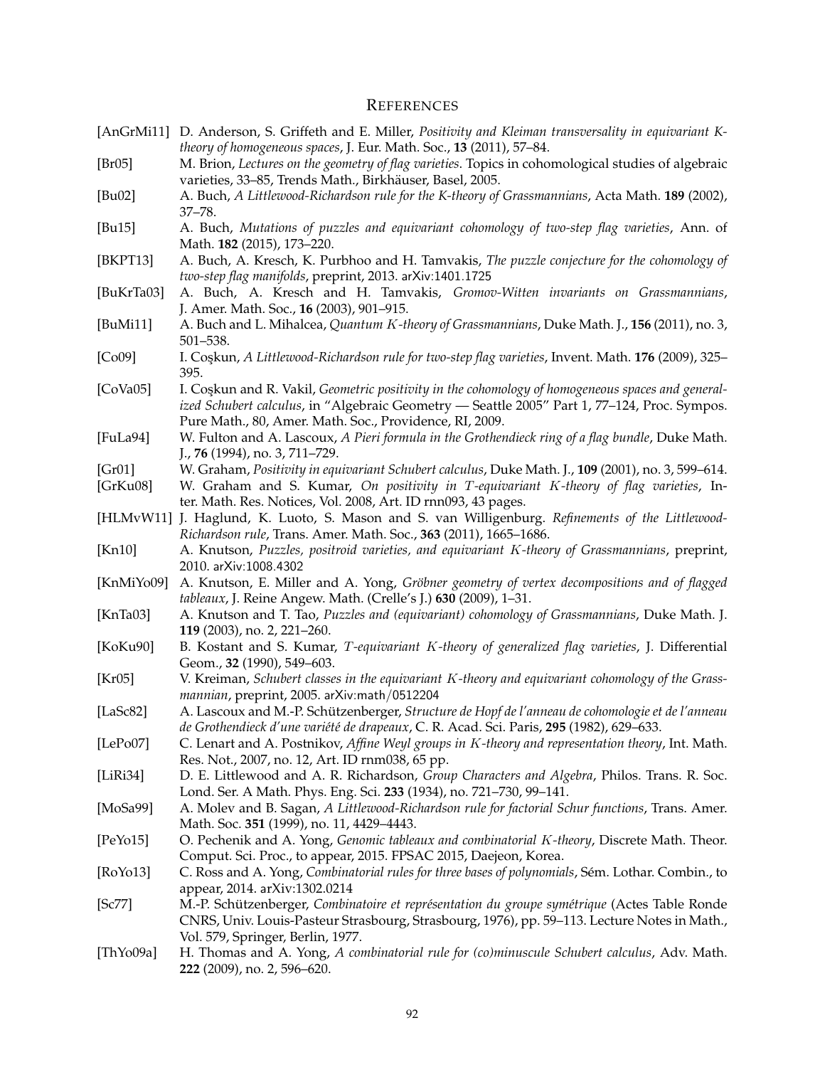## References

[AnGrMi11] D. Anderson, S. Griffeth and E. Miller, *Positivity and Kleiman transversality in equivariant K-theory of homogeneous spaces*, J. Eur. Math. Soc., **13** (2011), 57–84.

[Br05] M. Brion, *Lectures on the geometry of flag varieties*. Topics in cohomological studies of algebraic varieties, 33–85, Trends Math., Birkhäuser, Basel, 2005.

[Bu02] A. Buch, *A Littlewood-Richardson rule for the K-theory of Grassmannians*, Acta Math. **189** (2002), 37–78.

[Bu15] A. Buch, *Mutations of puzzles and equivariant cohomology of two-step flag varieties*, Ann. of Math. **182** (2015), 173–220.

[BKPT13] A. Buch, A. Kresch, K. Purbhoo and H. Tamvakis, *The puzzle conjecture for the cohomology of two-step flag manifolds*, preprint, 2013. arXiv:1401.1725

[BuKrTa03] A. Buch, A. Kresch and H. Tamvakis, *Gromov-Witten invariants on Grassmannians*, J. Amer. Math. Soc., **16** (2003), 901–915.

[BuMi11] A. Buch and L. Mihalcea, *Quantum $K$-theory of Grassmannians*, Duke Math. J., **156** (2011), no. 3, 501–538.

[Co09] I. Coşkun, *A Littlewood-Richardson rule for two-step flag varieties*, Invent. Math. **176** (2009), 325–395.

[CoVa05] I. Coşkun and R. Vakil, *Geometric positivity in the cohomology of homogeneous spaces and generalized Schubert calculus*, in "Algebraic Geometry — Seattle 2005" Part 1, 77–124, Proc. Sympos. Pure Math., 80, Amer. Math. Soc., Providence, RI, 2009.

[FuLa94] W. Fulton and A. Lascoux, *A Pieri formula in the Grothendieck ring of a flag bundle*, Duke Math. J., **76** (1994), no. 3, 711–729.

[Gr01] W. Graham, *Positivity in equivariant Schubert calculus*, Duke Math. J., **109** (2001), no. 3, 599–614.

[GrKu08] W. Graham and S. Kumar, *On positivity in $T$-equivariant $K$-theory of flag varieties*, Inter. Math. Res. Notices, Vol. 2008, Art. ID rnn093, 43 pages.

[HLMvW11] J. Haglund, K. Luoto, S. Mason and S. van Willigenburg. *Refinements of the Littlewood-Richardson rule*, Trans. Amer. Math. Soc., **363** (2011), 1665–1686.

[Kn10] A. Knutson, *Puzzles, positroid varieties, and equivariant $K$-theory of Grassmannians*, preprint, 2010. arXiv:1008.4302

[KnMiYo09] A. Knutson, E. Miller and A. Yong, *Gröbner geometry of vertex decompositions and of flagged tableaux*, J. Reine Angew. Math. (Crelle's J.) **630** (2009), 1–31.

[KnTa03] A. Knutson and T. Tao, *Puzzles and (equivariant) cohomology of Grassmannians*, Duke Math. J. **119** (2003), no. 2, 221–260.

[KoKu90] B. Kostant and S. Kumar, *$T$-equivariant $K$-theory of generalized flag varieties*, J. Differential Geom., **32** (1990), 549–603.

[Kr05] V. Kreiman, *Schubert classes in the equivariant $K$-theory and equivariant cohomology of the Grassmannian*, preprint, 2005. arXiv:math/0512204

[LaSc82] A. Lascoux and M.-P. Schützenberger, *Structure de Hopf de l'anneau de cohomologie et de l'anneau de Grothendieck d'une variété de drapeaux*, C. R. Acad. Sci. Paris, **295** (1982), 629–633.

[LePo07] C. Lenart and A. Postnikov, *Affine Weyl groups in $K$-theory and representation theory*, Int. Math. Res. Not., 2007, no. 12, Art. ID rnm038, 65 pp.

[LiRi34] D. E. Littlewood and A. R. Richardson, *Group Characters and Algebra*, Philos. Trans. R. Soc. Lond. Ser. A Math. Phys. Eng. Sci. **233** (1934), no. 721–730, 99–141.

[MoSa99] A. Molev and B. Sagan, *A Littlewood-Richardson rule for factorial Schur functions*, Trans. Amer. Math. Soc. **351** (1999), no. 11, 4429–4443.

[PeYo15] O. Pechenik and A. Yong, *Genomic tableaux and combinatorial $K$-theory*, Discrete Math. Theor. Comput. Sci. Proc., to appear, 2015. FPSAC 2015, Daejeon, Korea.

[RoYo13] C. Ross and A. Yong, *Combinatorial rules for three bases of polynomials*, Sém. Lothar. Combin., to appear, 2014. arXiv:1302.0214

[Sc77] M.-P. Schützenberger, *Combinatoire et représentation du groupe symétrique* (Actes Table Ronde CNRS, Univ. Louis-Pasteur Strasbourg, Strasbourg, 1976), pp. 59–113. Lecture Notes in Math., Vol. 579, Springer, Berlin, 1977.

[ThYo09a] H. Thomas and A. Yong, *A combinatorial rule for (co)minuscule Schubert calculus*, Adv. Math. **222** (2009), no. 2, 596–620.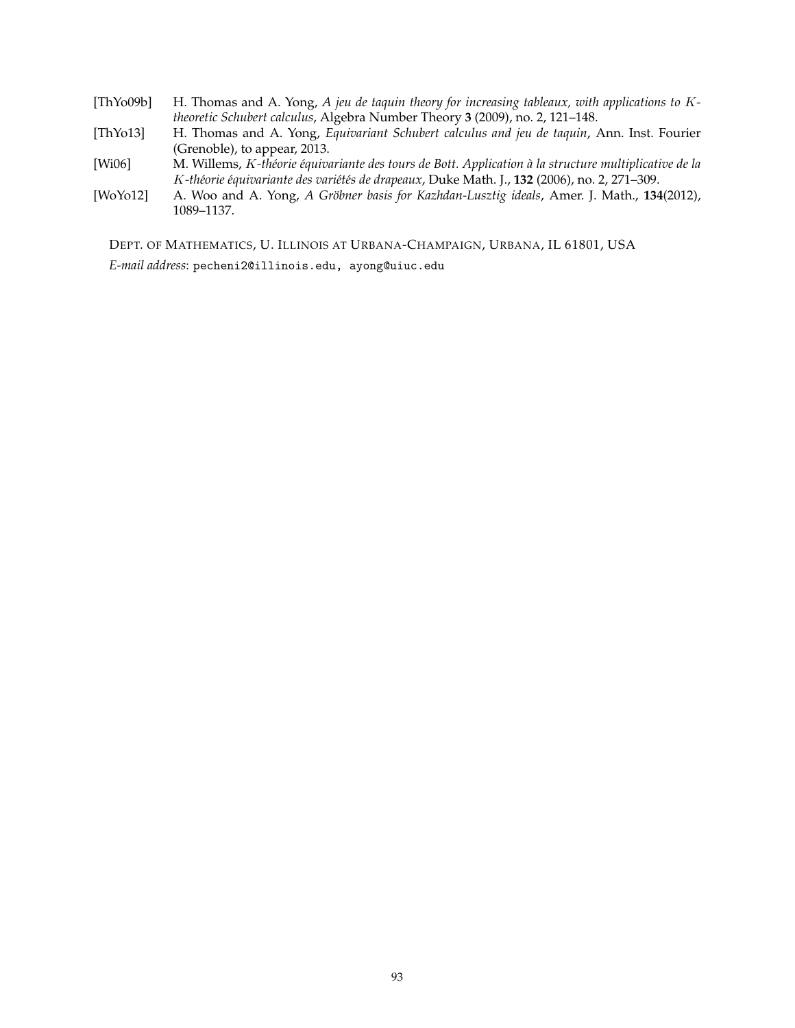[ThYo09b] H. Thomas and A. Yong, *A jeu de taquin theory for increasing tableaux, with applications to $K$-theoretic Schubert calculus*, Algebra Number Theory **3** (2009), no. 2, 121–148.

[ThYo13] H. Thomas and A. Yong, *Equivariant Schubert calculus and jeu de taquin*, Ann. Inst. Fourier (Grenoble), to appear, 2013.

[Wi06] M. Willems, *$K$-théorie équivariante des tours de Bott. Application à la structure multiplicative de la $K$-théorie équivariante des variétés de drapeaux*, Duke Math. J., **132** (2006), no. 2, 271–309.

[WoYo12] A. Woo and A. Yong, *A Gröbner basis for Kazhdan-Lusztig ideals*, Amer. J. Math., **134**(2012), 1089–1137.

DEPT. OF MATHEMATICS, U. ILLINOIS AT URBANA-CHAMPAIGN, URBANA, IL 61801, USA

*E-mail address*: pecheni2@illinois.edu, ayong@uiuc.edu